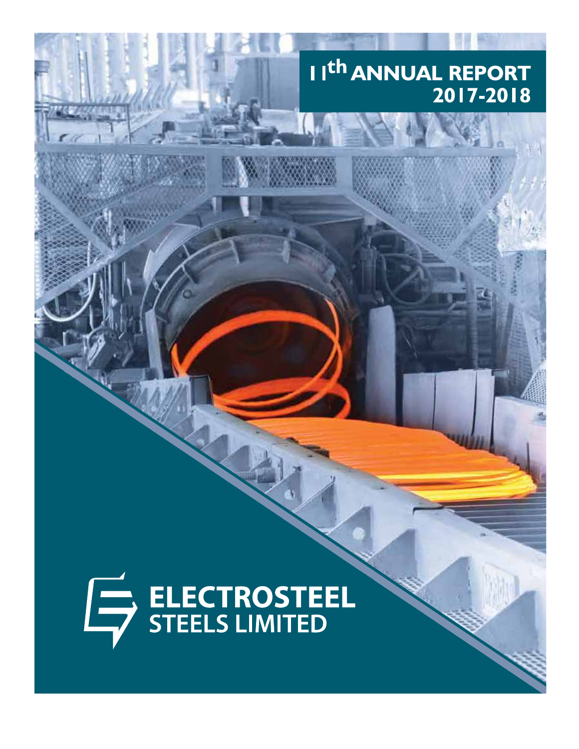# 11th ANNUAL REPORT 2017-2018

ELECTROSTEEL STEELS LIMITED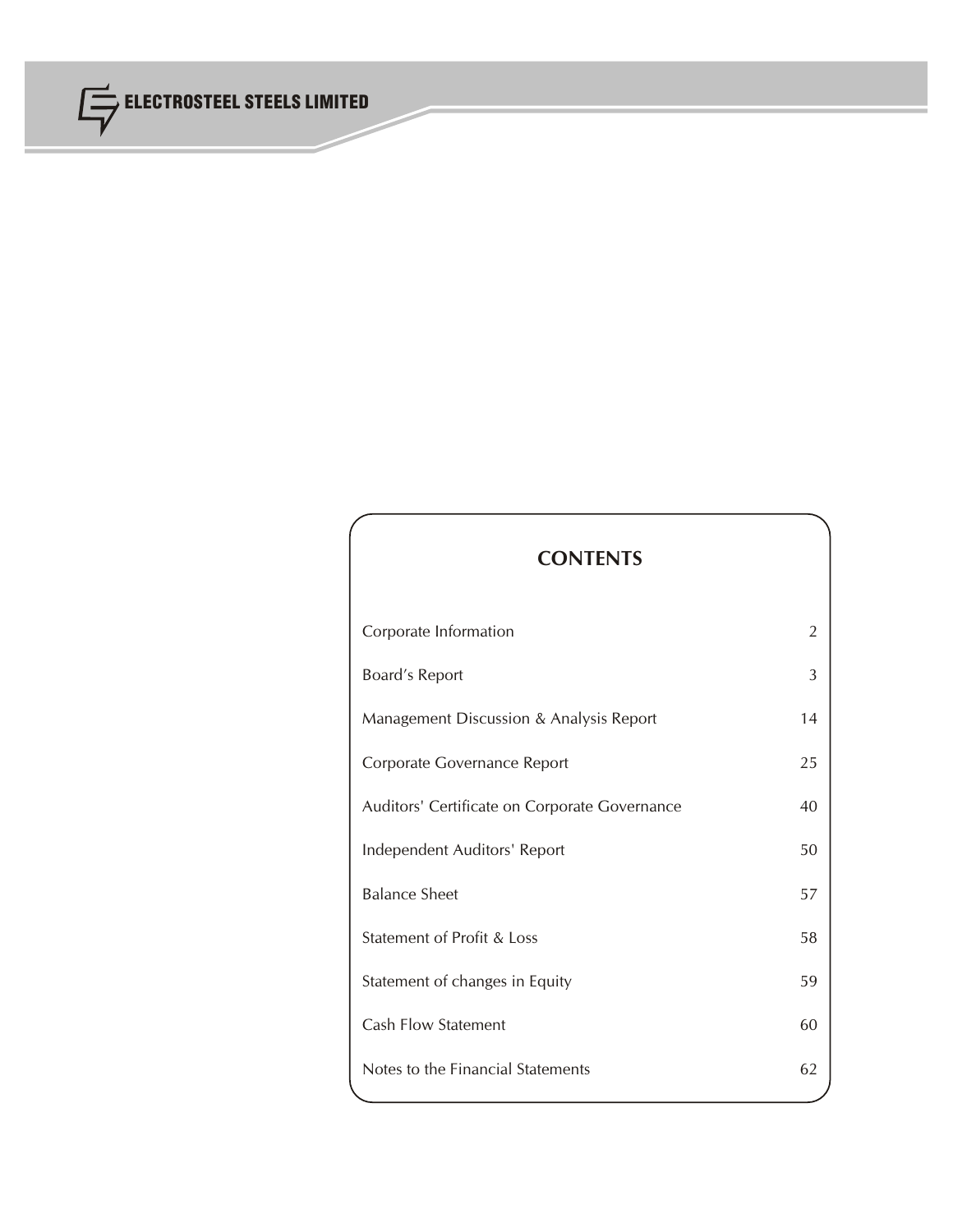## CONTENTS

| | |
|---|---|
| Corporate Information | 2 |
| Board's Report | 3 |
| Management Discussion & Analysis Report | 14 |
| Corporate Governance Report | 25 |
| Auditors' Certificate on Corporate Governance | 40 |
| Independent Auditors' Report | 50 |
| Balance Sheet | 57 |
| Statement of Profit & Loss | 58 |
| Statement of changes in Equity | 59 |
| Cash Flow Statement | 60 |
| Notes to the Financial Statements | 62 |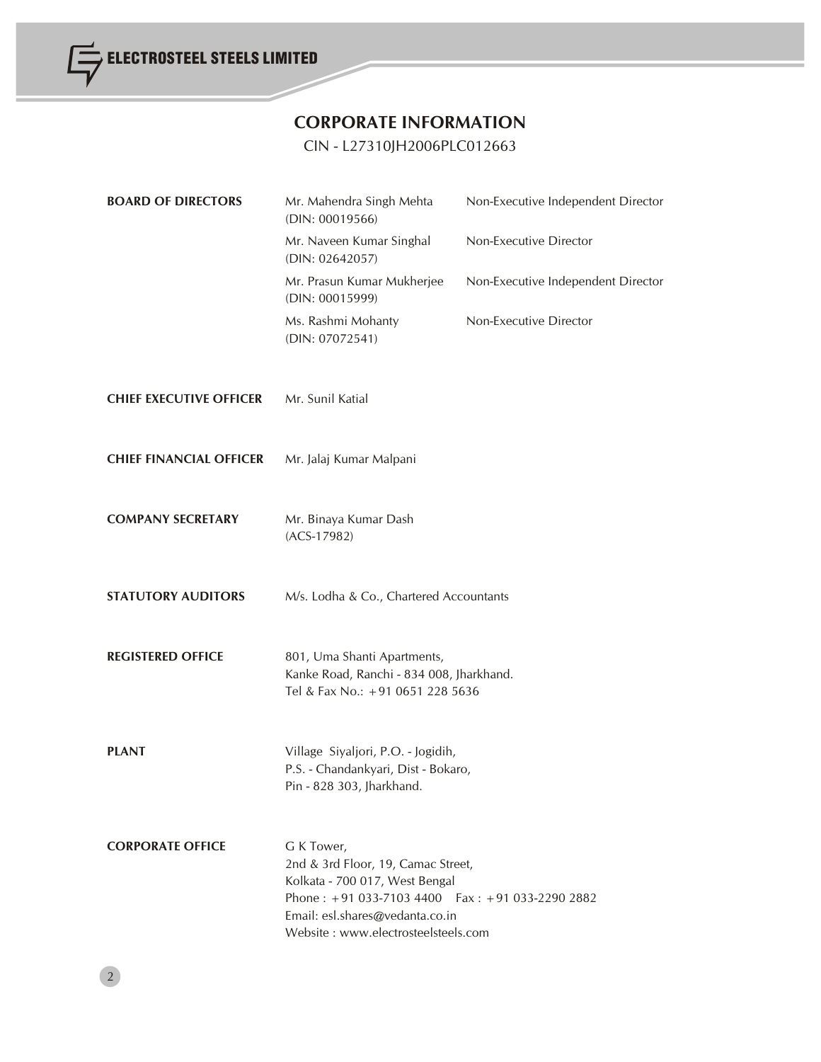# CORPORATE INFORMATION

CIN - L27310JH2006PLC012663

**BOARD OF DIRECTORS**

| Name | Designation |
|---|---|
| Mr. Mahendra Singh Mehta (DIN: 00019566) | Non-Executive Independent Director |
| Mr. Naveen Kumar Singhal (DIN: 02642057) | Non-Executive Director |
| Mr. Prasun Kumar Mukherjee (DIN: 00015999) | Non-Executive Independent Director |
| Ms. Rashmi Mohanty (DIN: 07072541) | Non-Executive Director |

**CHIEF EXECUTIVE OFFICER**

Mr. Sunil Katial

**CHIEF FINANCIAL OFFICER**

Mr. Jalaj Kumar Malpani

**COMPANY SECRETARY**

Mr. Binaya Kumar Dash
(ACS-17982)

**STATUTORY AUDITORS**

M/s. Lodha & Co., Chartered Accountants

**REGISTERED OFFICE**

801, Uma Shanti Apartments,
Kanke Road, Ranchi - 834 008, Jharkhand.
Tel & Fax No.: +91 0651 228 5636

**PLANT**

Village Siyaljori, P.O. - Jogidih,
P.S. - Chandankyari, Dist - Bokaro,
Pin - 828 303, Jharkhand.

**CORPORATE OFFICE**

G K Tower,
2nd & 3rd Floor, 19, Camac Street,
Kolkata - 700 017, West Bengal
Phone : +91 033-7103 4400 Fax : +91 033-2290 2882
Email: esl.shares@vedanta.co.in
Website : www.electrosteelsteels.com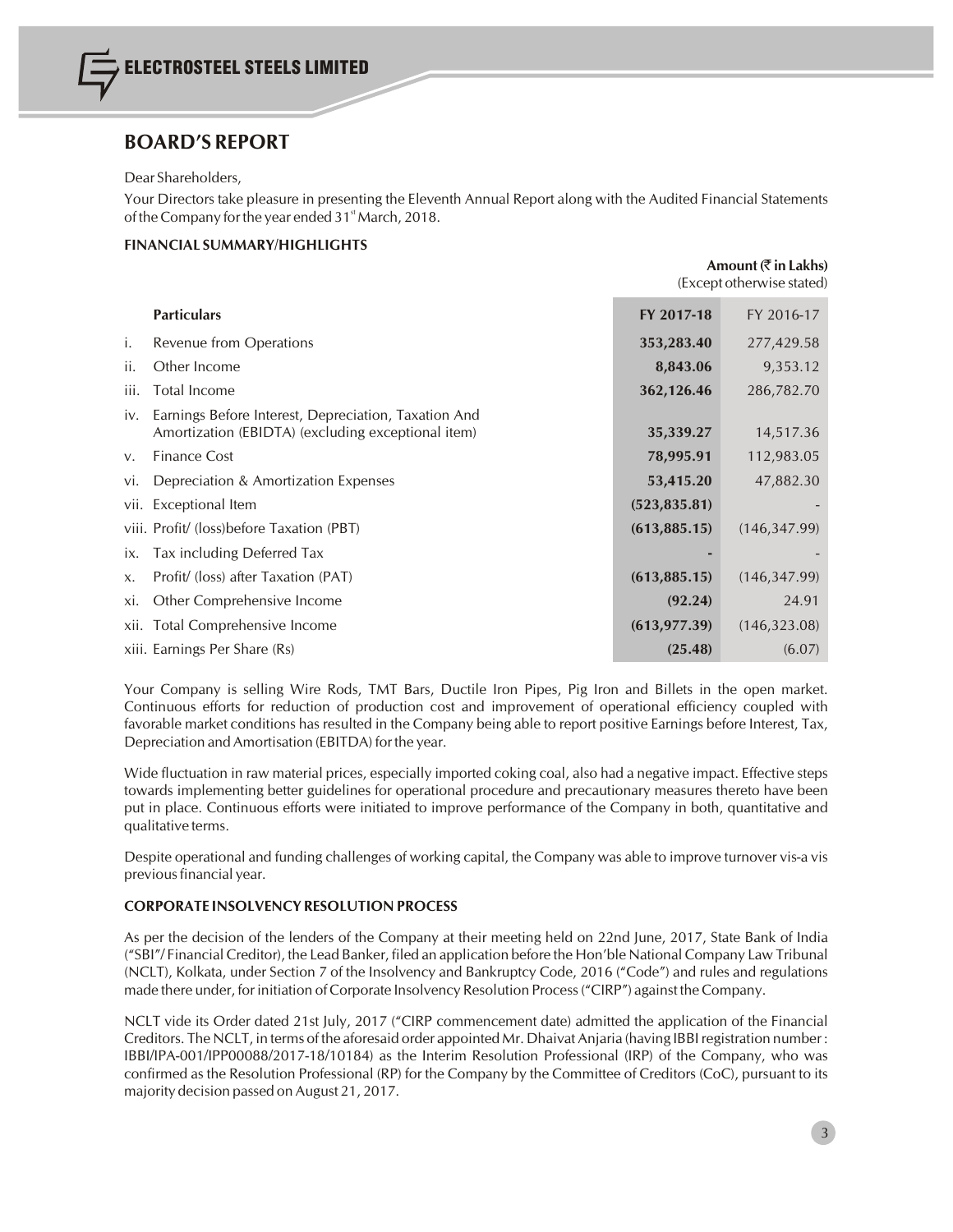## BOARD'S REPORT

Dear Shareholders,

Your Directors take pleasure in presenting the Eleventh Annual Report along with the Audited Financial Statements of the Company for the year ended 31st March, 2018.

### FINANCIAL SUMMARY/HIGHLIGHTS

**Amount (₹ in Lakhs)**
(Except otherwise stated)

| | Particulars | FY 2017-18 | FY 2016-17 |
|---|---|---|---|
| i. | Revenue from Operations | **353,283.40** | 277,429.58 |
| ii. | Other Income | **8,843.06** | 9,353.12 |
| iii. | Total Income | **362,126.46** | 286,782.70 |
| iv. | Earnings Before Interest, Depreciation, Taxation And Amortization (EBIDTA) (excluding exceptional item) | **35,339.27** | 14,517.36 |
| v. | Finance Cost | **78,995.91** | 112,983.05 |
| vi. | Depreciation & Amortization Expenses | **53,415.20** | 47,882.30 |
| vii. | Exceptional Item | **(523,835.81)** | - |
| viii. | Profit/ (loss)before Taxation (PBT) | **(613,885.15)** | (146,347.99) |
| ix. | Tax including Deferred Tax | **-** | - |
| x. | Profit/ (loss) after Taxation (PAT) | **(613,885.15)** | (146,347.99) |
| xi. | Other Comprehensive Income | **(92.24)** | 24.91 |
| xii. | Total Comprehensive Income | **(613,977.39)** | (146,323.08) |
| xiii. | Earnings Per Share (Rs) | **(25.48)** | (6.07) |

Your Company is selling Wire Rods, TMT Bars, Ductile Iron Pipes, Pig Iron and Billets in the open market. Continuous efforts for reduction of production cost and improvement of operational efficiency coupled with favorable market conditions has resulted in the Company being able to report positive Earnings before Interest, Tax, Depreciation and Amortisation (EBITDA) for the year.

Wide fluctuation in raw material prices, especially imported coking coal, also had a negative impact. Effective steps towards implementing better guidelines for operational procedure and precautionary measures thereto have been put in place. Continuous efforts were initiated to improve performance of the Company in both, quantitative and qualitative terms.

Despite operational and funding challenges of working capital, the Company was able to improve turnover vis-a vis previous financial year.

### CORPORATE INSOLVENCY RESOLUTION PROCESS

As per the decision of the lenders of the Company at their meeting held on 22nd June, 2017, State Bank of India ("SBI"/ Financial Creditor), the Lead Banker, filed an application before the Hon'ble National Company Law Tribunal (NCLT), Kolkata, under Section 7 of the Insolvency and Bankruptcy Code, 2016 ("Code") and rules and regulations made there under, for initiation of Corporate Insolvency Resolution Process ("CIRP") against the Company.

NCLT vide its Order dated 21st July, 2017 ("CIRP commencement date) admitted the application of the Financial Creditors. The NCLT, in terms of the aforesaid order appointed Mr. Dhaivat Anjaria (having IBBI registration number : IBBI/IPA-001/IPP00088/2017-18/10184) as the Interim Resolution Professional (IRP) of the Company, who was confirmed as the Resolution Professional (RP) for the Company by the Committee of Creditors (CoC), pursuant to its majority decision passed on August 21, 2017.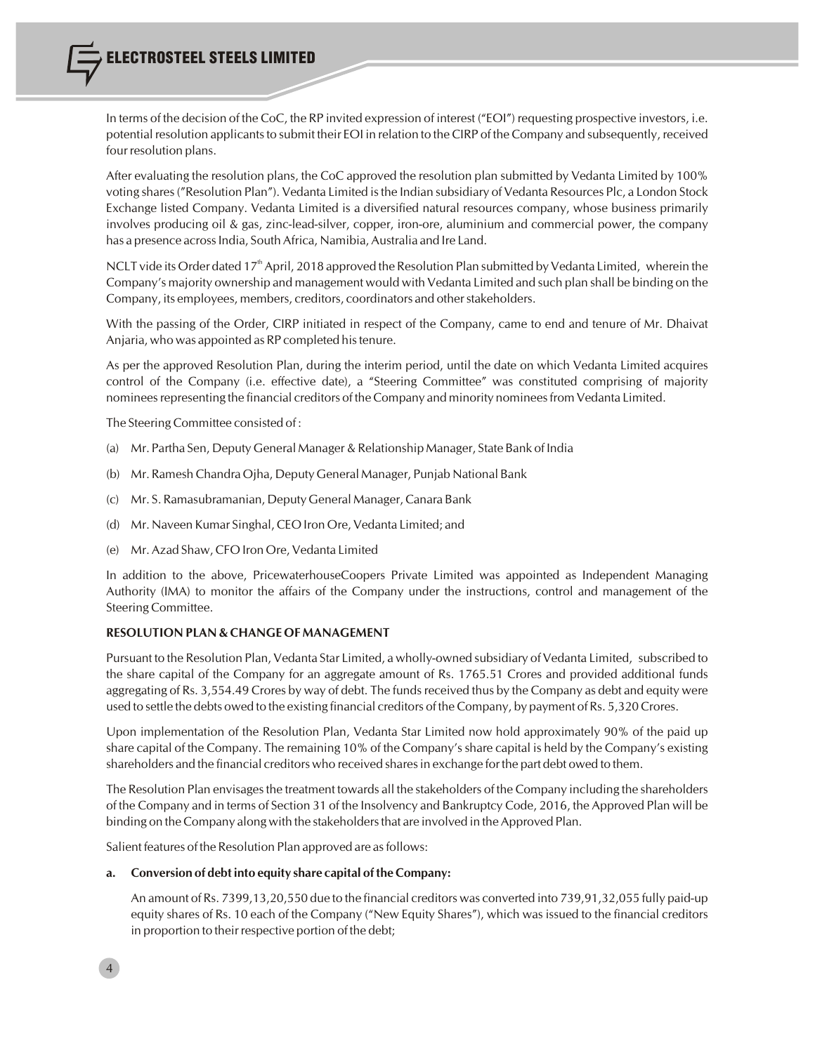In terms of the decision of the CoC, the RP invited expression of interest ("EOI") requesting prospective investors, i.e. potential resolution applicants to submit their EOI in relation to the CIRP of the Company and subsequently, received four resolution plans.

After evaluating the resolution plans, the CoC approved the resolution plan submitted by Vedanta Limited by 100% voting shares ("Resolution Plan"). Vedanta Limited is the Indian subsidiary of Vedanta Resources Plc, a London Stock Exchange listed Company. Vedanta Limited is a diversified natural resources company, whose business primarily involves producing oil & gas, zinc-lead-silver, copper, iron-ore, aluminium and commercial power, the company has a presence across India, South Africa, Namibia, Australia and Ire Land.

NCLT vide its Order dated 17th April, 2018 approved the Resolution Plan submitted by Vedanta Limited, wherein the Company's majority ownership and management would with Vedanta Limited and such plan shall be binding on the Company, its employees, members, creditors, coordinators and other stakeholders.

With the passing of the Order, CIRP initiated in respect of the Company, came to end and tenure of Mr. Dhaivat Anjaria, who was appointed as RP completed his tenure.

As per the approved Resolution Plan, during the interim period, until the date on which Vedanta Limited acquires control of the Company (i.e. effective date), a "Steering Committee" was constituted comprising of majority nominees representing the financial creditors of the Company and minority nominees from Vedanta Limited.

The Steering Committee consisted of :

(a) Mr. Partha Sen, Deputy General Manager & Relationship Manager, State Bank of India

(b) Mr. Ramesh Chandra Ojha, Deputy General Manager, Punjab National Bank

(c) Mr. S. Ramasubramanian, Deputy General Manager, Canara Bank

(d) Mr. Naveen Kumar Singhal, CEO Iron Ore, Vedanta Limited; and

(e) Mr. Azad Shaw, CFO Iron Ore, Vedanta Limited

In addition to the above, PricewaterhouseCoopers Private Limited was appointed as Independent Managing Authority (IMA) to monitor the affairs of the Company under the instructions, control and management of the Steering Committee.

**RESOLUTION PLAN & CHANGE OF MANAGEMENT**

Pursuant to the Resolution Plan, Vedanta Star Limited, a wholly-owned subsidiary of Vedanta Limited, subscribed to the share capital of the Company for an aggregate amount of Rs. 1765.51 Crores and provided additional funds aggregating of Rs. 3,554.49 Crores by way of debt. The funds received thus by the Company as debt and equity were used to settle the debts owed to the existing financial creditors of the Company, by payment of Rs. 5,320 Crores.

Upon implementation of the Resolution Plan, Vedanta Star Limited now hold approximately 90% of the paid up share capital of the Company. The remaining 10% of the Company's share capital is held by the Company's existing shareholders and the financial creditors who received shares in exchange for the part debt owed to them.

The Resolution Plan envisages the treatment towards all the stakeholders of the Company including the shareholders of the Company and in terms of Section 31 of the Insolvency and Bankruptcy Code, 2016, the Approved Plan will be binding on the Company along with the stakeholders that are involved in the Approved Plan.

Salient features of the Resolution Plan approved are as follows:

**a. Conversion of debt into equity share capital of the Company:**

An amount of Rs. 7399,13,20,550 due to the financial creditors was converted into 739,91,32,055 fully paid-up equity shares of Rs. 10 each of the Company ("New Equity Shares"), which was issued to the financial creditors in proportion to their respective portion of the debt;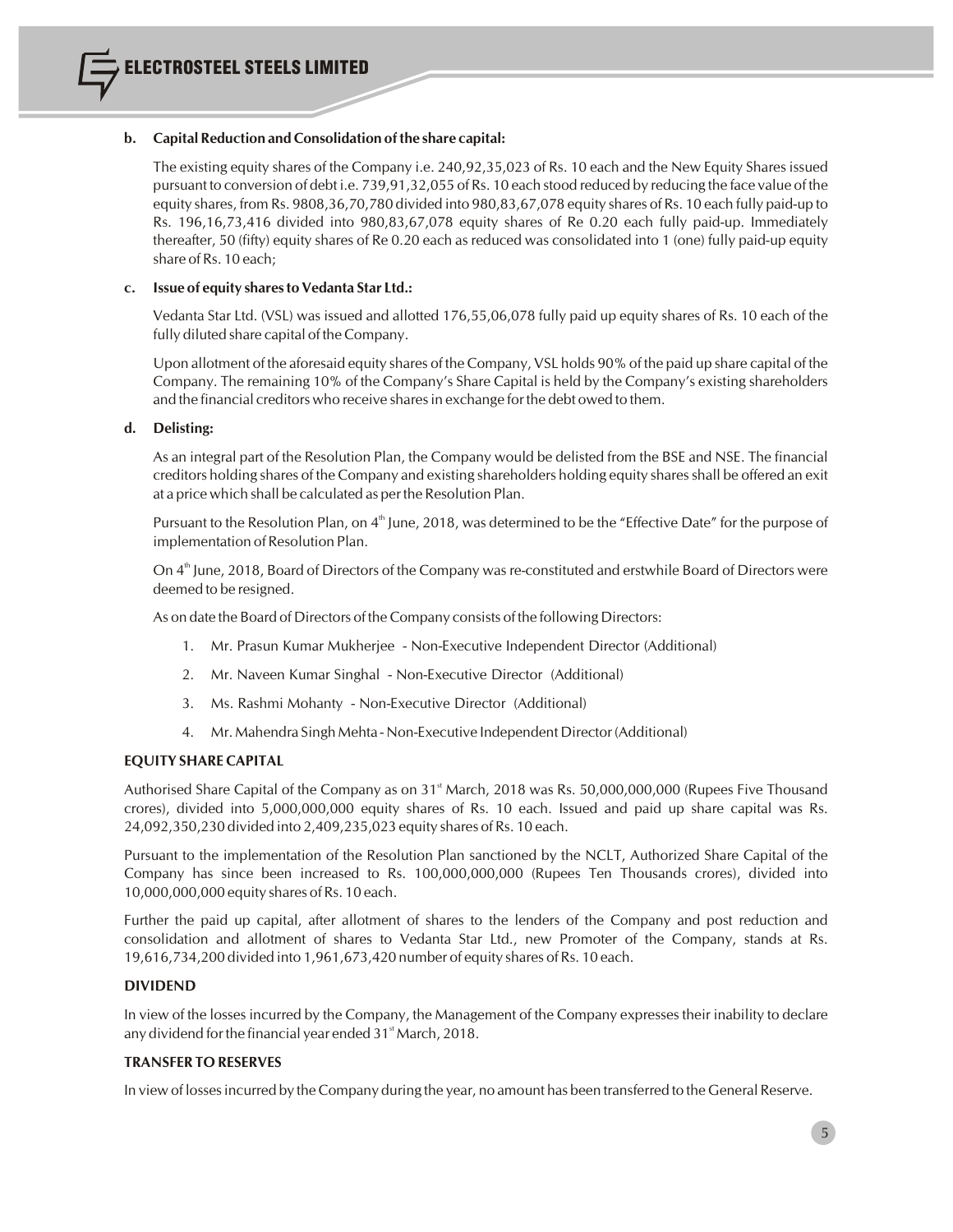**b. Capital Reduction and Consolidation of the share capital:**

The existing equity shares of the Company i.e. 240,92,35,023 of Rs. 10 each and the New Equity Shares issued pursuant to conversion of debt i.e. 739,91,32,055 of Rs. 10 each stood reduced by reducing the face value of the equity shares, from Rs. 9808,36,70,780 divided into 980,83,67,078 equity shares of Rs. 10 each fully paid-up to Rs. 196,16,73,416 divided into 980,83,67,078 equity shares of Re 0.20 each fully paid-up. Immediately thereafter, 50 (fifty) equity shares of Re 0.20 each as reduced was consolidated into 1 (one) fully paid-up equity share of Rs. 10 each;

**c. Issue of equity shares to Vedanta Star Ltd.:**

Vedanta Star Ltd. (VSL) was issued and allotted 176,55,06,078 fully paid up equity shares of Rs. 10 each of the fully diluted share capital of the Company.

Upon allotment of the aforesaid equity shares of the Company, VSL holds 90% of the paid up share capital of the Company. The remaining 10% of the Company's Share Capital is held by the Company's existing shareholders and the financial creditors who receive shares in exchange for the debt owed to them.

**d. Delisting:**

As an integral part of the Resolution Plan, the Company would be delisted from the BSE and NSE. The financial creditors holding shares of the Company and existing shareholders holding equity shares shall be offered an exit at a price which shall be calculated as per the Resolution Plan.

Pursuant to the Resolution Plan, on 4th June, 2018, was determined to be the "Effective Date" for the purpose of implementation of Resolution Plan.

On 4th June, 2018, Board of Directors of the Company was re-constituted and erstwhile Board of Directors were deemed to be resigned.

As on date the Board of Directors of the Company consists of the following Directors:

1. Mr. Prasun Kumar Mukherjee - Non-Executive Independent Director (Additional)
2. Mr. Naveen Kumar Singhal - Non-Executive Director (Additional)
3. Ms. Rashmi Mohanty - Non-Executive Director (Additional)
4. Mr. Mahendra Singh Mehta - Non-Executive Independent Director (Additional)

## EQUITY SHARE CAPITAL

Authorised Share Capital of the Company as on 31st March, 2018 was Rs. 50,000,000,000 (Rupees Five Thousand crores), divided into 5,000,000,000 equity shares of Rs. 10 each. Issued and paid up share capital was Rs. 24,092,350,230 divided into 2,409,235,023 equity shares of Rs. 10 each.

Pursuant to the implementation of the Resolution Plan sanctioned by the NCLT, Authorized Share Capital of the Company has since been increased to Rs. 100,000,000,000 (Rupees Ten Thousands crores), divided into 10,000,000,000 equity shares of Rs. 10 each.

Further the paid up capital, after allotment of shares to the lenders of the Company and post reduction and consolidation and allotment of shares to Vedanta Star Ltd., new Promoter of the Company, stands at Rs. 19,616,734,200 divided into 1,961,673,420 number of equity shares of Rs. 10 each.

## DIVIDEND

In view of the losses incurred by the Company, the Management of the Company expresses their inability to declare any dividend for the financial year ended 31st March, 2018.

## TRANSFER TO RESERVES

In view of losses incurred by the Company during the year, no amount has been transferred to the General Reserve.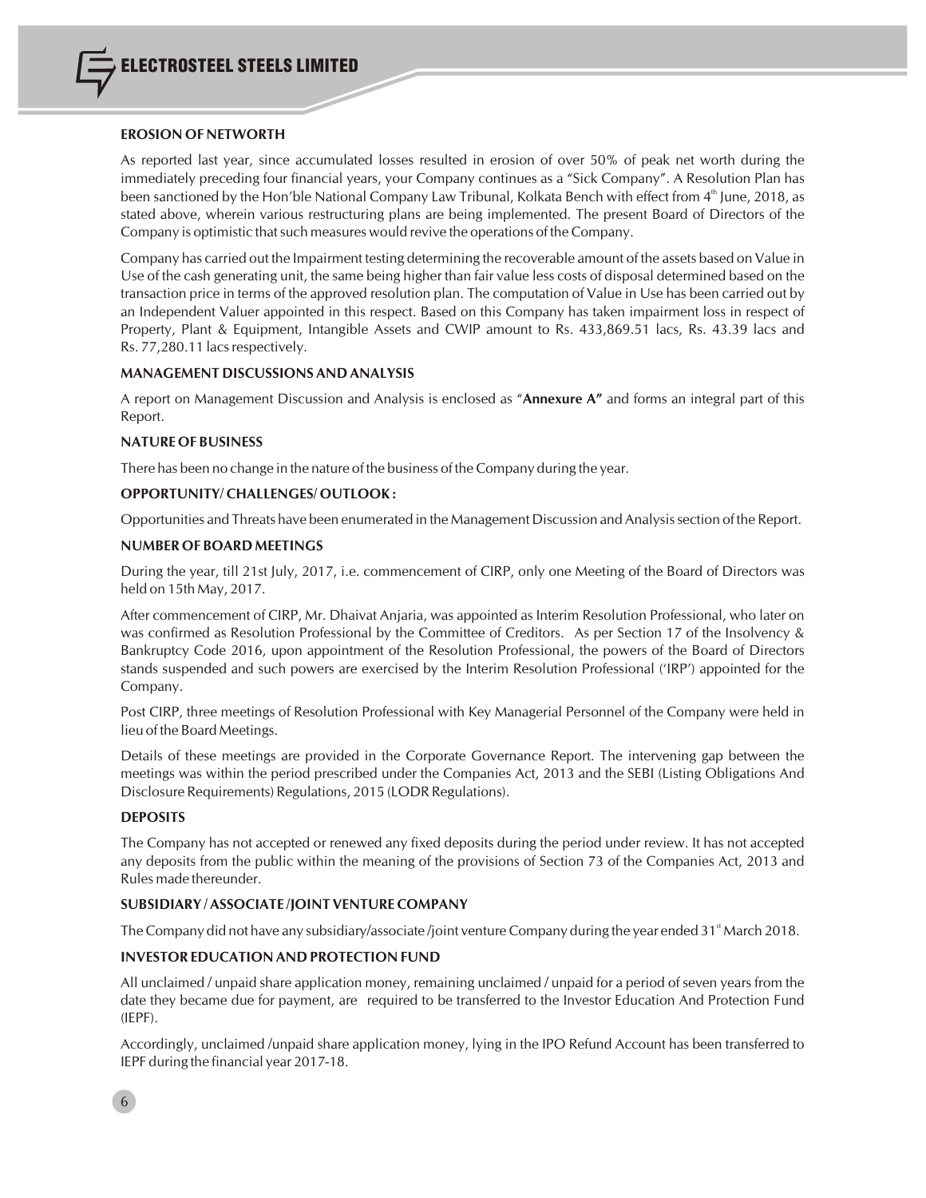## EROSION OF NETWORTH

As reported last year, since accumulated losses resulted in erosion of over 50% of peak net worth during the immediately preceding four financial years, your Company continues as a "Sick Company". A Resolution Plan has been sanctioned by the Hon'ble National Company Law Tribunal, Kolkata Bench with effect from 4th June, 2018, as stated above, wherein various restructuring plans are being implemented. The present Board of Directors of the Company is optimistic that such measures would revive the operations of the Company.

Company has carried out the Impairment testing determining the recoverable amount of the assets based on Value in Use of the cash generating unit, the same being higher than fair value less costs of disposal determined based on the transaction price in terms of the approved resolution plan. The computation of Value in Use has been carried out by an Independent Valuer appointed in this respect. Based on this Company has taken impairment loss in respect of Property, Plant & Equipment, Intangible Assets and CWIP amount to Rs. 433,869.51 lacs, Rs. 43.39 lacs and Rs. 77,280.11 lacs respectively.

## MANAGEMENT DISCUSSIONS AND ANALYSIS

A report on Management Discussion and Analysis is enclosed as "**Annexure A"** and forms an integral part of this Report.

## NATURE OF BUSINESS

There has been no change in the nature of the business of the Company during the year.

## OPPORTUNITY/ CHALLENGES/ OUTLOOK :

Opportunities and Threats have been enumerated in the Management Discussion and Analysis section of the Report.

## NUMBER OF BOARD MEETINGS

During the year, till 21st July, 2017, i.e. commencement of CIRP, only one Meeting of the Board of Directors was held on 15th May, 2017.

After commencement of CIRP, Mr. Dhaivat Anjaria, was appointed as Interim Resolution Professional, who later on was confirmed as Resolution Professional by the Committee of Creditors. As per Section 17 of the Insolvency & Bankruptcy Code 2016, upon appointment of the Resolution Professional, the powers of the Board of Directors stands suspended and such powers are exercised by the Interim Resolution Professional ('IRP') appointed for the Company.

Post CIRP, three meetings of Resolution Professional with Key Managerial Personnel of the Company were held in lieu of the Board Meetings.

Details of these meetings are provided in the Corporate Governance Report. The intervening gap between the meetings was within the period prescribed under the Companies Act, 2013 and the SEBI (Listing Obligations And Disclosure Requirements) Regulations, 2015 (LODR Regulations).

## DEPOSITS

The Company has not accepted or renewed any fixed deposits during the period under review. It has not accepted any deposits from the public within the meaning of the provisions of Section 73 of the Companies Act, 2013 and Rules made thereunder.

## SUBSIDIARY / ASSOCIATE /JOINT VENTURE COMPANY

The Company did not have any subsidiary/associate /joint venture Company during the year ended 31st March 2018.

## INVESTOR EDUCATION AND PROTECTION FUND

All unclaimed / unpaid share application money, remaining unclaimed / unpaid for a period of seven years from the date they became due for payment, are required to be transferred to the Investor Education And Protection Fund (IEPF).

Accordingly, unclaimed /unpaid share application money, lying in the IPO Refund Account has been transferred to IEPF during the financial year 2017-18.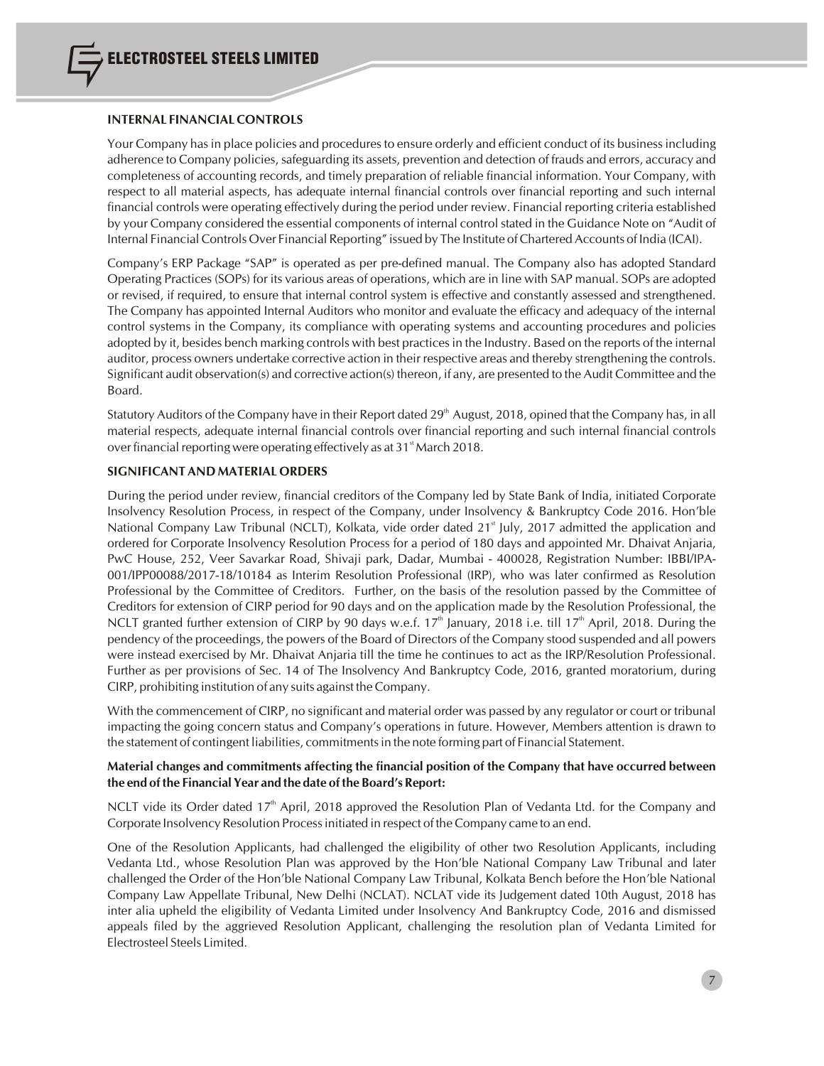## INTERNAL FINANCIAL CONTROLS

Your Company has in place policies and procedures to ensure orderly and efficient conduct of its business including adherence to Company policies, safeguarding its assets, prevention and detection of frauds and errors, accuracy and completeness of accounting records, and timely preparation of reliable financial information. Your Company, with respect to all material aspects, has adequate internal financial controls over financial reporting and such internal financial controls were operating effectively during the period under review. Financial reporting criteria established by your Company considered the essential components of internal control stated in the Guidance Note on "Audit of Internal Financial Controls Over Financial Reporting" issued by The Institute of Chartered Accounts of India (ICAI).

Company's ERP Package "SAP" is operated as per pre-defined manual. The Company also has adopted Standard Operating Practices (SOPs) for its various areas of operations, which are in line with SAP manual. SOPs are adopted or revised, if required, to ensure that internal control system is effective and constantly assessed and strengthened. The Company has appointed Internal Auditors who monitor and evaluate the efficacy and adequacy of the internal control systems in the Company, its compliance with operating systems and accounting procedures and policies adopted by it, besides bench marking controls with best practices in the Industry. Based on the reports of the internal auditor, process owners undertake corrective action in their respective areas and thereby strengthening the controls. Significant audit observation(s) and corrective action(s) thereon, if any, are presented to the Audit Committee and the Board.

Statutory Auditors of the Company have in their Report dated 29th August, 2018, opined that the Company has, in all material respects, adequate internal financial controls over financial reporting and such internal financial controls over financial reporting were operating effectively as at 31st March 2018.

## SIGNIFICANT AND MATERIAL ORDERS

During the period under review, financial creditors of the Company led by State Bank of India, initiated Corporate Insolvency Resolution Process, in respect of the Company, under Insolvency & Bankruptcy Code 2016. Hon'ble National Company Law Tribunal (NCLT), Kolkata, vide order dated 21st July, 2017 admitted the application and ordered for Corporate Insolvency Resolution Process for a period of 180 days and appointed Mr. Dhaivat Anjaria, PwC House, 252, Veer Savarkar Road, Shivaji park, Dadar, Mumbai - 400028, Registration Number: IBBI/IPA-001/IPP00088/2017-18/10184 as Interim Resolution Professional (IRP), who was later confirmed as Resolution Professional by the Committee of Creditors. Further, on the basis of the resolution passed by the Committee of Creditors for extension of CIRP period for 90 days and on the application made by the Resolution Professional, the NCLT granted further extension of CIRP by 90 days w.e.f. 17th January, 2018 i.e. till 17th April, 2018. During the pendency of the proceedings, the powers of the Board of Directors of the Company stood suspended and all powers were instead exercised by Mr. Dhaivat Anjaria till the time he continues to act as the IRP/Resolution Professional. Further as per provisions of Sec. 14 of The Insolvency And Bankruptcy Code, 2016, granted moratorium, during CIRP, prohibiting institution of any suits against the Company.

With the commencement of CIRP, no significant and material order was passed by any regulator or court or tribunal impacting the going concern status and Company's operations in future. However, Members attention is drawn to the statement of contingent liabilities, commitments in the note forming part of Financial Statement.

**Material changes and commitments affecting the financial position of the Company that have occurred between the end of the Financial Year and the date of the Board's Report:**

NCLT vide its Order dated 17th April, 2018 approved the Resolution Plan of Vedanta Ltd. for the Company and Corporate Insolvency Resolution Process initiated in respect of the Company came to an end.

One of the Resolution Applicants, had challenged the eligibility of other two Resolution Applicants, including Vedanta Ltd., whose Resolution Plan was approved by the Hon'ble National Company Law Tribunal and later challenged the Order of the Hon'ble National Company Law Tribunal, Kolkata Bench before the Hon'ble National Company Law Appellate Tribunal, New Delhi (NCLAT). NCLAT vide its Judgement dated 10th August, 2018 has inter alia upheld the eligibility of Vedanta Limited under Insolvency And Bankruptcy Code, 2016 and dismissed appeals filed by the aggrieved Resolution Applicant, challenging the resolution plan of Vedanta Limited for Electrosteel Steels Limited.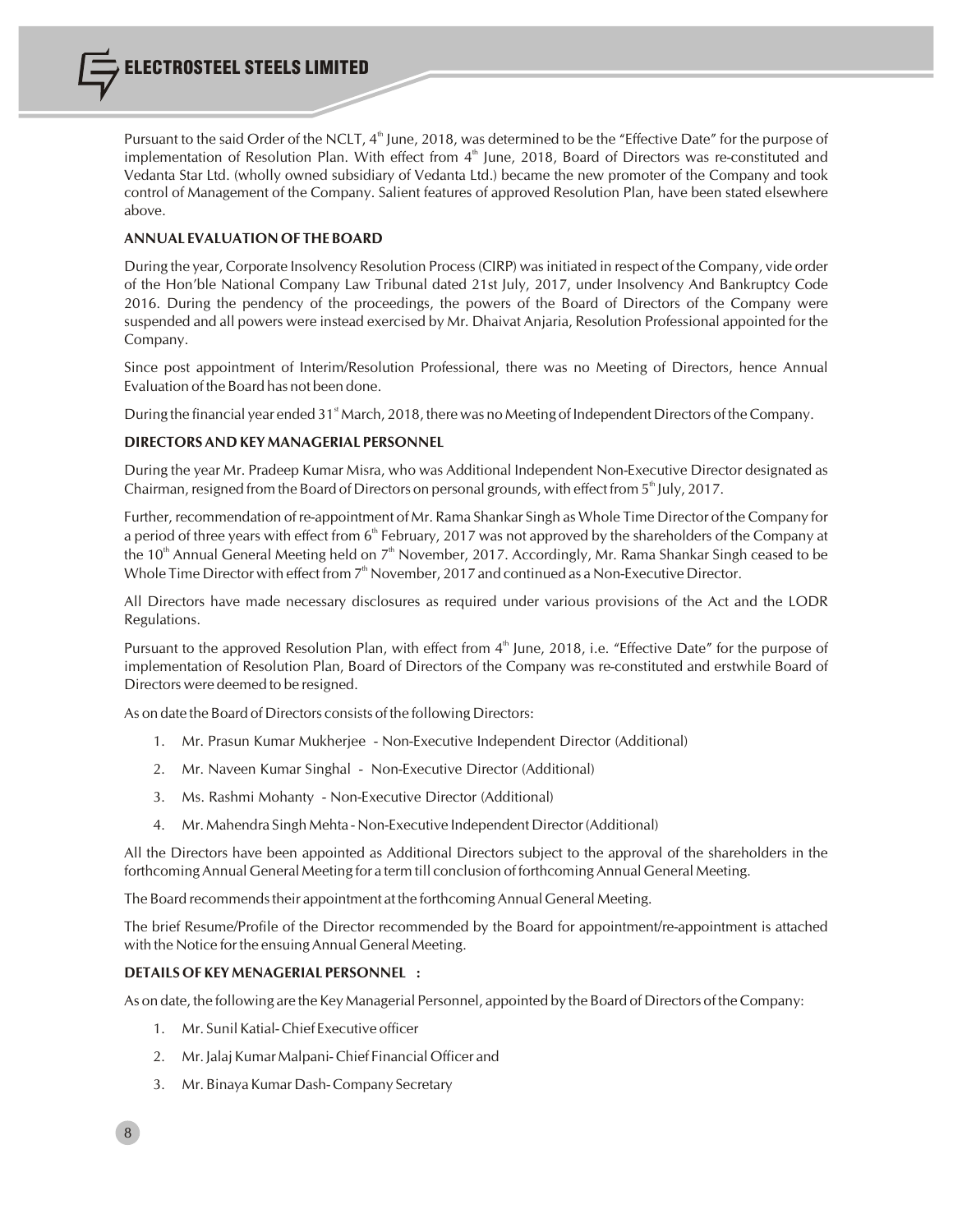Pursuant to the said Order of the NCLT, 4th June, 2018, was determined to be the "Effective Date" for the purpose of implementation of Resolution Plan. With effect from 4th June, 2018, Board of Directors was re-constituted and Vedanta Star Ltd. (wholly owned subsidiary of Vedanta Ltd.) became the new promoter of the Company and took control of Management of the Company. Salient features of approved Resolution Plan, have been stated elsewhere above.

**ANNUAL EVALUATION OF THE BOARD**

During the year, Corporate Insolvency Resolution Process (CIRP) was initiated in respect of the Company, vide order of the Hon'ble National Company Law Tribunal dated 21st July, 2017, under Insolvency And Bankruptcy Code 2016. During the pendency of the proceedings, the powers of the Board of Directors of the Company were suspended and all powers were instead exercised by Mr. Dhaivat Anjaria, Resolution Professional appointed for the Company.

Since post appointment of Interim/Resolution Professional, there was no Meeting of Directors, hence Annual Evaluation of the Board has not been done.

During the financial year ended 31st March, 2018, there was no Meeting of Independent Directors of the Company.

**DIRECTORS AND KEY MANAGERIAL PERSONNEL**

During the year Mr. Pradeep Kumar Misra, who was Additional Independent Non-Executive Director designated as Chairman, resigned from the Board of Directors on personal grounds, with effect from 5th July, 2017.

Further, recommendation of re-appointment of Mr. Rama Shankar Singh as Whole Time Director of the Company for a period of three years with effect from 6th February, 2017 was not approved by the shareholders of the Company at the 10th Annual General Meeting held on 7th November, 2017. Accordingly, Mr. Rama Shankar Singh ceased to be Whole Time Director with effect from 7th November, 2017 and continued as a Non-Executive Director.

All Directors have made necessary disclosures as required under various provisions of the Act and the LODR Regulations.

Pursuant to the approved Resolution Plan, with effect from 4th June, 2018, i.e. "Effective Date" for the purpose of implementation of Resolution Plan, Board of Directors of the Company was re-constituted and erstwhile Board of Directors were deemed to be resigned.

As on date the Board of Directors consists of the following Directors:

1. Mr. Prasun Kumar Mukherjee - Non-Executive Independent Director (Additional)
2. Mr. Naveen Kumar Singhal - Non-Executive Director (Additional)
3. Ms. Rashmi Mohanty - Non-Executive Director (Additional)
4. Mr. Mahendra Singh Mehta - Non-Executive Independent Director (Additional)

All the Directors have been appointed as Additional Directors subject to the approval of the shareholders in the forthcoming Annual General Meeting for a term till conclusion of forthcoming Annual General Meeting.

The Board recommends their appointment at the forthcoming Annual General Meeting.

The brief Resume/Profile of the Director recommended by the Board for appointment/re-appointment is attached with the Notice for the ensuing Annual General Meeting.

**DETAILS OF KEY MENAGERIAL PERSONNEL :**

As on date, the following are the Key Managerial Personnel, appointed by the Board of Directors of the Company:

1. Mr. Sunil Katial- Chief Executive officer
2. Mr. Jalaj Kumar Malpani- Chief Financial Officer and
3. Mr. Binaya Kumar Dash- Company Secretary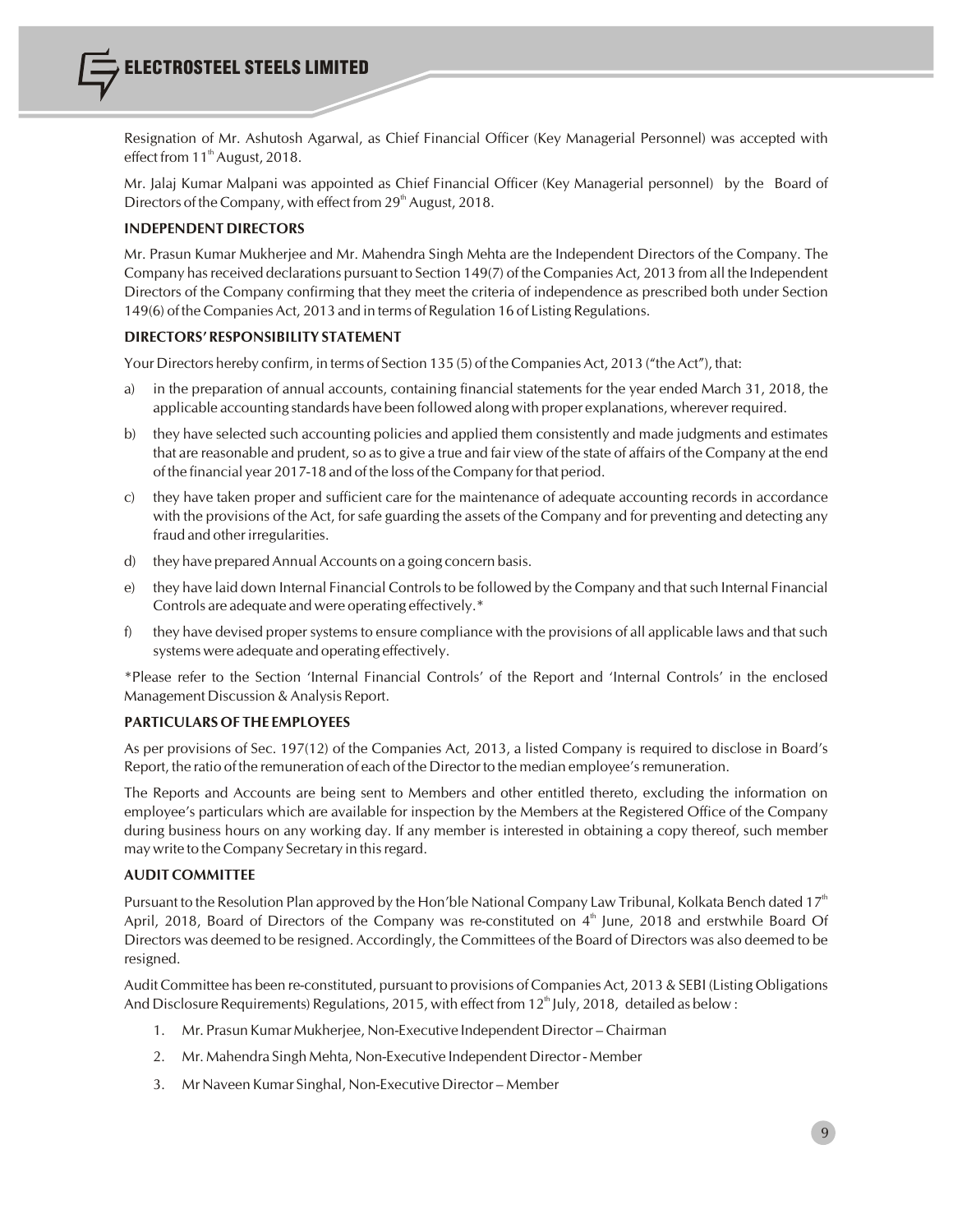Resignation of Mr. Ashutosh Agarwal, as Chief Financial Officer (Key Managerial Personnel) was accepted with effect from 11th August, 2018.

Mr. Jalaj Kumar Malpani was appointed as Chief Financial Officer (Key Managerial personnel) by the Board of Directors of the Company, with effect from 29th August, 2018.

**INDEPENDENT DIRECTORS**

Mr. Prasun Kumar Mukherjee and Mr. Mahendra Singh Mehta are the Independent Directors of the Company. The Company has received declarations pursuant to Section 149(7) of the Companies Act, 2013 from all the Independent Directors of the Company confirming that they meet the criteria of independence as prescribed both under Section 149(6) of the Companies Act, 2013 and in terms of Regulation 16 of Listing Regulations.

**DIRECTORS' RESPONSIBILITY STATEMENT**

Your Directors hereby confirm, in terms of Section 135 (5) of the Companies Act, 2013 ("the Act"), that:

a) in the preparation of annual accounts, containing financial statements for the year ended March 31, 2018, the applicable accounting standards have been followed along with proper explanations, wherever required.

b) they have selected such accounting policies and applied them consistently and made judgments and estimates that are reasonable and prudent, so as to give a true and fair view of the state of affairs of the Company at the end of the financial year 2017-18 and of the loss of the Company for that period.

c) they have taken proper and sufficient care for the maintenance of adequate accounting records in accordance with the provisions of the Act, for safe guarding the assets of the Company and for preventing and detecting any fraud and other irregularities.

d) they have prepared Annual Accounts on a going concern basis.

e) they have laid down Internal Financial Controls to be followed by the Company and that such Internal Financial Controls are adequate and were operating effectively.*

f) they have devised proper systems to ensure compliance with the provisions of all applicable laws and that such systems were adequate and operating effectively.

*Please refer to the Section 'Internal Financial Controls' of the Report and 'Internal Controls' in the enclosed Management Discussion & Analysis Report.

**PARTICULARS OF THE EMPLOYEES**

As per provisions of Sec. 197(12) of the Companies Act, 2013, a listed Company is required to disclose in Board's Report, the ratio of the remuneration of each of the Director to the median employee's remuneration.

The Reports and Accounts are being sent to Members and other entitled thereto, excluding the information on employee's particulars which are available for inspection by the Members at the Registered Office of the Company during business hours on any working day. If any member is interested in obtaining a copy thereof, such member may write to the Company Secretary in this regard.

**AUDIT COMMITTEE**

Pursuant to the Resolution Plan approved by the Hon'ble National Company Law Tribunal, Kolkata Bench dated 17th April, 2018, Board of Directors of the Company was re-constituted on 4th June, 2018 and erstwhile Board Of Directors was deemed to be resigned. Accordingly, the Committees of the Board of Directors was also deemed to be resigned.

Audit Committee has been re-constituted, pursuant to provisions of Companies Act, 2013 & SEBI (Listing Obligations And Disclosure Requirements) Regulations, 2015, with effect from 12th July, 2018, detailed as below :

1. Mr. Prasun Kumar Mukherjee, Non-Executive Independent Director – Chairman
2. Mr. Mahendra Singh Mehta, Non-Executive Independent Director - Member
3. Mr Naveen Kumar Singhal, Non-Executive Director – Member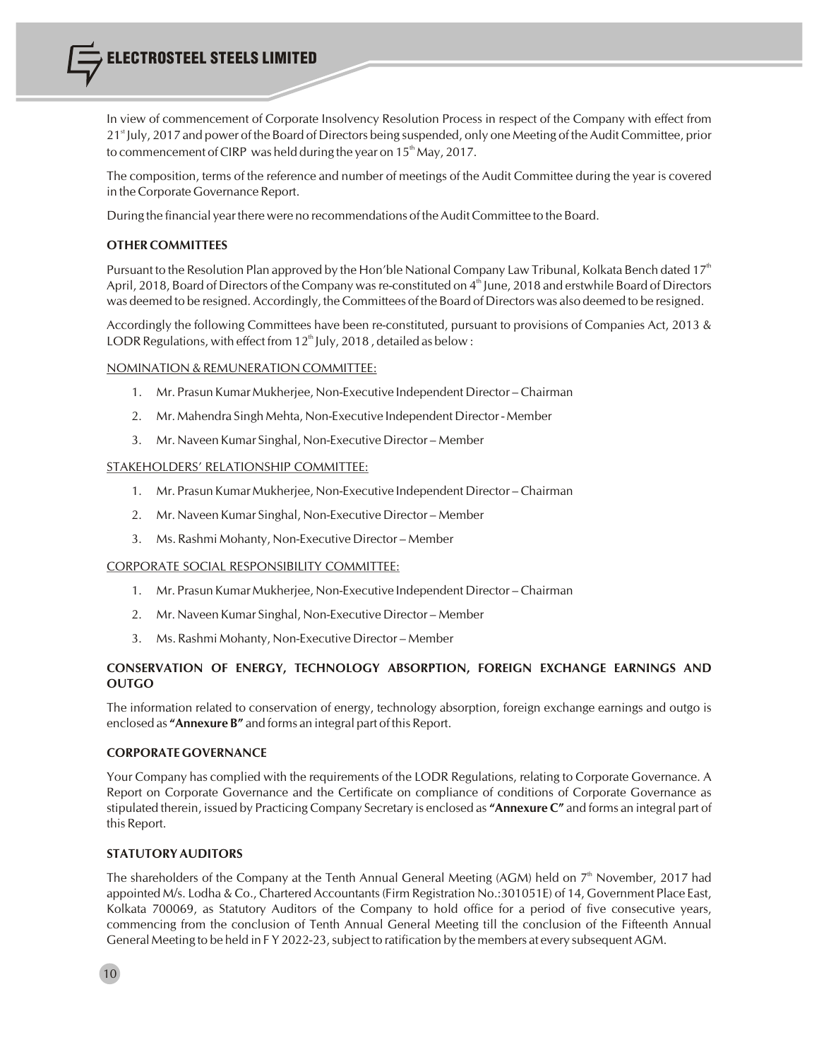In view of commencement of Corporate Insolvency Resolution Process in respect of the Company with effect from 21st July, 2017 and power of the Board of Directors being suspended, only one Meeting of the Audit Committee, prior to commencement of CIRP was held during the year on 15th May, 2017.

The composition, terms of the reference and number of meetings of the Audit Committee during the year is covered in the Corporate Governance Report.

During the financial year there were no recommendations of the Audit Committee to the Board.

### OTHER COMMITTEES

Pursuant to the Resolution Plan approved by the Hon'ble National Company Law Tribunal, Kolkata Bench dated 17th April, 2018, Board of Directors of the Company was re-constituted on 4th June, 2018 and erstwhile Board of Directors was deemed to be resigned. Accordingly, the Committees of the Board of Directors was also deemed to be resigned.

Accordingly the following Committees have been re-constituted, pursuant to provisions of Companies Act, 2013 & LODR Regulations, with effect from 12th July, 2018 , detailed as below :

NOMINATION & REMUNERATION COMMITTEE:

1. Mr. Prasun Kumar Mukherjee, Non-Executive Independent Director – Chairman
2. Mr. Mahendra Singh Mehta, Non-Executive Independent Director - Member
3. Mr. Naveen Kumar Singhal, Non-Executive Director – Member

STAKEHOLDERS' RELATIONSHIP COMMITTEE:

1. Mr. Prasun Kumar Mukherjee, Non-Executive Independent Director – Chairman
2. Mr. Naveen Kumar Singhal, Non-Executive Director – Member
3. Ms. Rashmi Mohanty, Non-Executive Director – Member

CORPORATE SOCIAL RESPONSIBILITY COMMITTEE:

1. Mr. Prasun Kumar Mukherjee, Non-Executive Independent Director – Chairman
2. Mr. Naveen Kumar Singhal, Non-Executive Director – Member
3. Ms. Rashmi Mohanty, Non-Executive Director – Member

### CONSERVATION OF ENERGY, TECHNOLOGY ABSORPTION, FOREIGN EXCHANGE EARNINGS AND OUTGO

The information related to conservation of energy, technology absorption, foreign exchange earnings and outgo is enclosed as **"Annexure B"** and forms an integral part of this Report.

### CORPORATE GOVERNANCE

Your Company has complied with the requirements of the LODR Regulations, relating to Corporate Governance. A Report on Corporate Governance and the Certificate on compliance of conditions of Corporate Governance as stipulated therein, issued by Practicing Company Secretary is enclosed as **"Annexure C"** and forms an integral part of this Report.

### STATUTORY AUDITORS

The shareholders of the Company at the Tenth Annual General Meeting (AGM) held on 7th November, 2017 had appointed M/s. Lodha & Co., Chartered Accountants (Firm Registration No.:301051E) of 14, Government Place East, Kolkata 700069, as Statutory Auditors of the Company to hold office for a period of five consecutive years, commencing from the conclusion of Tenth Annual General Meeting till the conclusion of the Fifteenth Annual General Meeting to be held in F Y 2022-23, subject to ratification by the members at every subsequent AGM.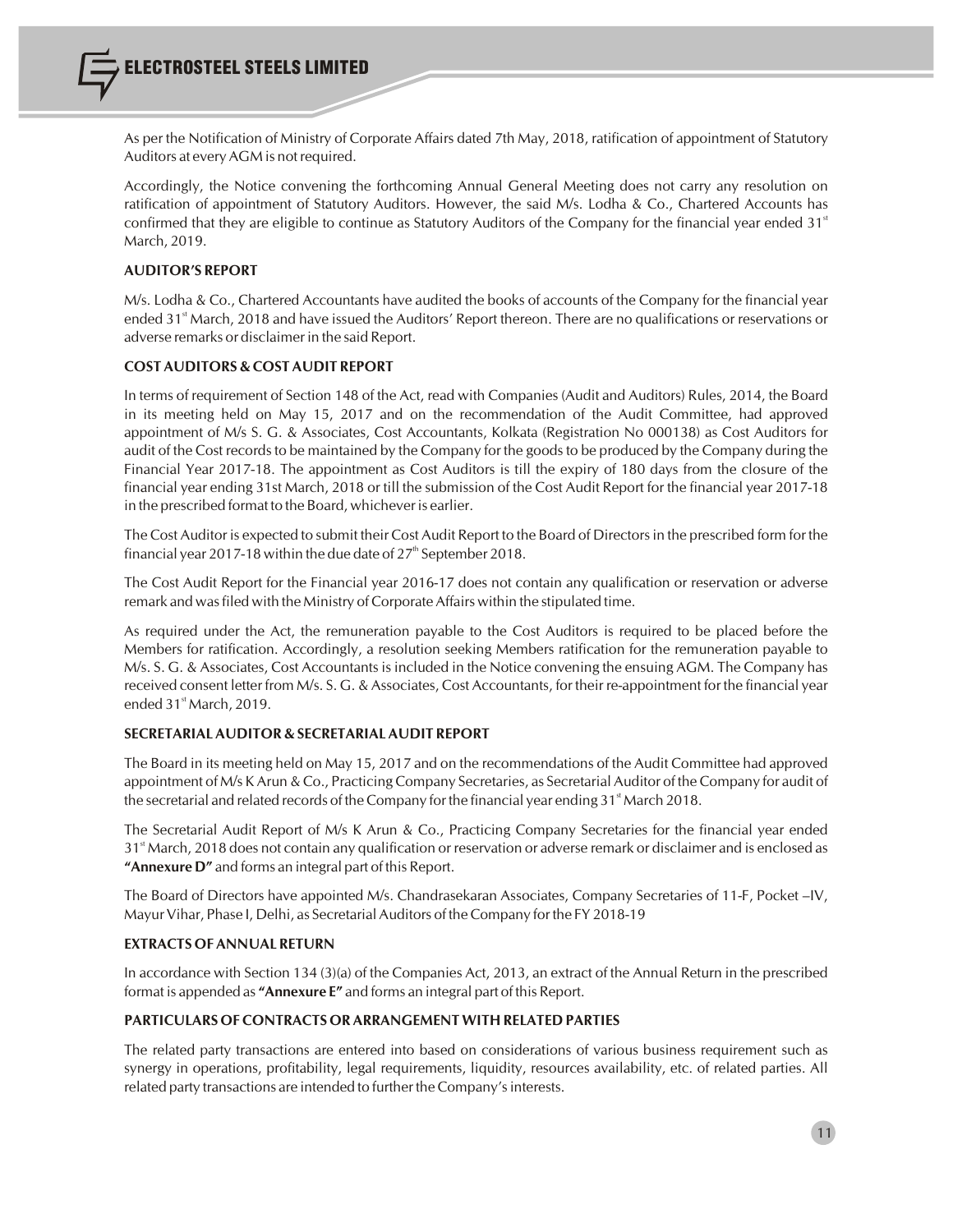As per the Notification of Ministry of Corporate Affairs dated 7th May, 2018, ratification of appointment of Statutory Auditors at every AGM is not required.

Accordingly, the Notice convening the forthcoming Annual General Meeting does not carry any resolution on ratification of appointment of Statutory Auditors. However, the said M/s. Lodha & Co., Chartered Accounts has confirmed that they are eligible to continue as Statutory Auditors of the Company for the financial year ended 31st March, 2019.

### AUDITOR'S REPORT

M/s. Lodha & Co., Chartered Accountants have audited the books of accounts of the Company for the financial year ended 31st March, 2018 and have issued the Auditors' Report thereon. There are no qualifications or reservations or adverse remarks or disclaimer in the said Report.

### COST AUDITORS & COST AUDIT REPORT

In terms of requirement of Section 148 of the Act, read with Companies (Audit and Auditors) Rules, 2014, the Board in its meeting held on May 15, 2017 and on the recommendation of the Audit Committee, had approved appointment of M/s S. G. & Associates, Cost Accountants, Kolkata (Registration No 000138) as Cost Auditors for audit of the Cost records to be maintained by the Company for the goods to be produced by the Company during the Financial Year 2017-18. The appointment as Cost Auditors is till the expiry of 180 days from the closure of the financial year ending 31st March, 2018 or till the submission of the Cost Audit Report for the financial year 2017-18 in the prescribed format to the Board, whichever is earlier.

The Cost Auditor is expected to submit their Cost Audit Report to the Board of Directors in the prescribed form for the financial year 2017-18 within the due date of 27th September 2018.

The Cost Audit Report for the Financial year 2016-17 does not contain any qualification or reservation or adverse remark and was filed with the Ministry of Corporate Affairs within the stipulated time.

As required under the Act, the remuneration payable to the Cost Auditors is required to be placed before the Members for ratification. Accordingly, a resolution seeking Members ratification for the remuneration payable to M/s. S. G. & Associates, Cost Accountants is included in the Notice convening the ensuing AGM. The Company has received consent letter from M/s. S. G. & Associates, Cost Accountants, for their re-appointment for the financial year ended 31st March, 2019.

### SECRETARIAL AUDITOR & SECRETARIAL AUDIT REPORT

The Board in its meeting held on May 15, 2017 and on the recommendations of the Audit Committee had approved appointment of M/s K Arun & Co., Practicing Company Secretaries, as Secretarial Auditor of the Company for audit of the secretarial and related records of the Company for the financial year ending 31st March 2018.

The Secretarial Audit Report of M/s K Arun & Co., Practicing Company Secretaries for the financial year ended 31st March, 2018 does not contain any qualification or reservation or adverse remark or disclaimer and is enclosed as **"Annexure D"** and forms an integral part of this Report.

The Board of Directors have appointed M/s. Chandrasekaran Associates, Company Secretaries of 11-F, Pocket –IV, Mayur Vihar, Phase I, Delhi, as Secretarial Auditors of the Company for the FY 2018-19

### EXTRACTS OF ANNUAL RETURN

In accordance with Section 134 (3)(a) of the Companies Act, 2013, an extract of the Annual Return in the prescribed format is appended as **"Annexure E"** and forms an integral part of this Report.

### PARTICULARS OF CONTRACTS OR ARRANGEMENT WITH RELATED PARTIES

The related party transactions are entered into based on considerations of various business requirement such as synergy in operations, profitability, legal requirements, liquidity, resources availability, etc. of related parties. All related party transactions are intended to further the Company's interests.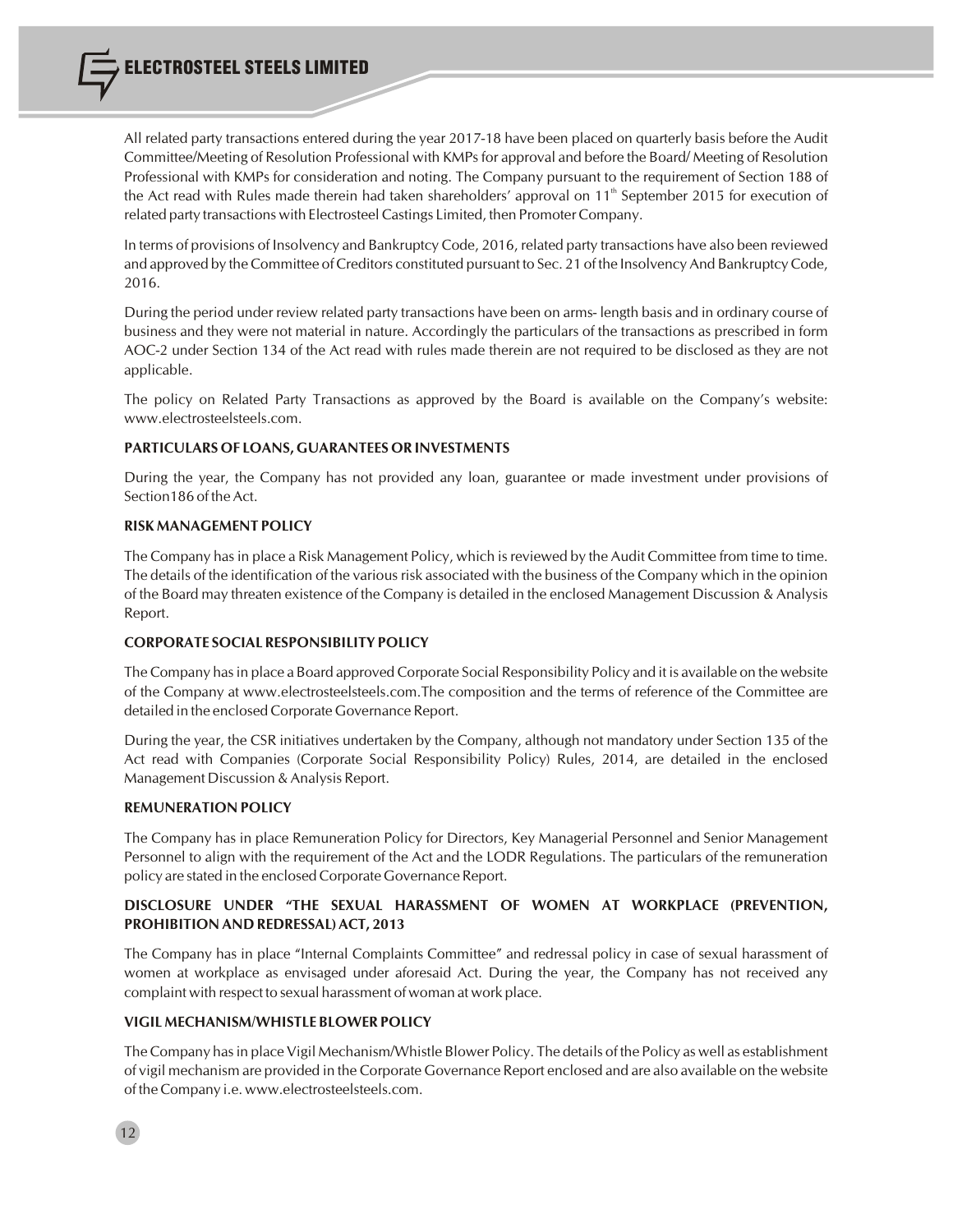All related party transactions entered during the year 2017-18 have been placed on quarterly basis before the Audit Committee/Meeting of Resolution Professional with KMPs for approval and before the Board/ Meeting of Resolution Professional with KMPs for consideration and noting. The Company pursuant to the requirement of Section 188 of the Act read with Rules made therein had taken shareholders' approval on 11th September 2015 for execution of related party transactions with Electrosteel Castings Limited, then Promoter Company.

In terms of provisions of Insolvency and Bankruptcy Code, 2016, related party transactions have also been reviewed and approved by the Committee of Creditors constituted pursuant to Sec. 21 of the Insolvency And Bankruptcy Code, 2016.

During the period under review related party transactions have been on arms- length basis and in ordinary course of business and they were not material in nature. Accordingly the particulars of the transactions as prescribed in form AOC-2 under Section 134 of the Act read with rules made therein are not required to be disclosed as they are not applicable.

The policy on Related Party Transactions as approved by the Board is available on the Company's website: www.electrosteelsteels.com.

**PARTICULARS OF LOANS, GUARANTEES OR INVESTMENTS**

During the year, the Company has not provided any loan, guarantee or made investment under provisions of Section186 of the Act.

**RISK MANAGEMENT POLICY**

The Company has in place a Risk Management Policy, which is reviewed by the Audit Committee from time to time. The details of the identification of the various risk associated with the business of the Company which in the opinion of the Board may threaten existence of the Company is detailed in the enclosed Management Discussion & Analysis Report.

**CORPORATE SOCIAL RESPONSIBILITY POLICY**

The Company has in place a Board approved Corporate Social Responsibility Policy and it is available on the website of the Company at www.electrosteelsteels.com.The composition and the terms of reference of the Committee are detailed in the enclosed Corporate Governance Report.

During the year, the CSR initiatives undertaken by the Company, although not mandatory under Section 135 of the Act read with Companies (Corporate Social Responsibility Policy) Rules, 2014, are detailed in the enclosed Management Discussion & Analysis Report.

**REMUNERATION POLICY**

The Company has in place Remuneration Policy for Directors, Key Managerial Personnel and Senior Management Personnel to align with the requirement of the Act and the LODR Regulations. The particulars of the remuneration policy are stated in the enclosed Corporate Governance Report.

**DISCLOSURE UNDER "THE SEXUAL HARASSMENT OF WOMEN AT WORKPLACE (PREVENTION, PROHIBITION AND REDRESSAL) ACT, 2013**

The Company has in place "Internal Complaints Committee" and redressal policy in case of sexual harassment of women at workplace as envisaged under aforesaid Act. During the year, the Company has not received any complaint with respect to sexual harassment of woman at work place.

**VIGIL MECHANISM/WHISTLE BLOWER POLICY**

The Company has in place Vigil Mechanism/Whistle Blower Policy. The details of the Policy as well as establishment of vigil mechanism are provided in the Corporate Governance Report enclosed and are also available on the website of the Company i.e. www.electrosteelsteels.com.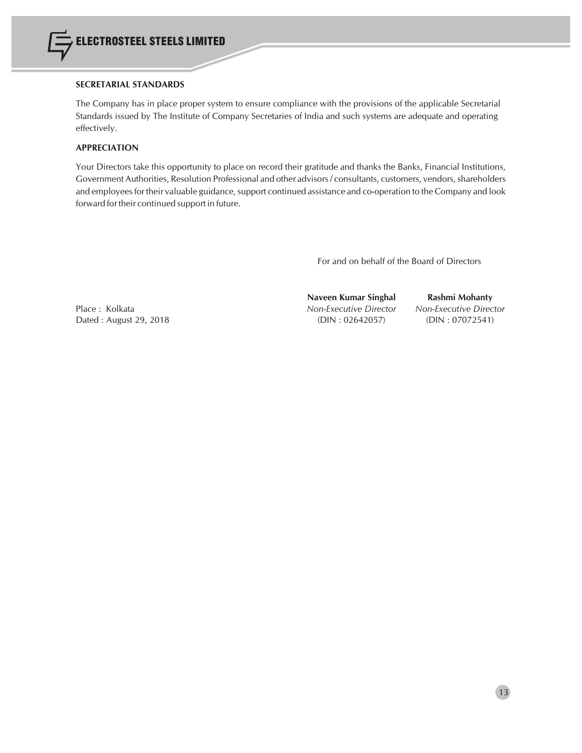### SECRETARIAL STANDARDS

The Company has in place proper system to ensure compliance with the provisions of the applicable Secretarial Standards issued by The Institute of Company Secretaries of India and such systems are adequate and operating effectively.

### APPRECIATION

Your Directors take this opportunity to place on record their gratitude and thanks the Banks, Financial Institutions, Government Authorities, Resolution Professional and other advisors / consultants, customers, vendors, shareholders and employees for their valuable guidance, support continued assistance and co-operation to the Company and look forward for their continued support in future.

For and on behalf of the Board of Directors

| | **Naveen Kumar Singhal** | **Rashmi Mohanty** |
|---|---|---|
| Place : Kolkata | *Non-Executive Director* | *Non-Executive Director* |
| Dated : August 29, 2018 | (DIN : 02642057) | (DIN : 07072541) |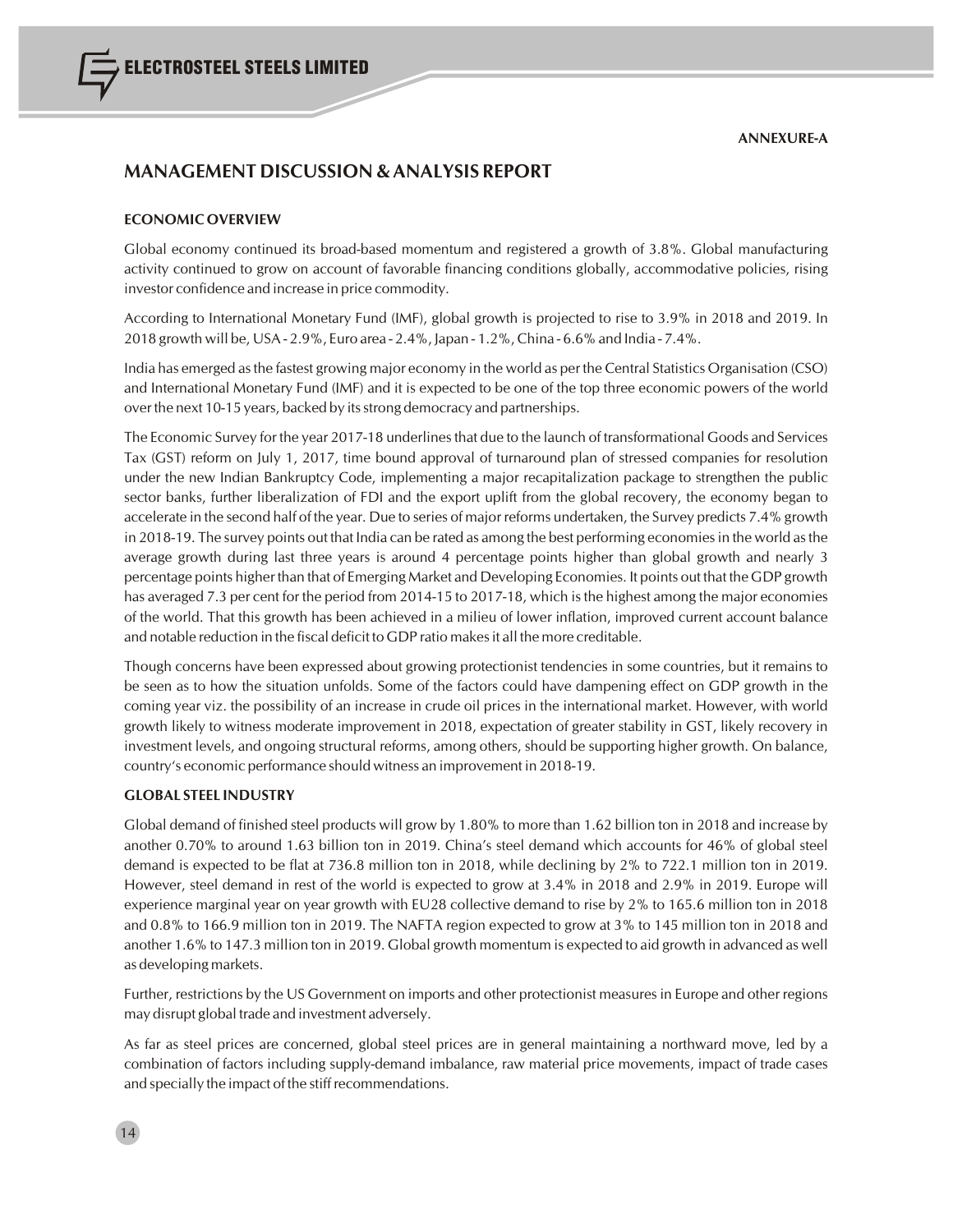ANNEXURE-A

# MANAGEMENT DISCUSSION & ANALYSIS REPORT

### ECONOMIC OVERVIEW

Global economy continued its broad-based momentum and registered a growth of 3.8%. Global manufacturing activity continued to grow on account of favorable financing conditions globally, accommodative policies, rising investor confidence and increase in price commodity.

According to International Monetary Fund (IMF), global growth is projected to rise to 3.9% in 2018 and 2019. In 2018 growth will be, USA - 2.9%, Euro area - 2.4%, Japan - 1.2%, China - 6.6% and India - 7.4%.

India has emerged as the fastest growing major economy in the world as per the Central Statistics Organisation (CSO) and International Monetary Fund (IMF) and it is expected to be one of the top three economic powers of the world over the next 10-15 years, backed by its strong democracy and partnerships.

The Economic Survey for the year 2017-18 underlines that due to the launch of transformational Goods and Services Tax (GST) reform on July 1, 2017, time bound approval of turnaround plan of stressed companies for resolution under the new Indian Bankruptcy Code, implementing a major recapitalization package to strengthen the public sector banks, further liberalization of FDI and the export uplift from the global recovery, the economy began to accelerate in the second half of the year. Due to series of major reforms undertaken, the Survey predicts 7.4% growth in 2018-19. The survey points out that India can be rated as among the best performing economies in the world as the average growth during last three years is around 4 percentage points higher than global growth and nearly 3 percentage points higher than that of Emerging Market and Developing Economies. It points out that the GDP growth has averaged 7.3 per cent for the period from 2014-15 to 2017-18, which is the highest among the major economies of the world. That this growth has been achieved in a milieu of lower inflation, improved current account balance and notable reduction in the fiscal deficit to GDP ratio makes it all the more creditable.

Though concerns have been expressed about growing protectionist tendencies in some countries, but it remains to be seen as to how the situation unfolds. Some of the factors could have dampening effect on GDP growth in the coming year viz. the possibility of an increase in crude oil prices in the international market. However, with world growth likely to witness moderate improvement in 2018, expectation of greater stability in GST, likely recovery in investment levels, and ongoing structural reforms, among others, should be supporting higher growth. On balance, country's economic performance should witness an improvement in 2018-19.

### GLOBAL STEEL INDUSTRY

Global demand of finished steel products will grow by 1.80% to more than 1.62 billion ton in 2018 and increase by another 0.70% to around 1.63 billion ton in 2019. China's steel demand which accounts for 46% of global steel demand is expected to be flat at 736.8 million ton in 2018, while declining by 2% to 722.1 million ton in 2019. However, steel demand in rest of the world is expected to grow at 3.4% in 2018 and 2.9% in 2019. Europe will experience marginal year on year growth with EU28 collective demand to rise by 2% to 165.6 million ton in 2018 and 0.8% to 166.9 million ton in 2019. The NAFTA region expected to grow at 3% to 145 million ton in 2018 and another 1.6% to 147.3 million ton in 2019. Global growth momentum is expected to aid growth in advanced as well as developing markets.

Further, restrictions by the US Government on imports and other protectionist measures in Europe and other regions may disrupt global trade and investment adversely.

As far as steel prices are concerned, global steel prices are in general maintaining a northward move, led by a combination of factors including supply-demand imbalance, raw material price movements, impact of trade cases and specially the impact of the stiff recommendations.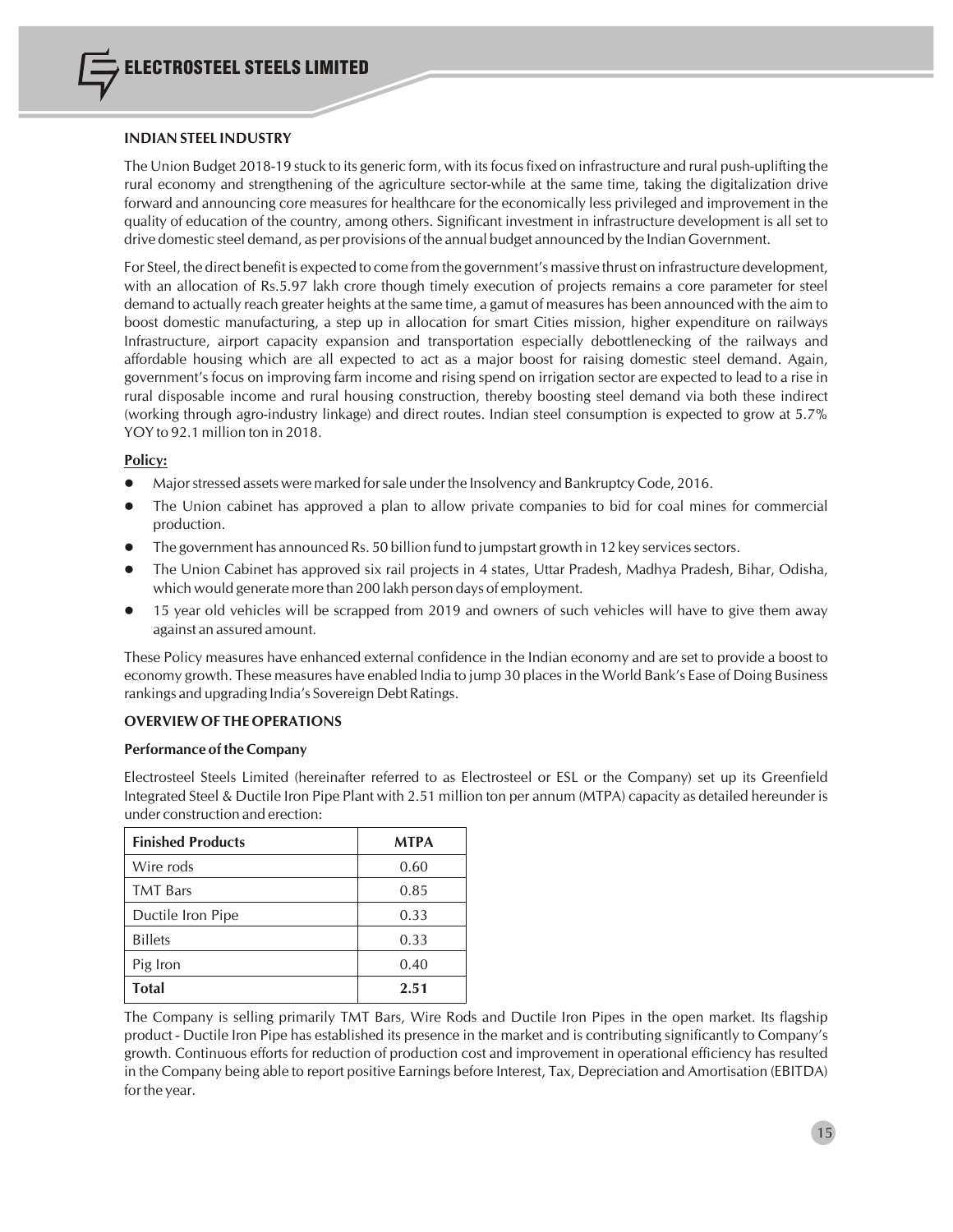## INDIAN STEEL INDUSTRY

The Union Budget 2018-19 stuck to its generic form, with its focus fixed on infrastructure and rural push-uplifting the rural economy and strengthening of the agriculture sector-while at the same time, taking the digitalization drive forward and announcing core measures for healthcare for the economically less privileged and improvement in the quality of education of the country, among others. Significant investment in infrastructure development is all set to drive domestic steel demand, as per provisions of the annual budget announced by the Indian Government.

For Steel, the direct benefit is expected to come from the government's massive thrust on infrastructure development, with an allocation of Rs.5.97 lakh crore though timely execution of projects remains a core parameter for steel demand to actually reach greater heights at the same time, a gamut of measures has been announced with the aim to boost domestic manufacturing, a step up in allocation for smart Cities mission, higher expenditure on railways Infrastructure, airport capacity expansion and transportation especially debottlenecking of the railways and affordable housing which are all expected to act as a major boost for raising domestic steel demand. Again, government's focus on improving farm income and rising spend on irrigation sector are expected to lead to a rise in rural disposable income and rural housing construction, thereby boosting steel demand via both these indirect (working through agro-industry linkage) and direct routes. Indian steel consumption is expected to grow at 5.7% YOY to 92.1 million ton in 2018.

**Policy:**

- Major stressed assets were marked for sale under the Insolvency and Bankruptcy Code, 2016.
- The Union cabinet has approved a plan to allow private companies to bid for coal mines for commercial production.
- The government has announced Rs. 50 billion fund to jumpstart growth in 12 key services sectors.
- The Union Cabinet has approved six rail projects in 4 states, Uttar Pradesh, Madhya Pradesh, Bihar, Odisha, which would generate more than 200 lakh person days of employment.
- 15 year old vehicles will be scrapped from 2019 and owners of such vehicles will have to give them away against an assured amount.

These Policy measures have enhanced external confidence in the Indian economy and are set to provide a boost to economy growth. These measures have enabled India to jump 30 places in the World Bank's Ease of Doing Business rankings and upgrading India's Sovereign Debt Ratings.

## OVERVIEW OF THE OPERATIONS

### Performance of the Company

Electrosteel Steels Limited (hereinafter referred to as Electrosteel or ESL or the Company) set up its Greenfield Integrated Steel & Ductile Iron Pipe Plant with 2.51 million ton per annum (MTPA) capacity as detailed hereunder is under construction and erection:

| Finished Products | MTPA |
|---|---|
| Wire rods | 0.60 |
| TMT Bars | 0.85 |
| Ductile Iron Pipe | 0.33 |
| Billets | 0.33 |
| Pig Iron | 0.40 |
| **Total** | **2.51** |

The Company is selling primarily TMT Bars, Wire Rods and Ductile Iron Pipes in the open market. Its flagship product - Ductile Iron Pipe has established its presence in the market and is contributing significantly to Company's growth. Continuous efforts for reduction of production cost and improvement in operational efficiency has resulted in the Company being able to report positive Earnings before Interest, Tax, Depreciation and Amortisation (EBITDA) for the year.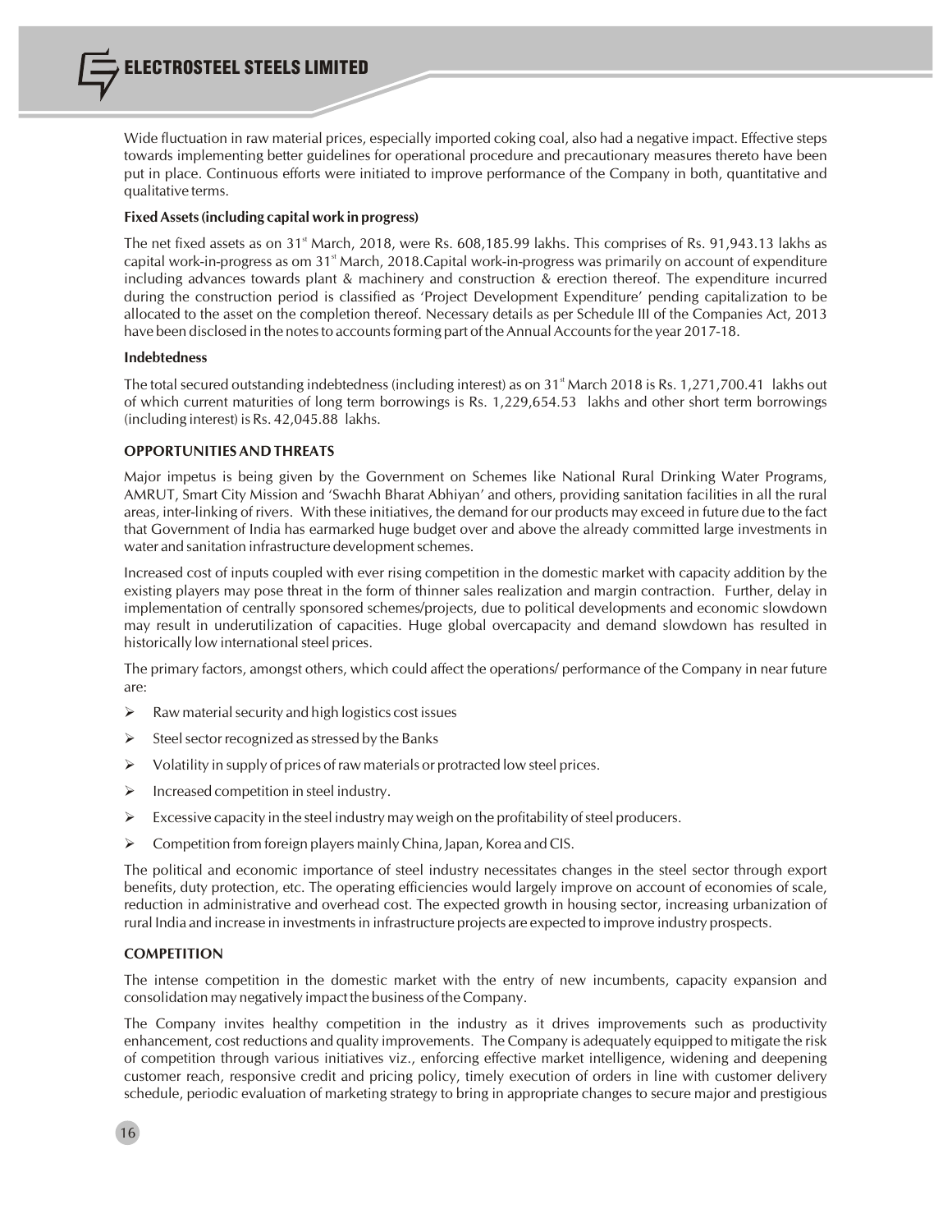Wide fluctuation in raw material prices, especially imported coking coal, also had a negative impact. Effective steps towards implementing better guidelines for operational procedure and precautionary measures thereto have been put in place. Continuous efforts were initiated to improve performance of the Company in both, quantitative and qualitative terms.

**Fixed Assets (including capital work in progress)**

The net fixed assets as on 31st March, 2018, were Rs. 608,185.99 lakhs. This comprises of Rs. 91,943.13 lakhs as capital work-in-progress as om 31st March, 2018.Capital work-in-progress was primarily on account of expenditure including advances towards plant & machinery and construction & erection thereof. The expenditure incurred during the construction period is classified as 'Project Development Expenditure' pending capitalization to be allocated to the asset on the completion thereof. Necessary details as per Schedule III of the Companies Act, 2013 have been disclosed in the notes to accounts forming part of the Annual Accounts for the year 2017-18.

**Indebtedness**

The total secured outstanding indebtedness (including interest) as on 31st March 2018 is Rs. 1,271,700.41 lakhs out of which current maturities of long term borrowings is Rs. 1,229,654.53 lakhs and other short term borrowings (including interest) is Rs. 42,045.88 lakhs.

**OPPORTUNITIES AND THREATS**

Major impetus is being given by the Government on Schemes like National Rural Drinking Water Programs, AMRUT, Smart City Mission and 'Swachh Bharat Abhiyan' and others, providing sanitation facilities in all the rural areas, inter-linking of rivers. With these initiatives, the demand for our products may exceed in future due to the fact that Government of India has earmarked huge budget over and above the already committed large investments in water and sanitation infrastructure development schemes.

Increased cost of inputs coupled with ever rising competition in the domestic market with capacity addition by the existing players may pose threat in the form of thinner sales realization and margin contraction. Further, delay in implementation of centrally sponsored schemes/projects, due to political developments and economic slowdown may result in underutilization of capacities. Huge global overcapacity and demand slowdown has resulted in historically low international steel prices.

The primary factors, amongst others, which could affect the operations/ performance of the Company in near future are:

- Raw material security and high logistics cost issues
- Steel sector recognized as stressed by the Banks
- Volatility in supply of prices of raw materials or protracted low steel prices.
- Increased competition in steel industry.
- Excessive capacity in the steel industry may weigh on the profitability of steel producers.
- Competition from foreign players mainly China, Japan, Korea and CIS.

The political and economic importance of steel industry necessitates changes in the steel sector through export benefits, duty protection, etc. The operating efficiencies would largely improve on account of economies of scale, reduction in administrative and overhead cost. The expected growth in housing sector, increasing urbanization of rural India and increase in investments in infrastructure projects are expected to improve industry prospects.

**COMPETITION**

The intense competition in the domestic market with the entry of new incumbents, capacity expansion and consolidation may negatively impact the business of the Company.

The Company invites healthy competition in the industry as it drives improvements such as productivity enhancement, cost reductions and quality improvements. The Company is adequately equipped to mitigate the risk of competition through various initiatives viz., enforcing effective market intelligence, widening and deepening customer reach, responsive credit and pricing policy, timely execution of orders in line with customer delivery schedule, periodic evaluation of marketing strategy to bring in appropriate changes to secure major and prestigious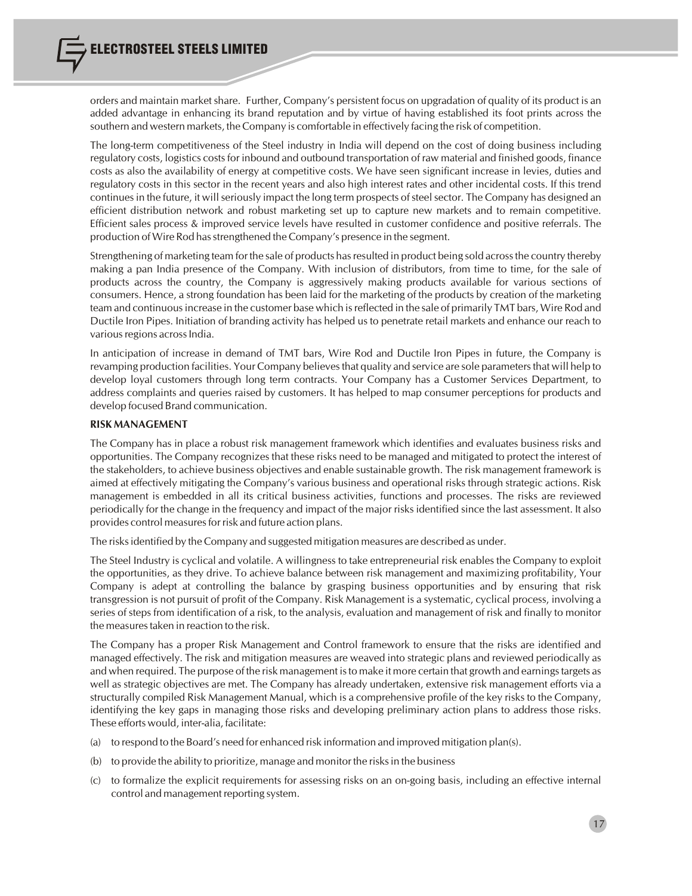orders and maintain market share. Further, Company's persistent focus on upgradation of quality of its product is an added advantage in enhancing its brand reputation and by virtue of having established its foot prints across the southern and western markets, the Company is comfortable in effectively facing the risk of competition.

The long-term competitiveness of the Steel industry in India will depend on the cost of doing business including regulatory costs, logistics costs for inbound and outbound transportation of raw material and finished goods, finance costs as also the availability of energy at competitive costs. We have seen significant increase in levies, duties and regulatory costs in this sector in the recent years and also high interest rates and other incidental costs. If this trend continues in the future, it will seriously impact the long term prospects of steel sector. The Company has designed an efficient distribution network and robust marketing set up to capture new markets and to remain competitive. Efficient sales process & improved service levels have resulted in customer confidence and positive referrals. The production of Wire Rod has strengthened the Company's presence in the segment.

Strengthening of marketing team for the sale of products has resulted in product being sold across the country thereby making a pan India presence of the Company. With inclusion of distributors, from time to time, for the sale of products across the country, the Company is aggressively making products available for various sections of consumers. Hence, a strong foundation has been laid for the marketing of the products by creation of the marketing team and continuous increase in the customer base which is reflected in the sale of primarily TMT bars, Wire Rod and Ductile Iron Pipes. Initiation of branding activity has helped us to penetrate retail markets and enhance our reach to various regions across India.

In anticipation of increase in demand of TMT bars, Wire Rod and Ductile Iron Pipes in future, the Company is revamping production facilities. Your Company believes that quality and service are sole parameters that will help to develop loyal customers through long term contracts. Your Company has a Customer Services Department, to address complaints and queries raised by customers. It has helped to map consumer perceptions for products and develop focused Brand communication.

**RISK MANAGEMENT**

The Company has in place a robust risk management framework which identifies and evaluates business risks and opportunities. The Company recognizes that these risks need to be managed and mitigated to protect the interest of the stakeholders, to achieve business objectives and enable sustainable growth. The risk management framework is aimed at effectively mitigating the Company's various business and operational risks through strategic actions. Risk management is embedded in all its critical business activities, functions and processes. The risks are reviewed periodically for the change in the frequency and impact of the major risks identified since the last assessment. It also provides control measures for risk and future action plans.

The risks identified by the Company and suggested mitigation measures are described as under.

The Steel Industry is cyclical and volatile. A willingness to take entrepreneurial risk enables the Company to exploit the opportunities, as they drive. To achieve balance between risk management and maximizing profitability, Your Company is adept at controlling the balance by grasping business opportunities and by ensuring that risk transgression is not pursuit of profit of the Company. Risk Management is a systematic, cyclical process, involving a series of steps from identification of a risk, to the analysis, evaluation and management of risk and finally to monitor the measures taken in reaction to the risk.

The Company has a proper Risk Management and Control framework to ensure that the risks are identified and managed effectively. The risk and mitigation measures are weaved into strategic plans and reviewed periodically as and when required. The purpose of the risk management is to make it more certain that growth and earnings targets as well as strategic objectives are met. The Company has already undertaken, extensive risk management efforts via a structurally compiled Risk Management Manual, which is a comprehensive profile of the key risks to the Company, identifying the key gaps in managing those risks and developing preliminary action plans to address those risks. These efforts would, inter-alia, facilitate:

(a) to respond to the Board's need for enhanced risk information and improved mitigation plan(s).

(b) to provide the ability to prioritize, manage and monitor the risks in the business

(c) to formalize the explicit requirements for assessing risks on an on-going basis, including an effective internal control and management reporting system.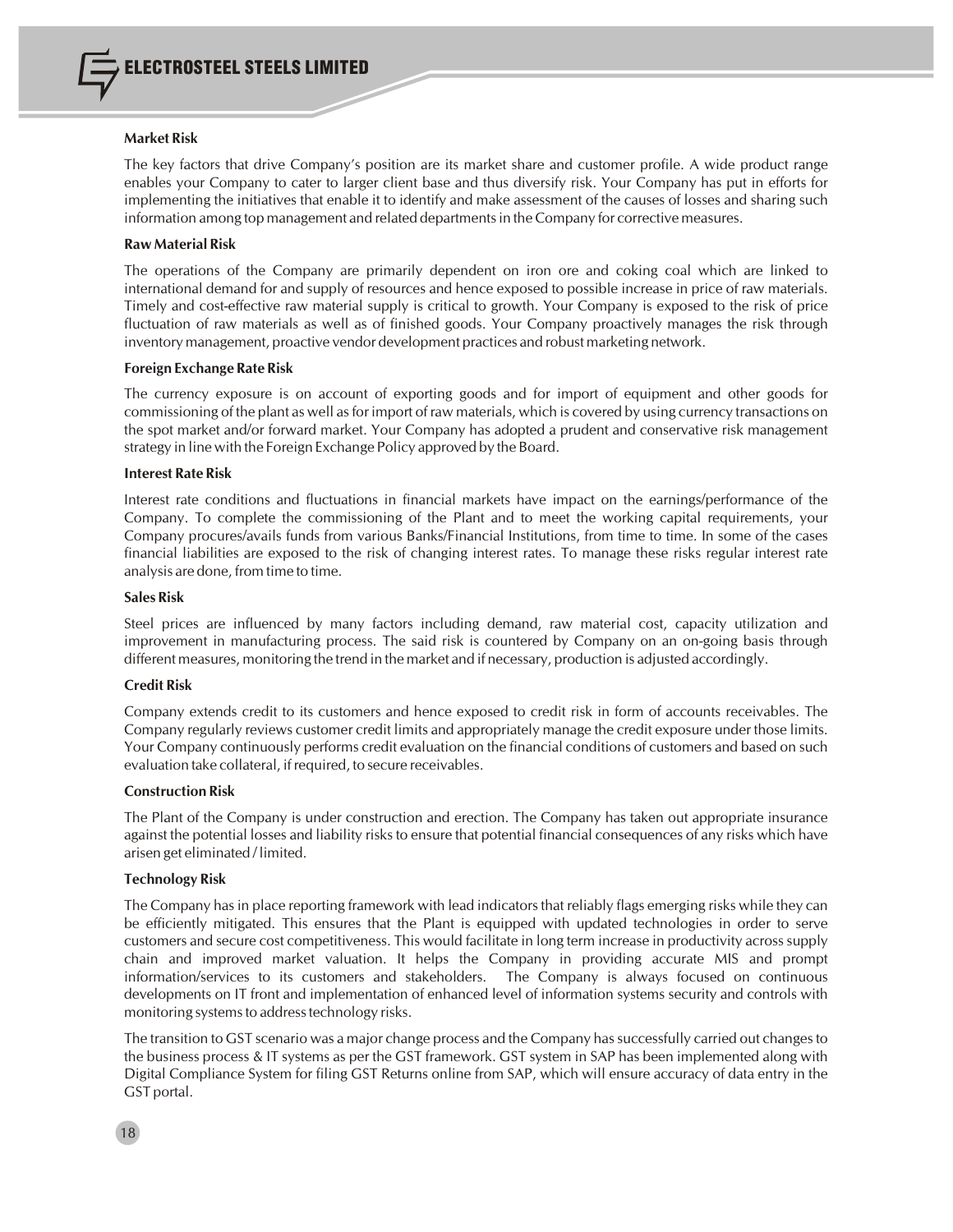**Market Risk**

The key factors that drive Company's position are its market share and customer profile. A wide product range enables your Company to cater to larger client base and thus diversify risk. Your Company has put in efforts for implementing the initiatives that enable it to identify and make assessment of the causes of losses and sharing such information among top management and related departments in the Company for corrective measures.

**Raw Material Risk**

The operations of the Company are primarily dependent on iron ore and coking coal which are linked to international demand for and supply of resources and hence exposed to possible increase in price of raw materials. Timely and cost-effective raw material supply is critical to growth. Your Company is exposed to the risk of price fluctuation of raw materials as well as of finished goods. Your Company proactively manages the risk through inventory management, proactive vendor development practices and robust marketing network.

**Foreign Exchange Rate Risk**

The currency exposure is on account of exporting goods and for import of equipment and other goods for commissioning of the plant as well as for import of raw materials, which is covered by using currency transactions on the spot market and/or forward market. Your Company has adopted a prudent and conservative risk management strategy in line with the Foreign Exchange Policy approved by the Board.

**Interest Rate Risk**

Interest rate conditions and fluctuations in financial markets have impact on the earnings/performance of the Company. To complete the commissioning of the Plant and to meet the working capital requirements, your Company procures/avails funds from various Banks/Financial Institutions, from time to time. In some of the cases financial liabilities are exposed to the risk of changing interest rates. To manage these risks regular interest rate analysis are done, from time to time.

**Sales Risk**

Steel prices are influenced by many factors including demand, raw material cost, capacity utilization and improvement in manufacturing process. The said risk is countered by Company on an on-going basis through different measures, monitoring the trend in the market and if necessary, production is adjusted accordingly.

**Credit Risk**

Company extends credit to its customers and hence exposed to credit risk in form of accounts receivables. The Company regularly reviews customer credit limits and appropriately manage the credit exposure under those limits. Your Company continuously performs credit evaluation on the financial conditions of customers and based on such evaluation take collateral, if required, to secure receivables.

**Construction Risk**

The Plant of the Company is under construction and erection. The Company has taken out appropriate insurance against the potential losses and liability risks to ensure that potential financial consequences of any risks which have arisen get eliminated / limited.

**Technology Risk**

The Company has in place reporting framework with lead indicators that reliably flags emerging risks while they can be efficiently mitigated. This ensures that the Plant is equipped with updated technologies in order to serve customers and secure cost competitiveness. This would facilitate in long term increase in productivity across supply chain and improved market valuation. It helps the Company in providing accurate MIS and prompt information/services to its customers and stakeholders. The Company is always focused on continuous developments on IT front and implementation of enhanced level of information systems security and controls with monitoring systems to address technology risks.

The transition to GST scenario was a major change process and the Company has successfully carried out changes to the business process & IT systems as per the GST framework. GST system in SAP has been implemented along with Digital Compliance System for filing GST Returns online from SAP, which will ensure accuracy of data entry in the GST portal.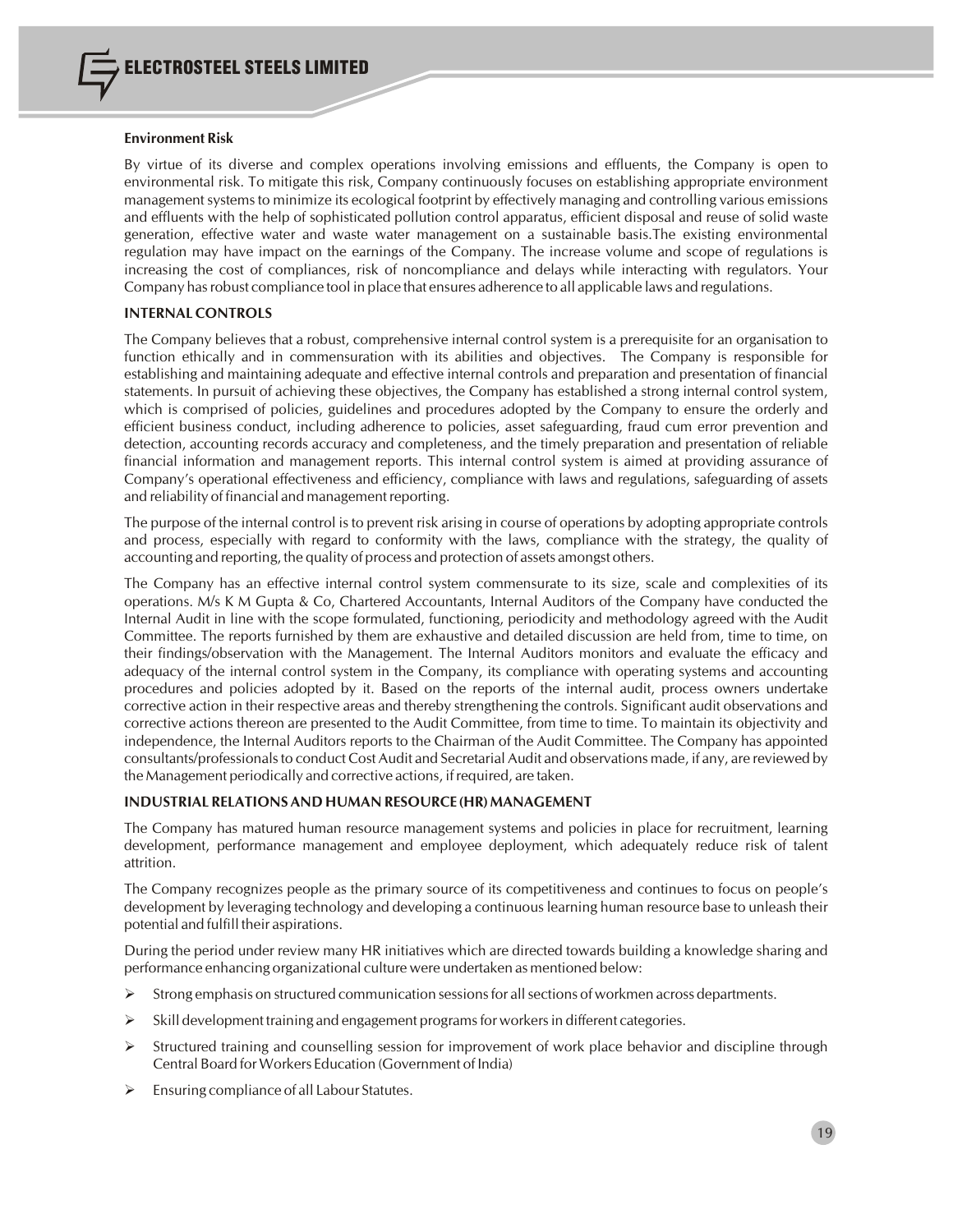**Environment Risk**

By virtue of its diverse and complex operations involving emissions and effluents, the Company is open to environmental risk. To mitigate this risk, Company continuously focuses on establishing appropriate environment management systems to minimize its ecological footprint by effectively managing and controlling various emissions and effluents with the help of sophisticated pollution control apparatus, efficient disposal and reuse of solid waste generation, effective water and waste water management on a sustainable basis.The existing environmental regulation may have impact on the earnings of the Company. The increase volume and scope of regulations is increasing the cost of compliances, risk of noncompliance and delays while interacting with regulators. Your Company has robust compliance tool in place that ensures adherence to all applicable laws and regulations.

## INTERNAL CONTROLS

The Company believes that a robust, comprehensive internal control system is a prerequisite for an organisation to function ethically and in commensuration with its abilities and objectives. The Company is responsible for establishing and maintaining adequate and effective internal controls and preparation and presentation of financial statements. In pursuit of achieving these objectives, the Company has established a strong internal control system, which is comprised of policies, guidelines and procedures adopted by the Company to ensure the orderly and efficient business conduct, including adherence to policies, asset safeguarding, fraud cum error prevention and detection, accounting records accuracy and completeness, and the timely preparation and presentation of reliable financial information and management reports. This internal control system is aimed at providing assurance of Company's operational effectiveness and efficiency, compliance with laws and regulations, safeguarding of assets and reliability of financial and management reporting.

The purpose of the internal control is to prevent risk arising in course of operations by adopting appropriate controls and process, especially with regard to conformity with the laws, compliance with the strategy, the quality of accounting and reporting, the quality of process and protection of assets amongst others.

The Company has an effective internal control system commensurate to its size, scale and complexities of its operations. M/s K M Gupta & Co, Chartered Accountants, Internal Auditors of the Company have conducted the Internal Audit in line with the scope formulated, functioning, periodicity and methodology agreed with the Audit Committee. The reports furnished by them are exhaustive and detailed discussion are held from, time to time, on their findings/observation with the Management. The Internal Auditors monitors and evaluate the efficacy and adequacy of the internal control system in the Company, its compliance with operating systems and accounting procedures and policies adopted by it. Based on the reports of the internal audit, process owners undertake corrective action in their respective areas and thereby strengthening the controls. Significant audit observations and corrective actions thereon are presented to the Audit Committee, from time to time. To maintain its objectivity and independence, the Internal Auditors reports to the Chairman of the Audit Committee. The Company has appointed consultants/professionals to conduct Cost Audit and Secretarial Audit and observations made, if any, are reviewed by the Management periodically and corrective actions, if required, are taken.

## INDUSTRIAL RELATIONS AND HUMAN RESOURCE (HR) MANAGEMENT

The Company has matured human resource management systems and policies in place for recruitment, learning development, performance management and employee deployment, which adequately reduce risk of talent attrition.

The Company recognizes people as the primary source of its competitiveness and continues to focus on people's development by leveraging technology and developing a continuous learning human resource base to unleash their potential and fulfill their aspirations.

During the period under review many HR initiatives which are directed towards building a knowledge sharing and performance enhancing organizational culture were undertaken as mentioned below:

- Strong emphasis on structured communication sessions for all sections of workmen across departments.
- Skill development training and engagement programs for workers in different categories.
- Structured training and counselling session for improvement of work place behavior and discipline through Central Board for Workers Education (Government of India)
- Ensuring compliance of all Labour Statutes.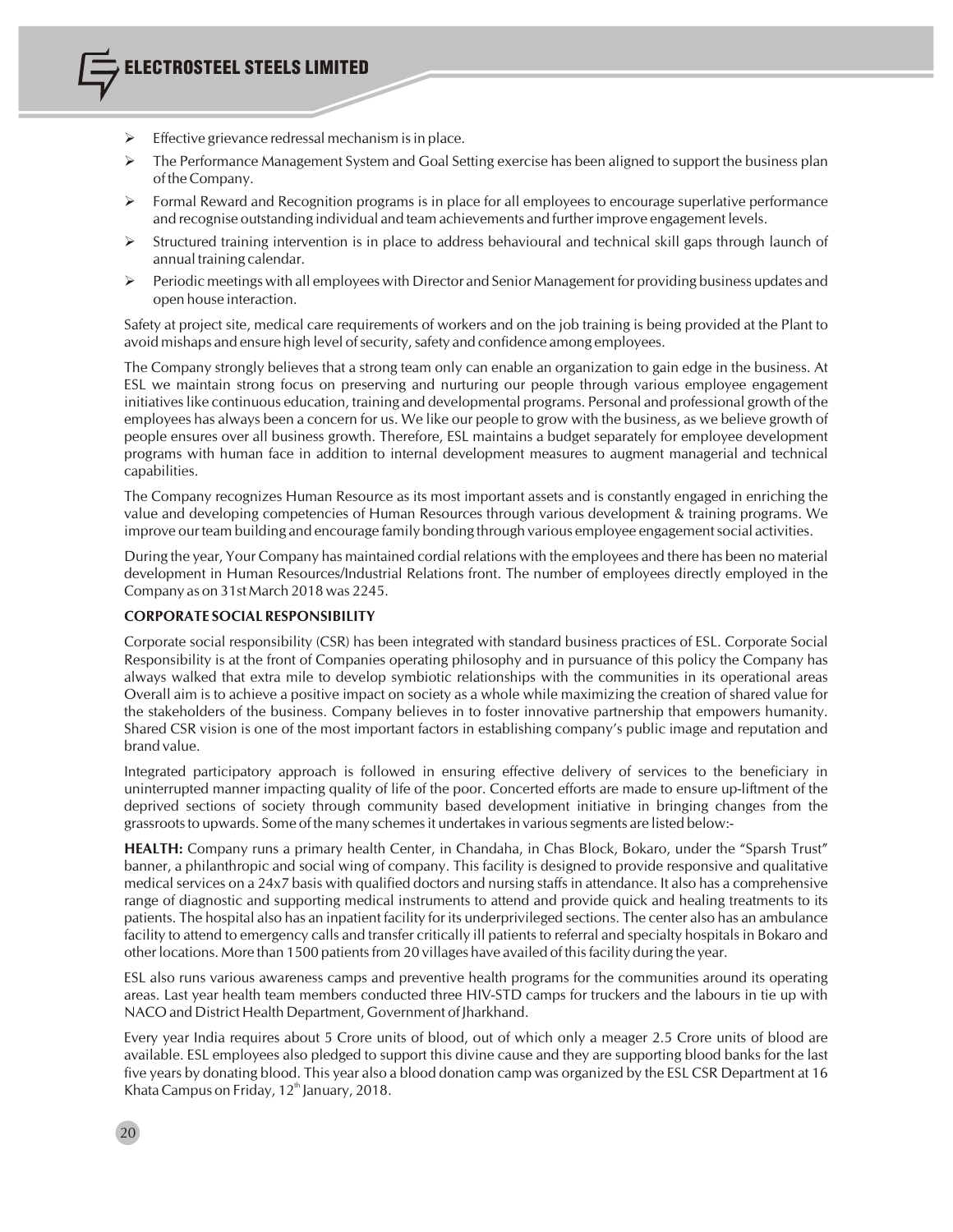- Effective grievance redressal mechanism is in place.
- The Performance Management System and Goal Setting exercise has been aligned to support the business plan of the Company.
- Formal Reward and Recognition programs is in place for all employees to encourage superlative performance and recognise outstanding individual and team achievements and further improve engagement levels.
- Structured training intervention is in place to address behavioural and technical skill gaps through launch of annual training calendar.
- Periodic meetings with all employees with Director and Senior Management for providing business updates and open house interaction.

Safety at project site, medical care requirements of workers and on the job training is being provided at the Plant to avoid mishaps and ensure high level of security, safety and confidence among employees.

The Company strongly believes that a strong team only can enable an organization to gain edge in the business. At ESL we maintain strong focus on preserving and nurturing our people through various employee engagement initiatives like continuous education, training and developmental programs. Personal and professional growth of the employees has always been a concern for us. We like our people to grow with the business, as we believe growth of people ensures over all business growth. Therefore, ESL maintains a budget separately for employee development programs with human face in addition to internal development measures to augment managerial and technical capabilities.

The Company recognizes Human Resource as its most important assets and is constantly engaged in enriching the value and developing competencies of Human Resources through various development & training programs. We improve our team building and encourage family bonding through various employee engagement social activities.

During the year, Your Company has maintained cordial relations with the employees and there has been no material development in Human Resources/Industrial Relations front. The number of employees directly employed in the Company as on 31st March 2018 was 2245.

**CORPORATE SOCIAL RESPONSIBILITY**

Corporate social responsibility (CSR) has been integrated with standard business practices of ESL. Corporate Social Responsibility is at the front of Companies operating philosophy and in pursuance of this policy the Company has always walked that extra mile to develop symbiotic relationships with the communities in its operational areas Overall aim is to achieve a positive impact on society as a whole while maximizing the creation of shared value for the stakeholders of the business. Company believes in to foster innovative partnership that empowers humanity. Shared CSR vision is one of the most important factors in establishing company's public image and reputation and brand value.

Integrated participatory approach is followed in ensuring effective delivery of services to the beneficiary in uninterrupted manner impacting quality of life of the poor. Concerted efforts are made to ensure up-liftment of the deprived sections of society through community based development initiative in bringing changes from the grassroots to upwards. Some of the many schemes it undertakes in various segments are listed below:-

**HEALTH:** Company runs a primary health Center, in Chandaha, in Chas Block, Bokaro, under the "Sparsh Trust" banner, a philanthropic and social wing of company. This facility is designed to provide responsive and qualitative medical services on a 24x7 basis with qualified doctors and nursing staffs in attendance. It also has a comprehensive range of diagnostic and supporting medical instruments to attend and provide quick and healing treatments to its patients. The hospital also has an inpatient facility for its underprivileged sections. The center also has an ambulance facility to attend to emergency calls and transfer critically ill patients to referral and specialty hospitals in Bokaro and other locations. More than 1500 patients from 20 villages have availed of this facility during the year.

ESL also runs various awareness camps and preventive health programs for the communities around its operating areas. Last year health team members conducted three HIV-STD camps for truckers and the labours in tie up with NACO and District Health Department, Government of Jharkhand.

Every year India requires about 5 Crore units of blood, out of which only a meager 2.5 Crore units of blood are available. ESL employees also pledged to support this divine cause and they are supporting blood banks for the last five years by donating blood. This year also a blood donation camp was organized by the ESL CSR Department at 16 Khata Campus on Friday, 12th January, 2018.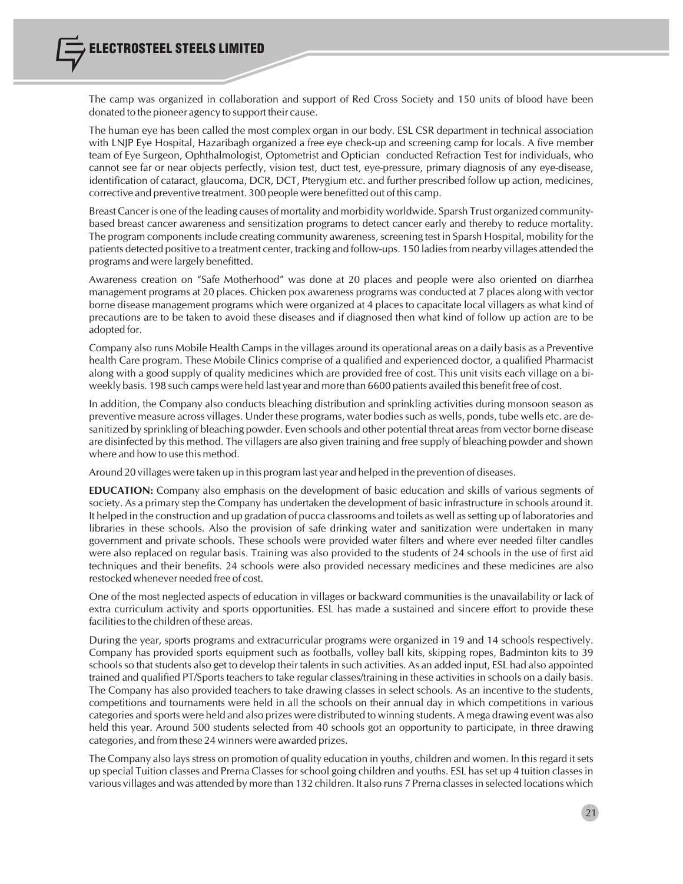The camp was organized in collaboration and support of Red Cross Society and 150 units of blood have been donated to the pioneer agency to support their cause.

The human eye has been called the most complex organ in our body. ESL CSR department in technical association with LNJP Eye Hospital, Hazaribagh organized a free eye check-up and screening camp for locals. A five member team of Eye Surgeon, Ophthalmologist, Optometrist and Optician conducted Refraction Test for individuals, who cannot see far or near objects perfectly, vision test, duct test, eye-pressure, primary diagnosis of any eye-disease, identification of cataract, glaucoma, DCR, DCT, Pterygium etc. and further prescribed follow up action, medicines, corrective and preventive treatment. 300 people were benefitted out of this camp.

Breast Cancer is one of the leading causes of mortality and morbidity worldwide. Sparsh Trust organized community-based breast cancer awareness and sensitization programs to detect cancer early and thereby to reduce mortality. The program components include creating community awareness, screening test in Sparsh Hospital, mobility for the patients detected positive to a treatment center, tracking and follow-ups. 150 ladies from nearby villages attended the programs and were largely benefitted.

Awareness creation on "Safe Motherhood" was done at 20 places and people were also oriented on diarrhea management programs at 20 places. Chicken pox awareness programs was conducted at 7 places along with vector borne disease management programs which were organized at 4 places to capacitate local villagers as what kind of precautions are to be taken to avoid these diseases and if diagnosed then what kind of follow up action are to be adopted for.

Company also runs Mobile Health Camps in the villages around its operational areas on a daily basis as a Preventive health Care program. These Mobile Clinics comprise of a qualified and experienced doctor, a qualified Pharmacist along with a good supply of quality medicines which are provided free of cost. This unit visits each village on a bi-weekly basis. 198 such camps were held last year and more than 6600 patients availed this benefit free of cost.

In addition, the Company also conducts bleaching distribution and sprinkling activities during monsoon season as preventive measure across villages. Under these programs, water bodies such as wells, ponds, tube wells etc. are de-sanitized by sprinkling of bleaching powder. Even schools and other potential threat areas from vector borne disease are disinfected by this method. The villagers are also given training and free supply of bleaching powder and shown where and how to use this method.

Around 20 villages were taken up in this program last year and helped in the prevention of diseases.

**EDUCATION:** Company also emphasis on the development of basic education and skills of various segments of society. As a primary step the Company has undertaken the development of basic infrastructure in schools around it. It helped in the construction and up gradation of pucca classrooms and toilets as well as setting up of laboratories and libraries in these schools. Also the provision of safe drinking water and sanitization were undertaken in many government and private schools. These schools were provided water filters and where ever needed filter candles were also replaced on regular basis. Training was also provided to the students of 24 schools in the use of first aid techniques and their benefits. 24 schools were also provided necessary medicines and these medicines are also restocked whenever needed free of cost.

One of the most neglected aspects of education in villages or backward communities is the unavailability or lack of extra curriculum activity and sports opportunities. ESL has made a sustained and sincere effort to provide these facilities to the children of these areas.

During the year, sports programs and extracurricular programs were organized in 19 and 14 schools respectively. Company has provided sports equipment such as footballs, volley ball kits, skipping ropes, Badminton kits to 39 schools so that students also get to develop their talents in such activities. As an added input, ESL had also appointed trained and qualified PT/Sports teachers to take regular classes/training in these activities in schools on a daily basis. The Company has also provided teachers to take drawing classes in select schools. As an incentive to the students, competitions and tournaments were held in all the schools on their annual day in which competitions in various categories and sports were held and also prizes were distributed to winning students. A mega drawing event was also held this year. Around 500 students selected from 40 schools got an opportunity to participate, in three drawing categories, and from these 24 winners were awarded prizes.

The Company also lays stress on promotion of quality education in youths, children and women. In this regard it sets up special Tuition classes and Prerna Classes for school going children and youths. ESL has set up 4 tuition classes in various villages and was attended by more than 132 children. It also runs 7 Prerna classes in selected locations which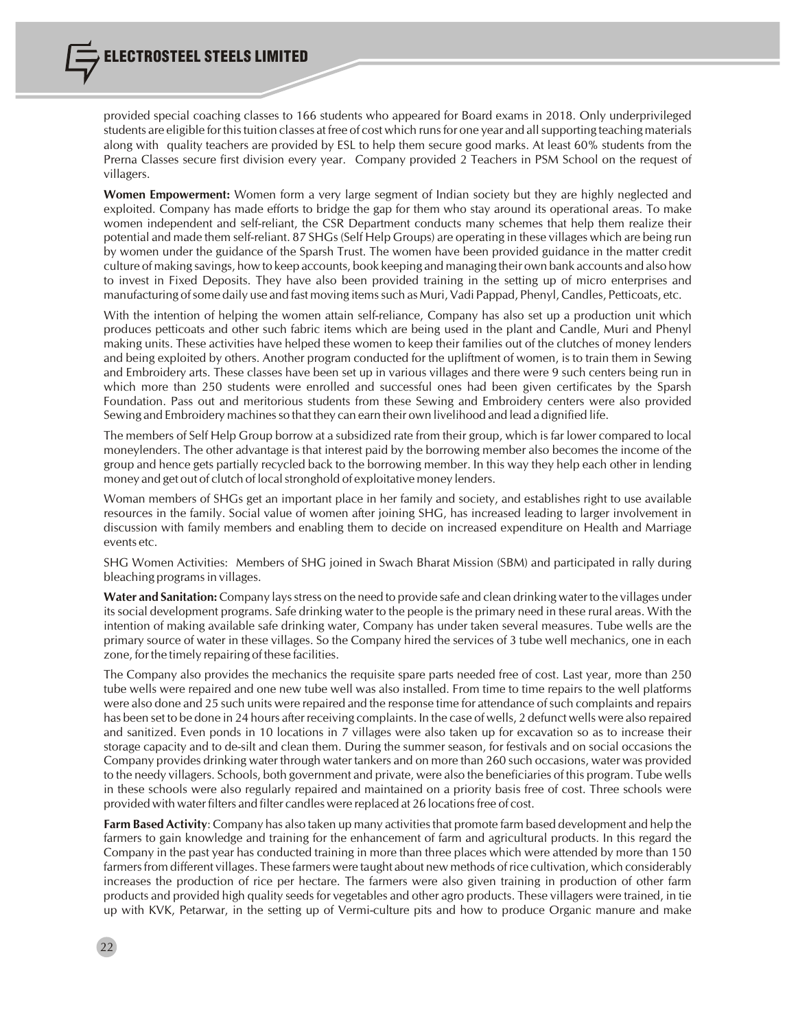provided special coaching classes to 166 students who appeared for Board exams in 2018. Only underprivileged students are eligible for this tuition classes at free of cost which runs for one year and all supporting teaching materials along with quality teachers are provided by ESL to help them secure good marks. At least 60% students from the Prerna Classes secure first division every year. Company provided 2 Teachers in PSM School on the request of villagers.

**Women Empowerment:** Women form a very large segment of Indian society but they are highly neglected and exploited. Company has made efforts to bridge the gap for them who stay around its operational areas. To make women independent and self-reliant, the CSR Department conducts many schemes that help them realize their potential and made them self-reliant. 87 SHGs (Self Help Groups) are operating in these villages which are being run by women under the guidance of the Sparsh Trust. The women have been provided guidance in the matter credit culture of making savings, how to keep accounts, book keeping and managing their own bank accounts and also how to invest in Fixed Deposits. They have also been provided training in the setting up of micro enterprises and manufacturing of some daily use and fast moving items such as Muri, Vadi Pappad, Phenyl, Candles, Petticoats, etc.

With the intention of helping the women attain self-reliance, Company has also set up a production unit which produces petticoats and other such fabric items which are being used in the plant and Candle, Muri and Phenyl making units. These activities have helped these women to keep their families out of the clutches of money lenders and being exploited by others. Another program conducted for the upliftment of women, is to train them in Sewing and Embroidery arts. These classes have been set up in various villages and there were 9 such centers being run in which more than 250 students were enrolled and successful ones had been given certificates by the Sparsh Foundation. Pass out and meritorious students from these Sewing and Embroidery centers were also provided Sewing and Embroidery machines so that they can earn their own livelihood and lead a dignified life.

The members of Self Help Group borrow at a subsidized rate from their group, which is far lower compared to local moneylenders. The other advantage is that interest paid by the borrowing member also becomes the income of the group and hence gets partially recycled back to the borrowing member. In this way they help each other in lending money and get out of clutch of local stronghold of exploitative money lenders.

Woman members of SHGs get an important place in her family and society, and establishes right to use available resources in the family. Social value of women after joining SHG, has increased leading to larger involvement in discussion with family members and enabling them to decide on increased expenditure on Health and Marriage events etc.

SHG Women Activities: Members of SHG joined in Swach Bharat Mission (SBM) and participated in rally during bleaching programs in villages.

**Water and Sanitation:** Company lays stress on the need to provide safe and clean drinking water to the villages under its social development programs. Safe drinking water to the people is the primary need in these rural areas. With the intention of making available safe drinking water, Company has under taken several measures. Tube wells are the primary source of water in these villages. So the Company hired the services of 3 tube well mechanics, one in each zone, for the timely repairing of these facilities.

The Company also provides the mechanics the requisite spare parts needed free of cost. Last year, more than 250 tube wells were repaired and one new tube well was also installed. From time to time repairs to the well platforms were also done and 25 such units were repaired and the response time for attendance of such complaints and repairs has been set to be done in 24 hours after receiving complaints. In the case of wells, 2 defunct wells were also repaired and sanitized. Even ponds in 10 locations in 7 villages were also taken up for excavation so as to increase their storage capacity and to de-silt and clean them. During the summer season, for festivals and on social occasions the Company provides drinking water through water tankers and on more than 260 such occasions, water was provided to the needy villagers. Schools, both government and private, were also the beneficiaries of this program. Tube wells in these schools were also regularly repaired and maintained on a priority basis free of cost. Three schools were provided with water filters and filter candles were replaced at 26 locations free of cost.

**Farm Based Activity**: Company has also taken up many activities that promote farm based development and help the farmers to gain knowledge and training for the enhancement of farm and agricultural products. In this regard the Company in the past year has conducted training in more than three places which were attended by more than 150 farmers from different villages. These farmers were taught about new methods of rice cultivation, which considerably increases the production of rice per hectare. The farmers were also given training in production of other farm products and provided high quality seeds for vegetables and other agro products. These villagers were trained, in tie up with KVK, Petarwar, in the setting up of Vermi-culture pits and how to produce Organic manure and make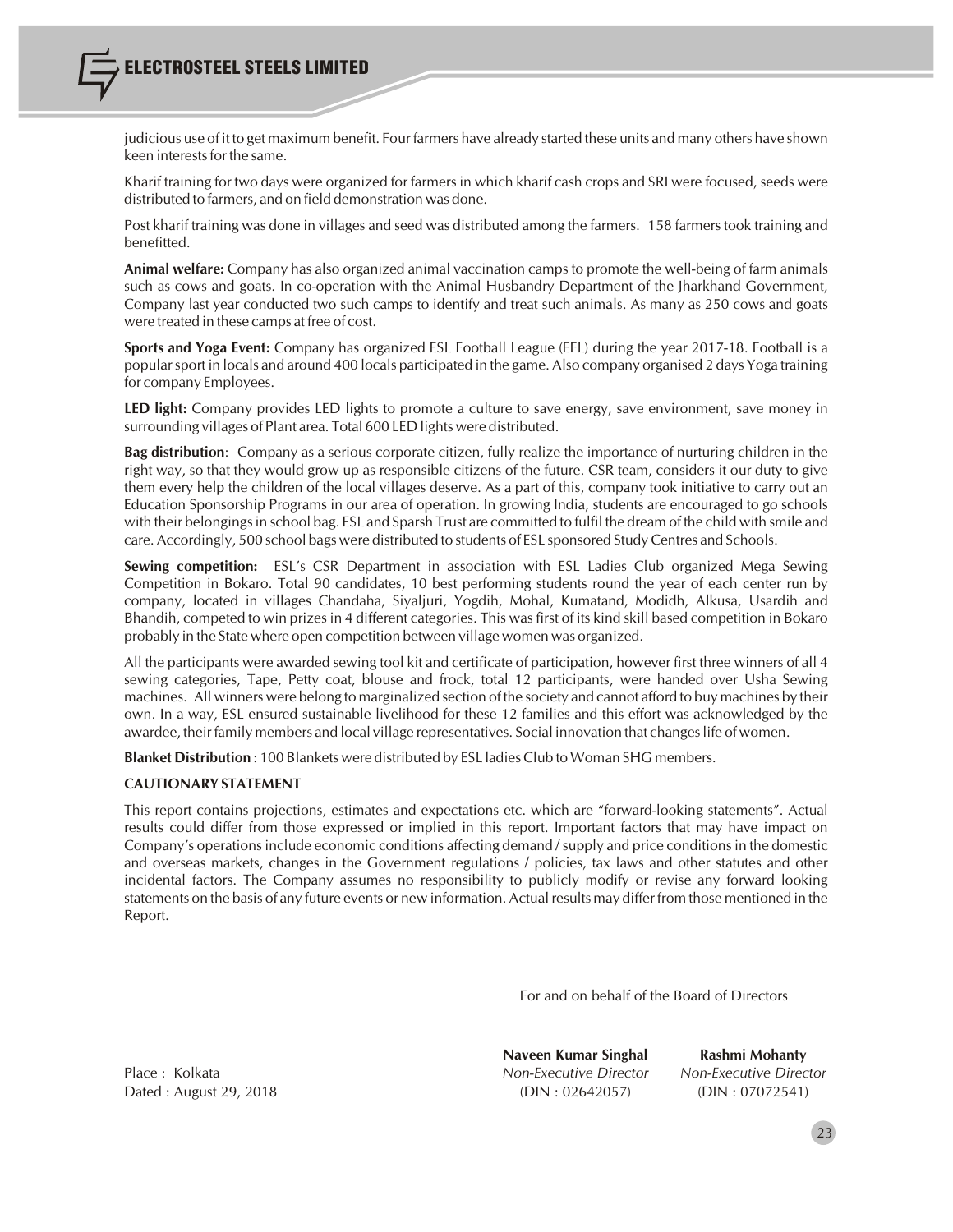judicious use of it to get maximum benefit. Four farmers have already started these units and many others have shown keen interests for the same.

Kharif training for two days were organized for farmers in which kharif cash crops and SRI were focused, seeds were distributed to farmers, and on field demonstration was done.

Post kharif training was done in villages and seed was distributed among the farmers. 158 farmers took training and benefitted.

**Animal welfare:** Company has also organized animal vaccination camps to promote the well-being of farm animals such as cows and goats. In co-operation with the Animal Husbandry Department of the Jharkhand Government, Company last year conducted two such camps to identify and treat such animals. As many as 250 cows and goats were treated in these camps at free of cost.

**Sports and Yoga Event:** Company has organized ESL Football League (EFL) during the year 2017-18. Football is a popular sport in locals and around 400 locals participated in the game. Also company organised 2 days Yoga training for company Employees.

**LED light:** Company provides LED lights to promote a culture to save energy, save environment, save money in surrounding villages of Plant area. Total 600 LED lights were distributed.

**Bag distribution**: Company as a serious corporate citizen, fully realize the importance of nurturing children in the right way, so that they would grow up as responsible citizens of the future. CSR team, considers it our duty to give them every help the children of the local villages deserve. As a part of this, company took initiative to carry out an Education Sponsorship Programs in our area of operation. In growing India, students are encouraged to go schools with their belongings in school bag. ESL and Sparsh Trust are committed to fulfil the dream of the child with smile and care. Accordingly, 500 school bags were distributed to students of ESL sponsored Study Centres and Schools.

**Sewing competition:** ESL's CSR Department in association with ESL Ladies Club organized Mega Sewing Competition in Bokaro. Total 90 candidates, 10 best performing students round the year of each center run by company, located in villages Chandaha, Siyaljuri, Yogdih, Mohal, Kumatand, Modidh, Alkusa, Usardih and Bhandih, competed to win prizes in 4 different categories. This was first of its kind skill based competition in Bokaro probably in the State where open competition between village women was organized.

All the participants were awarded sewing tool kit and certificate of participation, however first three winners of all 4 sewing categories, Tape, Petty coat, blouse and frock, total 12 participants, were handed over Usha Sewing machines. All winners were belong to marginalized section of the society and cannot afford to buy machines by their own. In a way, ESL ensured sustainable livelihood for these 12 families and this effort was acknowledged by the awardee, their family members and local village representatives. Social innovation that changes life of women.

**Blanket Distribution** : 100 Blankets were distributed by ESL ladies Club to Woman SHG members.

**CAUTIONARY STATEMENT**

This report contains projections, estimates and expectations etc. which are "forward-looking statements". Actual results could differ from those expressed or implied in this report. Important factors that may have impact on Company's operations include economic conditions affecting demand / supply and price conditions in the domestic and overseas markets, changes in the Government regulations / policies, tax laws and other statutes and other incidental factors. The Company assumes no responsibility to publicly modify or revise any forward looking statements on the basis of any future events or new information. Actual results may differ from those mentioned in the Report.

For and on behalf of the Board of Directors

| | **Naveen Kumar Singhal** | **Rashmi Mohanty** |
|---|---|---|
| Place : Kolkata | *Non-Executive Director* | *Non-Executive Director* |
| Dated : August 29, 2018 | (DIN : 02642057) | (DIN : 07072541) |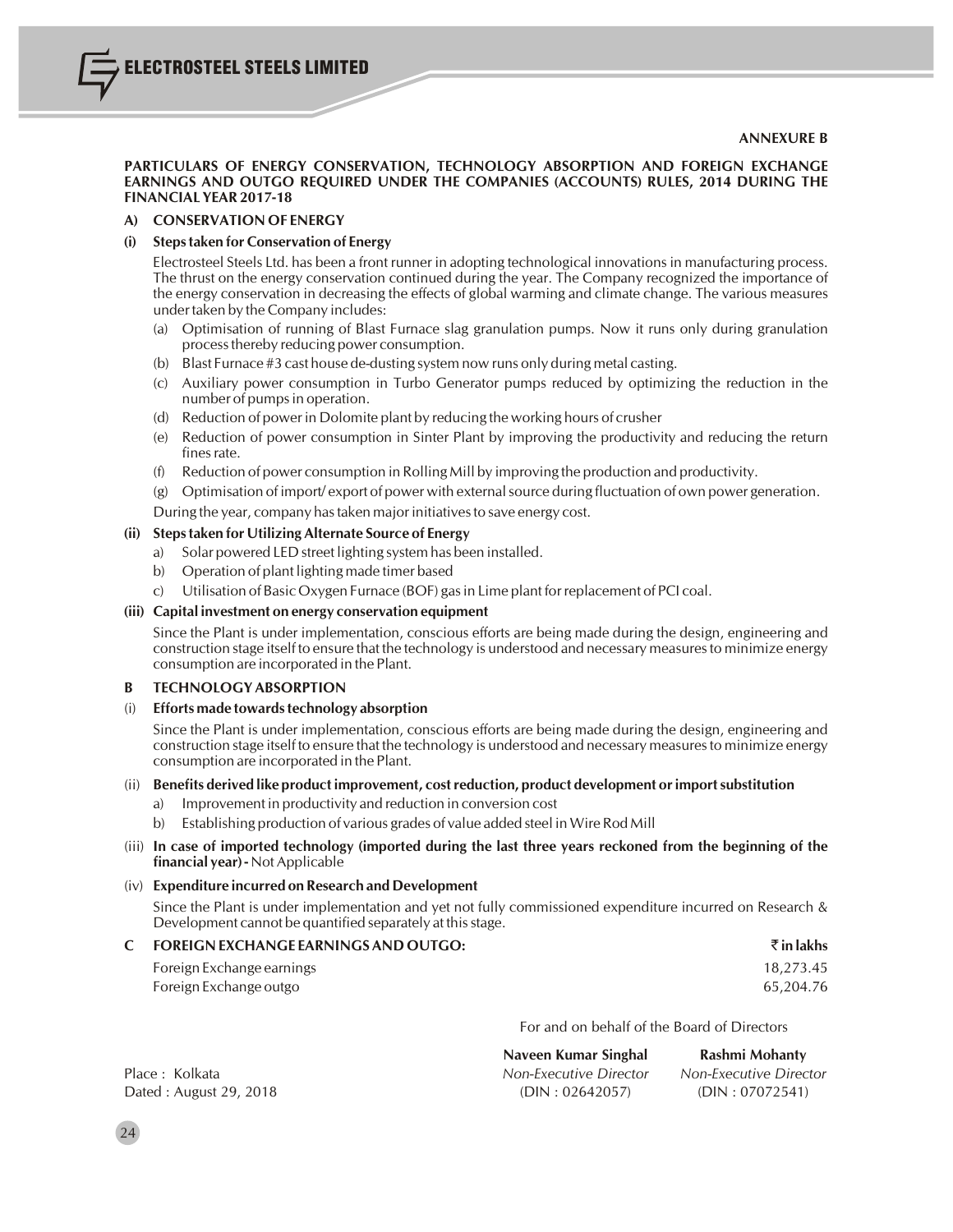**ANNEXURE B**

**PARTICULARS OF ENERGY CONSERVATION, TECHNOLOGY ABSORPTION AND FOREIGN EXCHANGE EARNINGS AND OUTGO REQUIRED UNDER THE COMPANIES (ACCOUNTS) RULES, 2014 DURING THE FINANCIAL YEAR 2017-18**

**A) CONSERVATION OF ENERGY**

**(i) Steps taken for Conservation of Energy**

Electrosteel Steels Ltd. has been a front runner in adopting technological innovations in manufacturing process. The thrust on the energy conservation continued during the year. The Company recognized the importance of the energy conservation in decreasing the effects of global warming and climate change. The various measures under taken by the Company includes:

(a) Optimisation of running of Blast Furnace slag granulation pumps. Now it runs only during granulation process thereby reducing power consumption.

(b) Blast Furnace #3 cast house de-dusting system now runs only during metal casting.

(c) Auxiliary power consumption in Turbo Generator pumps reduced by optimizing the reduction in the number of pumps in operation.

(d) Reduction of power in Dolomite plant by reducing the working hours of crusher

(e) Reduction of power consumption in Sinter Plant by improving the productivity and reducing the return fines rate.

(f) Reduction of power consumption in Rolling Mill by improving the production and productivity.

(g) Optimisation of import/ export of power with external source during fluctuation of own power generation.

During the year, company has taken major initiatives to save energy cost.

**(ii) Steps taken for Utilizing Alternate Source of Energy**

a) Solar powered LED street lighting system has been installed.

b) Operation of plant lighting made timer based

c) Utilisation of Basic Oxygen Furnace (BOF) gas in Lime plant for replacement of PCI coal.

**(iii) Capital investment on energy conservation equipment**

Since the Plant is under implementation, conscious efforts are being made during the design, engineering and construction stage itself to ensure that the technology is understood and necessary measures to minimize energy consumption are incorporated in the Plant.

**B TECHNOLOGY ABSORPTION**

(i) **Efforts made towards technology absorption**

Since the Plant is under implementation, conscious efforts are being made during the design, engineering and construction stage itself to ensure that the technology is understood and necessary measures to minimize energy consumption are incorporated in the Plant.

(ii) **Benefits derived like product improvement, cost reduction, product development or import substitution**

a) Improvement in productivity and reduction in conversion cost

b) Establishing production of various grades of value added steel in Wire Rod Mill

(iii) **In case of imported technology (imported during the last three years reckoned from the beginning of the financial year) -** Not Applicable

(iv) **Expenditure incurred on Research and Development**

Since the Plant is under implementation and yet not fully commissioned expenditure incurred on Research & Development cannot be quantified separately at this stage.

| **C FOREIGN EXCHANGE EARNINGS AND OUTGO:** | **₹ in lakhs** |
|---|---|
| Foreign Exchange earnings | 18,273.45 |
| Foreign Exchange outgo | 65,204.76 |

For and on behalf of the Board of Directors

Place : Kolkata
Dated : August 29, 2018

**Naveen Kumar Singhal**
*Non-Executive Director*
(DIN : 02642057)

**Rashmi Mohanty**
*Non-Executive Director*
(DIN : 07072541)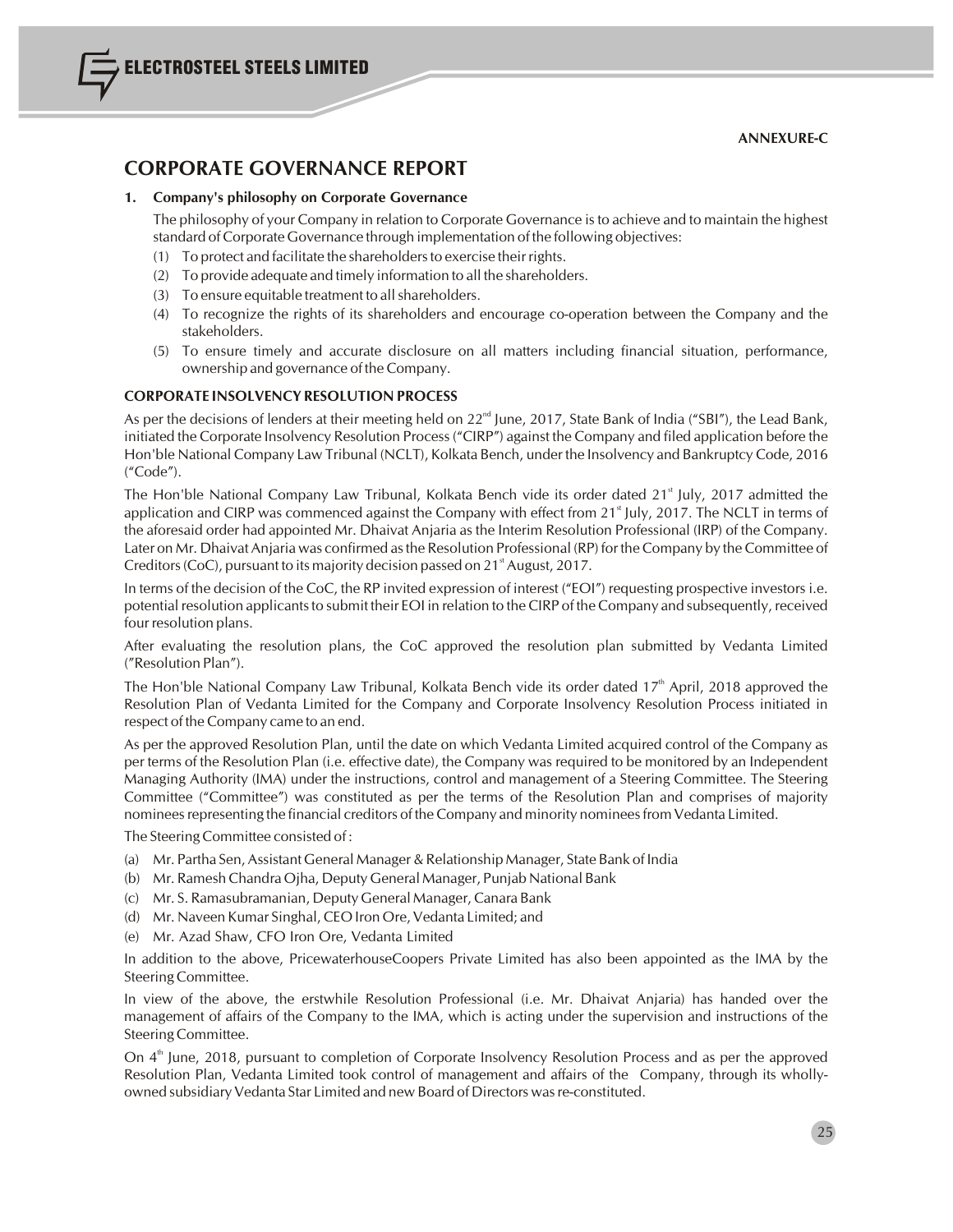ANNEXURE-C

# CORPORATE GOVERNANCE REPORT

**1. Company's philosophy on Corporate Governance**

The philosophy of your Company in relation to Corporate Governance is to achieve and to maintain the highest standard of Corporate Governance through implementation of the following objectives:

(1) To protect and facilitate the shareholders to exercise their rights.

(2) To provide adequate and timely information to all the shareholders.

(3) To ensure equitable treatment to all shareholders.

(4) To recognize the rights of its shareholders and encourage co-operation between the Company and the stakeholders.

(5) To ensure timely and accurate disclosure on all matters including financial situation, performance, ownership and governance of the Company.

**CORPORATE INSOLVENCY RESOLUTION PROCESS**

As per the decisions of lenders at their meeting held on 22nd June, 2017, State Bank of India ("SBI"), the Lead Bank, initiated the Corporate Insolvency Resolution Process ("CIRP") against the Company and filed application before the Hon'ble National Company Law Tribunal (NCLT), Kolkata Bench, under the Insolvency and Bankruptcy Code, 2016 ("Code").

The Hon'ble National Company Law Tribunal, Kolkata Bench vide its order dated 21st July, 2017 admitted the application and CIRP was commenced against the Company with effect from 21st July, 2017. The NCLT in terms of the aforesaid order had appointed Mr. Dhaivat Anjaria as the Interim Resolution Professional (IRP) of the Company. Later on Mr. Dhaivat Anjaria was confirmed as the Resolution Professional (RP) for the Company by the Committee of Creditors (CoC), pursuant to its majority decision passed on 21st August, 2017.

In terms of the decision of the CoC, the RP invited expression of interest ("EOI") requesting prospective investors i.e. potential resolution applicants to submit their EOI in relation to the CIRP of the Company and subsequently, received four resolution plans.

After evaluating the resolution plans, the CoC approved the resolution plan submitted by Vedanta Limited ("Resolution Plan").

The Hon'ble National Company Law Tribunal, Kolkata Bench vide its order dated 17th April, 2018 approved the Resolution Plan of Vedanta Limited for the Company and Corporate Insolvency Resolution Process initiated in respect of the Company came to an end.

As per the approved Resolution Plan, until the date on which Vedanta Limited acquired control of the Company as per terms of the Resolution Plan (i.e. effective date), the Company was required to be monitored by an Independent Managing Authority (IMA) under the instructions, control and management of a Steering Committee. The Steering Committee ("Committee") was constituted as per the terms of the Resolution Plan and comprises of majority nominees representing the financial creditors of the Company and minority nominees from Vedanta Limited.

The Steering Committee consisted of :

(a) Mr. Partha Sen, Assistant General Manager & Relationship Manager, State Bank of India

(b) Mr. Ramesh Chandra Ojha, Deputy General Manager, Punjab National Bank

(c) Mr. S. Ramasubramanian, Deputy General Manager, Canara Bank

(d) Mr. Naveen Kumar Singhal, CEO Iron Ore, Vedanta Limited; and

(e) Mr. Azad Shaw, CFO Iron Ore, Vedanta Limited

In addition to the above, PricewaterhouseCoopers Private Limited has also been appointed as the IMA by the Steering Committee.

In view of the above, the erstwhile Resolution Professional (i.e. Mr. Dhaivat Anjaria) has handed over the management of affairs of the Company to the IMA, which is acting under the supervision and instructions of the Steering Committee.

On 4th June, 2018, pursuant to completion of Corporate Insolvency Resolution Process and as per the approved Resolution Plan, Vedanta Limited took control of management and affairs of the Company, through its wholly-owned subsidiary Vedanta Star Limited and new Board of Directors was re-constituted.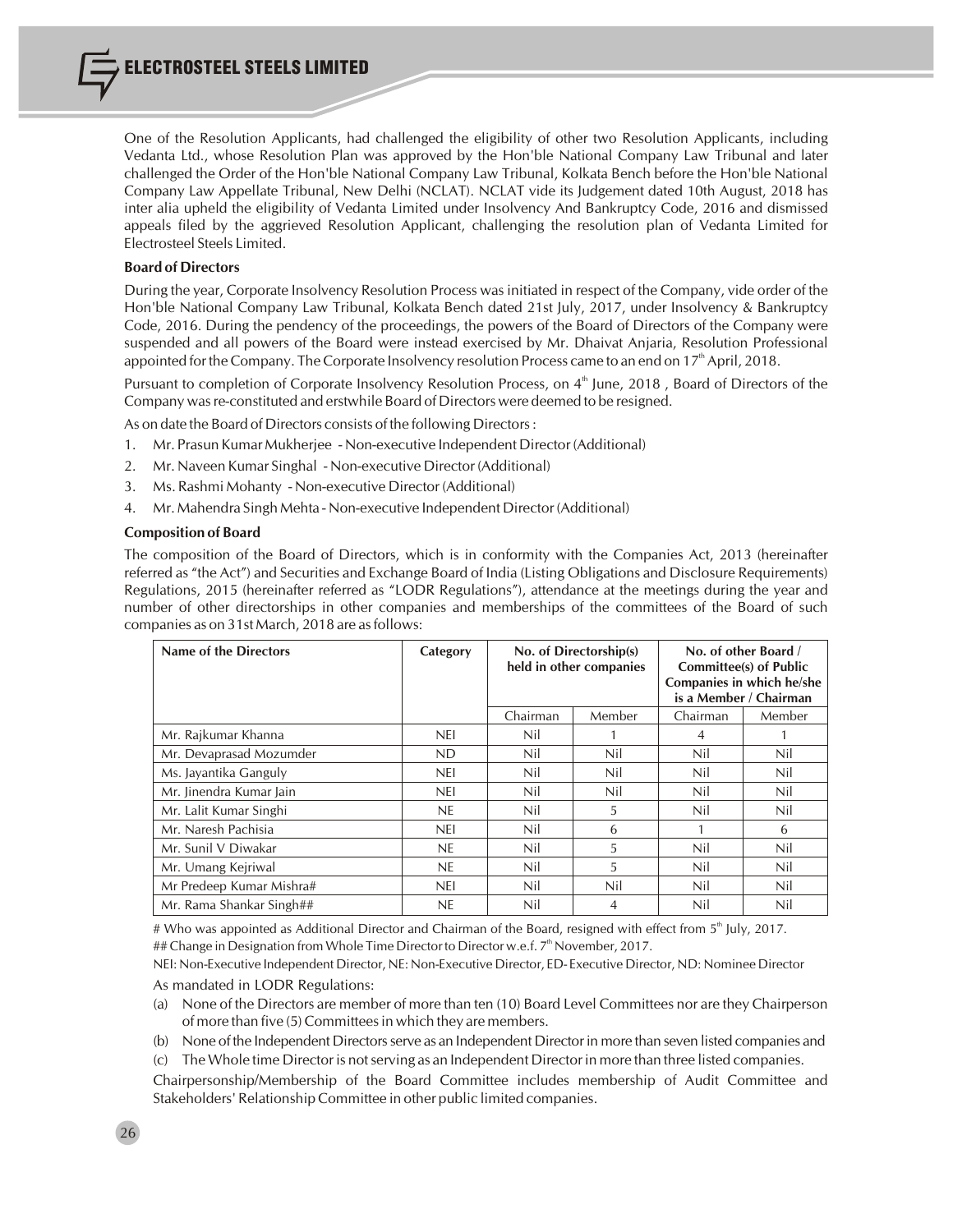One of the Resolution Applicants, had challenged the eligibility of other two Resolution Applicants, including Vedanta Ltd., whose Resolution Plan was approved by the Hon'ble National Company Law Tribunal and later challenged the Order of the Hon'ble National Company Law Tribunal, Kolkata Bench before the Hon'ble National Company Law Appellate Tribunal, New Delhi (NCLAT). NCLAT vide its Judgement dated 10th August, 2018 has inter alia upheld the eligibility of Vedanta Limited under Insolvency And Bankruptcy Code, 2016 and dismissed appeals filed by the aggrieved Resolution Applicant, challenging the resolution plan of Vedanta Limited for Electrosteel Steels Limited.

**Board of Directors**

During the year, Corporate Insolvency Resolution Process was initiated in respect of the Company, vide order of the Hon'ble National Company Law Tribunal, Kolkata Bench dated 21st July, 2017, under Insolvency & Bankruptcy Code, 2016. During the pendency of the proceedings, the powers of the Board of Directors of the Company were suspended and all powers of the Board were instead exercised by Mr. Dhaivat Anjaria, Resolution Professional appointed for the Company. The Corporate Insolvency resolution Process came to an end on 17th April, 2018.

Pursuant to completion of Corporate Insolvency Resolution Process, on 4th June, 2018 , Board of Directors of the Company was re-constituted and erstwhile Board of Directors were deemed to be resigned.

As on date the Board of Directors consists of the following Directors :

1. Mr. Prasun Kumar Mukherjee - Non-executive Independent Director (Additional)
2. Mr. Naveen Kumar Singhal - Non-executive Director (Additional)
3. Ms. Rashmi Mohanty - Non-executive Director (Additional)
4. Mr. Mahendra Singh Mehta - Non-executive Independent Director (Additional)

**Composition of Board**

The composition of the Board of Directors, which is in conformity with the Companies Act, 2013 (hereinafter referred as "the Act") and Securities and Exchange Board of India (Listing Obligations and Disclosure Requirements) Regulations, 2015 (hereinafter referred as "LODR Regulations"), attendance at the meetings during the year and number of other directorships in other companies and memberships of the committees of the Board of such companies as on 31st March, 2018 are as follows:

| Name of the Directors | Category | No. of Directorship(s) held in other companies | | No. of other Board / Committee(s) of Public Companies in which he/she is a Member / Chairman | |
|---|---|---|---|---|---|
| | | Chairman | Member | Chairman | Member |
| Mr. Rajkumar Khanna | NEI | Nil | 1 | 4 | 1 |
| Mr. Devaprasad Mozumder | ND | Nil | Nil | Nil | Nil |
| Ms. Jayantika Ganguly | NEI | Nil | Nil | Nil | Nil |
| Mr. Jinendra Kumar Jain | NEI | Nil | Nil | Nil | Nil |
| Mr. Lalit Kumar Singhi | NE | Nil | 5 | Nil | Nil |
| Mr. Naresh Pachisia | NEI | Nil | 6 | 1 | 6 |
| Mr. Sunil V Diwakar | NE | Nil | 5 | Nil | Nil |
| Mr. Umang Kejriwal | NE | Nil | 5 | Nil | Nil |
| Mr Predeep Kumar Mishra# | NEI | Nil | Nil | Nil | Nil |
| Mr. Rama Shankar Singh## | NE | Nil | 4 | Nil | Nil |

# Who was appointed as Additional Director and Chairman of the Board, resigned with effect from 5th July, 2017.

## Change in Designation from Whole Time Director to Director w.e.f. 7th November, 2017.

NEI: Non-Executive Independent Director, NE: Non-Executive Director, ED- Executive Director, ND: Nominee Director

As mandated in LODR Regulations:

(a) None of the Directors are member of more than ten (10) Board Level Committees nor are they Chairperson of more than five (5) Committees in which they are members.

(b) None of the Independent Directors serve as an Independent Director in more than seven listed companies and

(c) The Whole time Director is not serving as an Independent Director in more than three listed companies.

Chairpersonship/Membership of the Board Committee includes membership of Audit Committee and Stakeholders' Relationship Committee in other public limited companies.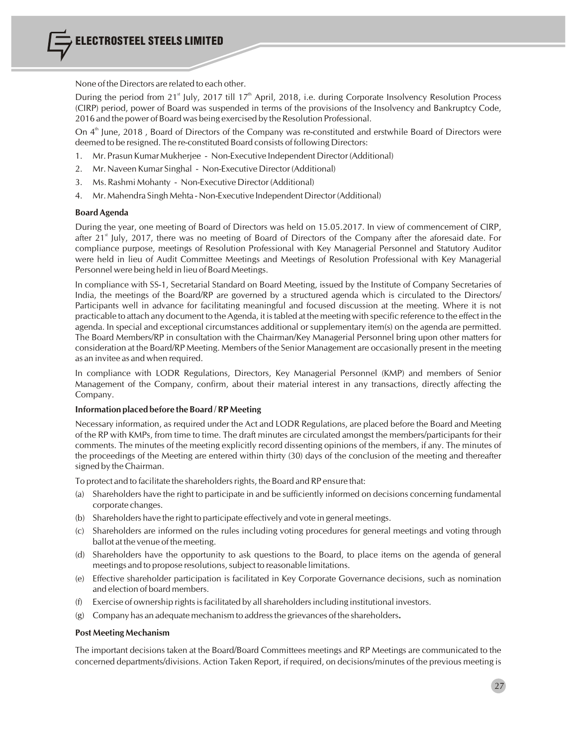None of the Directors are related to each other.

During the period from 21st July, 2017 till 17th April, 2018, i.e. during Corporate Insolvency Resolution Process (CIRP) period, power of Board was suspended in terms of the provisions of the Insolvency and Bankruptcy Code, 2016 and the power of Board was being exercised by the Resolution Professional.

On 4th June, 2018 , Board of Directors of the Company was re-constituted and erstwhile Board of Directors were deemed to be resigned. The re-constituted Board consists of following Directors:

1. Mr. Prasun Kumar Mukherjee - Non-Executive Independent Director (Additional)
2. Mr. Naveen Kumar Singhal - Non-Executive Director (Additional)
3. Ms. Rashmi Mohanty - Non-Executive Director (Additional)
4. Mr. Mahendra Singh Mehta - Non-Executive Independent Director (Additional)

**Board Agenda**

During the year, one meeting of Board of Directors was held on 15.05.2017. In view of commencement of CIRP, after 21st July, 2017, there was no meeting of Board of Directors of the Company after the aforesaid date. For compliance purpose, meetings of Resolution Professional with Key Managerial Personnel and Statutory Auditor were held in lieu of Audit Committee Meetings and Meetings of Resolution Professional with Key Managerial Personnel were being held in lieu of Board Meetings.

In compliance with SS-1, Secretarial Standard on Board Meeting, issued by the Institute of Company Secretaries of India, the meetings of the Board/RP are governed by a structured agenda which is circulated to the Directors/ Participants well in advance for facilitating meaningful and focused discussion at the meeting. Where it is not practicable to attach any document to the Agenda, it is tabled at the meeting with specific reference to the effect in the agenda. In special and exceptional circumstances additional or supplementary item(s) on the agenda are permitted. The Board Members/RP in consultation with the Chairman/Key Managerial Personnel bring upon other matters for consideration at the Board/RP Meeting. Members of the Senior Management are occasionally present in the meeting as an invitee as and when required.

In compliance with LODR Regulations, Directors, Key Managerial Personnel (KMP) and members of Senior Management of the Company, confirm, about their material interest in any transactions, directly affecting the Company.

**Information placed before the Board / RP Meeting**

Necessary information, as required under the Act and LODR Regulations, are placed before the Board and Meeting of the RP with KMPs, from time to time. The draft minutes are circulated amongst the members/participants for their comments. The minutes of the meeting explicitly record dissenting opinions of the members, if any. The minutes of the proceedings of the Meeting are entered within thirty (30) days of the conclusion of the meeting and thereafter signed by the Chairman.

To protect and to facilitate the shareholders rights, the Board and RP ensure that:

(a) Shareholders have the right to participate in and be sufficiently informed on decisions concerning fundamental corporate changes.
(b) Shareholders have the right to participate effectively and vote in general meetings.
(c) Shareholders are informed on the rules including voting procedures for general meetings and voting through ballot at the venue of the meeting.
(d) Shareholders have the opportunity to ask questions to the Board, to place items on the agenda of general meetings and to propose resolutions, subject to reasonable limitations.
(e) Effective shareholder participation is facilitated in Key Corporate Governance decisions, such as nomination and election of board members.
(f) Exercise of ownership rights is facilitated by all shareholders including institutional investors.
(g) Company has an adequate mechanism to address the grievances of the shareholders**.**

**Post Meeting Mechanism**

The important decisions taken at the Board/Board Committees meetings and RP Meetings are communicated to the concerned departments/divisions. Action Taken Report, if required, on decisions/minutes of the previous meeting is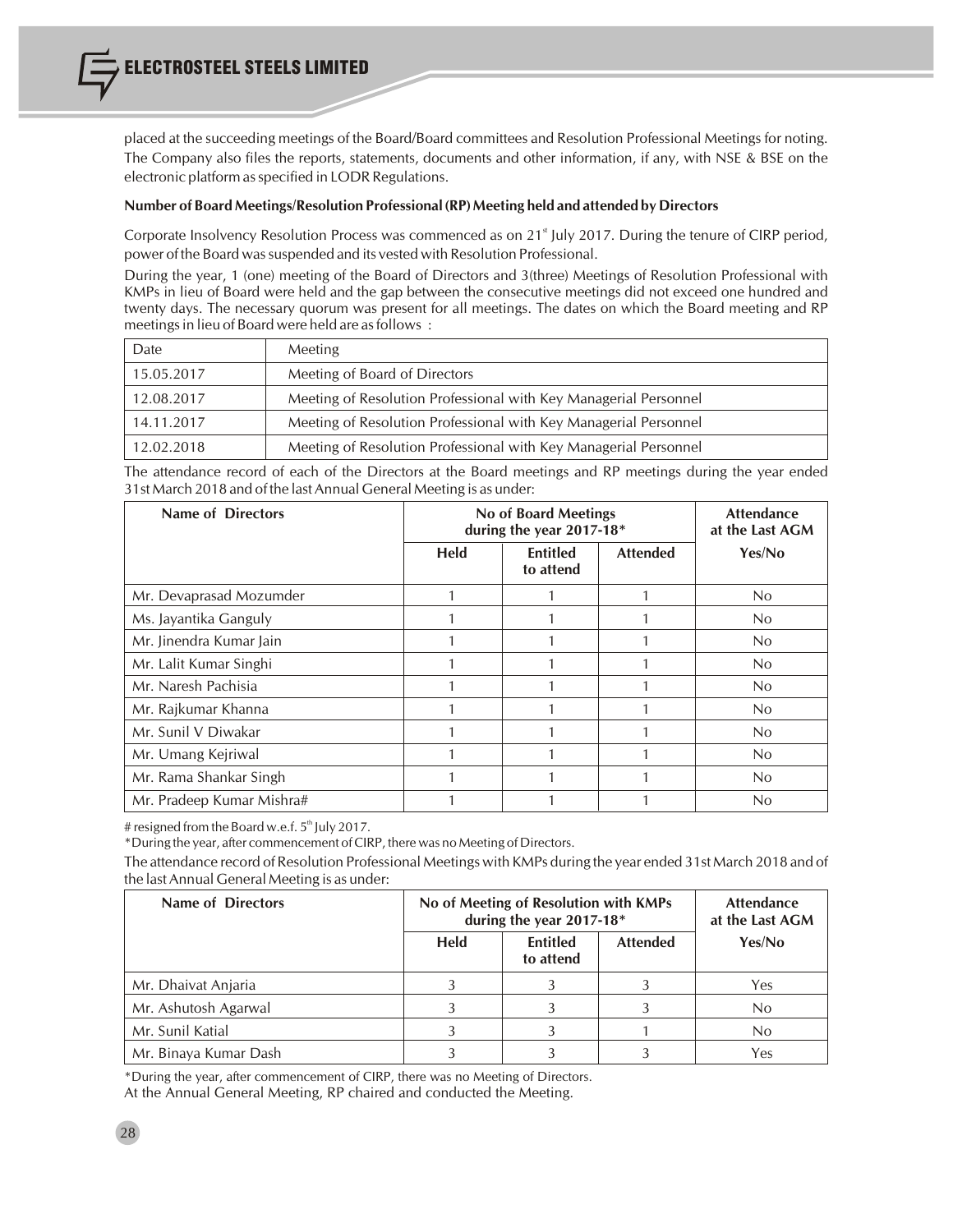placed at the succeeding meetings of the Board/Board committees and Resolution Professional Meetings for noting. The Company also files the reports, statements, documents and other information, if any, with NSE & BSE on the electronic platform as specified in LODR Regulations.

**Number of Board Meetings/Resolution Professional (RP) Meeting held and attended by Directors**

Corporate Insolvency Resolution Process was commenced as on 21st July 2017. During the tenure of CIRP period, power of the Board was suspended and its vested with Resolution Professional.

During the year, 1 (one) meeting of the Board of Directors and 3(three) Meetings of Resolution Professional with KMPs in lieu of Board were held and the gap between the consecutive meetings did not exceed one hundred and twenty days. The necessary quorum was present for all meetings. The dates on which the Board meeting and RP meetings in lieu of Board were held are as follows :

| Date | Meeting |
|---|---|
| 15.05.2017 | Meeting of Board of Directors |
| 12.08.2017 | Meeting of Resolution Professional with Key Managerial Personnel |
| 14.11.2017 | Meeting of Resolution Professional with Key Managerial Personnel |
| 12.02.2018 | Meeting of Resolution Professional with Key Managerial Personnel |

The attendance record of each of the Directors at the Board meetings and RP meetings during the year ended 31st March 2018 and of the last Annual General Meeting is as under:

| Name of Directors | No of Board Meetings during the year 2017-18* | | | Attendance at the Last AGM |
|---|---|---|---|---|
| | Held | Entitled to attend | Attended | Yes/No |
| Mr. Devaprasad Mozumder | 1 | 1 | 1 | No |
| Ms. Jayantika Ganguly | 1 | 1 | 1 | No |
| Mr. Jinendra Kumar Jain | 1 | 1 | 1 | No |
| Mr. Lalit Kumar Singhi | 1 | 1 | 1 | No |
| Mr. Naresh Pachisia | 1 | 1 | 1 | No |
| Mr. Rajkumar Khanna | 1 | 1 | 1 | No |
| Mr. Sunil V Diwakar | 1 | 1 | 1 | No |
| Mr. Umang Kejriwal | 1 | 1 | 1 | No |
| Mr. Rama Shankar Singh | 1 | 1 | 1 | No |
| Mr. Pradeep Kumar Mishra# | 1 | 1 | 1 | No |

# resigned from the Board w.e.f. 5th July 2017.

*During the year, after commencement of CIRP, there was no Meeting of Directors.

The attendance record of Resolution Professional Meetings with KMPs during the year ended 31st March 2018 and of the last Annual General Meeting is as under:

| Name of Directors | No of Meeting of Resolution with KMPs during the year 2017-18* | | | Attendance at the Last AGM |
|---|---|---|---|---|
| | Held | Entitled to attend | Attended | Yes/No |
| Mr. Dhaivat Anjaria | 3 | 3 | 3 | Yes |
| Mr. Ashutosh Agarwal | 3 | 3 | 3 | No |
| Mr. Sunil Katial | 3 | 3 | 1 | No |
| Mr. Binaya Kumar Dash | 3 | 3 | 3 | Yes |

*During the year, after commencement of CIRP, there was no Meeting of Directors.

At the Annual General Meeting, RP chaired and conducted the Meeting.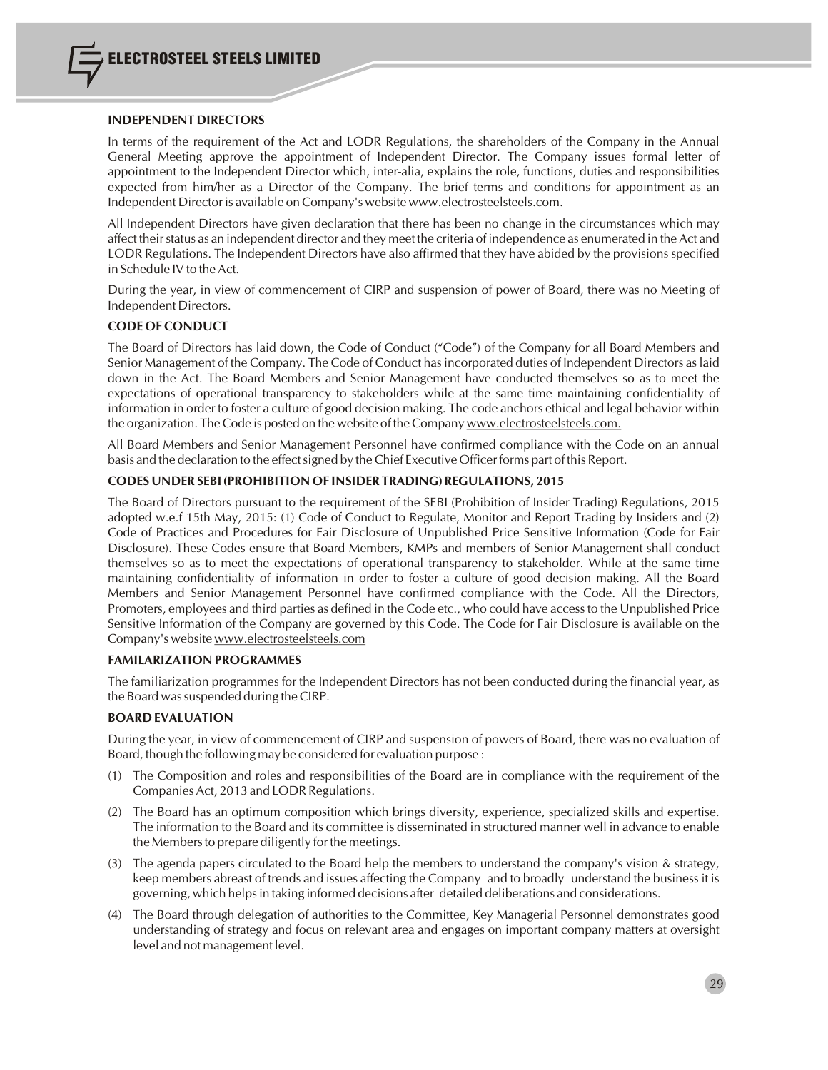## INDEPENDENT DIRECTORS

In terms of the requirement of the Act and LODR Regulations, the shareholders of the Company in the Annual General Meeting approve the appointment of Independent Director. The Company issues formal letter of appointment to the Independent Director which, inter-alia, explains the role, functions, duties and responsibilities expected from him/her as a Director of the Company. The brief terms and conditions for appointment as an Independent Director is available on Company's website www.electrosteelsteels.com.

All Independent Directors have given declaration that there has been no change in the circumstances which may affect their status as an independent director and they meet the criteria of independence as enumerated in the Act and LODR Regulations. The Independent Directors have also affirmed that they have abided by the provisions specified in Schedule IV to the Act.

During the year, in view of commencement of CIRP and suspension of power of Board, there was no Meeting of Independent Directors.

## CODE OF CONDUCT

The Board of Directors has laid down, the Code of Conduct ("Code") of the Company for all Board Members and Senior Management of the Company. The Code of Conduct has incorporated duties of Independent Directors as laid down in the Act. The Board Members and Senior Management have conducted themselves so as to meet the expectations of operational transparency to stakeholders while at the same time maintaining confidentiality of information in order to foster a culture of good decision making. The code anchors ethical and legal behavior within the organization. The Code is posted on the website of the Company www.electrosteelsteels.com.

All Board Members and Senior Management Personnel have confirmed compliance with the Code on an annual basis and the declaration to the effect signed by the Chief Executive Officer forms part of this Report.

## CODES UNDER SEBI (PROHIBITION OF INSIDER TRADING) REGULATIONS, 2015

The Board of Directors pursuant to the requirement of the SEBI (Prohibition of Insider Trading) Regulations, 2015 adopted w.e.f 15th May, 2015: (1) Code of Conduct to Regulate, Monitor and Report Trading by Insiders and (2) Code of Practices and Procedures for Fair Disclosure of Unpublished Price Sensitive Information (Code for Fair Disclosure). These Codes ensure that Board Members, KMPs and members of Senior Management shall conduct themselves so as to meet the expectations of operational transparency to stakeholder. While at the same time maintaining confidentiality of information in order to foster a culture of good decision making. All the Board Members and Senior Management Personnel have confirmed compliance with the Code. All the Directors, Promoters, employees and third parties as defined in the Code etc., who could have access to the Unpublished Price Sensitive Information of the Company are governed by this Code. The Code for Fair Disclosure is available on the Company's website www.electrosteelsteels.com

## FAMILARIZATION PROGRAMMES

The familiarization programmes for the Independent Directors has not been conducted during the financial year, as the Board was suspended during the CIRP.

## BOARD EVALUATION

During the year, in view of commencement of CIRP and suspension of powers of Board, there was no evaluation of Board, though the following may be considered for evaluation purpose :

(1) The Composition and roles and responsibilities of the Board are in compliance with the requirement of the Companies Act, 2013 and LODR Regulations.

(2) The Board has an optimum composition which brings diversity, experience, specialized skills and expertise. The information to the Board and its committee is disseminated in structured manner well in advance to enable the Members to prepare diligently for the meetings.

(3) The agenda papers circulated to the Board help the members to understand the company's vision & strategy, keep members abreast of trends and issues affecting the Company and to broadly understand the business it is governing, which helps in taking informed decisions after detailed deliberations and considerations.

(4) The Board through delegation of authorities to the Committee, Key Managerial Personnel demonstrates good understanding of strategy and focus on relevant area and engages on important company matters at oversight level and not management level.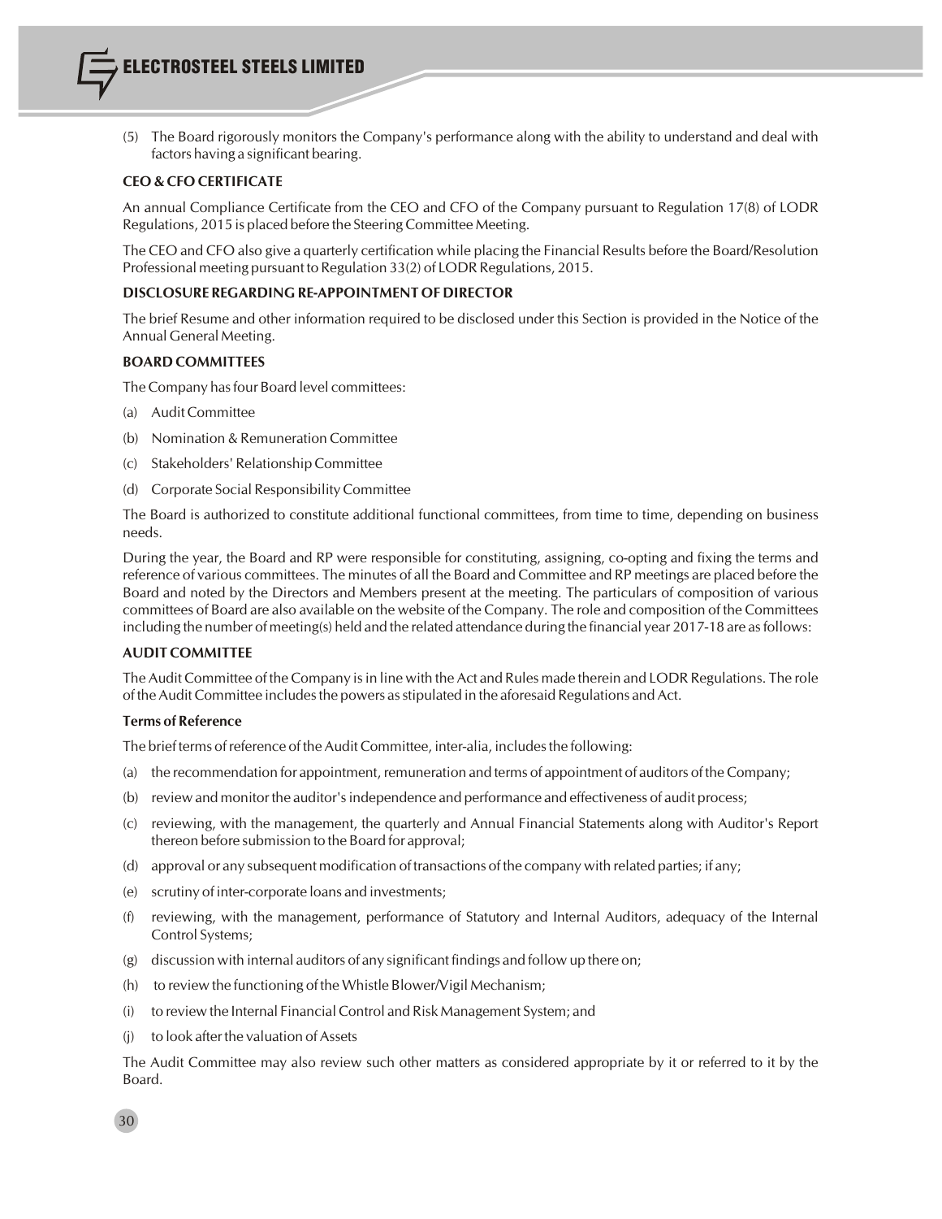(5) The Board rigorously monitors the Company's performance along with the ability to understand and deal with factors having a significant bearing.

**CEO & CFO CERTIFICATE**

An annual Compliance Certificate from the CEO and CFO of the Company pursuant to Regulation 17(8) of LODR Regulations, 2015 is placed before the Steering Committee Meeting.

The CEO and CFO also give a quarterly certification while placing the Financial Results before the Board/Resolution Professional meeting pursuant to Regulation 33(2) of LODR Regulations, 2015.

**DISCLOSURE REGARDING RE-APPOINTMENT OF DIRECTOR**

The brief Resume and other information required to be disclosed under this Section is provided in the Notice of the Annual General Meeting.

**BOARD COMMITTEES**

The Company has four Board level committees:

(a) Audit Committee

(b) Nomination & Remuneration Committee

(c) Stakeholders' Relationship Committee

(d) Corporate Social Responsibility Committee

The Board is authorized to constitute additional functional committees, from time to time, depending on business needs.

During the year, the Board and RP were responsible for constituting, assigning, co-opting and fixing the terms and reference of various committees. The minutes of all the Board and Committee and RP meetings are placed before the Board and noted by the Directors and Members present at the meeting. The particulars of composition of various committees of Board are also available on the website of the Company. The role and composition of the Committees including the number of meeting(s) held and the related attendance during the financial year 2017-18 are as follows:

**AUDIT COMMITTEE**

The Audit Committee of the Company is in line with the Act and Rules made therein and LODR Regulations. The role of the Audit Committee includes the powers as stipulated in the aforesaid Regulations and Act.

**Terms of Reference**

The brief terms of reference of the Audit Committee, inter-alia, includes the following:

(a) the recommendation for appointment, remuneration and terms of appointment of auditors of the Company;

(b) review and monitor the auditor's independence and performance and effectiveness of audit process;

(c) reviewing, with the management, the quarterly and Annual Financial Statements along with Auditor's Report thereon before submission to the Board for approval;

(d) approval or any subsequent modification of transactions of the company with related parties; if any;

(e) scrutiny of inter-corporate loans and investments;

(f) reviewing, with the management, performance of Statutory and Internal Auditors, adequacy of the Internal Control Systems;

(g) discussion with internal auditors of any significant findings and follow up there on;

(h) to review the functioning of the Whistle Blower/Vigil Mechanism;

(i) to review the Internal Financial Control and Risk Management System; and

(j) to look after the valuation of Assets

The Audit Committee may also review such other matters as considered appropriate by it or referred to it by the Board.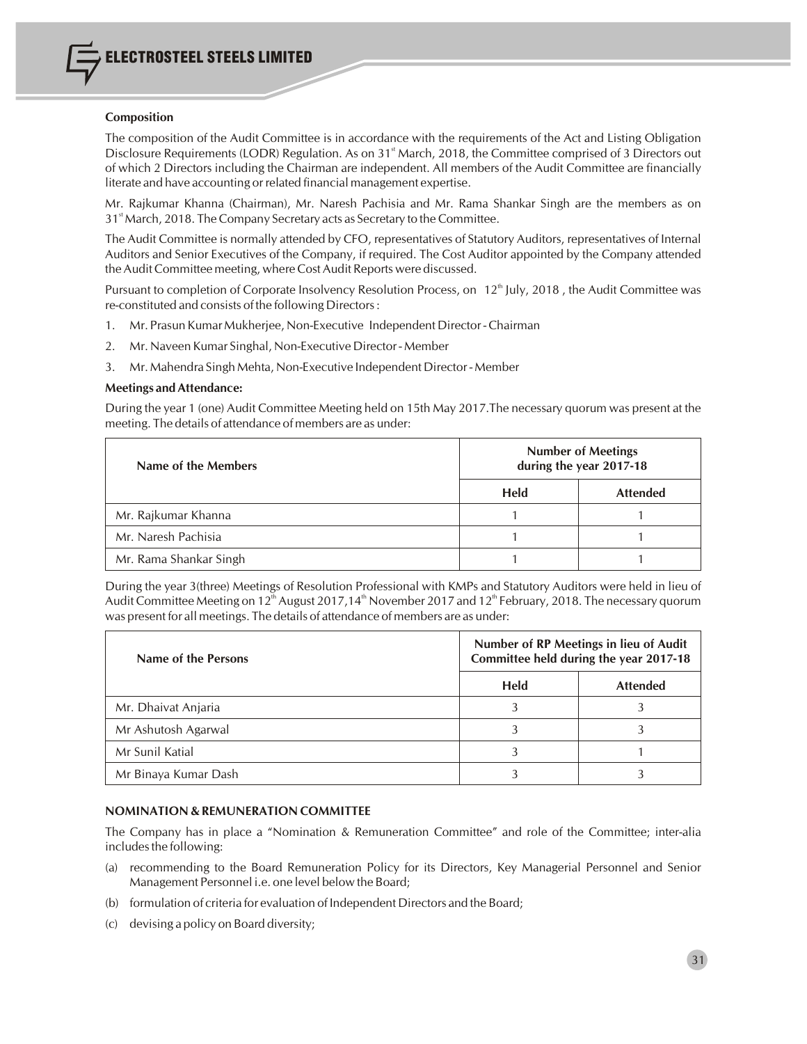**Composition**

The composition of the Audit Committee is in accordance with the requirements of the Act and Listing Obligation Disclosure Requirements (LODR) Regulation. As on 31st March, 2018, the Committee comprised of 3 Directors out of which 2 Directors including the Chairman are independent. All members of the Audit Committee are financially literate and have accounting or related financial management expertise.

Mr. Rajkumar Khanna (Chairman), Mr. Naresh Pachisia and Mr. Rama Shankar Singh are the members as on 31st March, 2018. The Company Secretary acts as Secretary to the Committee.

The Audit Committee is normally attended by CFO, representatives of Statutory Auditors, representatives of Internal Auditors and Senior Executives of the Company, if required. The Cost Auditor appointed by the Company attended the Audit Committee meeting, where Cost Audit Reports were discussed.

Pursuant to completion of Corporate Insolvency Resolution Process, on 12th July, 2018 , the Audit Committee was re-constituted and consists of the following Directors :

1. Mr. Prasun Kumar Mukherjee, Non-Executive Independent Director - Chairman
2. Mr. Naveen Kumar Singhal, Non-Executive Director - Member
3. Mr. Mahendra Singh Mehta, Non-Executive Independent Director - Member

**Meetings and Attendance:**

During the year 1 (one) Audit Committee Meeting held on 15th May 2017.The necessary quorum was present at the meeting. The details of attendance of members are as under:

| Name of the Members | Number of Meetings during the year 2017-18 | |
|---|---|---|
| | Held | Attended |
| Mr. Rajkumar Khanna | 1 | 1 |
| Mr. Naresh Pachisia | 1 | 1 |
| Mr. Rama Shankar Singh | 1 | 1 |

During the year 3(three) Meetings of Resolution Professional with KMPs and Statutory Auditors were held in lieu of Audit Committee Meeting on 12th August 2017,14th November 2017 and 12th February, 2018. The necessary quorum was present for all meetings. The details of attendance of members are as under:

| Name of the Persons | Number of RP Meetings in lieu of Audit Committee held during the year 2017-18 | |
|---|---|---|
| | Held | Attended |
| Mr. Dhaivat Anjaria | 3 | 3 |
| Mr Ashutosh Agarwal | 3 | 3 |
| Mr Sunil Katial | 3 | 1 |
| Mr Binaya Kumar Dash | 3 | 3 |

**NOMINATION & REMUNERATION COMMITTEE**

The Company has in place a "Nomination & Remuneration Committee" and role of the Committee; inter-alia includes the following:

(a) recommending to the Board Remuneration Policy for its Directors, Key Managerial Personnel and Senior Management Personnel i.e. one level below the Board;

(b) formulation of criteria for evaluation of Independent Directors and the Board;

(c) devising a policy on Board diversity;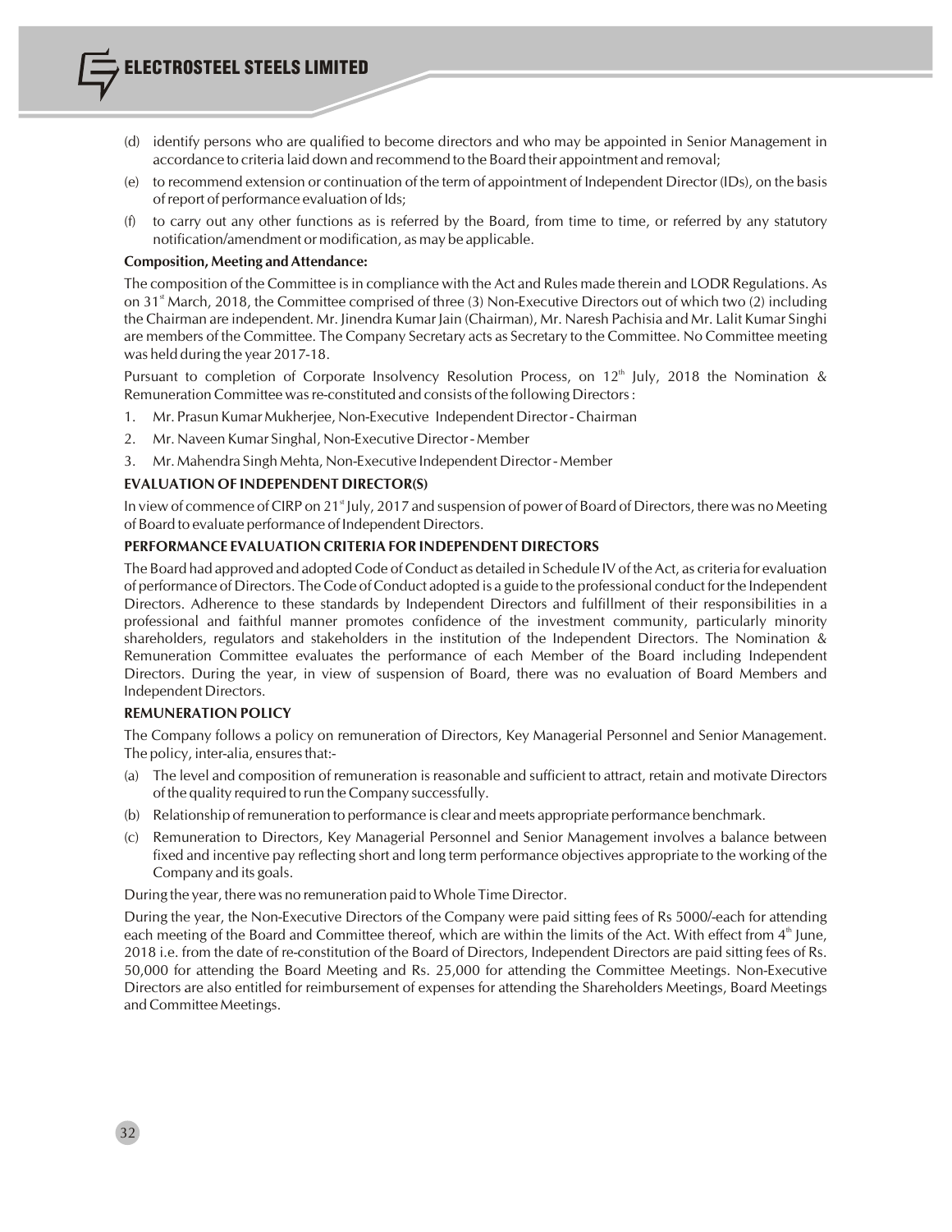(d) identify persons who are qualified to become directors and who may be appointed in Senior Management in accordance to criteria laid down and recommend to the Board their appointment and removal;

(e) to recommend extension or continuation of the term of appointment of Independent Director (IDs), on the basis of report of performance evaluation of Ids;

(f) to carry out any other functions as is referred by the Board, from time to time, or referred by any statutory notification/amendment or modification, as may be applicable.

**Composition, Meeting and Attendance:**

The composition of the Committee is in compliance with the Act and Rules made therein and LODR Regulations. As on 31st March, 2018, the Committee comprised of three (3) Non-Executive Directors out of which two (2) including the Chairman are independent. Mr. Jinendra Kumar Jain (Chairman), Mr. Naresh Pachisia and Mr. Lalit Kumar Singhi are members of the Committee. The Company Secretary acts as Secretary to the Committee. No Committee meeting was held during the year 2017-18.

Pursuant to completion of Corporate Insolvency Resolution Process, on 12th July, 2018 the Nomination & Remuneration Committee was re-constituted and consists of the following Directors :

1. Mr. Prasun Kumar Mukherjee, Non-Executive Independent Director - Chairman
2. Mr. Naveen Kumar Singhal, Non-Executive Director - Member
3. Mr. Mahendra Singh Mehta, Non-Executive Independent Director - Member

**EVALUATION OF INDEPENDENT DIRECTOR(S)**

In view of commence of CIRP on 21st July, 2017 and suspension of power of Board of Directors, there was no Meeting of Board to evaluate performance of Independent Directors.

**PERFORMANCE EVALUATION CRITERIA FOR INDEPENDENT DIRECTORS**

The Board had approved and adopted Code of Conduct as detailed in Schedule IV of the Act, as criteria for evaluation of performance of Directors. The Code of Conduct adopted is a guide to the professional conduct for the Independent Directors. Adherence to these standards by Independent Directors and fulfillment of their responsibilities in a professional and faithful manner promotes confidence of the investment community, particularly minority shareholders, regulators and stakeholders in the institution of the Independent Directors. The Nomination & Remuneration Committee evaluates the performance of each Member of the Board including Independent Directors. During the year, in view of suspension of Board, there was no evaluation of Board Members and Independent Directors.

**REMUNERATION POLICY**

The Company follows a policy on remuneration of Directors, Key Managerial Personnel and Senior Management. The policy, inter-alia, ensures that:-

(a) The level and composition of remuneration is reasonable and sufficient to attract, retain and motivate Directors of the quality required to run the Company successfully.

(b) Relationship of remuneration to performance is clear and meets appropriate performance benchmark.

(c) Remuneration to Directors, Key Managerial Personnel and Senior Management involves a balance between fixed and incentive pay reflecting short and long term performance objectives appropriate to the working of the Company and its goals.

During the year, there was no remuneration paid to Whole Time Director.

During the year, the Non-Executive Directors of the Company were paid sitting fees of Rs 5000/-each for attending each meeting of the Board and Committee thereof, which are within the limits of the Act. With effect from 4th June, 2018 i.e. from the date of re-constitution of the Board of Directors, Independent Directors are paid sitting fees of Rs. 50,000 for attending the Board Meeting and Rs. 25,000 for attending the Committee Meetings. Non-Executive Directors are also entitled for reimbursement of expenses for attending the Shareholders Meetings, Board Meetings and Committee Meetings.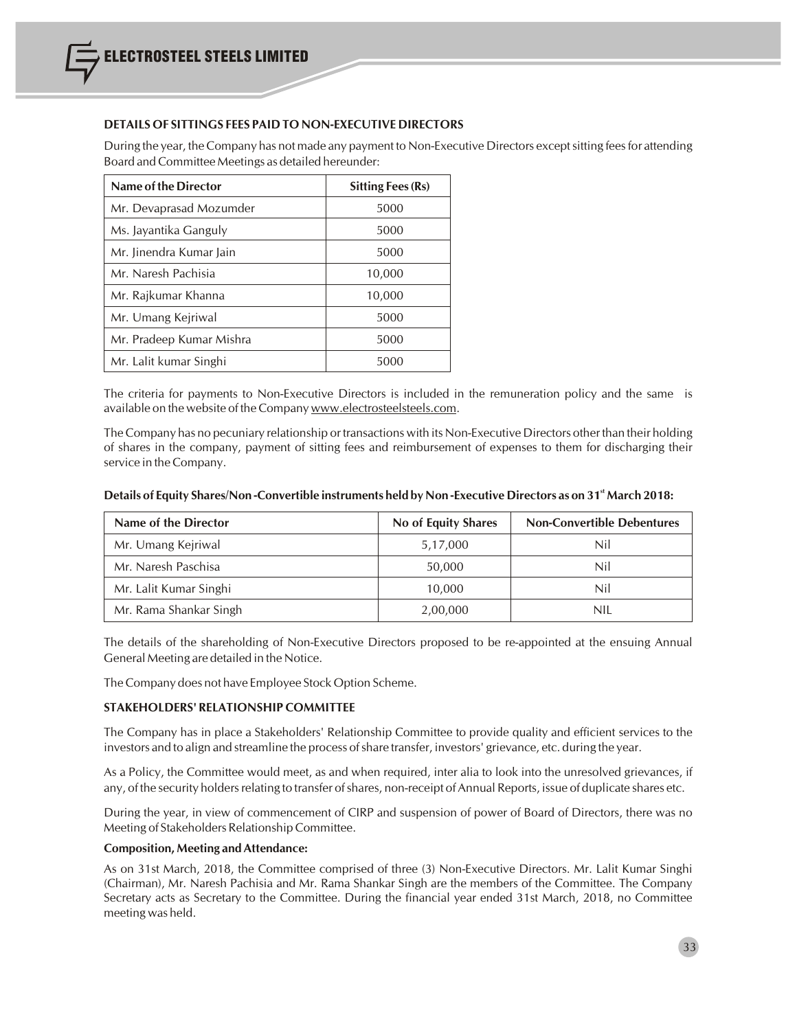### DETAILS OF SITTINGS FEES PAID TO NON-EXECUTIVE DIRECTORS

During the year, the Company has not made any payment to Non-Executive Directors except sitting fees for attending Board and Committee Meetings as detailed hereunder:

| Name of the Director | Sitting Fees (Rs) |
|---|---|
| Mr. Devaprasad Mozumder | 5000 |
| Ms. Jayantika Ganguly | 5000 |
| Mr. Jinendra Kumar Jain | 5000 |
| Mr. Naresh Pachisia | 10,000 |
| Mr. Rajkumar Khanna | 10,000 |
| Mr. Umang Kejriwal | 5000 |
| Mr. Pradeep Kumar Mishra | 5000 |
| Mr. Lalit kumar Singhi | 5000 |

The criteria for payments to Non-Executive Directors is included in the remuneration policy and the same is available on the website of the Company www.electrosteelsteels.com.

The Company has no pecuniary relationship or transactions with its Non-Executive Directors other than their holding of shares in the company, payment of sitting fees and reimbursement of expenses to them for discharging their service in the Company.

**Details of Equity Shares/Non -Convertible instruments held by Non -Executive Directors as on 31st March 2018:**

| Name of the Director | No of Equity Shares | Non-Convertible Debentures |
|---|---|---|
| Mr. Umang Kejriwal | 5,17,000 | Nil |
| Mr. Naresh Paschisa | 50,000 | Nil |
| Mr. Lalit Kumar Singhi | 10,000 | Nil |
| Mr. Rama Shankar Singh | 2,00,000 | NIL |

The details of the shareholding of Non-Executive Directors proposed to be re-appointed at the ensuing Annual General Meeting are detailed in the Notice.

The Company does not have Employee Stock Option Scheme.

### STAKEHOLDERS' RELATIONSHIP COMMITTEE

The Company has in place a Stakeholders' Relationship Committee to provide quality and efficient services to the investors and to align and streamline the process of share transfer, investors' grievance, etc. during the year.

As a Policy, the Committee would meet, as and when required, inter alia to look into the unresolved grievances, if any, of the security holders relating to transfer of shares, non-receipt of Annual Reports, issue of duplicate shares etc.

During the year, in view of commencement of CIRP and suspension of power of Board of Directors, there was no Meeting of Stakeholders Relationship Committee.

**Composition, Meeting and Attendance:**

As on 31st March, 2018, the Committee comprised of three (3) Non-Executive Directors. Mr. Lalit Kumar Singhi (Chairman), Mr. Naresh Pachisia and Mr. Rama Shankar Singh are the members of the Committee. The Company Secretary acts as Secretary to the Committee. During the financial year ended 31st March, 2018, no Committee meeting was held.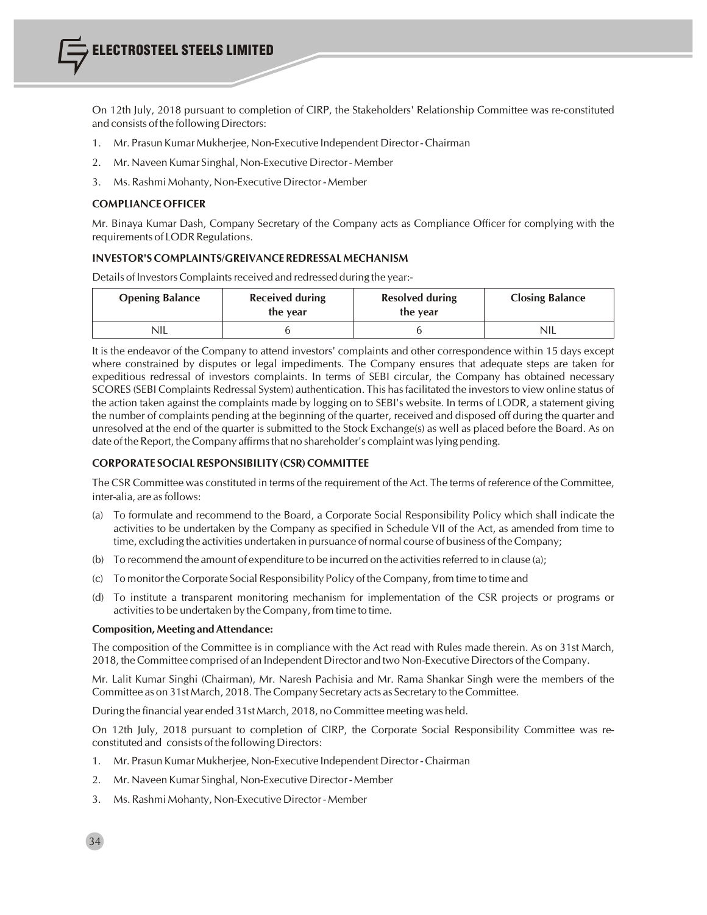On 12th July, 2018 pursuant to completion of CIRP, the Stakeholders' Relationship Committee was re-constituted and consists of the following Directors:

1. Mr. Prasun Kumar Mukherjee, Non-Executive Independent Director - Chairman
2. Mr. Naveen Kumar Singhal, Non-Executive Director - Member
3. Ms. Rashmi Mohanty, Non-Executive Director - Member

**COMPLIANCE OFFICER**

Mr. Binaya Kumar Dash, Company Secretary of the Company acts as Compliance Officer for complying with the requirements of LODR Regulations.

**INVESTOR'S COMPLAINTS/GREIVANCE REDRESSAL MECHANISM**

Details of Investors Complaints received and redressed during the year:-

| Opening Balance | Received during the year | Resolved during the year | Closing Balance |
|---|---|---|---|
| NIL | 6 | 6 | NIL |

It is the endeavor of the Company to attend investors' complaints and other correspondence within 15 days except where constrained by disputes or legal impediments. The Company ensures that adequate steps are taken for expeditious redressal of investors complaints. In terms of SEBI circular, the Company has obtained necessary SCORES (SEBI Complaints Redressal System) authentication. This has facilitated the investors to view online status of the action taken against the complaints made by logging on to SEBI's website. In terms of LODR, a statement giving the number of complaints pending at the beginning of the quarter, received and disposed off during the quarter and unresolved at the end of the quarter is submitted to the Stock Exchange(s) as well as placed before the Board. As on date of the Report, the Company affirms that no shareholder's complaint was lying pending.

**CORPORATE SOCIAL RESPONSIBILITY (CSR) COMMITTEE**

The CSR Committee was constituted in terms of the requirement of the Act. The terms of reference of the Committee, inter-alia, are as follows:

(a) To formulate and recommend to the Board, a Corporate Social Responsibility Policy which shall indicate the activities to be undertaken by the Company as specified in Schedule VII of the Act, as amended from time to time, excluding the activities undertaken in pursuance of normal course of business of the Company;

(b) To recommend the amount of expenditure to be incurred on the activities referred to in clause (a);

(c) To monitor the Corporate Social Responsibility Policy of the Company, from time to time and

(d) To institute a transparent monitoring mechanism for implementation of the CSR projects or programs or activities to be undertaken by the Company, from time to time.

**Composition, Meeting and Attendance:**

The composition of the Committee is in compliance with the Act read with Rules made therein. As on 31st March, 2018, the Committee comprised of an Independent Director and two Non-Executive Directors of the Company.

Mr. Lalit Kumar Singhi (Chairman), Mr. Naresh Pachisia and Mr. Rama Shankar Singh were the members of the Committee as on 31st March, 2018. The Company Secretary acts as Secretary to the Committee.

During the financial year ended 31st March, 2018, no Committee meeting was held.

On 12th July, 2018 pursuant to completion of CIRP, the Corporate Social Responsibility Committee was re-constituted and consists of the following Directors:

1. Mr. Prasun Kumar Mukherjee, Non-Executive Independent Director - Chairman
2. Mr. Naveen Kumar Singhal, Non-Executive Director - Member
3. Ms. Rashmi Mohanty, Non-Executive Director - Member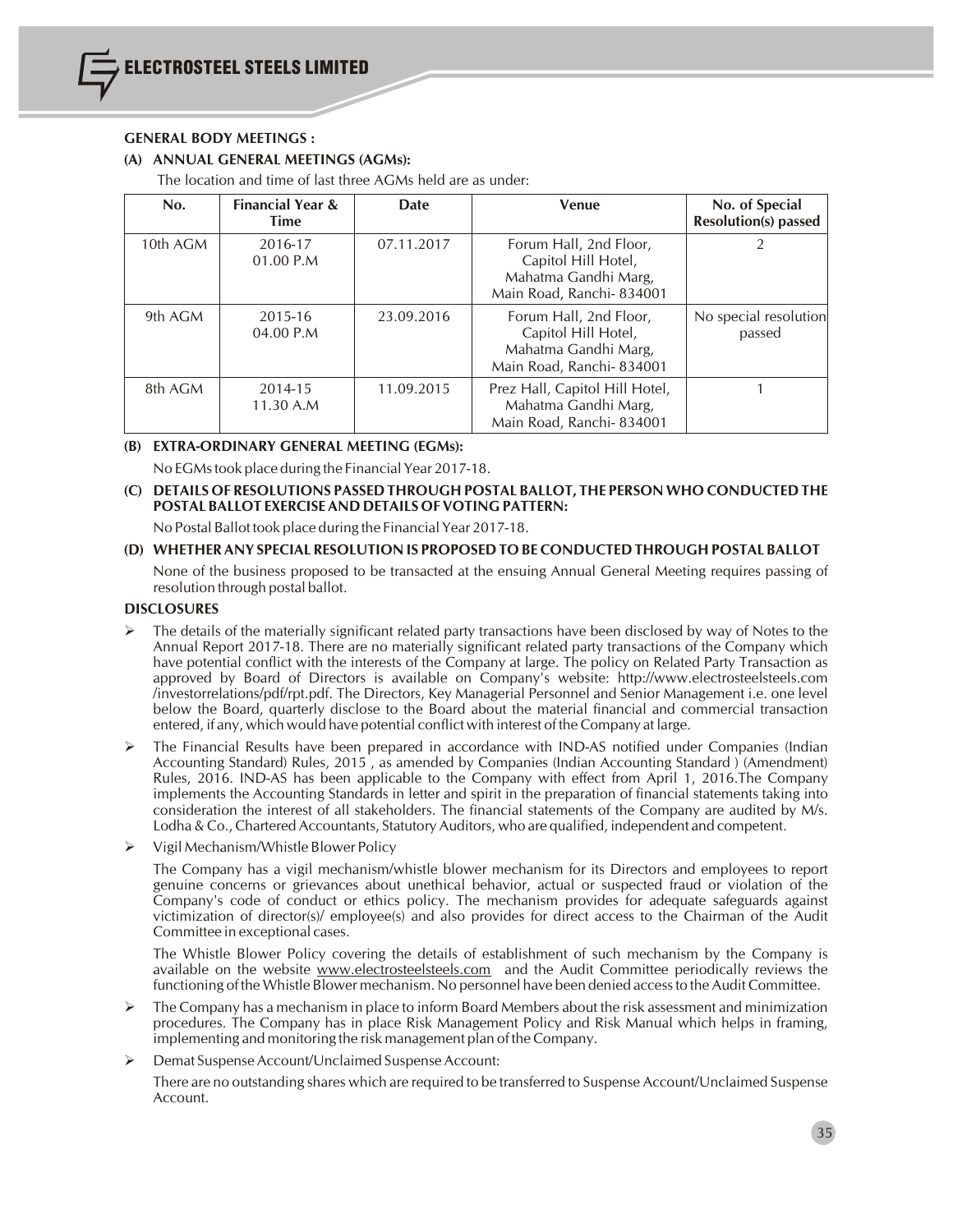## GENERAL BODY MEETINGS :

### (A) ANNUAL GENERAL MEETINGS (AGMs):

The location and time of last three AGMs held are as under:

| No. | Financial Year & Time | Date | Venue | No. of Special Resolution(s) passed |
|---|---|---|---|---|
| 10th AGM | 2016-17 01.00 P.M | 07.11.2017 | Forum Hall, 2nd Floor, Capitol Hill Hotel, Mahatma Gandhi Marg, Main Road, Ranchi- 834001 | 2 |
| 9th AGM | 2015-16 04.00 P.M | 23.09.2016 | Forum Hall, 2nd Floor, Capitol Hill Hotel, Mahatma Gandhi Marg, Main Road, Ranchi- 834001 | No special resolution passed |
| 8th AGM | 2014-15 11.30 A.M | 11.09.2015 | Prez Hall, Capitol Hill Hotel, Mahatma Gandhi Marg, Main Road, Ranchi- 834001 | 1 |

### (B) EXTRA-ORDINARY GENERAL MEETING (EGMs):

No EGMs took place during the Financial Year 2017-18.

### (C) DETAILS OF RESOLUTIONS PASSED THROUGH POSTAL BALLOT, THE PERSON WHO CONDUCTED THE POSTAL BALLOT EXERCISE AND DETAILS OF VOTING PATTERN:

No Postal Ballot took place during the Financial Year 2017-18.

### (D) WHETHER ANY SPECIAL RESOLUTION IS PROPOSED TO BE CONDUCTED THROUGH POSTAL BALLOT

None of the business proposed to be transacted at the ensuing Annual General Meeting requires passing of resolution through postal ballot.

## DISCLOSURES

- The details of the materially significant related party transactions have been disclosed by way of Notes to the Annual Report 2017-18. There are no materially significant related party transactions of the Company which have potential conflict with the interests of the Company at large. The policy on Related Party Transaction as approved by Board of Directors is available on Company's website: http://www.electrosteelsteels.com /investorrelations/pdf/rpt.pdf. The Directors, Key Managerial Personnel and Senior Management i.e. one level below the Board, quarterly disclose to the Board about the material financial and commercial transaction entered, if any, which would have potential conflict with interest of the Company at large.

- The Financial Results have been prepared in accordance with IND-AS notified under Companies (Indian Accounting Standard) Rules, 2015 , as amended by Companies (Indian Accounting Standard ) (Amendment) Rules, 2016. IND-AS has been applicable to the Company with effect from April 1, 2016.The Company implements the Accounting Standards in letter and spirit in the preparation of financial statements taking into consideration the interest of all stakeholders. The financial statements of the Company are audited by M/s. Lodha & Co., Chartered Accountants, Statutory Auditors, who are qualified, independent and competent.

- Vigil Mechanism/Whistle Blower Policy

  The Company has a vigil mechanism/whistle blower mechanism for its Directors and employees to report genuine concerns or grievances about unethical behavior, actual or suspected fraud or violation of the Company's code of conduct or ethics policy. The mechanism provides for adequate safeguards against victimization of director(s)/ employee(s) and also provides for direct access to the Chairman of the Audit Committee in exceptional cases.

  The Whistle Blower Policy covering the details of establishment of such mechanism by the Company is available on the website www.electrosteelsteels.com and the Audit Committee periodically reviews the functioning of the Whistle Blower mechanism. No personnel have been denied access to the Audit Committee.

- The Company has a mechanism in place to inform Board Members about the risk assessment and minimization procedures. The Company has in place Risk Management Policy and Risk Manual which helps in framing, implementing and monitoring the risk management plan of the Company.

- Demat Suspense Account/Unclaimed Suspense Account:

  There are no outstanding shares which are required to be transferred to Suspense Account/Unclaimed Suspense Account.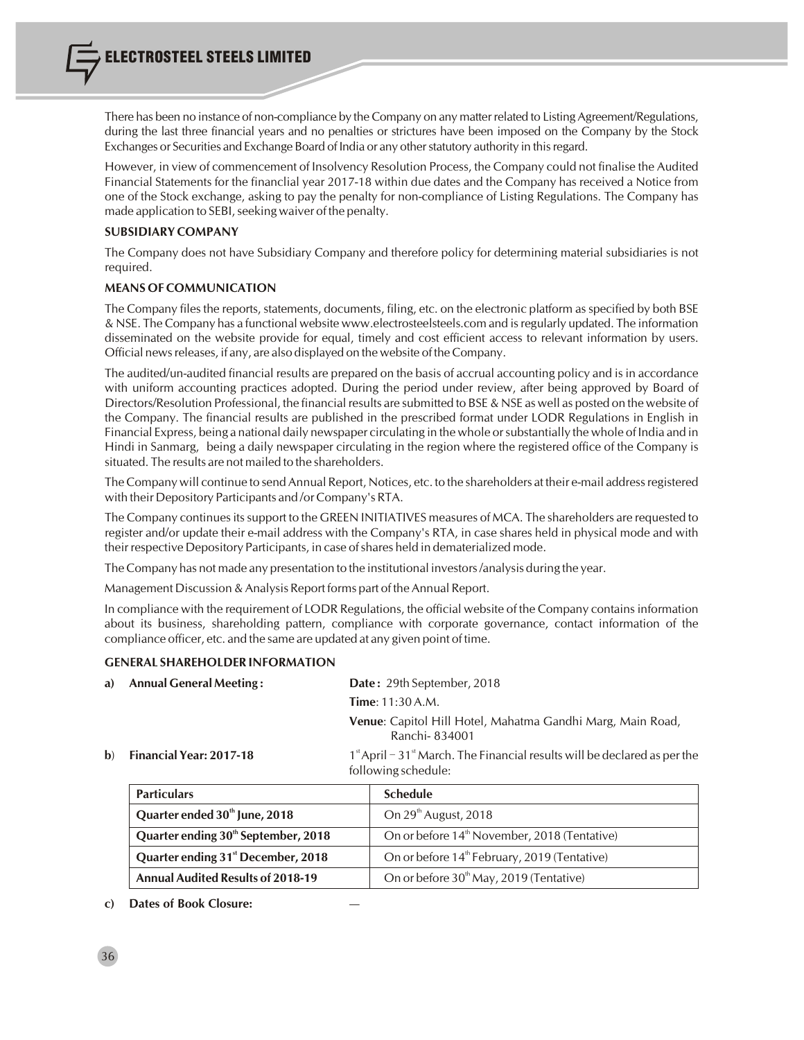There has been no instance of non-compliance by the Company on any matter related to Listing Agreement/Regulations, during the last three financial years and no penalties or strictures have been imposed on the Company by the Stock Exchanges or Securities and Exchange Board of India or any other statutory authority in this regard.

However, in view of commencement of Insolvency Resolution Process, the Company could not finalise the Audited Financial Statements for the financlial year 2017-18 within due dates and the Company has received a Notice from one of the Stock exchange, asking to pay the penalty for non-compliance of Listing Regulations. The Company has made application to SEBI, seeking waiver of the penalty.

**SUBSIDIARY COMPANY**

The Company does not have Subsidiary Company and therefore policy for determining material subsidiaries is not required.

**MEANS OF COMMUNICATION**

The Company files the reports, statements, documents, filing, etc. on the electronic platform as specified by both BSE & NSE. The Company has a functional website www.electrosteelsteels.com and is regularly updated. The information disseminated on the website provide for equal, timely and cost efficient access to relevant information by users. Official news releases, if any, are also displayed on the website of the Company.

The audited/un-audited financial results are prepared on the basis of accrual accounting policy and is in accordance with uniform accounting practices adopted. During the period under review, after being approved by Board of Directors/Resolution Professional, the financial results are submitted to BSE & NSE as well as posted on the website of the Company. The financial results are published in the prescribed format under LODR Regulations in English in Financial Express, being a national daily newspaper circulating in the whole or substantially the whole of India and in Hindi in Sanmarg, being a daily newspaper circulating in the region where the registered office of the Company is situated. The results are not mailed to the shareholders.

The Company will continue to send Annual Report, Notices, etc. to the shareholders at their e-mail address registered with their Depository Participants and /or Company's RTA.

The Company continues its support to the GREEN INITIATIVES measures of MCA. The shareholders are requested to register and/or update their e-mail address with the Company's RTA, in case shares held in physical mode and with their respective Depository Participants, in case of shares held in dematerialized mode.

The Company has not made any presentation to the institutional investors /analysis during the year.

Management Discussion & Analysis Report forms part of the Annual Report.

In compliance with the requirement of LODR Regulations, the official website of the Company contains information about its business, shareholding pattern, compliance with corporate governance, contact information of the compliance officer, etc. and the same are updated at any given point of time.

**GENERAL SHAREHOLDER INFORMATION**

**a) Annual General Meeting :**

**Date :** 29th September, 2018

**Time**: 11:30 A.M.

**Venue**: Capitol Hill Hotel, Mahatma Gandhi Marg, Main Road, Ranchi- 834001

**b) Financial Year: 2017-18**

1st April – 31st March. The Financial results will be declared as per the following schedule:

| Particulars | Schedule |
|---|---|
| **Quarter ended 30th June, 2018** | On 29th August, 2018 |
| **Quarter ending 30th September, 2018** | On or before 14th November, 2018 (Tentative) |
| **Quarter ending 31st December, 2018** | On or before 14th February, 2019 (Tentative) |
| **Annual Audited Results of 2018-19** | On or before 30th May, 2019 (Tentative) |

**c) Dates of Book Closure:** —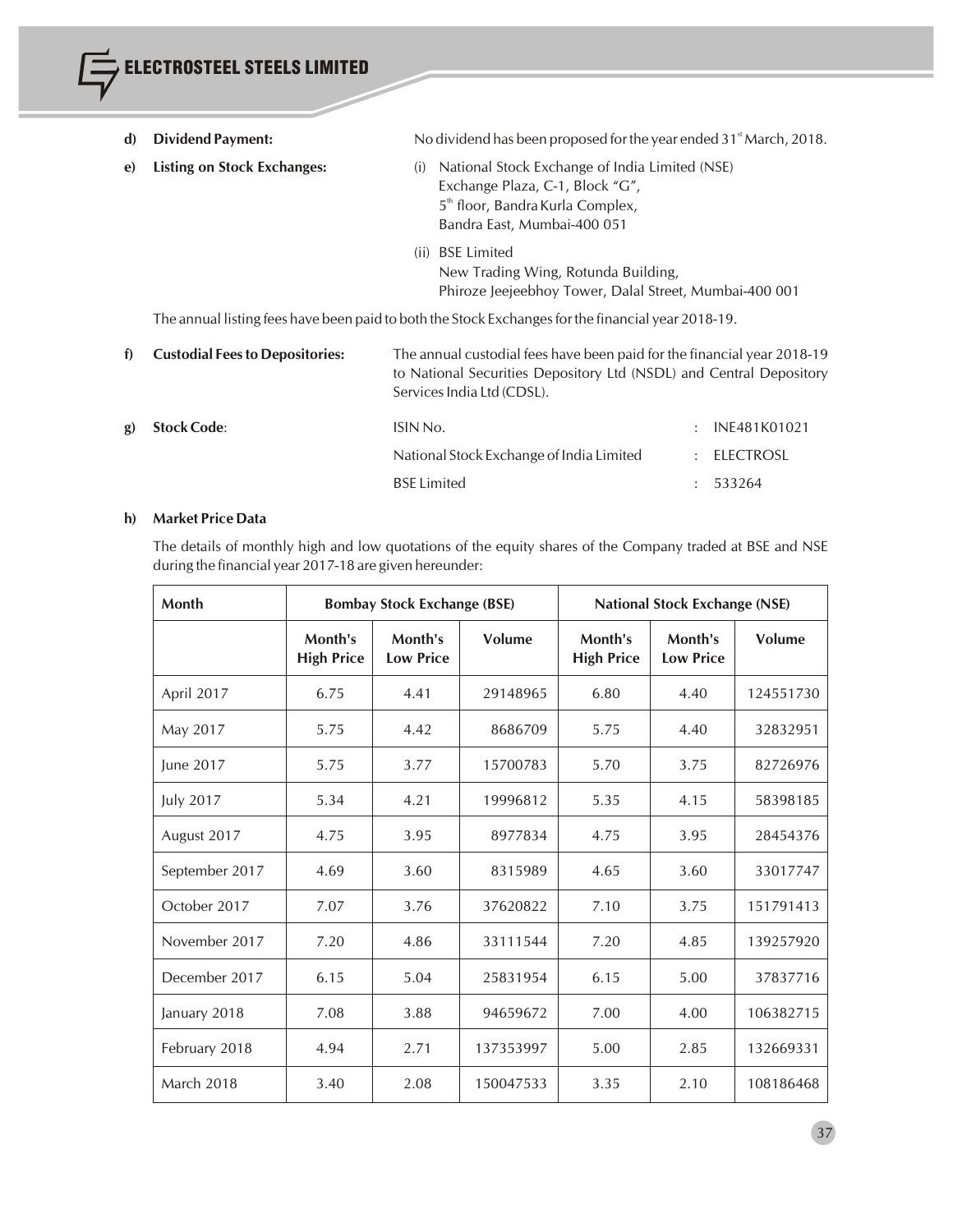**d) Dividend Payment:** No dividend has been proposed for the year ended 31st March, 2018.

**e) Listing on Stock Exchanges:**

(i) National Stock Exchange of India Limited (NSE)
Exchange Plaza, C-1, Block "G",
5th floor, Bandra Kurla Complex,
Bandra East, Mumbai-400 051

(ii) BSE Limited
New Trading Wing, Rotunda Building,
Phiroze Jeejeebhoy Tower, Dalal Street, Mumbai-400 001

The annual listing fees have been paid to both the Stock Exchanges for the financial year 2018-19.

**f) Custodial Fees to Depositories:** The annual custodial fees have been paid for the financial year 2018-19 to National Securities Depository Ltd (NSDL) and Central Depository Services India Ltd (CDSL).

**g) Stock Code:**

| | | |
|---|---|---|
| ISIN No. | : | INE481K01021 |
| National Stock Exchange of India Limited | : | ELECTROSL |
| BSE Limited | : | 533264 |

**h) Market Price Data**

The details of monthly high and low quotations of the equity shares of the Company traded at BSE and NSE during the financial year 2017-18 are given hereunder:

| Month | Bombay Stock Exchange (BSE) | | | National Stock Exchange (NSE) | | |
|---|---|---|---|---|---|---|
| | Month's High Price | Month's Low Price | Volume | Month's High Price | Month's Low Price | Volume |
| April 2017 | 6.75 | 4.41 | 29148965 | 6.80 | 4.40 | 124551730 |
| May 2017 | 5.75 | 4.42 | 8686709 | 5.75 | 4.40 | 32832951 |
| June 2017 | 5.75 | 3.77 | 15700783 | 5.70 | 3.75 | 82726976 |
| July 2017 | 5.34 | 4.21 | 19996812 | 5.35 | 4.15 | 58398185 |
| August 2017 | 4.75 | 3.95 | 8977834 | 4.75 | 3.95 | 28454376 |
| September 2017 | 4.69 | 3.60 | 8315989 | 4.65 | 3.60 | 33017747 |
| October 2017 | 7.07 | 3.76 | 37620822 | 7.10 | 3.75 | 151791413 |
| November 2017 | 7.20 | 4.86 | 33111544 | 7.20 | 4.85 | 139257920 |
| December 2017 | 6.15 | 5.04 | 25831954 | 6.15 | 5.00 | 37837716 |
| January 2018 | 7.08 | 3.88 | 94659672 | 7.00 | 4.00 | 106382715 |
| February 2018 | 4.94 | 2.71 | 137353997 | 5.00 | 2.85 | 132669331 |
| March 2018 | 3.40 | 2.08 | 150047533 | 3.35 | 2.10 | 108186468 |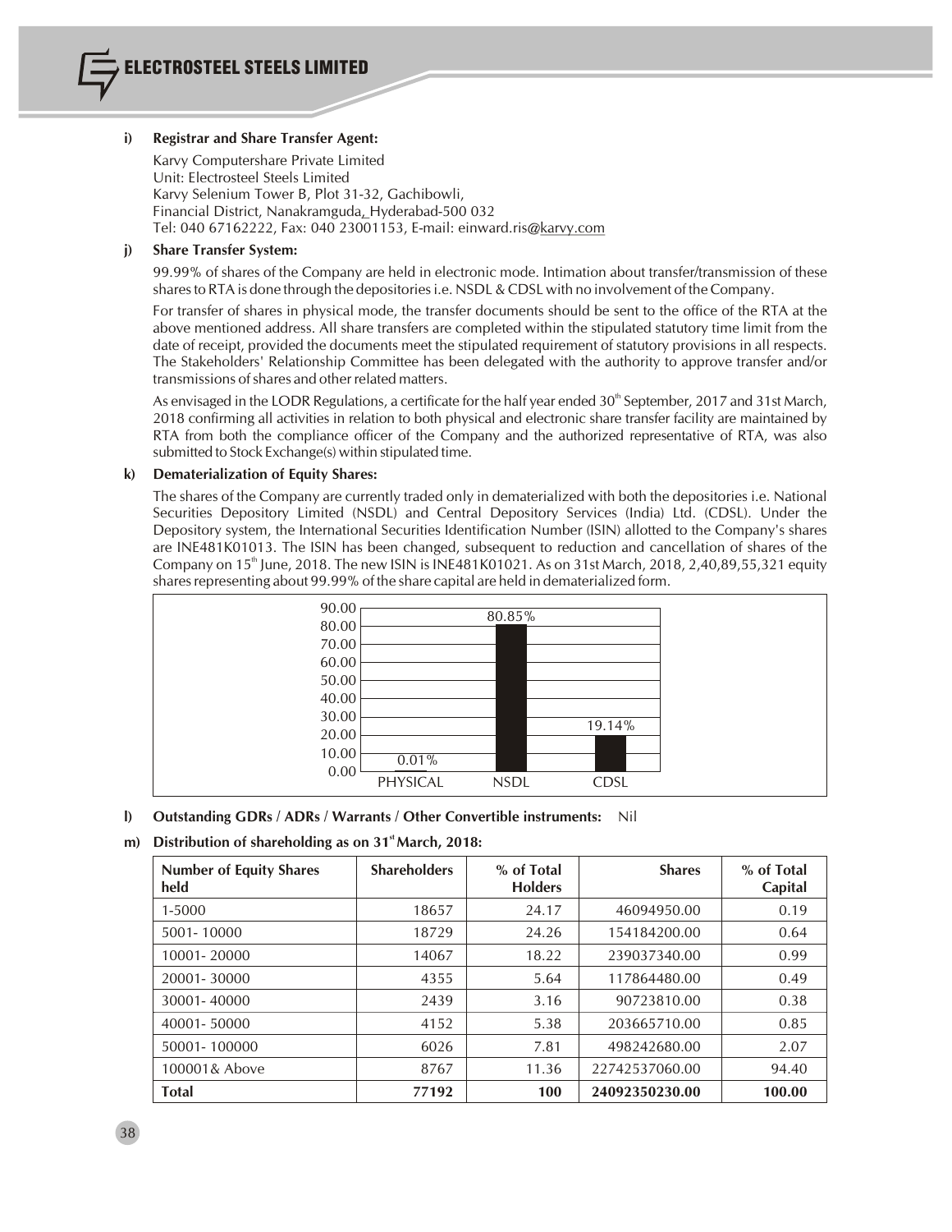**i) Registrar and Share Transfer Agent:**

Karvy Computershare Private Limited
Unit: Electrosteel Steels Limited
Karvy Selenium Tower B, Plot 31-32, Gachibowli,
Financial District, Nanakramguda, Hyderabad-500 032
Tel: 040 67162222, Fax: 040 23001153, E-mail: einward.ris@karvy.com

**j) Share Transfer System:**

99.99% of shares of the Company are held in electronic mode. Intimation about transfer/transmission of these shares to RTA is done through the depositories i.e. NSDL & CDSL with no involvement of the Company.

For transfer of shares in physical mode, the transfer documents should be sent to the office of the RTA at the above mentioned address. All share transfers are completed within the stipulated statutory time limit from the date of receipt, provided the documents meet the stipulated requirement of statutory provisions in all respects. The Stakeholders' Relationship Committee has been delegated with the authority to approve transfer and/or transmissions of shares and other related matters.

As envisaged in the LODR Regulations, a certificate for the half year ended 30th September, 2017 and 31st March, 2018 confirming all activities in relation to both physical and electronic share transfer facility are maintained by RTA from both the compliance officer of the Company and the authorized representative of RTA, was also submitted to Stock Exchange(s) within stipulated time.

**k) Dematerialization of Equity Shares:**

The shares of the Company are currently traded only in dematerialized with both the depositories i.e. National Securities Depository Limited (NSDL) and Central Depository Services (India) Ltd. (CDSL). Under the Depository system, the International Securities Identification Number (ISIN) allotted to the Company's shares are INE481K01013. The ISIN has been changed, subsequent to reduction and cancellation of shares of the Company on 15th June, 2018. The new ISIN is INE481K01021. As on 31st March, 2018, 2,40,89,55,321 equity shares representing about 99.99% of the share capital are held in dematerialized form.

| | PHYSICAL | NSDL | CDSL |
|---|---|---|---|
| % | 0.01% | 80.85% | 19.14% |

**l) Outstanding GDRs / ADRs / Warrants / Other Convertible instruments:** Nil

**m) Distribution of shareholding as on 31st March, 2018:**

| Number of Equity Shares held | Shareholders | % of Total Holders | Shares | % of Total Capital |
|---|---|---|---|---|
| 1-5000 | 18657 | 24.17 | 46094950.00 | 0.19 |
| 5001- 10000 | 18729 | 24.26 | 154184200.00 | 0.64 |
| 10001- 20000 | 14067 | 18.22 | 239037340.00 | 0.99 |
| 20001- 30000 | 4355 | 5.64 | 117864480.00 | 0.49 |
| 30001- 40000 | 2439 | 3.16 | 90723810.00 | 0.38 |
| 40001- 50000 | 4152 | 5.38 | 203665710.00 | 0.85 |
| 50001- 100000 | 6026 | 7.81 | 498242680.00 | 2.07 |
| 100001& Above | 8767 | 11.36 | 22742537060.00 | 94.40 |
| **Total** | **77192** | **100** | **24092350230.00** | **100.00** |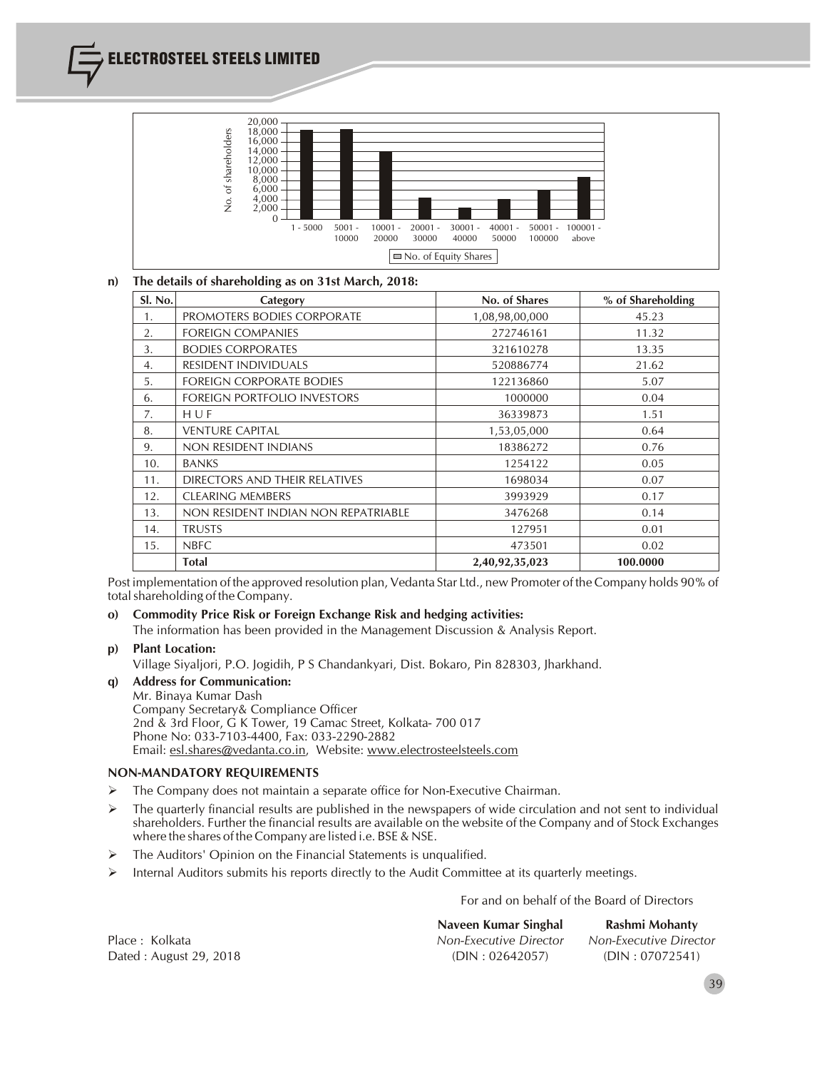| Sl. No. | Category | No. of Shares | % of Shareholding |
|---|---|---|---|
| 1. | PROMOTERS BODIES CORPORATE | 1,08,98,00,000 | 45.23 |
| 2. | FOREIGN COMPANIES | 272746161 | 11.32 |
| 3. | BODIES CORPORATES | 321610278 | 13.35 |
| 4. | RESIDENT INDIVIDUALS | 520886774 | 21.62 |
| 5. | FOREIGN CORPORATE BODIES | 122136860 | 5.07 |
| 6. | FOREIGN PORTFOLIO INVESTORS | 1000000 | 0.04 |
| 7. | H U F | 36339873 | 1.51 |
| 8. | VENTURE CAPITAL | 1,53,05,000 | 0.64 |
| 9. | NON RESIDENT INDIANS | 18386272 | 0.76 |
| 10. | BANKS | 1254122 | 0.05 |
| 11. | DIRECTORS AND THEIR RELATIVES | 1698034 | 0.07 |
| 12. | CLEARING MEMBERS | 3993929 | 0.17 |
| 13. | NON RESIDENT INDIAN NON REPATRIABLE | 3476268 | 0.14 |
| 14. | TRUSTS | 127951 | 0.01 |
| 15. | NBFC | 473501 | 0.02 |
| | **Total** | **2,40,92,35,023** | **100.0000** |

**n) The details of shareholding as on 31st March, 2018:**

Post implementation of the approved resolution plan, Vedanta Star Ltd., new Promoter of the Company holds 90% of total shareholding of the Company.

**o) Commodity Price Risk or Foreign Exchange Risk and hedging activities:**

The information has been provided in the Management Discussion & Analysis Report.

**p) Plant Location:**

Village Siyaljori, P.O. Jogidih, P S Chandankyari, Dist. Bokaro, Pin 828303, Jharkhand.

**q) Address for Communication:**

Mr. Binaya Kumar Dash
Company Secretary& Compliance Officer
2nd & 3rd Floor, G K Tower, 19 Camac Street, Kolkata- 700 017
Phone No: 033-7103-4400, Fax: 033-2290-2882
Email: esl.shares@vedanta.co.in, Website: www.electrosteelsteels.com

**NON-MANDATORY REQUIREMENTS**

- The Company does not maintain a separate office for Non-Executive Chairman.
- The quarterly financial results are published in the newspapers of wide circulation and not sent to individual shareholders. Further the financial results are available on the website of the Company and of Stock Exchanges where the shares of the Company are listed i.e. BSE & NSE.
- The Auditors' Opinion on the Financial Statements is unqualified.
- Internal Auditors submits his reports directly to the Audit Committee at its quarterly meetings.

For and on behalf of the Board of Directors

Place : Kolkata
Dated : August 29, 2018

**Naveen Kumar Singhal**
*Non-Executive Director*
(DIN : 02642057)

**Rashmi Mohanty**
*Non-Executive Director*
(DIN : 07072541)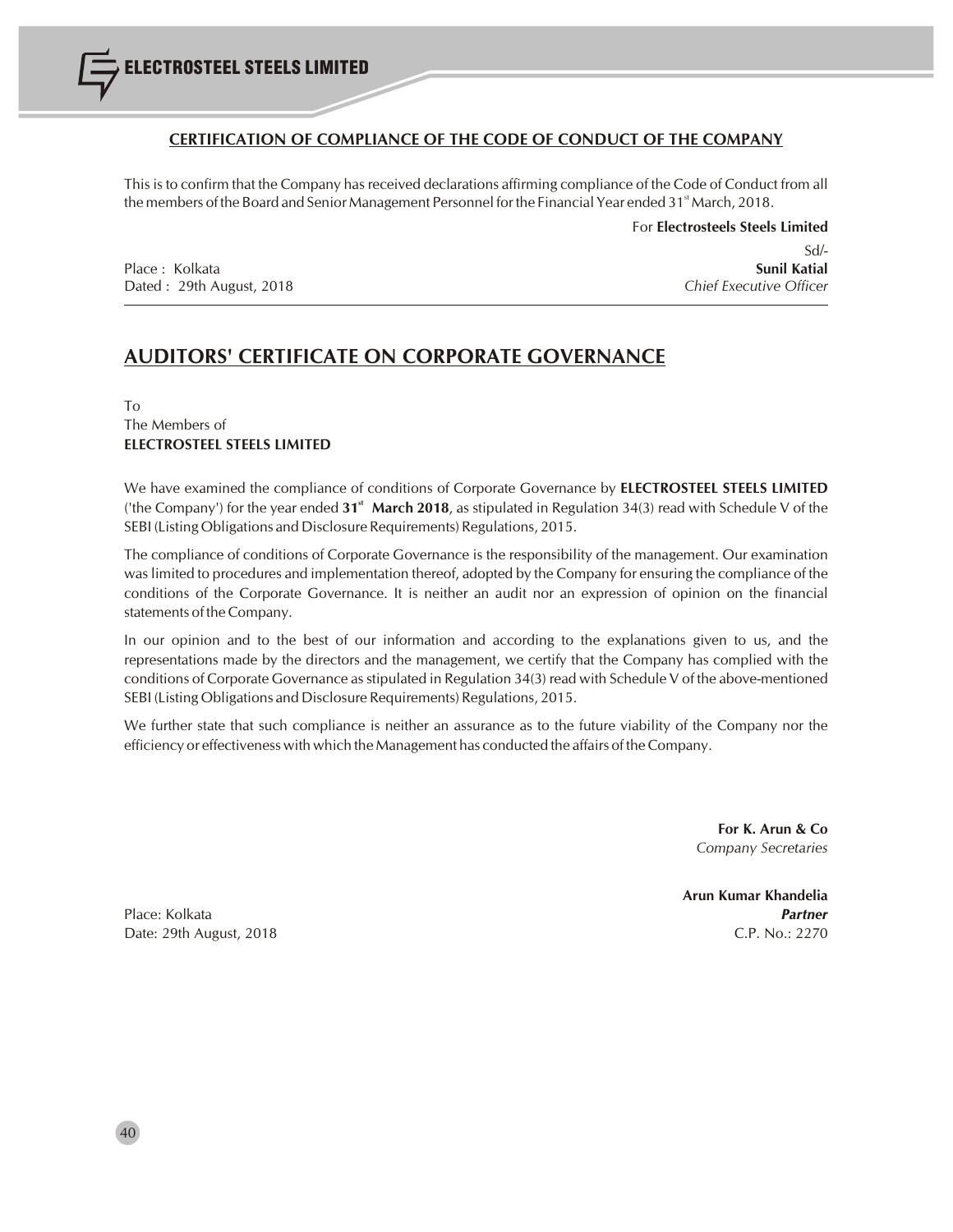## CERTIFICATION OF COMPLIANCE OF THE CODE OF CONDUCT OF THE COMPANY

This is to confirm that the Company has received declarations affirming compliance of the Code of Conduct from all the members of the Board and Senior Management Personnel for the Financial Year ended 31st March, 2018.

For **Electrosteels Steels Limited**

Sd/-

**Sunil Katial**

*Chief Executive Officer*

Place : Kolkata

Dated : 29th August, 2018

---

# AUDITORS' CERTIFICATE ON CORPORATE GOVERNANCE

To

The Members of

**ELECTROSTEEL STEELS LIMITED**

We have examined the compliance of conditions of Corporate Governance by **ELECTROSTEEL STEELS LIMITED** ('the Company') for the year ended **31st March 2018**, as stipulated in Regulation 34(3) read with Schedule V of the SEBI (Listing Obligations and Disclosure Requirements) Regulations, 2015.

The compliance of conditions of Corporate Governance is the responsibility of the management. Our examination was limited to procedures and implementation thereof, adopted by the Company for ensuring the compliance of the conditions of the Corporate Governance. It is neither an audit nor an expression of opinion on the financial statements of the Company.

In our opinion and to the best of our information and according to the explanations given to us, and the representations made by the directors and the management, we certify that the Company has complied with the conditions of Corporate Governance as stipulated in Regulation 34(3) read with Schedule V of the above-mentioned SEBI (Listing Obligations and Disclosure Requirements) Regulations, 2015.

We further state that such compliance is neither an assurance as to the future viability of the Company nor the efficiency or effectiveness with which the Management has conducted the affairs of the Company.

**For K. Arun & Co**

*Company Secretaries*

**Arun Kumar Khandelia**

***Partner***

C.P. No.: 2270

Place: Kolkata

Date: 29th August, 2018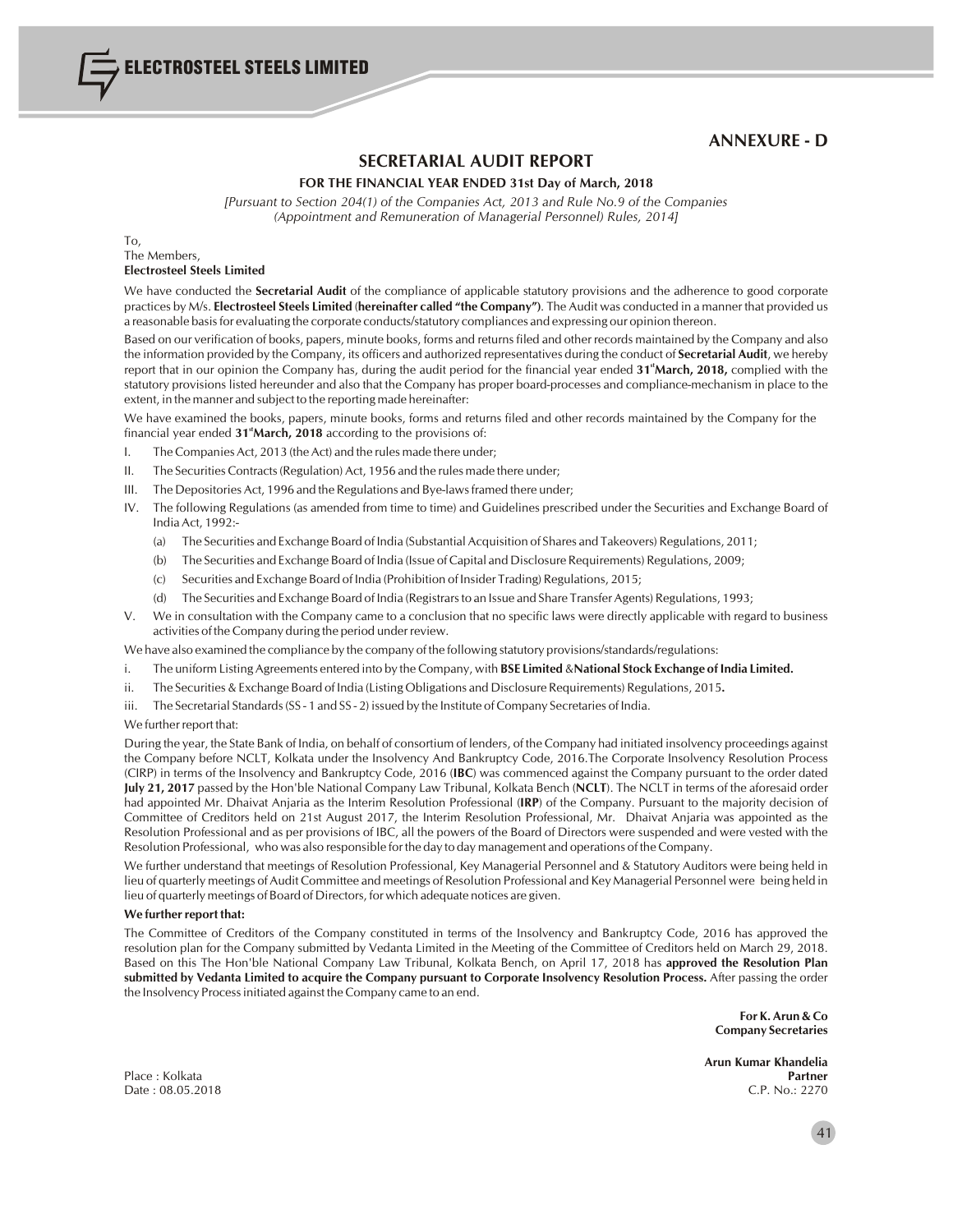## ANNEXURE - D

# SECRETARIAL AUDIT REPORT

### FOR THE FINANCIAL YEAR ENDED 31st Day of March, 2018

*[Pursuant to Section 204(1) of the Companies Act, 2013 and Rule No.9 of the Companies (Appointment and Remuneration of Managerial Personnel) Rules, 2014]*

To,
The Members,
**Electrosteel Steels Limited**

We have conducted the **Secretarial Audit** of the compliance of applicable statutory provisions and the adherence to good corporate practices by M/s. **Electrosteel Steels Limited (hereinafter called "the Company")**. The Audit was conducted in a manner that provided us a reasonable basis for evaluating the corporate conducts/statutory compliances and expressing our opinion thereon.

Based on our verification of books, papers, minute books, forms and returns filed and other records maintained by the Company and also the information provided by the Company, its officers and authorized representatives during the conduct of **Secretarial Audit**, we hereby report that in our opinion the Company has, during the audit period for the financial year ended **31st March, 2018,** complied with the statutory provisions listed hereunder and also that the Company has proper board-processes and compliance-mechanism in place to the extent, in the manner and subject to the reporting made hereinafter:

We have examined the books, papers, minute books, forms and returns filed and other records maintained by the Company for the financial year ended **31st March, 2018** according to the provisions of:

I. The Companies Act, 2013 (the Act) and the rules made there under;

II. The Securities Contracts (Regulation) Act, 1956 and the rules made there under;

III. The Depositories Act, 1996 and the Regulations and Bye-laws framed there under;

IV. The following Regulations (as amended from time to time) and Guidelines prescribed under the Securities and Exchange Board of India Act, 1992:-

   (a) The Securities and Exchange Board of India (Substantial Acquisition of Shares and Takeovers) Regulations, 2011;

   (b) The Securities and Exchange Board of India (Issue of Capital and Disclosure Requirements) Regulations, 2009;

   (c) Securities and Exchange Board of India (Prohibition of Insider Trading) Regulations, 2015;

   (d) The Securities and Exchange Board of India (Registrars to an Issue and Share Transfer Agents) Regulations, 1993;

V. We in consultation with the Company came to a conclusion that no specific laws were directly applicable with regard to business activities of the Company during the period under review.

We have also examined the compliance by the company of the following statutory provisions/standards/regulations:

i. The uniform Listing Agreements entered into by the Company, with **BSE Limited** & **National Stock Exchange of India Limited.**

ii. The Securities & Exchange Board of India (Listing Obligations and Disclosure Requirements) Regulations, 2015**.**

iii. The Secretarial Standards (SS - 1 and SS - 2) issued by the Institute of Company Secretaries of India.

We further report that:

During the year, the State Bank of India, on behalf of consortium of lenders, of the Company had initiated insolvency proceedings against the Company before NCLT, Kolkata under the Insolvency And Bankruptcy Code, 2016.The Corporate Insolvency Resolution Process (CIRP) in terms of the Insolvency and Bankruptcy Code, 2016 (**IBC**) was commenced against the Company pursuant to the order dated **July 21, 2017** passed by the Hon'ble National Company Law Tribunal, Kolkata Bench (**NCLT**). The NCLT in terms of the aforesaid order had appointed Mr. Dhaivat Anjaria as the Interim Resolution Professional (**IRP**) of the Company. Pursuant to the majority decision of Committee of Creditors held on 21st August 2017, the Interim Resolution Professional, Mr. Dhaivat Anjaria was appointed as the Resolution Professional and as per provisions of IBC, all the powers of the Board of Directors were suspended and were vested with the Resolution Professional, who was also responsible for the day to day management and operations of the Company.

We further understand that meetings of Resolution Professional, Key Managerial Personnel and & Statutory Auditors were being held in lieu of quarterly meetings of Audit Committee and meetings of Resolution Professional and Key Managerial Personnel were being held in lieu of quarterly meetings of Board of Directors, for which adequate notices are given.

**We further report that:**

The Committee of Creditors of the Company constituted in terms of the Insolvency and Bankruptcy Code, 2016 has approved the resolution plan for the Company submitted by Vedanta Limited in the Meeting of the Committee of Creditors held on March 29, 2018. Based on this The Hon'ble National Company Law Tribunal, Kolkata Bench, on April 17, 2018 has **approved the Resolution Plan submitted by Vedanta Limited to acquire the Company pursuant to Corporate Insolvency Resolution Process.** After passing the order the Insolvency Process initiated against the Company came to an end.

**For K. Arun & Co**
**Company Secretaries**

**Arun Kumar Khandelia**
**Partner**
C.P. No.: 2270

Place : Kolkata
Date : 08.05.2018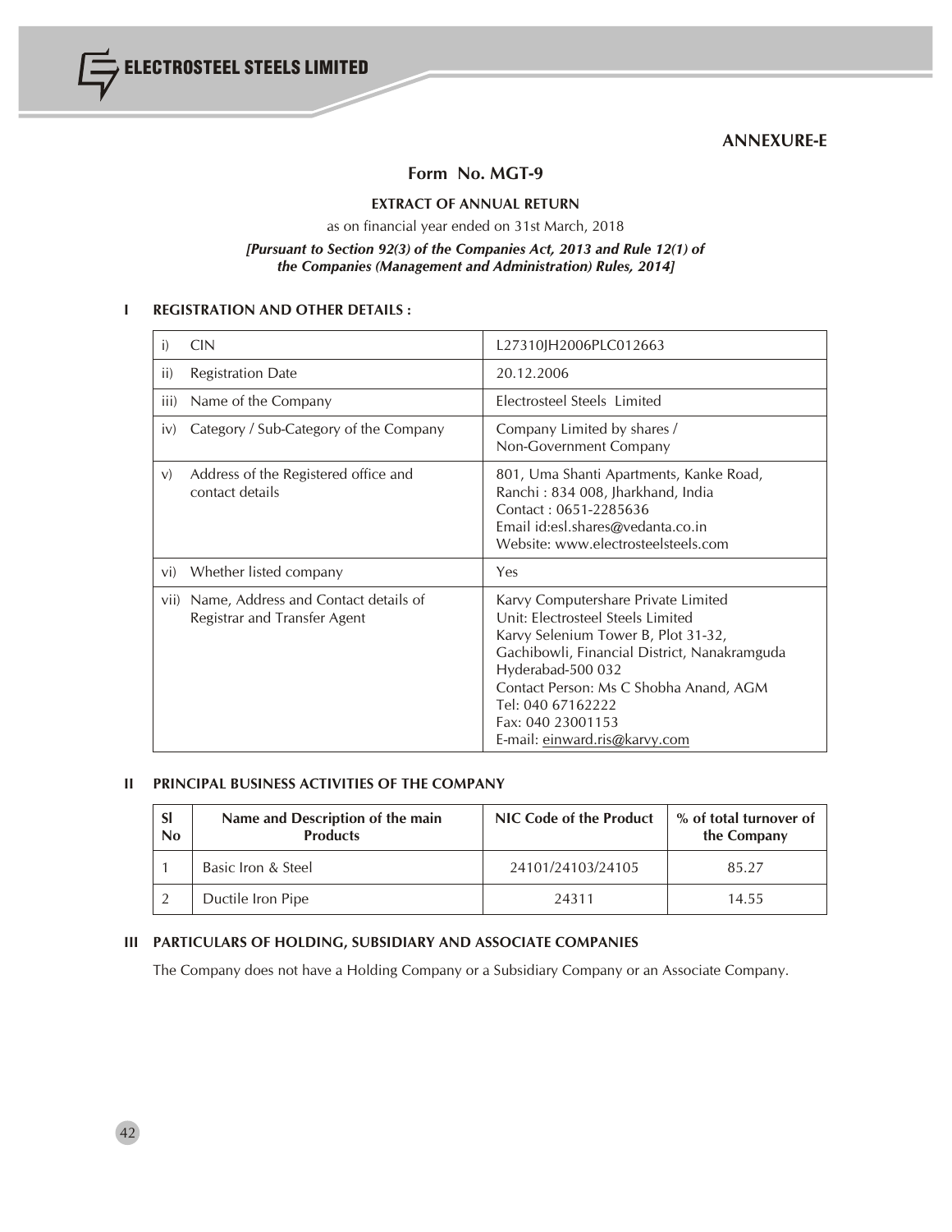## ANNEXURE-E

# Form No. MGT-9

### EXTRACT OF ANNUAL RETURN

as on financial year ended on 31st March, 2018

***[Pursuant to Section 92(3) of the Companies Act, 2013 and Rule 12(1) of the Companies (Management and Administration) Rules, 2014]***

## I REGISTRATION AND OTHER DETAILS :

| | |
|---|---|
| i) CIN | L27310JH2006PLC012663 |
| ii) Registration Date | 20.12.2006 |
| iii) Name of the Company | Electrosteel Steels Limited |
| iv) Category / Sub-Category of the Company | Company Limited by shares / Non-Government Company |
| v) Address of the Registered office and contact details | 801, Uma Shanti Apartments, Kanke Road, Ranchi : 834 008, Jharkhand, India<br>Contact : 0651-2285636<br>Email id:esl.shares@vedanta.co.in<br>Website: www.electrosteelsteels.com |
| vi) Whether listed company | Yes |
| vii) Name, Address and Contact details of Registrar and Transfer Agent | Karvy Computershare Private Limited<br>Unit: Electrosteel Steels Limited<br>Karvy Selenium Tower B, Plot 31-32,<br>Gachibowli, Financial District, Nanakramguda<br>Hyderabad-500 032<br>Contact Person: Ms C Shobha Anand, AGM<br>Tel: 040 67162222<br>Fax: 040 23001153<br>E-mail: einward.ris@karvy.com |

## II PRINCIPAL BUSINESS ACTIVITIES OF THE COMPANY

| Sl No | Name and Description of the main Products | NIC Code of the Product | % of total turnover of the Company |
|---|---|---|---|
| 1 | Basic Iron & Steel | 24101/24103/24105 | 85.27 |
| 2 | Ductile Iron Pipe | 24311 | 14.55 |

## III PARTICULARS OF HOLDING, SUBSIDIARY AND ASSOCIATE COMPANIES

The Company does not have a Holding Company or a Subsidiary Company or an Associate Company.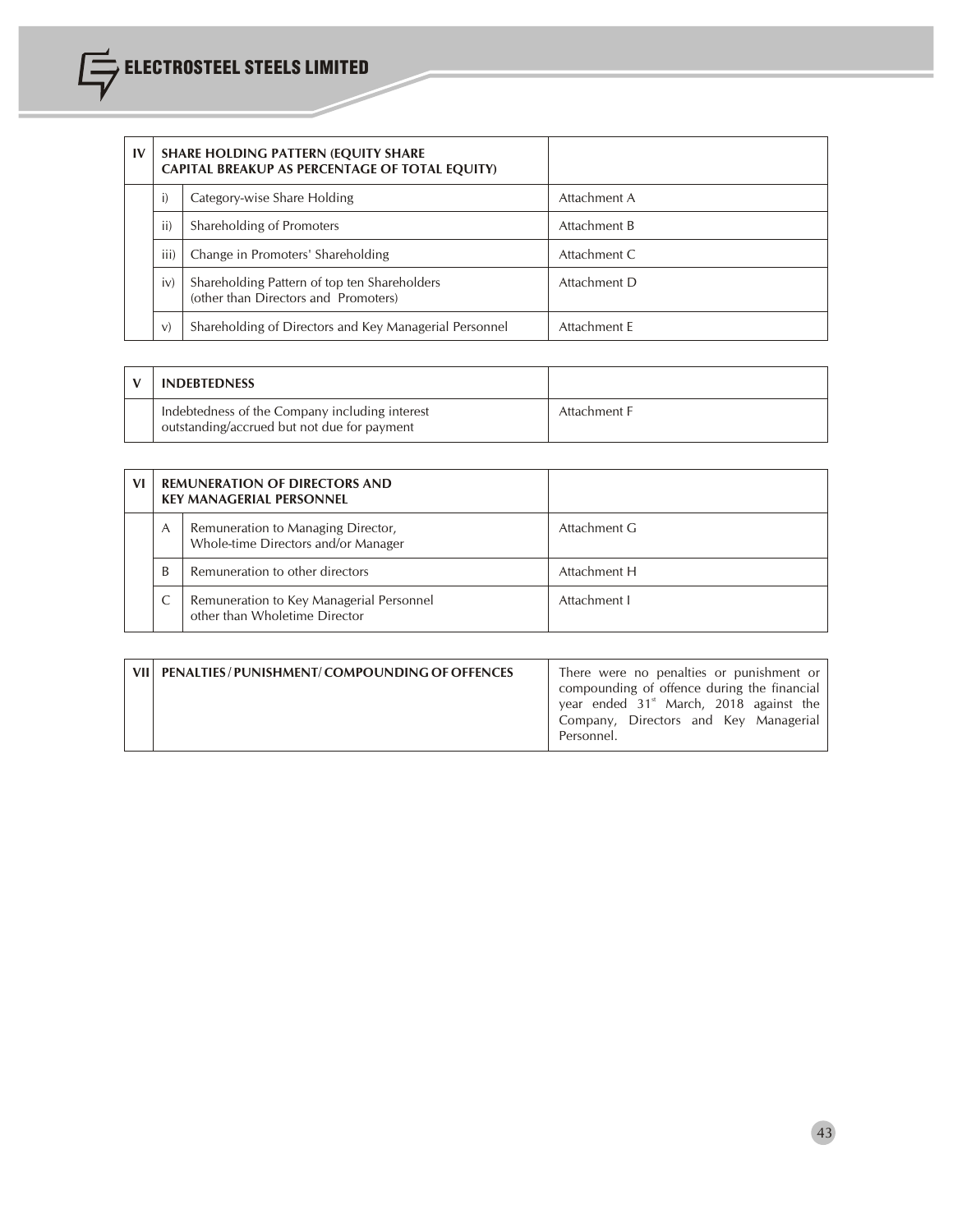| IV | SHARE HOLDING PATTERN (EQUITY SHARE CAPITAL BREAKUP AS PERCENTAGE OF TOTAL EQUITY) | | |
|---|---|---|---|
| | i) | Category-wise Share Holding | Attachment A |
| | ii) | Shareholding of Promoters | Attachment B |
| | iii) | Change in Promoters' Shareholding | Attachment C |
| | iv) | Shareholding Pattern of top ten Shareholders (other than Directors and Promoters) | Attachment D |
| | v) | Shareholding of Directors and Key Managerial Personnel | Attachment E |

| V | INDEBTEDNESS | |
|---|---|---|
| | Indebtedness of the Company including interest outstanding/accrued but not due for payment | Attachment F |

| VI | REMUNERATION OF DIRECTORS AND KEY MANAGERIAL PERSONNEL | | |
|---|---|---|---|
| | A | Remuneration to Managing Director, Whole-time Directors and/or Manager | Attachment G |
| | B | Remuneration to other directors | Attachment H |
| | C | Remuneration to Key Managerial Personnel other than Wholetime Director | Attachment I |

| VII | PENALTIES / PUNISHMENT/ COMPOUNDING OF OFFENCES | There were no penalties or punishment or compounding of offence during the financial year ended 31st March, 2018 against the Company, Directors and Key Managerial Personnel. |
|---|---|---|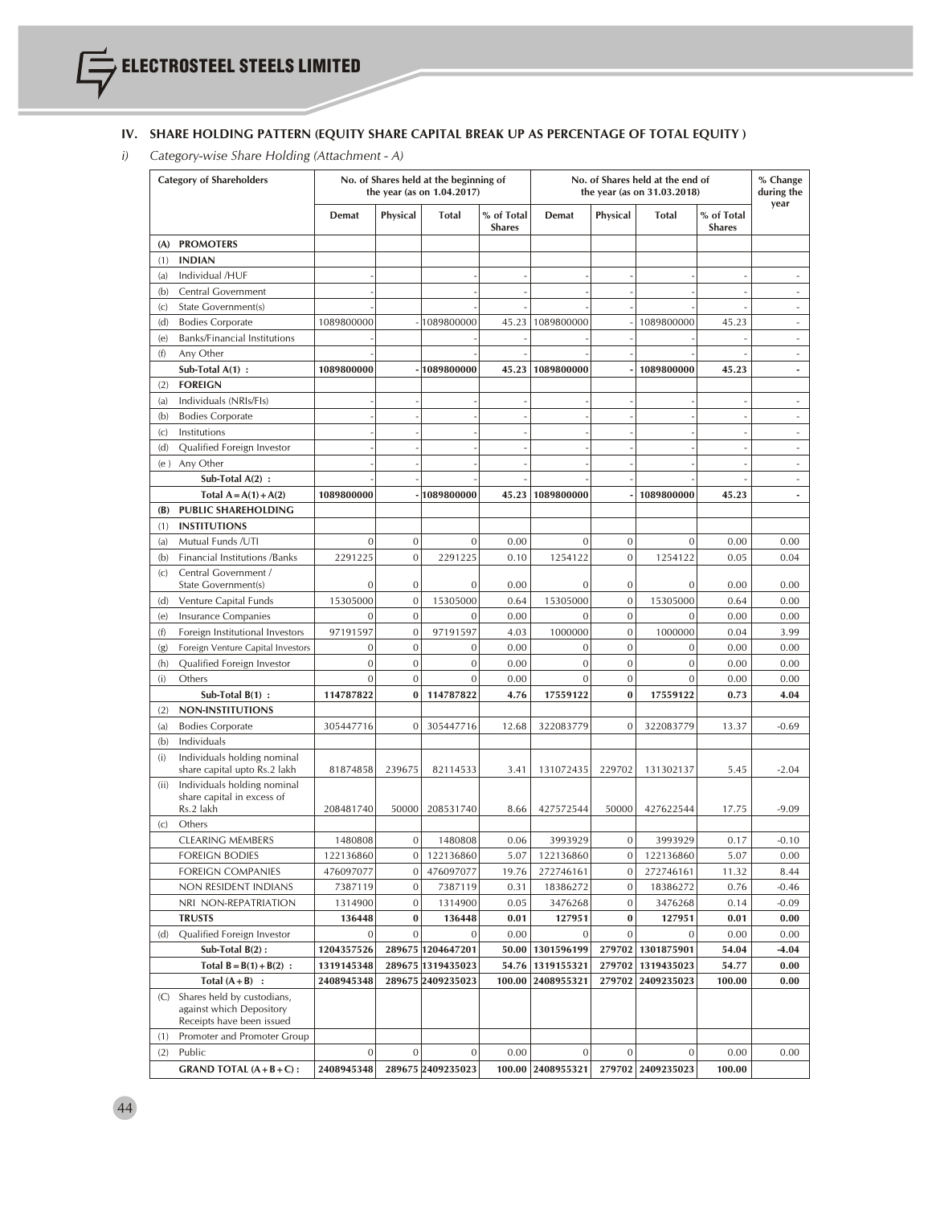## IV. SHARE HOLDING PATTERN (EQUITY SHARE CAPITAL BREAK UP AS PERCENTAGE OF TOTAL EQUITY )

*i) Category-wise Share Holding (Attachment - A)*

| | Category of Shareholders | No. of Shares held at the beginning of the year (as on 1.04.2017) | | | | No. of Shares held at the end of the year (as on 31.03.2018) | | | | % Change during the year |
|---|---|---|---|---|---|---|---|---|---|---|
| | | Demat | Physical | Total | % of Total Shares | Demat | Physical | Total | % of Total Shares | |
| **(A)** | **PROMOTERS** | | | | | | | | | |
| (1) | **INDIAN** | | | | | | | | | |
| (a) | Individual /HUF | - | | - | - | - | - | - | - | - |
| (b) | Central Government | - | | - | - | - | - | - | - | - |
| (c) | State Government(s) | - | | - | - | - | - | - | - | - |
| (d) | Bodies Corporate | 1089800000 | - | 1089800000 | 45.23 | 1089800000 | - | 1089800000 | 45.23 | - |
| (e) | Banks/Financial Institutions | - | | - | - | - | - | - | - | - |
| (f) | Any Other | - | | - | - | - | - | - | - | - |
| | **Sub-Total A(1) :** | **1089800000** | **-** | **1089800000** | **45.23** | **1089800000** | **-** | **1089800000** | **45.23** | **-** |
| (2) | **FOREIGN** | | | | | | | | | |
| (a) | Individuals (NRIs/FIs) | - | - | - | - | - | - | - | - | - |
| (b) | Bodies Corporate | - | - | - | - | - | - | - | - | - |
| (c) | Institutions | - | - | - | - | - | - | - | - | - |
| (d) | Qualified Foreign Investor | - | - | - | - | - | - | - | - | - |
| (e ) | Any Other | - | - | - | - | - | - | - | - | - |
| | **Sub-Total A(2) :** | - | - | - | - | - | - | - | - | - |
| | **Total A = A(1) + A(2)** | **1089800000** | **-** | **1089800000** | **45.23** | **1089800000** | **-** | **1089800000** | **45.23** | **-** |
| **(B)** | **PUBLIC SHAREHOLDING** | | | | | | | | | |
| (1) | **INSTITUTIONS** | | | | | | | | | |
| (a) | Mutual Funds /UTI | 0 | 0 | 0 | 0.00 | 0 | 0 | 0 | 0.00 | 0.00 |
| (b) | Financial Institutions /Banks | 2291225 | 0 | 2291225 | 0.10 | 1254122 | 0 | 1254122 | 0.05 | 0.04 |
| (c) | Central Government / State Government(s) | 0 | 0 | 0 | 0.00 | 0 | 0 | 0 | 0.00 | 0.00 |
| (d) | Venture Capital Funds | 15305000 | 0 | 15305000 | 0.64 | 15305000 | 0 | 15305000 | 0.64 | 0.00 |
| (e) | Insurance Companies | 0 | 0 | 0 | 0.00 | 0 | 0 | 0 | 0.00 | 0.00 |
| (f) | Foreign Institutional Investors | 97191597 | 0 | 97191597 | 4.03 | 1000000 | 0 | 1000000 | 0.04 | 3.99 |
| (g) | Foreign Venture Capital Investors | 0 | 0 | 0 | 0.00 | 0 | 0 | 0 | 0.00 | 0.00 |
| (h) | Qualified Foreign Investor | 0 | 0 | 0 | 0.00 | 0 | 0 | 0 | 0.00 | 0.00 |
| (i) | Others | 0 | 0 | 0 | 0.00 | 0 | 0 | 0 | 0.00 | 0.00 |
| | **Sub-Total B(1) :** | **114787822** | **0** | **114787822** | **4.76** | **17559122** | **0** | **17559122** | **0.73** | **4.04** |
| (2) | **NON-INSTITUTIONS** | | | | | | | | | |
| (a) | Bodies Corporate | 305447716 | 0 | 305447716 | 12.68 | 322083779 | 0 | 322083779 | 13.37 | -0.69 |
| (b) | Individuals | | | | | | | | | |
| (i) | Individuals holding nominal share capital upto Rs.2 lakh | 81874858 | 239675 | 82114533 | 3.41 | 131072435 | 229702 | 131302137 | 5.45 | -2.04 |
| (ii) | Individuals holding nominal share capital in excess of Rs.2 lakh | 208481740 | 50000 | 208531740 | 8.66 | 427572544 | 50000 | 427622544 | 17.75 | -9.09 |
| (c) | Others | | | | | | | | | |
| | CLEARING MEMBERS | 1480808 | 0 | 1480808 | 0.06 | 3993929 | 0 | 3993929 | 0.17 | -0.10 |
| | FOREIGN BODIES | 122136860 | 0 | 122136860 | 5.07 | 122136860 | 0 | 122136860 | 5.07 | 0.00 |
| | FOREIGN COMPANIES | 476097077 | 0 | 476097077 | 19.76 | 272746161 | 0 | 272746161 | 11.32 | 8.44 |
| | NON RESIDENT INDIANS | 7387119 | 0 | 7387119 | 0.31 | 18386272 | 0 | 18386272 | 0.76 | -0.46 |
| | NRI NON-REPATRIATION | 1314900 | 0 | 1314900 | 0.05 | 3476268 | 0 | 3476268 | 0.14 | -0.09 |
| | **TRUSTS** | **136448** | **0** | **136448** | **0.01** | **127951** | **0** | **127951** | **0.01** | **0.00** |
| (d) | Qualified Foreign Investor | 0 | 0 | 0 | 0.00 | 0 | 0 | 0 | 0.00 | 0.00 |
| | **Sub-Total B(2) :** | **1204357526** | **289675** | **1204647201** | **50.00** | **1301596199** | **279702** | **1301875901** | **54.04** | **-4.04** |
| | **Total B = B(1) + B(2) :** | **1319145348** | **289675** | **1319435023** | **54.76** | **1319155321** | **279702** | **1319435023** | **54.77** | **0.00** |
| | **Total (A + B) :** | **2408945348** | **289675** | **2409235023** | **100.00** | **2408955321** | **279702** | **2409235023** | **100.00** | **0.00** |
| (C) | Shares held by custodians, against which Depository Receipts have been issued | | | | | | | | | |
| (1) | Promoter and Promoter Group | | | | | | | | | |
| (2) | Public | 0 | 0 | 0 | 0.00 | 0 | 0 | 0 | 0.00 | 0.00 |
| | **GRAND TOTAL (A + B + C) :** | **2408945348** | **289675** | **2409235023** | **100.00** | **2408955321** | **279702** | **2409235023** | **100.00** | |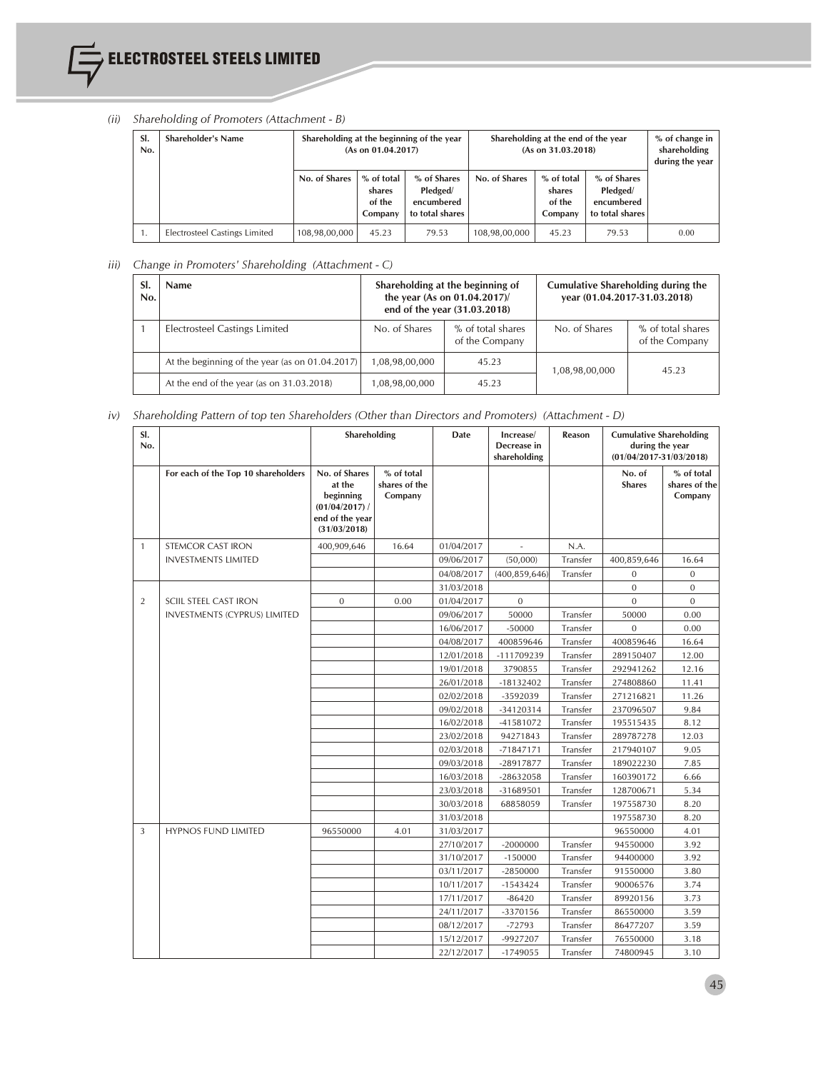*(ii) Shareholding of Promoters (Attachment - B)*

| Sl. No. | Shareholder's Name | Shareholding at the beginning of the year (As on 01.04.2017) | | | Shareholding at the end of the year (As on 31.03.2018) | | | % of change in shareholding during the year |
|---|---|---|---|---|---|---|---|---|
| | | No. of Shares | % of total shares of the Company | % of Shares Pledged/ encumbered to total shares | No. of Shares | % of total shares of the Company | % of Shares Pledged/ encumbered to total shares | |
| 1. | Electrosteel Castings Limited | 108,98,00,000 | 45.23 | 79.53 | 108,98,00,000 | 45.23 | 79.53 | 0.00 |

*iii) Change in Promoters' Shareholding (Attachment - C)*

| Sl. No. | Name | Shareholding at the beginning of the year (As on 01.04.2017)/ end of the year (31.03.2018) | | Cumulative Shareholding during the year (01.04.2017-31.03.2018) | |
|---|---|---|---|---|---|
| 1 | Electrosteel Castings Limited | No. of Shares | % of total shares of the Company | No. of Shares | % of total shares of the Company |
| | At the beginning of the year (as on 01.04.2017) | 1,08,98,00,000 | 45.23 | 1,08,98,00,000 | 45.23 |
| | At the end of the year (as on 31.03.2018) | 1,08,98,00,000 | 45.23 | | |

*iv) Shareholding Pattern of top ten Shareholders (Other than Directors and Promoters) (Attachment - D)*

| Sl. No. | | Shareholding | | Date | Increase/ Decrease in shareholding | Reason | Cumulative Shareholding during the year (01/04/2017-31/03/2018) | |
|---|---|---|---|---|---|---|---|---|
| | For each of the Top 10 shareholders | No. of Shares at the beginning (01/04/2017) / end of the year (31/03/2018) | % of total shares of the Company | | | | No. of Shares | % of total shares of the Company |
| 1 | STEMCOR CAST IRON INVESTMENTS LIMITED | 400,909,646 | 16.64 | 01/04/2017 | - | N.A. | | |
| | | | | 09/06/2017 | (50,000) | Transfer | 400,859,646 | 16.64 |
| | | | | 04/08/2017 | (400,859,646) | Transfer | 0 | 0 |
| | | | | 31/03/2018 | | | 0 | 0 |
| 2 | SCIIL STEEL CAST IRON INVESTMENTS (CYPRUS) LIMITED | 0 | 0.00 | 01/04/2017 | 0 | | 0 | 0 |
| | | | | 09/06/2017 | 50000 | Transfer | 50000 | 0.00 |
| | | | | 16/06/2017 | -50000 | Transfer | 0 | 0.00 |
| | | | | 04/08/2017 | 400859646 | Transfer | 400859646 | 16.64 |
| | | | | 12/01/2018 | -111709239 | Transfer | 289150407 | 12.00 |
| | | | | 19/01/2018 | 3790855 | Transfer | 292941262 | 12.16 |
| | | | | 26/01/2018 | -18132402 | Transfer | 274808860 | 11.41 |
| | | | | 02/02/2018 | -3592039 | Transfer | 271216821 | 11.26 |
| | | | | 09/02/2018 | -34120314 | Transfer | 237096507 | 9.84 |
| | | | | 16/02/2018 | -41581072 | Transfer | 195515435 | 8.12 |
| | | | | 23/02/2018 | 94271843 | Transfer | 289787278 | 12.03 |
| | | | | 02/03/2018 | -71847171 | Transfer | 217940107 | 9.05 |
| | | | | 09/03/2018 | -28917877 | Transfer | 189022230 | 7.85 |
| | | | | 16/03/2018 | -28632058 | Transfer | 160390172 | 6.66 |
| | | | | 23/03/2018 | -31689501 | Transfer | 128700671 | 5.34 |
| | | | | 30/03/2018 | 68858059 | Transfer | 197558730 | 8.20 |
| | | | | 31/03/2018 | | | 197558730 | 8.20 |
| 3 | HYPNOS FUND LIMITED | 96550000 | 4.01 | 31/03/2017 | | | 96550000 | 4.01 |
| | | | | 27/10/2017 | -2000000 | Transfer | 94550000 | 3.92 |
| | | | | 31/10/2017 | -150000 | Transfer | 94400000 | 3.92 |
| | | | | 03/11/2017 | -2850000 | Transfer | 91550000 | 3.80 |
| | | | | 10/11/2017 | -1543424 | Transfer | 90006576 | 3.74 |
| | | | | 17/11/2017 | -86420 | Transfer | 89920156 | 3.73 |
| | | | | 24/11/2017 | -3370156 | Transfer | 86550000 | 3.59 |
| | | | | 08/12/2017 | -72793 | Transfer | 86477207 | 3.59 |
| | | | | 15/12/2017 | -9927207 | Transfer | 76550000 | 3.18 |
| | | | | 22/12/2017 | -1749055 | Transfer | 74800945 | 3.10 |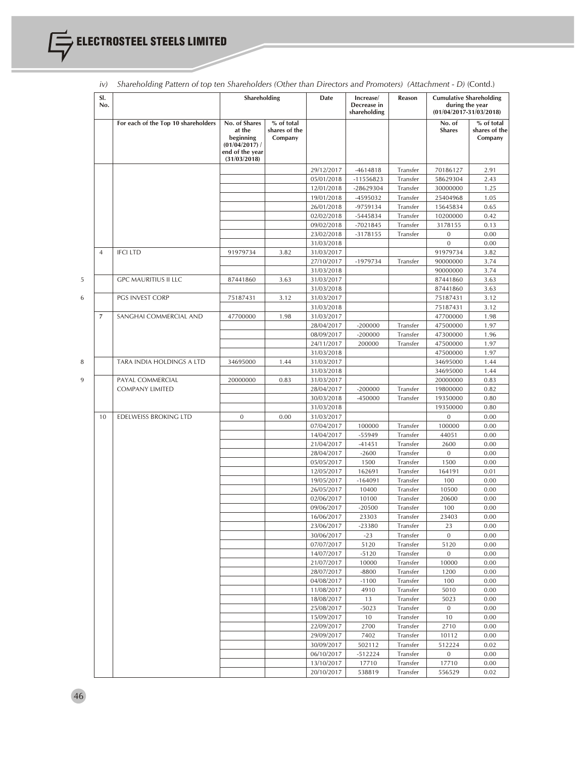iv) *Shareholding Pattern of top ten Shareholders (Other than Directors and Promoters) (Attachment - D)* (Contd.)

| Sl. No. | | Shareholding | | Date | Increase/ Decrease in shareholding | Reason | Cumulative Shareholding during the year (01/04/2017-31/03/2018) | |
|---|---|---|---|---|---|---|---|---|
| | For each of the Top 10 shareholders | No. of Shares at the beginning (01/04/2017) / end of the year (31/03/2018) | % of total shares of the Company | | | | No. of Shares | % of total shares of the Company |
| | | | | 29/12/2017 | -4614818 | Transfer | 70186127 | 2.91 |
| | | | | 05/01/2018 | -11556823 | Transfer | 58629304 | 2.43 |
| | | | | 12/01/2018 | -28629304 | Transfer | 30000000 | 1.25 |
| | | | | 19/01/2018 | -4595032 | Transfer | 25404968 | 1.05 |
| | | | | 26/01/2018 | -9759134 | Transfer | 15645834 | 0.65 |
| | | | | 02/02/2018 | -5445834 | Transfer | 10200000 | 0.42 |
| | | | | 09/02/2018 | -7021845 | Transfer | 3178155 | 0.13 |
| | | | | 23/02/2018 | -3178155 | Transfer | 0 | 0.00 |
| | | | | 31/03/2018 | | | 0 | 0.00 |
| 4 | IFCI LTD | 91979734 | 3.82 | 31/03/2017 | | | 91979734 | 3.82 |
| | | | | 27/10/2017 | -1979734 | Transfer | 90000000 | 3.74 |
| | | | | 31/03/2018 | | | 90000000 | 3.74 |
| 5 | GPC MAURITIUS II LLC | 87441860 | 3.63 | 31/03/2017 | | | 87441860 | 3.63 |
| | | | | 31/03/2018 | | | 87441860 | 3.63 |
| 6 | PGS INVEST CORP | 75187431 | 3.12 | 31/03/2017 | | | 75187431 | 3.12 |
| | | | | 31/03/2018 | | | 75187431 | 3.12 |
| 7 | SANGHAI COMMERCIAL AND | 47700000 | 1.98 | 31/03/2017 | | | 47700000 | 1.98 |
| | | | | 28/04/2017 | -200000 | Transfer | 47500000 | 1.97 |
| | | | | 08/09/2017 | -200000 | Transfer | 47300000 | 1.96 |
| | | | | 24/11/2017 | 200000 | Transfer | 47500000 | 1.97 |
| | | | | 31/03/2018 | | | 47500000 | 1.97 |
| 8 | TARA INDIA HOLDINGS A LTD | 34695000 | 1.44 | 31/03/2017 | | | 34695000 | 1.44 |
| | | | | 31/03/2018 | | | 34695000 | 1.44 |
| 9 | PAYAL COMMERCIAL COMPANY LIMITED | 20000000 | 0.83 | 31/03/2017 | | | 20000000 | 0.83 |
| | | | | 28/04/2017 | -200000 | Transfer | 19800000 | 0.82 |
| | | | | 30/03/2018 | -450000 | Transfer | 19350000 | 0.80 |
| | | | | 31/03/2018 | | | 19350000 | 0.80 |
| 10 | EDELWEISS BROKING LTD | 0 | 0.00 | 31/03/2017 | | | 0 | 0.00 |
| | | | | 07/04/2017 | 100000 | Transfer | 100000 | 0.00 |
| | | | | 14/04/2017 | -55949 | Transfer | 44051 | 0.00 |
| | | | | 21/04/2017 | -41451 | Transfer | 2600 | 0.00 |
| | | | | 28/04/2017 | -2600 | Transfer | 0 | 0.00 |
| | | | | 05/05/2017 | 1500 | Transfer | 1500 | 0.00 |
| | | | | 12/05/2017 | 162691 | Transfer | 164191 | 0.01 |
| | | | | 19/05/2017 | -164091 | Transfer | 100 | 0.00 |
| | | | | 26/05/2017 | 10400 | Transfer | 10500 | 0.00 |
| | | | | 02/06/2017 | 10100 | Transfer | 20600 | 0.00 |
| | | | | 09/06/2017 | -20500 | Transfer | 100 | 0.00 |
| | | | | 16/06/2017 | 23303 | Transfer | 23403 | 0.00 |
| | | | | 23/06/2017 | -23380 | Transfer | 23 | 0.00 |
| | | | | 30/06/2017 | -23 | Transfer | 0 | 0.00 |
| | | | | 07/07/2017 | 5120 | Transfer | 5120 | 0.00 |
| | | | | 14/07/2017 | -5120 | Transfer | 0 | 0.00 |
| | | | | 21/07/2017 | 10000 | Transfer | 10000 | 0.00 |
| | | | | 28/07/2017 | -8800 | Transfer | 1200 | 0.00 |
| | | | | 04/08/2017 | -1100 | Transfer | 100 | 0.00 |
| | | | | 11/08/2017 | 4910 | Transfer | 5010 | 0.00 |
| | | | | 18/08/2017 | 13 | Transfer | 5023 | 0.00 |
| | | | | 25/08/2017 | -5023 | Transfer | 0 | 0.00 |
| | | | | 15/09/2017 | 10 | Transfer | 10 | 0.00 |
| | | | | 22/09/2017 | 2700 | Transfer | 2710 | 0.00 |
| | | | | 29/09/2017 | 7402 | Transfer | 10112 | 0.00 |
| | | | | 30/09/2017 | 502112 | Transfer | 512224 | 0.02 |
| | | | | 06/10/2017 | -512224 | Transfer | 0 | 0.00 |
| | | | | 13/10/2017 | 17710 | Transfer | 17710 | 0.00 |
| | | | | 20/10/2017 | 538819 | Transfer | 556529 | 0.02 |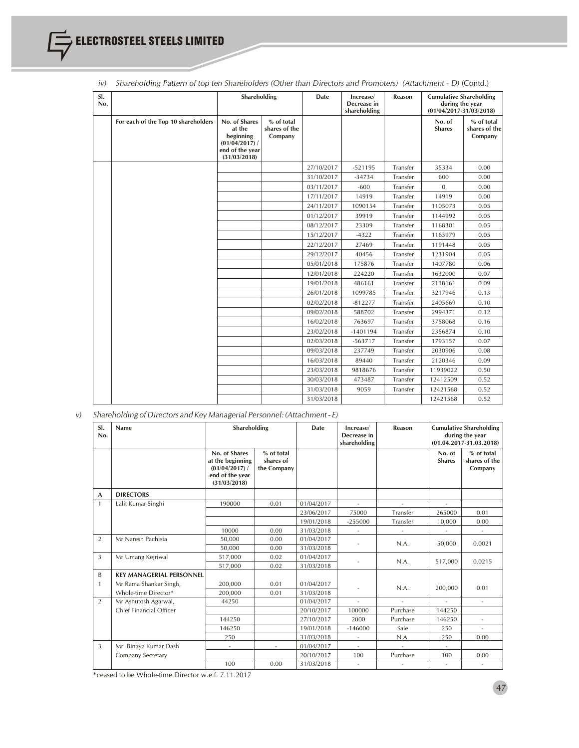*iv) Shareholding Pattern of top ten Shareholders (Other than Directors and Promoters) (Attachment - D)* (Contd.)

| Sl. No. | | Shareholding | | Date | Increase/ Decrease in shareholding | Reason | Cumulative Shareholding during the year (01/04/2017-31/03/2018) | |
|---|---|---|---|---|---|---|---|---|
| | For each of the Top 10 shareholders | No. of Shares at the beginning (01/04/2017) / end of the year (31/03/2018) | % of total shares of the Company | | | | No. of Shares | % of total shares of the Company |
| | | | | 27/10/2017 | -521195 | Transfer | 35334 | 0.00 |
| | | | | 31/10/2017 | -34734 | Transfer | 600 | 0.00 |
| | | | | 03/11/2017 | -600 | Transfer | 0 | 0.00 |
| | | | | 17/11/2017 | 14919 | Transfer | 14919 | 0.00 |
| | | | | 24/11/2017 | 1090154 | Transfer | 1105073 | 0.05 |
| | | | | 01/12/2017 | 39919 | Transfer | 1144992 | 0.05 |
| | | | | 08/12/2017 | 23309 | Transfer | 1168301 | 0.05 |
| | | | | 15/12/2017 | -4322 | Transfer | 1163979 | 0.05 |
| | | | | 22/12/2017 | 27469 | Transfer | 1191448 | 0.05 |
| | | | | 29/12/2017 | 40456 | Transfer | 1231904 | 0.05 |
| | | | | 05/01/2018 | 175876 | Transfer | 1407780 | 0.06 |
| | | | | 12/01/2018 | 224220 | Transfer | 1632000 | 0.07 |
| | | | | 19/01/2018 | 486161 | Transfer | 2118161 | 0.09 |
| | | | | 26/01/2018 | 1099785 | Transfer | 3217946 | 0.13 |
| | | | | 02/02/2018 | -812277 | Transfer | 2405669 | 0.10 |
| | | | | 09/02/2018 | 588702 | Transfer | 2994371 | 0.12 |
| | | | | 16/02/2018 | 763697 | Transfer | 3758068 | 0.16 |
| | | | | 23/02/2018 | -1401194 | Transfer | 2356874 | 0.10 |
| | | | | 02/03/2018 | -563717 | Transfer | 1793157 | 0.07 |
| | | | | 09/03/2018 | 237749 | Transfer | 2030906 | 0.08 |
| | | | | 16/03/2018 | 89440 | Transfer | 2120346 | 0.09 |
| | | | | 23/03/2018 | 9818676 | Transfer | 11939022 | 0.50 |
| | | | | 30/03/2018 | 473487 | Transfer | 12412509 | 0.52 |
| | | | | 31/03/2018 | 9059 | Transfer | 12421568 | 0.52 |
| | | | | 31/03/2018 | | | 12421568 | 0.52 |

*v) Shareholding of Directors and Key Managerial Personnel: (Attachment - E)*

| Sl. No. | Name | Shareholding | | Date | Increase/ Decrease in shareholding | Reason | Cumulative Shareholding during the year (01.04.2017-31.03.2018) | |
|---|---|---|---|---|---|---|---|---|
| | | No. of Shares at the beginning (01/04/2017) / end of the year (31/03/2018) | % of total shares of the Company | | | | No. of Shares | % of total shares of the Company |
| **A** | **DIRECTORS** | | | | | | | |
| 1 | Lalit Kumar Singhi | 190000 | 0.01 | 01/04/2017 | - | - | - | |
| | | | | 23/06/2017 | 75000 | Transfer | 265000 | 0.01 |
| | | | | 19/01/2018 | -255000 | Transfer | 10,000 | 0.00 |
| | | 10000 | 0.00 | 31/03/2018 | - | - | - | - |
| 2 | Mr Naresh Pachisia | 50,000 | 0.00 | 01/04/2017 | - | N.A. | 50,000 | 0.0021 |
| | | 50,000 | 0.00 | 31/03/2018 | | | | |
| 3 | Mr Umang Kejriwal | 517,000 | 0.02 | 01/04/2017 | - | N.A. | 517,000 | 0.0215 |
| | | 517,000 | 0.02 | 31/03/2018 | | | | |
| B | **KEY MANAGERIAL PERSONNEL** | | | | | | | |
| 1 | Mr Rama Shankar Singh, Whole-time Director* | 200,000 | 0.01 | 01/04/2017 | - | N.A. | 200,000 | 0.01 |
| | | 200,000 | 0.01 | 31/03/2018 | | | | |
| 2 | Mr Ashutosh Agarwal, Chief Financial Officer | 44250 | | 01/04/2017 | - | - | - | - |
| | | | | 20/10/2017 | 100000 | Purchase | 144250 | |
| | | 144250 | | 27/10/2017 | 2000 | Purchase | 146250 | - |
| | | 146250 | | 19/01/2018 | -146000 | Sale | 250 | - |
| | | 250 | | 31/03/2018 | - | N.A. | 250 | 0.00 |
| 3 | Mr. Binaya Kumar Dash Company Secretary | - | - | 01/04/2017 | - | - | - | |
| | | | | 20/10/2017 | 100 | Purchase | 100 | 0.00 |
| | | 100 | 0.00 | 31/03/2018 | - | - | - | - |

*ceased to be Whole-time Director w.e.f. 7.11.2017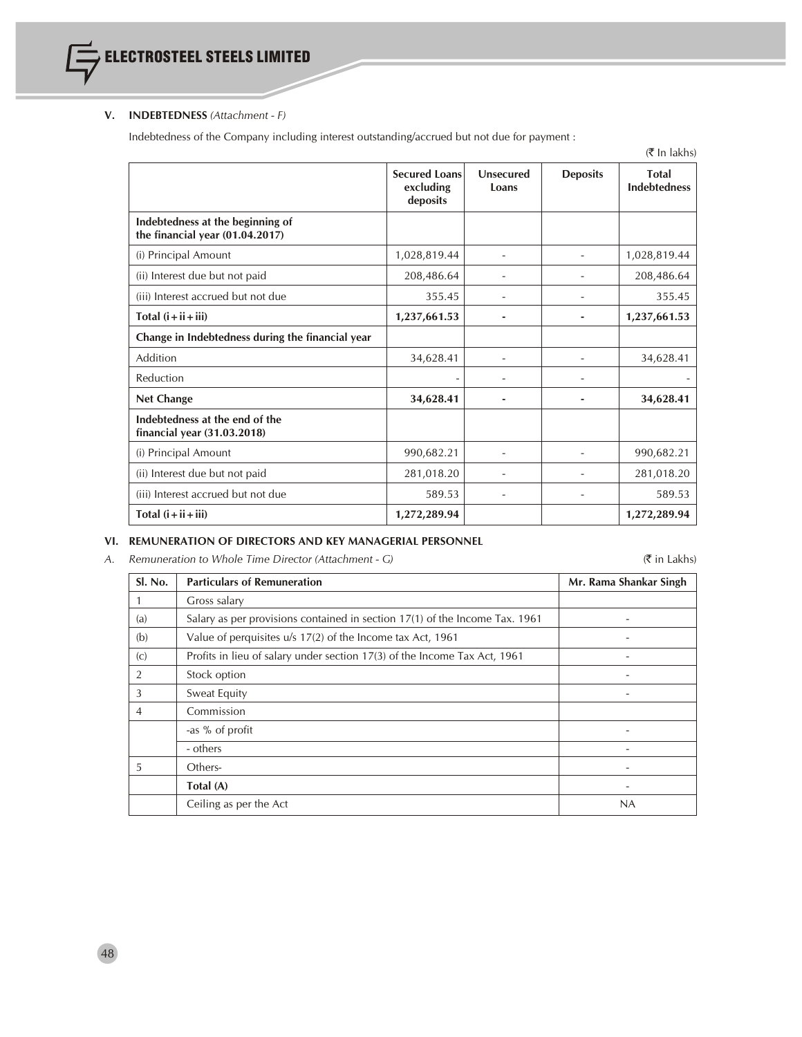### V. INDEBTEDNESS *(Attachment - F)*

Indebtedness of the Company including interest outstanding/accrued but not due for payment :

(₹ In lakhs)

| | Secured Loans excluding deposits | Unsecured Loans | Deposits | Total Indebtedness |
|---|---|---|---|---|
| **Indebtedness at the beginning of the financial year (01.04.2017)** | | | | |
| (i) Principal Amount | 1,028,819.44 | - | - | 1,028,819.44 |
| (ii) Interest due but not paid | 208,486.64 | - | - | 208,486.64 |
| (iii) Interest accrued but not due | 355.45 | - | - | 355.45 |
| **Total (i+ii+iii)** | **1,237,661.53** | **-** | **-** | **1,237,661.53** |
| **Change in Indebtedness during the financial year** | | | | |
| Addition | 34,628.41 | - | - | 34,628.41 |
| Reduction | - | - | - | - |
| **Net Change** | **34,628.41** | **-** | **-** | **34,628.41** |
| **Indebtedness at the end of the financial year (31.03.2018)** | | | | |
| (i) Principal Amount | 990,682.21 | - | - | 990,682.21 |
| (ii) Interest due but not paid | 281,018.20 | - | - | 281,018.20 |
| (iii) Interest accrued but not due | 589.53 | - | - | 589.53 |
| **Total (i+ii+iii)** | **1,272,289.94** | | | **1,272,289.94** |

### VI. REMUNERATION OF DIRECTORS AND KEY MANAGERIAL PERSONNEL

*A. Remuneration to Whole Time Director (Attachment - G)* (₹ in Lakhs)

| Sl. No. | Particulars of Remuneration | Mr. Rama Shankar Singh |
|---|---|---|
| 1 | Gross salary | |
| (a) | Salary as per provisions contained in section 17(1) of the Income Tax. 1961 | - |
| (b) | Value of perquisites u/s 17(2) of the Income tax Act, 1961 | - |
| (c) | Profits in lieu of salary under section 17(3) of the Income Tax Act, 1961 | - |
| 2 | Stock option | - |
| 3 | Sweat Equity | - |
| 4 | Commission | |
| | -as % of profit | - |
| | - others | - |
| 5 | Others- | - |
| | **Total (A)** | - |
| | Ceiling as per the Act | NA |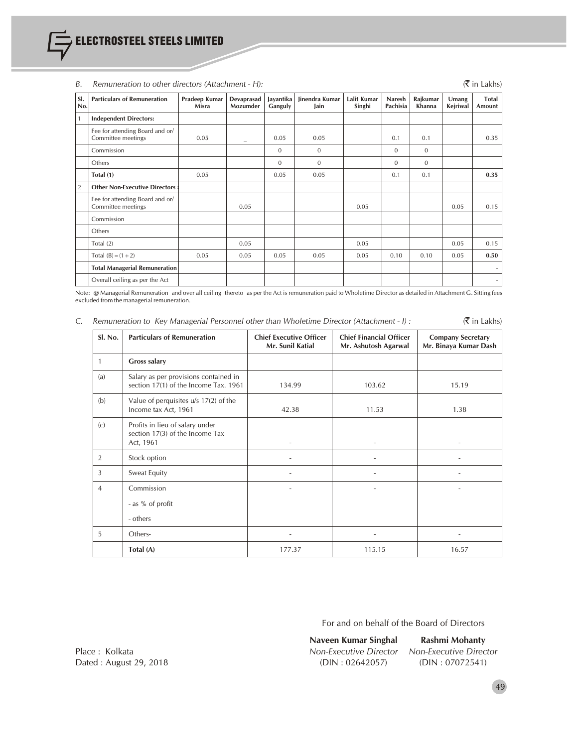*B. Remuneration to other directors (Attachment - H):* (₹ in Lakhs)

| Sl. No. | Particulars of Remuneration | Pradeep Kumar Misra | Devaprasad Mozumder | Jayantika Ganguly | Jinendra Kumar Jain | Lalit Kumar Singhi | Naresh Pachisia | Rajkumar Khanna | Umang Kejriwal | Total Amount |
|---|---|---|---|---|---|---|---|---|---|---|
| 1 | **Independent Directors:** | | | | | | | | | |
| | Fee for attending Board and or/ Committee meetings | 0.05 | _ | 0.05 | 0.05 | | 0.1 | 0.1 | | 0.35 |
| | Commission | | | 0 | 0 | | 0 | 0 | | |
| | Others | | | 0 | 0 | | 0 | 0 | | |
| | **Total (1)** | 0.05 | | 0.05 | 0.05 | | 0.1 | 0.1 | | **0.35** |
| 2 | **Other Non-Executive Directors :** | | | | | | | | | |
| | Fee for attending Board and or/ Committee meetings | | 0.05 | | | 0.05 | | | 0.05 | 0.15 |
| | Commission | | | | | | | | | |
| | Others | | | | | | | | | |
| | Total (2) | | 0.05 | | | 0.05 | | | 0.05 | 0.15 |
| | Total (B) = (1 + 2) | 0.05 | 0.05 | 0.05 | 0.05 | 0.05 | 0.10 | 0.10 | 0.05 | **0.50** |
| | **Total Managerial Remuneration** | | | | | | | | | - |
| | Overall ceiling as per the Act | | | | | | | | | - |

Note: @ Managerial Remuneration and over all ceiling thereto as per the Act is remuneration paid to Wholetime Director as detailed in Attachment G. Sitting fees excluded from the managerial remuneration.

*C. Remuneration to Key Managerial Personnel other than Wholetime Director (Attachment - I) :* (₹ in Lakhs)

| Sl. No. | Particulars of Remuneration | Chief Executive Officer Mr. Sunil Katial | Chief Financial Officer Mr. Ashutosh Agarwal | Company Secretary Mr. Binaya Kumar Dash |
|---|---|---|---|---|
| 1 | **Gross salary** | | | |
| (a) | Salary as per provisions contained in section 17(1) of the Income Tax. 1961 | 134.99 | 103.62 | 15.19 |
| (b) | Value of perquisites u/s 17(2) of the Income tax Act, 1961 | 42.38 | 11.53 | 1.38 |
| (c) | Profits in lieu of salary under section 17(3) of the Income Tax Act, 1961 | - | - | - |
| 2 | Stock option | - | - | - |
| 3 | Sweat Equity | - | - | - |
| 4 | Commission<br>- as % of profit<br>- others | - | - | - |
| 5 | Others- | - | - | - |
| | **Total (A)** | 177.37 | 115.15 | 16.57 |

For and on behalf of the Board of Directors

Place : Kolkata
Dated : August 29, 2018

**Naveen Kumar Singhal**
*Non-Executive Director*
(DIN : 02642057)

**Rashmi Mohanty**
*Non-Executive Director*
(DIN : 07072541)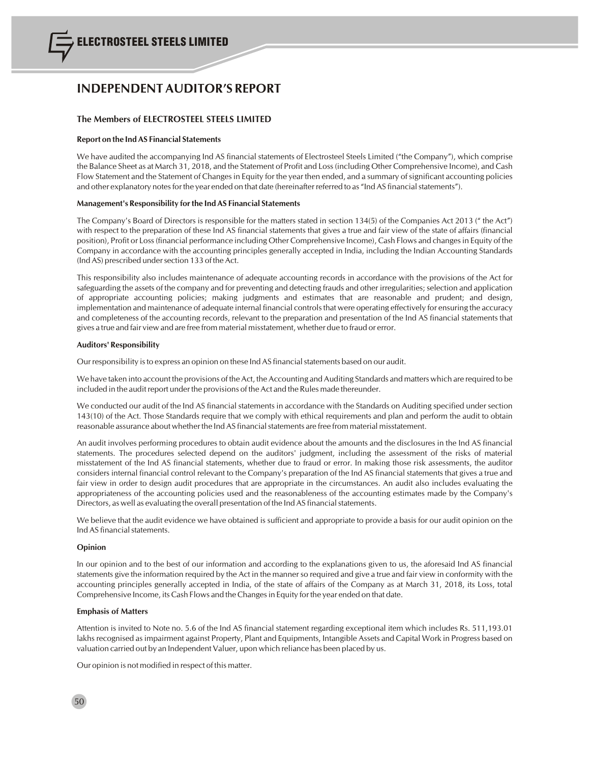# INDEPENDENT AUDITOR'S REPORT

### The Members of ELECTROSTEEL STEELS LIMITED

**Report on the Ind AS Financial Statements**

We have audited the accompanying Ind AS financial statements of Electrosteel Steels Limited ("the Company"), which comprise the Balance Sheet as at March 31, 2018, and the Statement of Profit and Loss (including Other Comprehensive Income), and Cash Flow Statement and the Statement of Changes in Equity for the year then ended, and a summary of significant accounting policies and other explanatory notes for the year ended on that date (hereinafter referred to as "Ind AS financial statements").

**Management's Responsibility for the Ind AS Financial Statements**

The Company's Board of Directors is responsible for the matters stated in section 134(5) of the Companies Act 2013 (" the Act") with respect to the preparation of these Ind AS financial statements that gives a true and fair view of the state of affairs (financial position), Profit or Loss (financial performance including Other Comprehensive Income), Cash Flows and changes in Equity of the Company in accordance with the accounting principles generally accepted in India, including the Indian Accounting Standards (Ind AS) prescribed under section 133 of the Act.

This responsibility also includes maintenance of adequate accounting records in accordance with the provisions of the Act for safeguarding the assets of the company and for preventing and detecting frauds and other irregularities; selection and application of appropriate accounting policies; making judgments and estimates that are reasonable and prudent; and design, implementation and maintenance of adequate internal financial controls that were operating effectively for ensuring the accuracy and completeness of the accounting records, relevant to the preparation and presentation of the Ind AS financial statements that gives a true and fair view and are free from material misstatement, whether due to fraud or error.

**Auditors' Responsibility**

Our responsibility is to express an opinion on these Ind AS financial statements based on our audit.

We have taken into account the provisions of the Act, the Accounting and Auditing Standards and matters which are required to be included in the audit report under the provisions of the Act and the Rules made thereunder.

We conducted our audit of the Ind AS financial statements in accordance with the Standards on Auditing specified under section 143(10) of the Act. Those Standards require that we comply with ethical requirements and plan and perform the audit to obtain reasonable assurance about whether the Ind AS financial statements are free from material misstatement.

An audit involves performing procedures to obtain audit evidence about the amounts and the disclosures in the Ind AS financial statements. The procedures selected depend on the auditors' judgment, including the assessment of the risks of material misstatement of the Ind AS financial statements, whether due to fraud or error. In making those risk assessments, the auditor considers internal financial control relevant to the Company's preparation of the Ind AS financial statements that gives a true and fair view in order to design audit procedures that are appropriate in the circumstances. An audit also includes evaluating the appropriateness of the accounting policies used and the reasonableness of the accounting estimates made by the Company's Directors, as well as evaluating the overall presentation of the Ind AS financial statements.

We believe that the audit evidence we have obtained is sufficient and appropriate to provide a basis for our audit opinion on the Ind AS financial statements.

**Opinion**

In our opinion and to the best of our information and according to the explanations given to us, the aforesaid Ind AS financial statements give the information required by the Act in the manner so required and give a true and fair view in conformity with the accounting principles generally accepted in India, of the state of affairs of the Company as at March 31, 2018, its Loss, total Comprehensive Income, its Cash Flows and the Changes in Equity for the year ended on that date.

**Emphasis of Matters**

Attention is invited to Note no. 5.6 of the Ind AS financial statement regarding exceptional item which includes Rs. 511,193.01 lakhs recognised as impairment against Property, Plant and Equipments, Intangible Assets and Capital Work in Progress based on valuation carried out by an Independent Valuer, upon which reliance has been placed by us.

Our opinion is not modified in respect of this matter.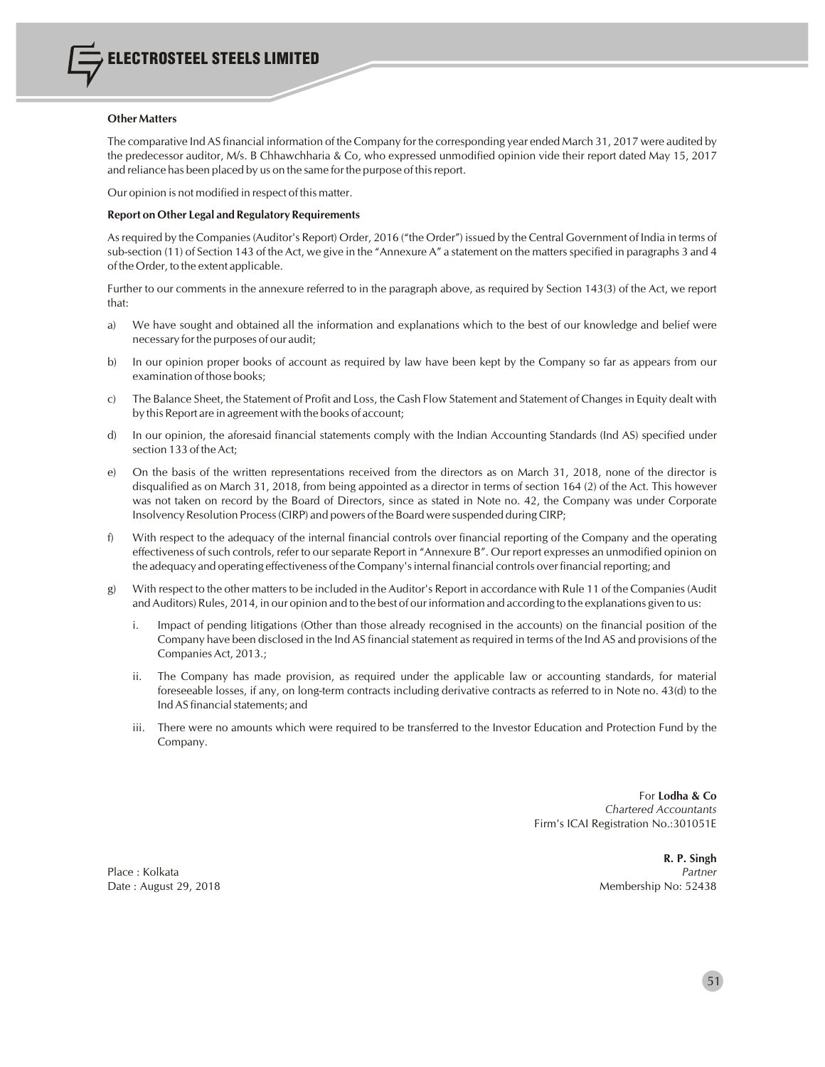**Other Matters**

The comparative Ind AS financial information of the Company for the corresponding year ended March 31, 2017 were audited by the predecessor auditor, M/s. B Chhawchharia & Co, who expressed unmodified opinion vide their report dated May 15, 2017 and reliance has been placed by us on the same for the purpose of this report.

Our opinion is not modified in respect of this matter.

**Report on Other Legal and Regulatory Requirements**

As required by the Companies (Auditor's Report) Order, 2016 ("the Order") issued by the Central Government of India in terms of sub-section (11) of Section 143 of the Act, we give in the "Annexure A" a statement on the matters specified in paragraphs 3 and 4 of the Order, to the extent applicable.

Further to our comments in the annexure referred to in the paragraph above, as required by Section 143(3) of the Act, we report that:

a) We have sought and obtained all the information and explanations which to the best of our knowledge and belief were necessary for the purposes of our audit;

b) In our opinion proper books of account as required by law have been kept by the Company so far as appears from our examination of those books;

c) The Balance Sheet, the Statement of Profit and Loss, the Cash Flow Statement and Statement of Changes in Equity dealt with by this Report are in agreement with the books of account;

d) In our opinion, the aforesaid financial statements comply with the Indian Accounting Standards (Ind AS) specified under section 133 of the Act;

e) On the basis of the written representations received from the directors as on March 31, 2018, none of the director is disqualified as on March 31, 2018, from being appointed as a director in terms of section 164 (2) of the Act. This however was not taken on record by the Board of Directors, since as stated in Note no. 42, the Company was under Corporate Insolvency Resolution Process (CIRP) and powers of the Board were suspended during CIRP;

f) With respect to the adequacy of the internal financial controls over financial reporting of the Company and the operating effectiveness of such controls, refer to our separate Report in "Annexure B". Our report expresses an unmodified opinion on the adequacy and operating effectiveness of the Company's internal financial controls over financial reporting; and

g) With respect to the other matters to be included in the Auditor's Report in accordance with Rule 11 of the Companies (Audit and Auditors) Rules, 2014, in our opinion and to the best of our information and according to the explanations given to us:

   i. Impact of pending litigations (Other than those already recognised in the accounts) on the financial position of the Company have been disclosed in the Ind AS financial statement as required in terms of the Ind AS and provisions of the Companies Act, 2013.;

   ii. The Company has made provision, as required under the applicable law or accounting standards, for material foreseeable losses, if any, on long-term contracts including derivative contracts as referred to in Note no. 43(d) to the Ind AS financial statements; and

   iii. There were no amounts which were required to be transferred to the Investor Education and Protection Fund by the Company.

For **Lodha & Co**
*Chartered Accountants*
Firm's ICAI Registration No.:301051E

**R. P. Singh**
*Partner*
Membership No: 52438

Place : Kolkata
Date : August 29, 2018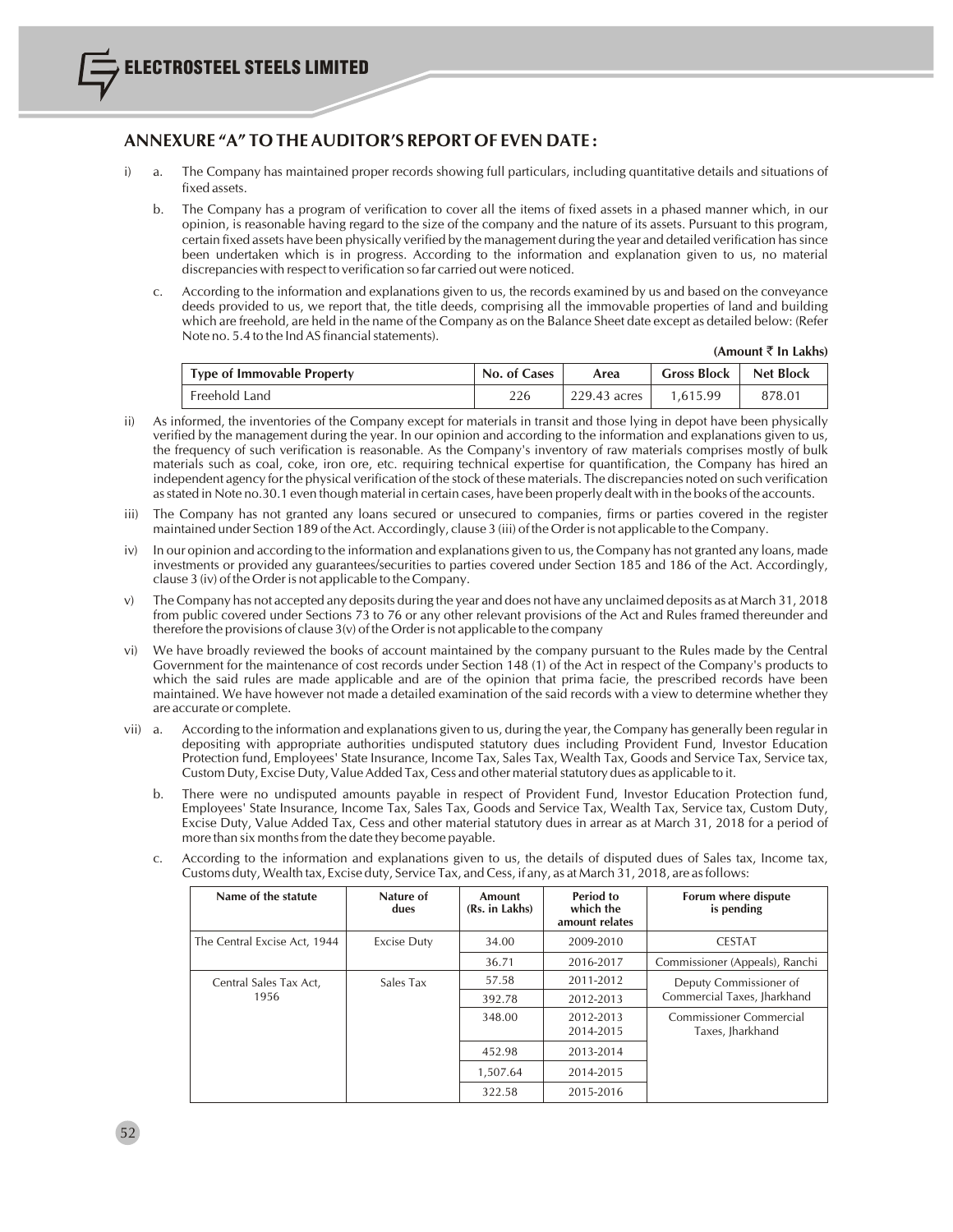## ANNEXURE "A" TO THE AUDITOR'S REPORT OF EVEN DATE :

i) a. The Company has maintained proper records showing full particulars, including quantitative details and situations of fixed assets.

b. The Company has a program of verification to cover all the items of fixed assets in a phased manner which, in our opinion, is reasonable having regard to the size of the company and the nature of its assets. Pursuant to this program, certain fixed assets have been physically verified by the management during the year and detailed verification has since been undertaken which is in progress. According to the information and explanation given to us, no material discrepancies with respect to verification so far carried out were noticed.

c. According to the information and explanations given to us, the records examined by us and based on the conveyance deeds provided to us, we report that, the title deeds, comprising all the immovable properties of land and building which are freehold, are held in the name of the Company as on the Balance Sheet date except as detailed below: (Refer Note no. 5.4 to the Ind AS financial statements).

**(Amount ₹ In Lakhs)**

| Type of Immovable Property | No. of Cases | Area | Gross Block | Net Block |
|---|---|---|---|---|
| Freehold Land | 226 | 229.43 acres | 1,615.99 | 878.01 |

ii) As informed, the inventories of the Company except for materials in transit and those lying in depot have been physically verified by the management during the year. In our opinion and according to the information and explanations given to us, the frequency of such verification is reasonable. As the Company's inventory of raw materials comprises mostly of bulk materials such as coal, coke, iron ore, etc. requiring technical expertise for quantification, the Company has hired an independent agency for the physical verification of the stock of these materials. The discrepancies noted on such verification as stated in Note no.30.1 even though material in certain cases, have been properly dealt with in the books of the accounts.

iii) The Company has not granted any loans secured or unsecured to companies, firms or parties covered in the register maintained under Section 189 of the Act. Accordingly, clause 3 (iii) of the Order is not applicable to the Company.

iv) In our opinion and according to the information and explanations given to us, the Company has not granted any loans, made investments or provided any guarantees/securities to parties covered under Section 185 and 186 of the Act. Accordingly, clause 3 (iv) of the Order is not applicable to the Company.

v) The Company has not accepted any deposits during the year and does not have any unclaimed deposits as at March 31, 2018 from public covered under Sections 73 to 76 or any other relevant provisions of the Act and Rules framed thereunder and therefore the provisions of clause 3(v) of the Order is not applicable to the company

vi) We have broadly reviewed the books of account maintained by the company pursuant to the Rules made by the Central Government for the maintenance of cost records under Section 148 (1) of the Act in respect of the Company's products to which the said rules are made applicable and are of the opinion that prima facie, the prescribed records have been maintained. We have however not made a detailed examination of the said records with a view to determine whether they are accurate or complete.

vii) a. According to the information and explanations given to us, during the year, the Company has generally been regular in depositing with appropriate authorities undisputed statutory dues including Provident Fund, Investor Education Protection fund, Employees' State Insurance, Income Tax, Sales Tax, Wealth Tax, Goods and Service Tax, Service tax, Custom Duty, Excise Duty, Value Added Tax, Cess and other material statutory dues as applicable to it.

b. There were no undisputed amounts payable in respect of Provident Fund, Investor Education Protection fund, Employees' State Insurance, Income Tax, Sales Tax, Goods and Service Tax, Wealth Tax, Service tax, Custom Duty, Excise Duty, Value Added Tax, Cess and other material statutory dues in arrear as at March 31, 2018 for a period of more than six months from the date they become payable.

c. According to the information and explanations given to us, the details of disputed dues of Sales tax, Income tax, Customs duty, Wealth tax, Excise duty, Service Tax, and Cess, if any, as at March 31, 2018, are as follows:

| Name of the statute | Nature of dues | Amount (Rs. in Lakhs) | Period to which the amount relates | Forum where dispute is pending |
|---|---|---|---|---|
| The Central Excise Act, 1944 | Excise Duty | 34.00 | 2009-2010 | CESTAT |
| | | 36.71 | 2016-2017 | Commissioner (Appeals), Ranchi |
| Central Sales Tax Act, 1956 | Sales Tax | 57.58 | 2011-2012 | Deputy Commissioner of Commercial Taxes, Jharkhand |
| | | 392.78 | 2012-2013 | |
| | | 348.00 | 2012-2013 2014-2015 | Commissioner Commercial Taxes, Jharkhand |
| | | 452.98 | 2013-2014 | |
| | | 1,507.64 | 2014-2015 | |
| | | 322.58 | 2015-2016 | |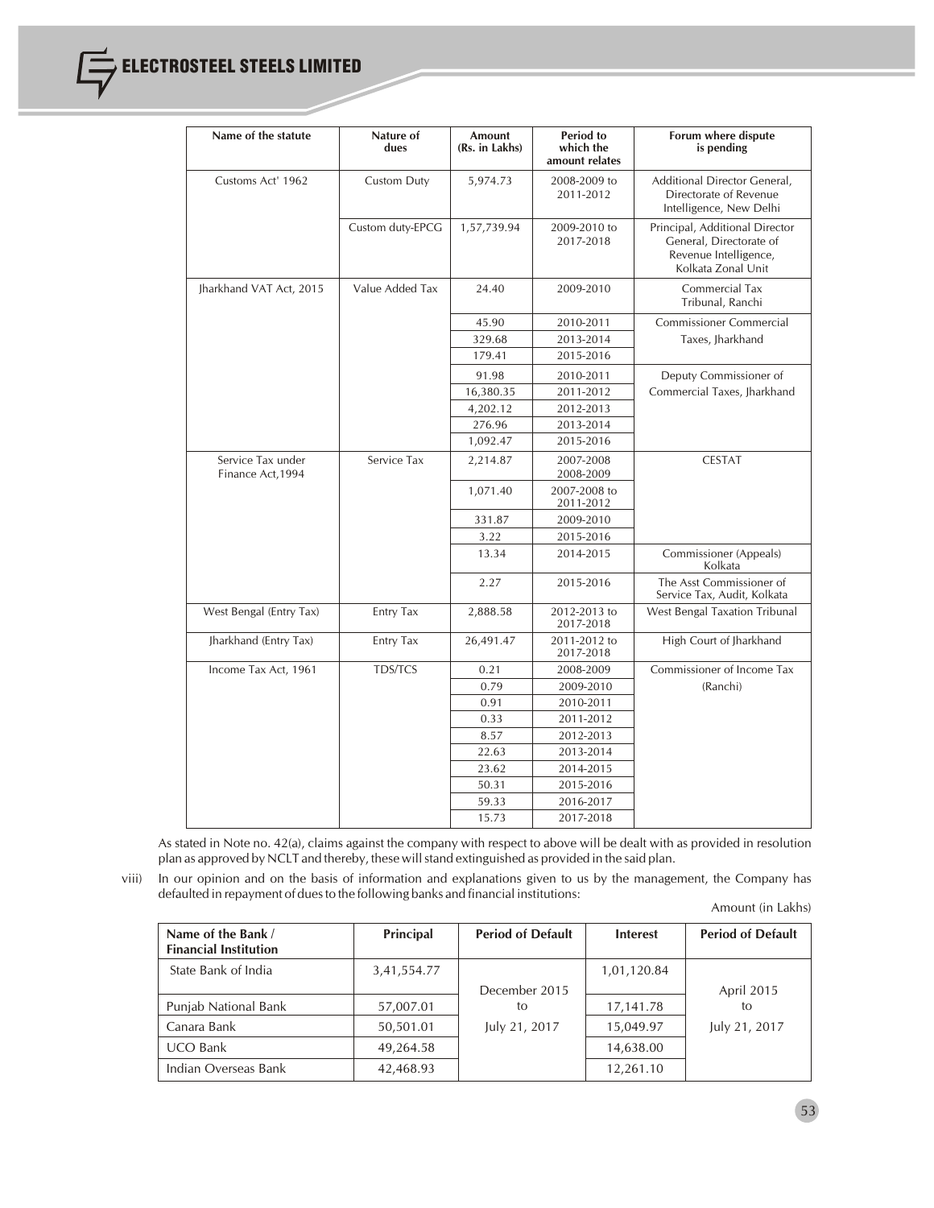| Name of the statute | Nature of dues | Amount (Rs. in Lakhs) | Period to which the amount relates | Forum where dispute is pending |
|---|---|---|---|---|
| Customs Act' 1962 | Custom Duty | 5,974.73 | 2008-2009 to 2011-2012 | Additional Director General, Directorate of Revenue Intelligence, New Delhi |
| | Custom duty-EPCG | 1,57,739.94 | 2009-2010 to 2017-2018 | Principal, Additional Director General, Directorate of Revenue Intelligence, Kolkata Zonal Unit |
| Jharkhand VAT Act, 2015 | Value Added Tax | 24.40 | 2009-2010 | Commercial Tax Tribunal, Ranchi |
| | | 45.90 | 2010-2011 | Commissioner Commercial Taxes, Jharkhand |
| | | 329.68 | 2013-2014 | |
| | | 179.41 | 2015-2016 | |
| | | 91.98 | 2010-2011 | Deputy Commissioner of Commercial Taxes, Jharkhand |
| | | 16,380.35 | 2011-2012 | |
| | | 4,202.12 | 2012-2013 | |
| | | 276.96 | 2013-2014 | |
| | | 1,092.47 | 2015-2016 | |
| Service Tax under Finance Act,1994 | Service Tax | 2,214.87 | 2007-2008 2008-2009 | CESTAT |
| | | 1,071.40 | 2007-2008 to 2011-2012 | |
| | | 331.87 | 2009-2010 | |
| | | 3.22 | 2015-2016 | |
| | | 13.34 | 2014-2015 | Commissioner (Appeals) Kolkata |
| | | 2.27 | 2015-2016 | The Asst Commissioner of Service Tax, Audit, Kolkata |
| West Bengal (Entry Tax) | Entry Tax | 2,888.58 | 2012-2013 to 2017-2018 | West Bengal Taxation Tribunal |
| Jharkhand (Entry Tax) | Entry Tax | 26,491.47 | 2011-2012 to 2017-2018 | High Court of Jharkhand |
| Income Tax Act, 1961 | TDS/TCS | 0.21 | 2008-2009 | Commissioner of Income Tax (Ranchi) |
| | | 0.79 | 2009-2010 | |
| | | 0.91 | 2010-2011 | |
| | | 0.33 | 2011-2012 | |
| | | 8.57 | 2012-2013 | |
| | | 22.63 | 2013-2014 | |
| | | 23.62 | 2014-2015 | |
| | | 50.31 | 2015-2016 | |
| | | 59.33 | 2016-2017 | |
| | | 15.73 | 2017-2018 | |

As stated in Note no. 42(a), claims against the company with respect to above will be dealt with as provided in resolution plan as approved by NCLT and thereby, these will stand extinguished as provided in the said plan.

viii) In our opinion and on the basis of information and explanations given to us by the management, the Company has defaulted in repayment of dues to the following banks and financial institutions:

Amount (in Lakhs)

| Name of the Bank / Financial Institution | Principal | Period of Default | Interest | Period of Default |
|---|---|---|---|---|
| State Bank of India | 3,41,554.77 | December 2015 to July 21, 2017 | 1,01,120.84 | April 2015 to July 21, 2017 |
| Punjab National Bank | 57,007.01 | | 17,141.78 | |
| Canara Bank | 50,501.01 | | 15,049.97 | |
| UCO Bank | 49,264.58 | | 14,638.00 | |
| Indian Overseas Bank | 42,468.93 | | 12,261.10 | |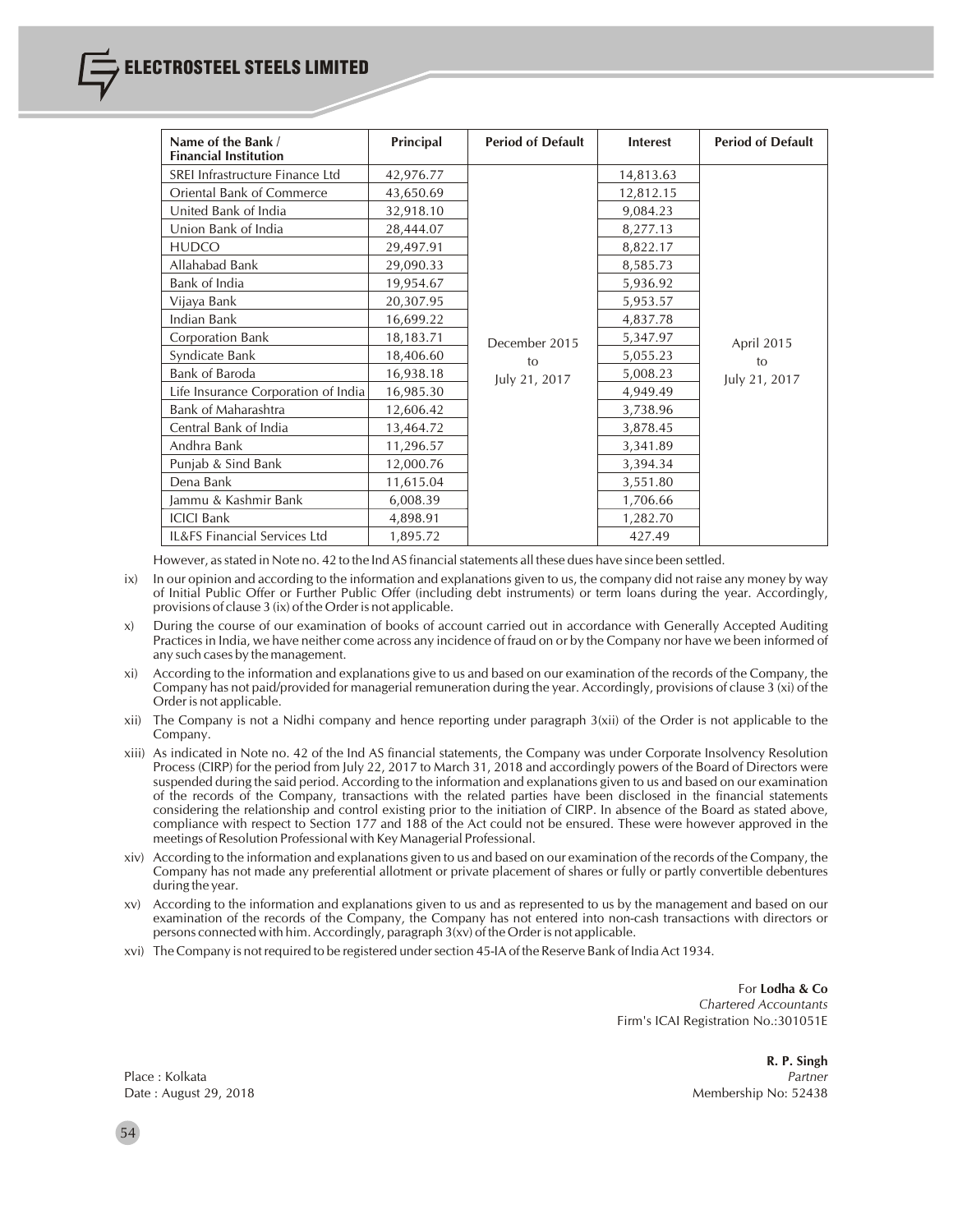| Name of the Bank / Financial Institution | Principal | Period of Default | Interest | Period of Default |
|---|---|---|---|---|
| SREI Infrastructure Finance Ltd | 42,976.77 | December 2015 to July 21, 2017 | 14,813.63 | April 2015 to July 21, 2017 |
| Oriental Bank of Commerce | 43,650.69 | | 12,812.15 | |
| United Bank of India | 32,918.10 | | 9,084.23 | |
| Union Bank of India | 28,444.07 | | 8,277.13 | |
| HUDCO | 29,497.91 | | 8,822.17 | |
| Allahabad Bank | 29,090.33 | | 8,585.73 | |
| Bank of India | 19,954.67 | | 5,936.92 | |
| Vijaya Bank | 20,307.95 | | 5,953.57 | |
| Indian Bank | 16,699.22 | | 4,837.78 | |
| Corporation Bank | 18,183.71 | | 5,347.97 | |
| Syndicate Bank | 18,406.60 | | 5,055.23 | |
| Bank of Baroda | 16,938.18 | | 5,008.23 | |
| Life Insurance Corporation of India | 16,985.30 | | 4,949.49 | |
| Bank of Maharashtra | 12,606.42 | | 3,738.96 | |
| Central Bank of India | 13,464.72 | | 3,878.45 | |
| Andhra Bank | 11,296.57 | | 3,341.89 | |
| Punjab & Sind Bank | 12,000.76 | | 3,394.34 | |
| Dena Bank | 11,615.04 | | 3,551.80 | |
| Jammu & Kashmir Bank | 6,008.39 | | 1,706.66 | |
| ICICI Bank | 4,898.91 | | 1,282.70 | |
| IL&FS Financial Services Ltd | 1,895.72 | | 427.49 | |

However, as stated in Note no. 42 to the Ind AS financial statements all these dues have since been settled.

ix) In our opinion and according to the information and explanations given to us, the company did not raise any money by way of Initial Public Offer or Further Public Offer (including debt instruments) or term loans during the year. Accordingly, provisions of clause 3 (ix) of the Order is not applicable.

x) During the course of our examination of books of account carried out in accordance with Generally Accepted Auditing Practices in India, we have neither come across any incidence of fraud on or by the Company nor have we been informed of any such cases by the management.

xi) According to the information and explanations give to us and based on our examination of the records of the Company, the Company has not paid/provided for managerial remuneration during the year. Accordingly, provisions of clause 3 (xi) of the Order is not applicable.

xii) The Company is not a Nidhi company and hence reporting under paragraph 3(xii) of the Order is not applicable to the Company.

xiii) As indicated in Note no. 42 of the Ind AS financial statements, the Company was under Corporate Insolvency Resolution Process (CIRP) for the period from July 22, 2017 to March 31, 2018 and accordingly powers of the Board of Directors were suspended during the said period. According to the information and explanations given to us and based on our examination of the records of the Company, transactions with the related parties have been disclosed in the financial statements considering the relationship and control existing prior to the initiation of CIRP. In absence of the Board as stated above, compliance with respect to Section 177 and 188 of the Act could not be ensured. These were however approved in the meetings of Resolution Professional with Key Managerial Professional.

xiv) According to the information and explanations given to us and based on our examination of the records of the Company, the Company has not made any preferential allotment or private placement of shares or fully or partly convertible debentures during the year.

xv) According to the information and explanations given to us and as represented to us by the management and based on our examination of the records of the Company, the Company has not entered into non-cash transactions with directors or persons connected with him. Accordingly, paragraph 3(xv) of the Order is not applicable.

xvi) The Company is not required to be registered under section 45-IA of the Reserve Bank of India Act 1934.

For **Lodha & Co**
*Chartered Accountants*
Firm's ICAI Registration No.:301051E

**R. P. Singh**
*Partner*
Membership No: 52438

Place : Kolkata
Date : August 29, 2018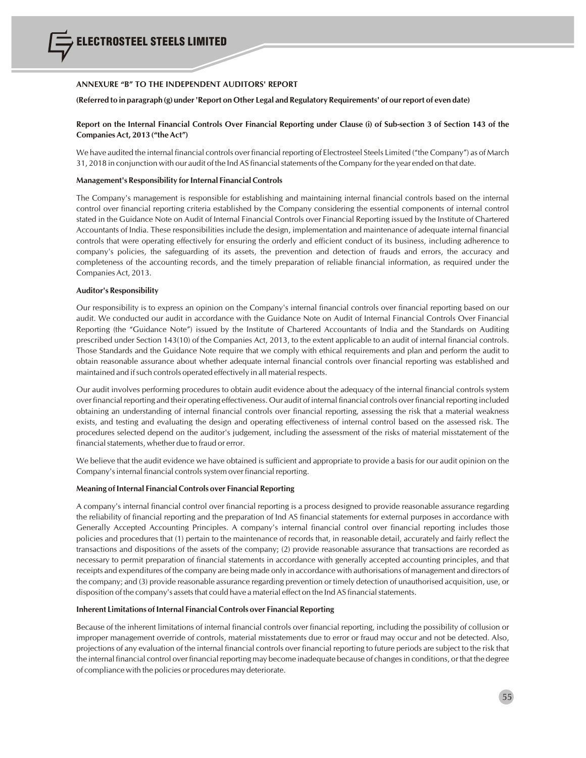## ANNEXURE "B" TO THE INDEPENDENT AUDITORS' REPORT

**(Referred to in paragraph (g) under 'Report on Other Legal and Regulatory Requirements' of our report of even date)**

### Report on the Internal Financial Controls Over Financial Reporting under Clause (i) of Sub-section 3 of Section 143 of the Companies Act, 2013 ("the Act")

We have audited the internal financial controls over financial reporting of Electrosteel Steels Limited ("the Company") as of March 31, 2018 in conjunction with our audit of the Ind AS financial statements of the Company for the year ended on that date.

#### Management's Responsibility for Internal Financial Controls

The Company's management is responsible for establishing and maintaining internal financial controls based on the internal control over financial reporting criteria established by the Company considering the essential components of internal control stated in the Guidance Note on Audit of Internal Financial Controls over Financial Reporting issued by the Institute of Chartered Accountants of India. These responsibilities include the design, implementation and maintenance of adequate internal financial controls that were operating effectively for ensuring the orderly and efficient conduct of its business, including adherence to company's policies, the safeguarding of its assets, the prevention and detection of frauds and errors, the accuracy and completeness of the accounting records, and the timely preparation of reliable financial information, as required under the Companies Act, 2013.

#### Auditor's Responsibility

Our responsibility is to express an opinion on the Company's internal financial controls over financial reporting based on our audit. We conducted our audit in accordance with the Guidance Note on Audit of Internal Financial Controls Over Financial Reporting (the "Guidance Note") issued by the Institute of Chartered Accountants of India and the Standards on Auditing prescribed under Section 143(10) of the Companies Act, 2013, to the extent applicable to an audit of internal financial controls. Those Standards and the Guidance Note require that we comply with ethical requirements and plan and perform the audit to obtain reasonable assurance about whether adequate internal financial controls over financial reporting was established and maintained and if such controls operated effectively in all material respects.

Our audit involves performing procedures to obtain audit evidence about the adequacy of the internal financial controls system over financial reporting and their operating effectiveness. Our audit of internal financial controls over financial reporting included obtaining an understanding of internal financial controls over financial reporting, assessing the risk that a material weakness exists, and testing and evaluating the design and operating effectiveness of internal control based on the assessed risk. The procedures selected depend on the auditor's judgement, including the assessment of the risks of material misstatement of the financial statements, whether due to fraud or error.

We believe that the audit evidence we have obtained is sufficient and appropriate to provide a basis for our audit opinion on the Company's internal financial controls system over financial reporting.

#### Meaning of Internal Financial Controls over Financial Reporting

A company's internal financial control over financial reporting is a process designed to provide reasonable assurance regarding the reliability of financial reporting and the preparation of Ind AS financial statements for external purposes in accordance with Generally Accepted Accounting Principles. A company's internal financial control over financial reporting includes those policies and procedures that (1) pertain to the maintenance of records that, in reasonable detail, accurately and fairly reflect the transactions and dispositions of the assets of the company; (2) provide reasonable assurance that transactions are recorded as necessary to permit preparation of financial statements in accordance with generally accepted accounting principles, and that receipts and expenditures of the company are being made only in accordance with authorisations of management and directors of the company; and (3) provide reasonable assurance regarding prevention or timely detection of unauthorised acquisition, use, or disposition of the company's assets that could have a material effect on the Ind AS financial statements.

#### Inherent Limitations of Internal Financial Controls over Financial Reporting

Because of the inherent limitations of internal financial controls over financial reporting, including the possibility of collusion or improper management override of controls, material misstatements due to error or fraud may occur and not be detected. Also, projections of any evaluation of the internal financial controls over financial reporting to future periods are subject to the risk that the internal financial control over financial reporting may become inadequate because of changes in conditions, or that the degree of compliance with the policies or procedures may deteriorate.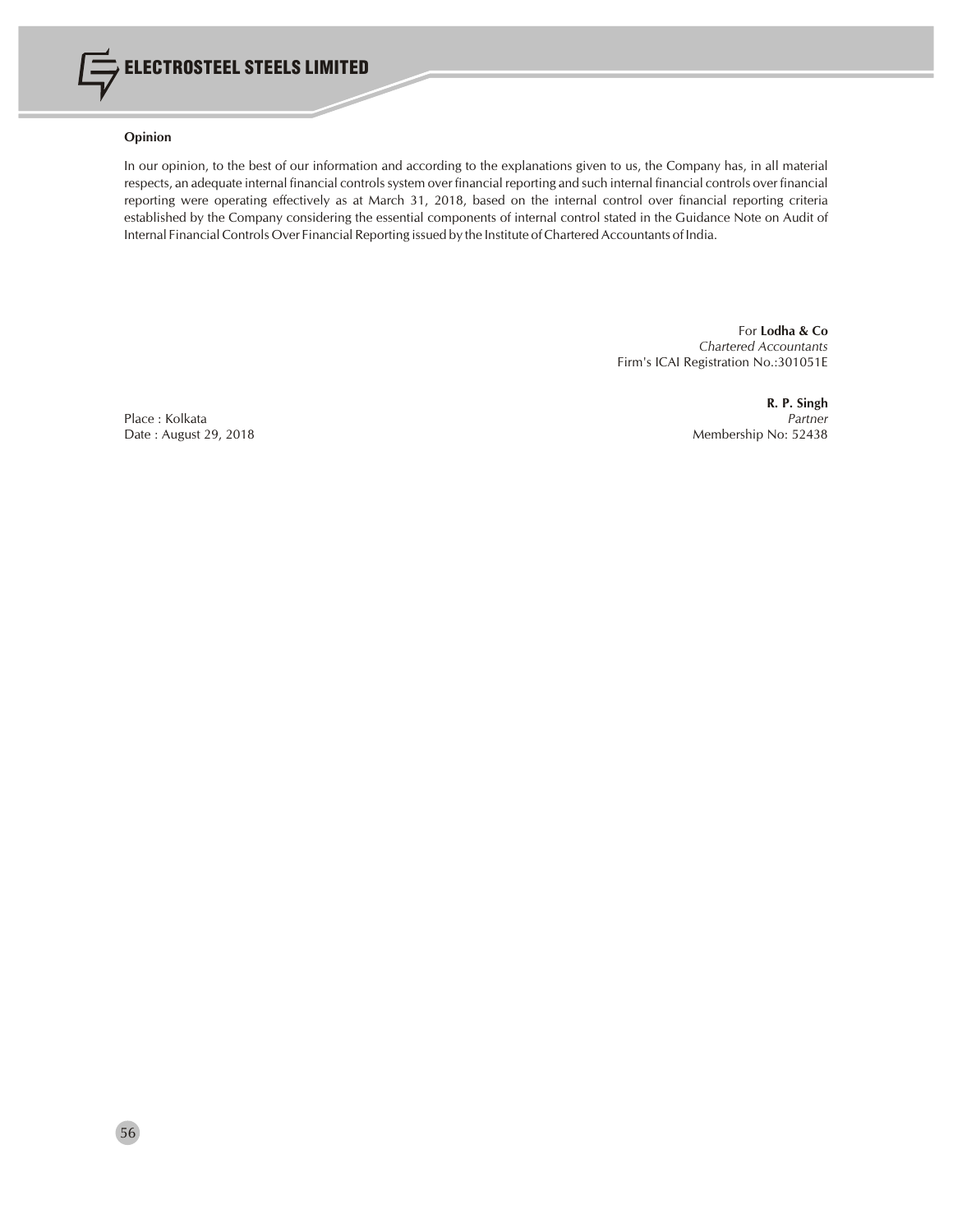**Opinion**

In our opinion, to the best of our information and according to the explanations given to us, the Company has, in all material respects, an adequate internal financial controls system over financial reporting and such internal financial controls over financial reporting were operating effectively as at March 31, 2018, based on the internal control over financial reporting criteria established by the Company considering the essential components of internal control stated in the Guidance Note on Audit of Internal Financial Controls Over Financial Reporting issued by the Institute of Chartered Accountants of India.

For **Lodha & Co**
*Chartered Accountants*
Firm's ICAI Registration No.:301051E

**R. P. Singh**
*Partner*
Membership No: 52438

Place : Kolkata
Date : August 29, 2018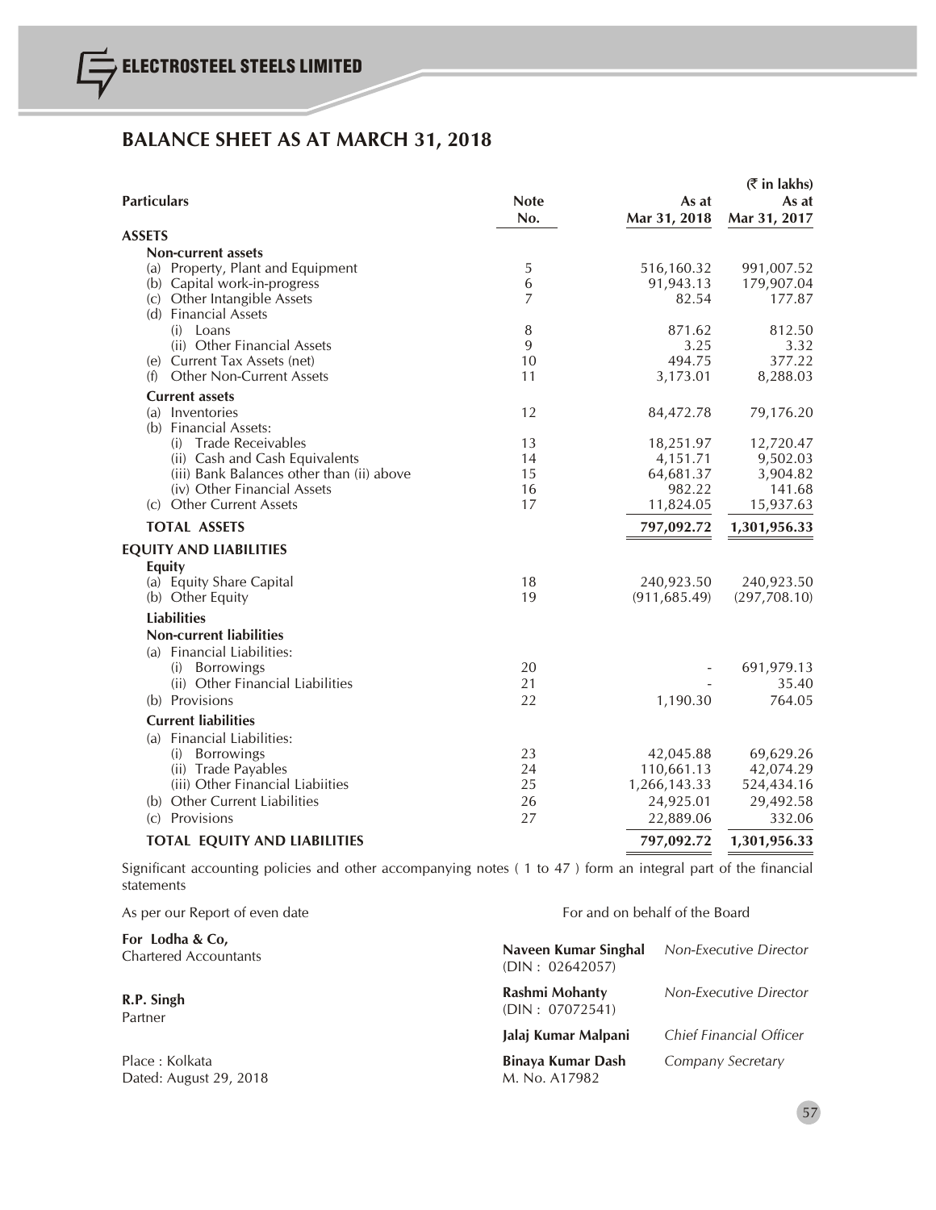# BALANCE SHEET AS AT MARCH 31, 2018

(₹ in lakhs)

| Particulars | Note No. | As at Mar 31, 2018 | As at Mar 31, 2017 |
|---|---|---|---|
| **ASSETS** | | | |
| **Non-current assets** | | | |
| (a) Property, Plant and Equipment | 5 | 516,160.32 | 991,007.52 |
| (b) Capital work-in-progress | 6 | 91,943.13 | 179,907.04 |
| (c) Other Intangible Assets | 7 | 82.54 | 177.87 |
| (d) Financial Assets | | | |
| (i) Loans | 8 | 871.62 | 812.50 |
| (ii) Other Financial Assets | 9 | 3.25 | 3.32 |
| (e) Current Tax Assets (net) | 10 | 494.75 | 377.22 |
| (f) Other Non-Current Assets | 11 | 3,173.01 | 8,288.03 |
| **Current assets** | | | |
| (a) Inventories | 12 | 84,472.78 | 79,176.20 |
| (b) Financial Assets: | | | |
| (i) Trade Receivables | 13 | 18,251.97 | 12,720.47 |
| (ii) Cash and Cash Equivalents | 14 | 4,151.71 | 9,502.03 |
| (iii) Bank Balances other than (ii) above | 15 | 64,681.37 | 3,904.82 |
| (iv) Other Financial Assets | 16 | 982.22 | 141.68 |
| (c) Other Current Assets | 17 | 11,824.05 | 15,937.63 |
| **TOTAL ASSETS** | | **797,092.72** | **1,301,956.33** |
| **EQUITY AND LIABILITIES** | | | |
| **Equity** | | | |
| (a) Equity Share Capital | 18 | 240,923.50 | 240,923.50 |
| (b) Other Equity | 19 | (911,685.49) | (297,708.10) |
| **Liabilities** | | | |
| **Non-current liabilities** | | | |
| (a) Financial Liabilities: | | | |
| (i) Borrowings | 20 | - | 691,979.13 |
| (ii) Other Financial Liabilities | 21 | - | 35.40 |
| (b) Provisions | 22 | 1,190.30 | 764.05 |
| **Current liabilities** | | | |
| (a) Financial Liabilities: | | | |
| (i) Borrowings | 23 | 42,045.88 | 69,629.26 |
| (ii) Trade Payables | 24 | 110,661.13 | 42,074.29 |
| (iii) Other Financial Liabiities | 25 | 1,266,143.33 | 524,434.16 |
| (b) Other Current Liabilities | 26 | 24,925.01 | 29,492.58 |
| (c) Provisions | 27 | 22,889.06 | 332.06 |
| **TOTAL EQUITY AND LIABILITIES** | | **797,092.72** | **1,301,956.33** |

Significant accounting policies and other accompanying notes ( 1 to 47 ) form an integral part of the financial statements

As per our Report of even date

**For Lodha & Co,**
Chartered Accountants

**R.P. Singh**
Partner

Place : Kolkata
Dated: August 29, 2018

For and on behalf of the Board

**Naveen Kumar Singhal** (DIN : 02642057) — *Non-Executive Director*

**Rashmi Mohanty** (DIN : 07072541) — *Non-Executive Director*

**Jalaj Kumar Malpani** — *Chief Financial Officer*

**Binaya Kumar Dash** M. No. A17982 — *Company Secretary*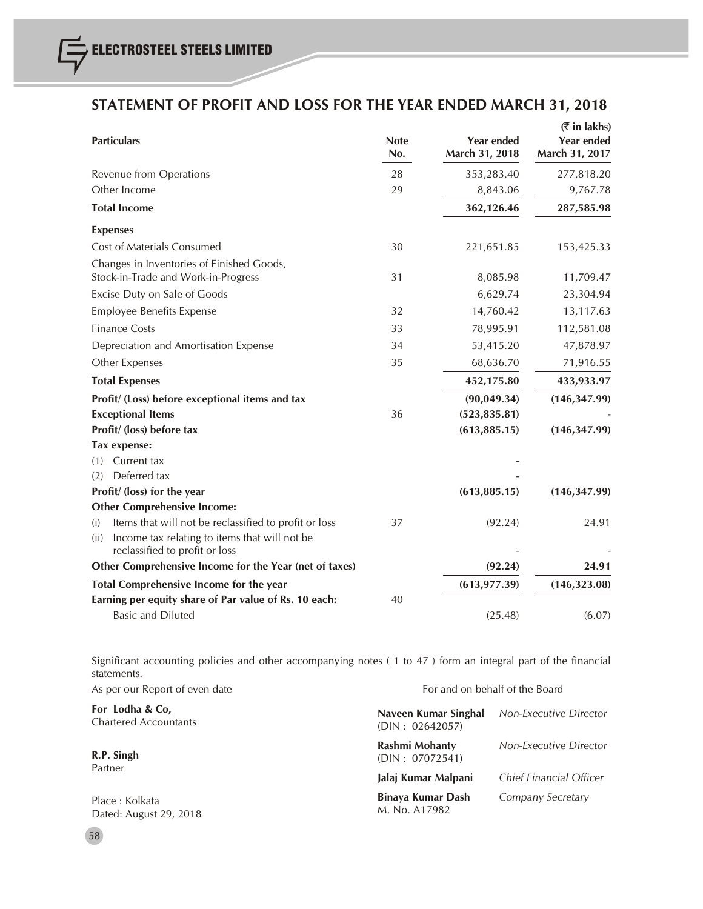## STATEMENT OF PROFIT AND LOSS FOR THE YEAR ENDED MARCH 31, 2018

(₹ in lakhs)

| Particulars | Note No. | Year ended March 31, 2018 | Year ended March 31, 2017 |
|---|---|---|---|
| Revenue from Operations | 28 | 353,283.40 | 277,818.20 |
| Other Income | 29 | 8,843.06 | 9,767.78 |
| **Total Income** | | **362,126.46** | **287,585.98** |
| **Expenses** | | | |
| Cost of Materials Consumed | 30 | 221,651.85 | 153,425.33 |
| Changes in Inventories of Finished Goods, Stock-in-Trade and Work-in-Progress | 31 | 8,085.98 | 11,709.47 |
| Excise Duty on Sale of Goods | | 6,629.74 | 23,304.94 |
| Employee Benefits Expense | 32 | 14,760.42 | 13,117.63 |
| Finance Costs | 33 | 78,995.91 | 112,581.08 |
| Depreciation and Amortisation Expense | 34 | 53,415.20 | 47,878.97 |
| Other Expenses | 35 | 68,636.70 | 71,916.55 |
| **Total Expenses** | | **452,175.80** | **433,933.97** |
| **Profit/ (Loss) before exceptional items and tax** | | **(90,049.34)** | **(146,347.99)** |
| **Exceptional Items** | 36 | **(523,835.81)** | **-** |
| **Profit/ (loss) before tax** | | **(613,885.15)** | **(146,347.99)** |
| **Tax expense:** | | | |
| (1) Current tax | | - | |
| (2) Deferred tax | | - | |
| **Profit/ (loss) for the year** | | **(613,885.15)** | **(146,347.99)** |
| **Other Comprehensive Income:** | | | |
| (i) Items that will not be reclassified to profit or loss | 37 | (92.24) | 24.91 |
| (ii) Income tax relating to items that will not be reclassified to profit or loss | | - | - |
| **Other Comprehensive Income for the Year (net of taxes)** | | **(92.24)** | **24.91** |
| **Total Comprehensive Income for the year** | | **(613,977.39)** | **(146,323.08)** |
| **Earning per equity share of Par value of Rs. 10 each:** | 40 | | |
| Basic and Diluted | | (25.48) | (6.07) |

Significant accounting policies and other accompanying notes ( 1 to 47 ) form an integral part of the financial statements.

As per our Report of even date

**For Lodha & Co,**
Chartered Accountants

**R.P. Singh**
Partner

Place : Kolkata
Dated: August 29, 2018

For and on behalf of the Board

**Naveen Kumar Singhal** (DIN : 02642057) — *Non-Executive Director*

**Rashmi Mohanty** (DIN : 07072541) — *Non-Executive Director*

**Jalaj Kumar Malpani** — *Chief Financial Officer*

**Binaya Kumar Dash** M. No. A17982 — *Company Secretary*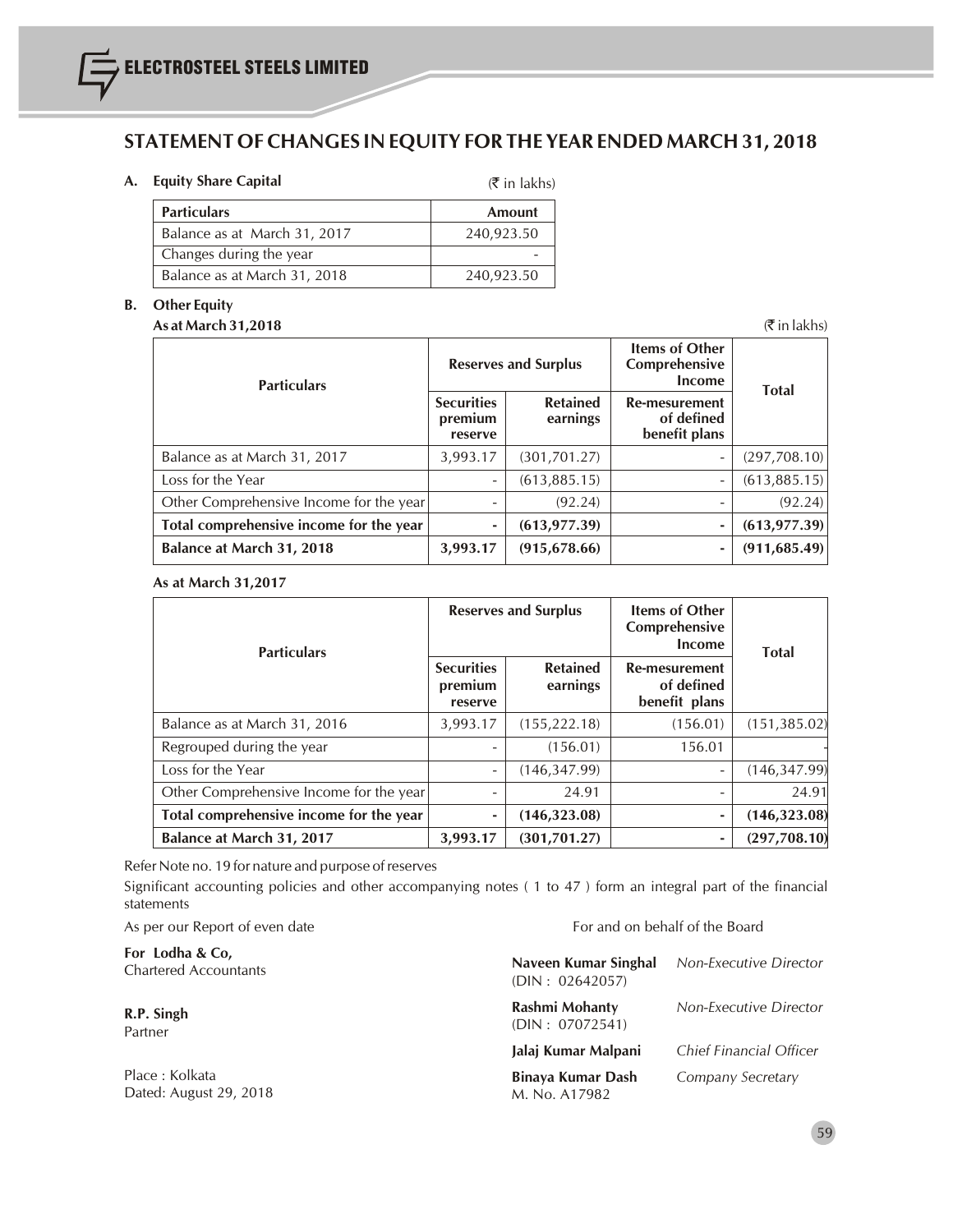# STATEMENT OF CHANGES IN EQUITY FOR THE YEAR ENDED MARCH 31, 2018

**A. Equity Share Capital**

(₹ in lakhs)

| Particulars | Amount |
|---|---|
| Balance as at March 31, 2017 | 240,923.50 |
| Changes during the year | - |
| Balance as at March 31, 2018 | 240,923.50 |

**B. Other Equity**

**As at March 31,2018**

(₹ in lakhs)

| Particulars | Reserves and Surplus | | Items of Other Comprehensive Income | Total |
|---|---|---|---|---|
| | Securities premium reserve | Retained earnings | Re-mesurement of defined benefit plans | |
| Balance as at March 31, 2017 | 3,993.17 | (301,701.27) | - | (297,708.10) |
| Loss for the Year | - | (613,885.15) | - | (613,885.15) |
| Other Comprehensive Income for the year | - | (92.24) | - | (92.24) |
| **Total comprehensive income for the year** | **-** | **(613,977.39)** | **-** | **(613,977.39)** |
| **Balance at March 31, 2018** | **3,993.17** | **(915,678.66)** | **-** | **(911,685.49)** |

**As at March 31,2017**

| Particulars | Reserves and Surplus | | Items of Other Comprehensive Income | Total |
|---|---|---|---|---|
| | Securities premium reserve | Retained earnings | Re-mesurement of defined benefit plans | |
| Balance as at March 31, 2016 | 3,993.17 | (155,222.18) | (156.01) | (151,385.02) |
| Regrouped during the year | - | (156.01) | 156.01 | - |
| Loss for the Year | - | (146,347.99) | - | (146,347.99) |
| Other Comprehensive Income for the year | - | 24.91 | - | 24.91 |
| **Total comprehensive income for the year** | **-** | **(146,323.08)** | **-** | **(146,323.08)** |
| **Balance at March 31, 2017** | **3,993.17** | **(301,701.27)** | **-** | **(297,708.10)** |

Refer Note no. 19 for nature and purpose of reserves

Significant accounting policies and other accompanying notes ( 1 to 47 ) form an integral part of the financial statements

As per our Report of even date

**For Lodha & Co,**
Chartered Accountants

**R.P. Singh**
Partner

Place : Kolkata
Dated: August 29, 2018

For and on behalf of the Board

**Naveen Kumar Singhal** (DIN : 02642057) — *Non-Executive Director*

**Rashmi Mohanty** (DIN : 07072541) — *Non-Executive Director*

**Jalaj Kumar Malpani** — *Chief Financial Officer*

**Binaya Kumar Dash** M. No. A17982 — *Company Secretary*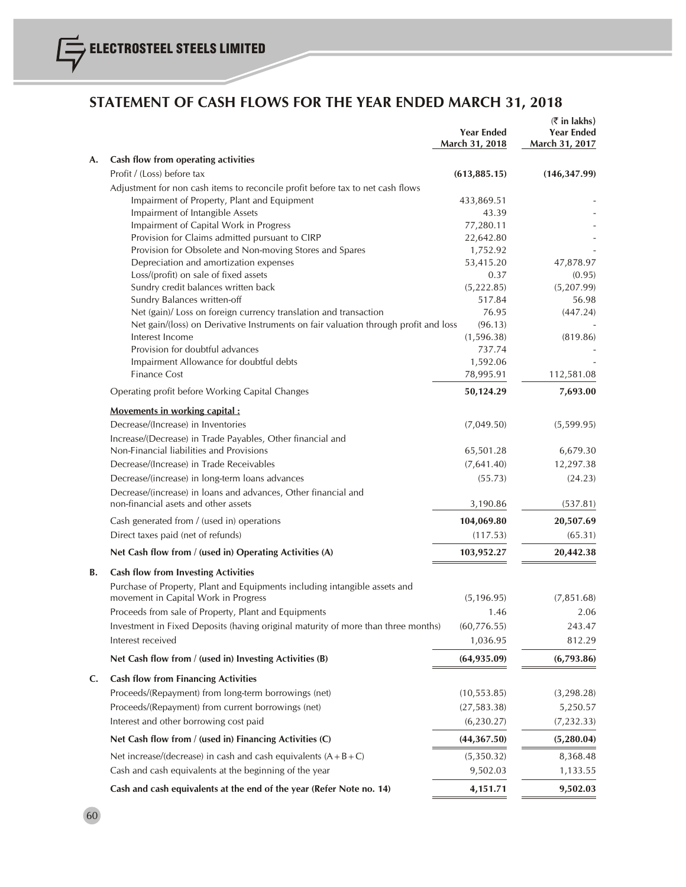# STATEMENT OF CASH FLOWS FOR THE YEAR ENDED MARCH 31, 2018

(₹ in lakhs)

| | | Year Ended March 31, 2018 | Year Ended March 31, 2017 |
|---|---|---|---|
| **A.** | **Cash flow from operating activities** | | |
| | Profit / (Loss) before tax | **(613,885.15)** | **(146,347.99)** |
| | Adjustment for non cash items to reconcile profit before tax to net cash flows | | |
| | Impairment of Property, Plant and Equipment | 433,869.51 | - |
| | Impairment of Intangible Assets | 43.39 | - |
| | Impairment of Capital Work in Progress | 77,280.11 | - |
| | Provision for Claims admitted pursuant to CIRP | 22,642.80 | - |
| | Provision for Obsolete and Non-moving Stores and Spares | 1,752.92 | - |
| | Depreciation and amortization expenses | 53,415.20 | 47,878.97 |
| | Loss/(profit) on sale of fixed assets | 0.37 | (0.95) |
| | Sundry credit balances written back | (5,222.85) | (5,207.99) |
| | Sundry Balances written-off | 517.84 | 56.98 |
| | Net (gain)/ Loss on foreign currency translation and transaction | 76.95 | (447.24) |
| | Net gain/(loss) on Derivative Instruments on fair valuation through profit and loss | (96.13) | - |
| | Interest Income | (1,596.38) | (819.86) |
| | Provision for doubtful advances | 737.74 | - |
| | Impairment Allowance for doubtful debts | 1,592.06 | - |
| | Finance Cost | 78,995.91 | 112,581.08 |
| | Operating profit before Working Capital Changes | **50,124.29** | **7,693.00** |
| | **Movements in working capital :** | | |
| | Decrease/(Increase) in Inventories | (7,049.50) | (5,599.95) |
| | Increase/(Decrease) in Trade Payables, Other financial and Non-Financial liabilities and Provisions | 65,501.28 | 6,679.30 |
| | Decrease/(Increase) in Trade Receivables | (7,641.40) | 12,297.38 |
| | Decrease/(increase) in long-term loans advances | (55.73) | (24.23) |
| | Decrease/(increase) in loans and advances, Other financial and non-financial asets and other assets | 3,190.86 | (537.81) |
| | Cash generated from / (used in) operations | **104,069.80** | **20,507.69** |
| | Direct taxes paid (net of refunds) | (117.53) | (65.31) |
| | **Net Cash flow from / (used in) Operating Activities (A)** | **103,952.27** | **20,442.38** |
| **B.** | **Cash flow from Investing Activities** | | |
| | Purchase of Property, Plant and Equipments including intangible assets and movement in Capital Work in Progress | (5,196.95) | (7,851.68) |
| | Proceeds from sale of Property, Plant and Equipments | 1.46 | 2.06 |
| | Investment in Fixed Deposits (having original maturity of more than three months) | (60,776.55) | 243.47 |
| | Interest received | 1,036.95 | 812.29 |
| | **Net Cash flow from / (used in) Investing Activities (B)** | **(64,935.09)** | **(6,793.86)** |
| **C.** | **Cash flow from Financing Activities** | | |
| | Proceeds/(Repayment) from long-term borrowings (net) | (10,553.85) | (3,298.28) |
| | Proceeds/(Repayment) from current borrowings (net) | (27,583.38) | 5,250.57 |
| | Interest and other borrowing cost paid | (6,230.27) | (7,232.33) |
| | **Net Cash flow from / (used in) Financing Activities (C)** | **(44,367.50)** | **(5,280.04)** |
| | Net increase/(decrease) in cash and cash equivalents (A + B + C) | (5,350.32) | 8,368.48 |
| | Cash and cash equivalents at the beginning of the year | 9,502.03 | 1,133.55 |
| | **Cash and cash equivalents at the end of the year (Refer Note no. 14)** | **4,151.71** | **9,502.03** |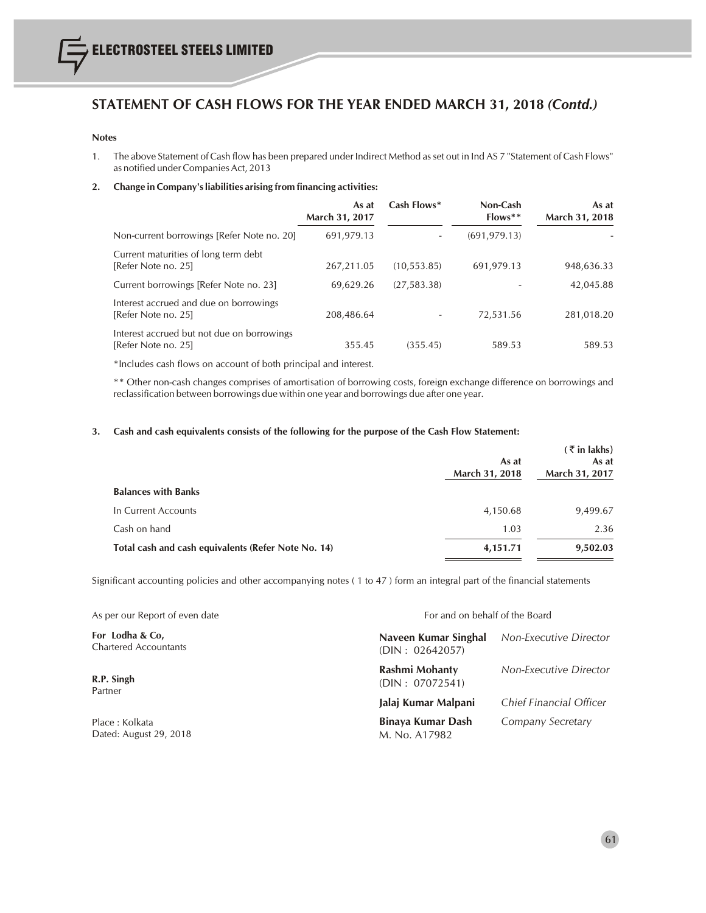## STATEMENT OF CASH FLOWS FOR THE YEAR ENDED MARCH 31, 2018 *(Contd.)*

**Notes**

1. The above Statement of Cash flow has been prepared under Indirect Method as set out in Ind AS 7 "Statement of Cash Flows" as notified under Companies Act, 2013

2. **Change in Company's liabilities arising from financing activities:**

| | As at March 31, 2017 | Cash Flows* | Non-Cash Flows** | As at March 31, 2018 |
|---|---|---|---|---|
| Non-current borrowings [Refer Note no. 20] | 691,979.13 | - | (691,979.13) | - |
| Current maturities of long term debt [Refer Note no. 25] | 267,211.05 | (10,553.85) | 691,979.13 | 948,636.33 |
| Current borrowings [Refer Note no. 23] | 69,629.26 | (27,583.38) | - | 42,045.88 |
| Interest accrued and due on borrowings [Refer Note no. 25] | 208,486.64 | - | 72,531.56 | 281,018.20 |
| Interest accrued but not due on borrowings [Refer Note no. 25] | 355.45 | (355.45) | 589.53 | 589.53 |

*Includes cash flows on account of both principal and interest.

** Other non-cash changes comprises of amortisation of borrowing costs, foreign exchange difference on borrowings and reclassification between borrowings due within one year and borrowings due after one year.

3. **Cash and cash equivalents consists of the following for the purpose of the Cash Flow Statement:**

(₹ in lakhs)

| | As at March 31, 2018 | As at March 31, 2017 |
|---|---|---|
| **Balances with Banks** | | |
| In Current Accounts | 4,150.68 | 9,499.67 |
| Cash on hand | 1.03 | 2.36 |
| **Total cash and cash equivalents (Refer Note No. 14)** | **4,151.71** | **9,502.03** |

Significant accounting policies and other accompanying notes ( 1 to 47 ) form an integral part of the financial statements

As per our Report of even date

**For Lodha & Co,**
Chartered Accountants

**R.P. Singh**
Partner

Place : Kolkata
Dated: August 29, 2018

For and on behalf of the Board

**Naveen Kumar Singhal** (DIN : 02642057) *Non-Executive Director*

**Rashmi Mohanty** (DIN : 07072541) *Non-Executive Director*

**Jalaj Kumar Malpani** *Chief Financial Officer*

**Binaya Kumar Dash** M. No. A17982 *Company Secretary*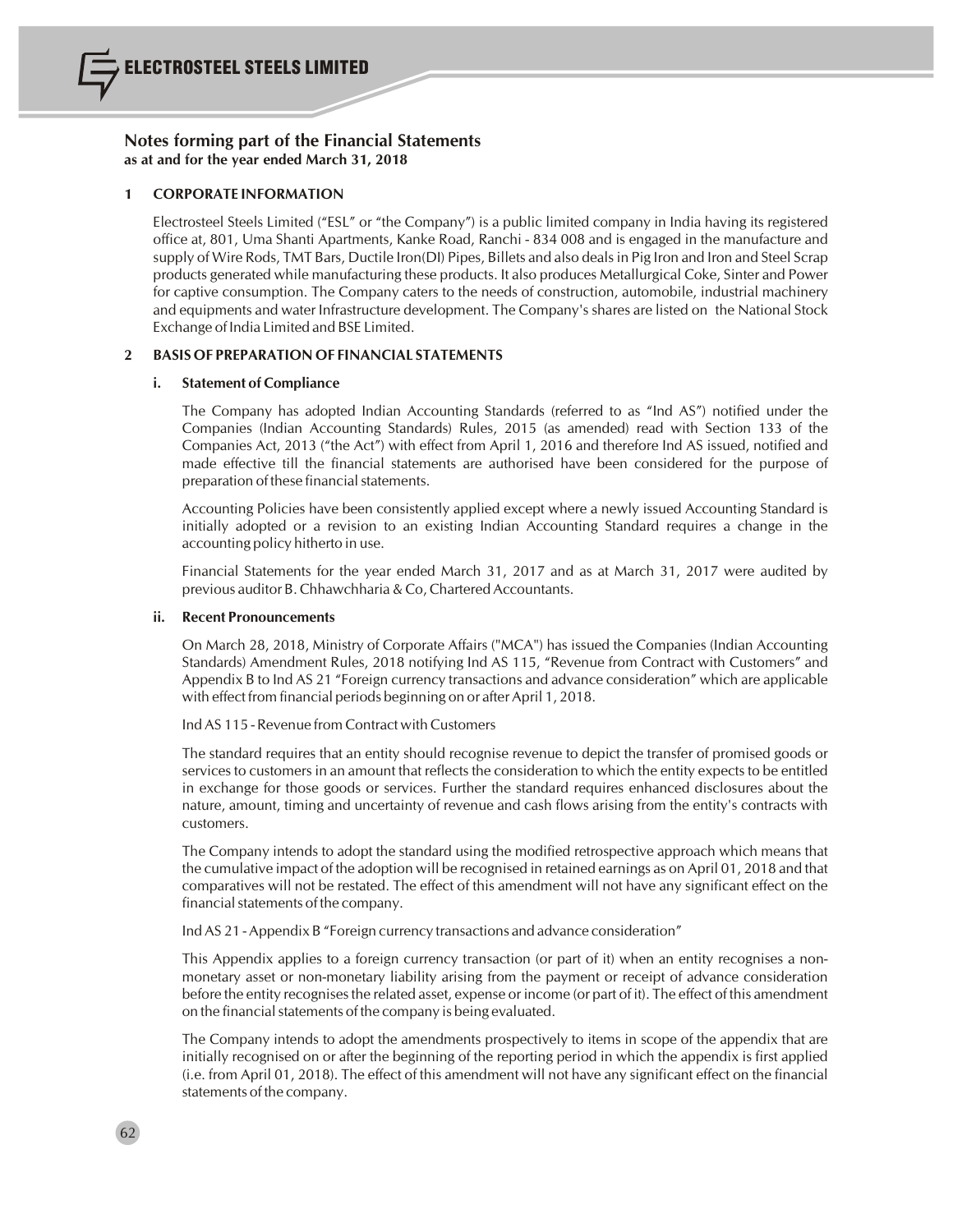# Notes forming part of the Financial Statements

**as at and for the year ended March 31, 2018**

## 1 CORPORATE INFORMATION

Electrosteel Steels Limited ("ESL" or "the Company") is a public limited company in India having its registered office at, 801, Uma Shanti Apartments, Kanke Road, Ranchi - 834 008 and is engaged in the manufacture and supply of Wire Rods, TMT Bars, Ductile Iron(DI) Pipes, Billets and also deals in Pig Iron and Iron and Steel Scrap products generated while manufacturing these products. It also produces Metallurgical Coke, Sinter and Power for captive consumption. The Company caters to the needs of construction, automobile, industrial machinery and equipments and water Infrastructure development. The Company's shares are listed on the National Stock Exchange of India Limited and BSE Limited.

## 2 BASIS OF PREPARATION OF FINANCIAL STATEMENTS

### i. Statement of Compliance

The Company has adopted Indian Accounting Standards (referred to as "Ind AS") notified under the Companies (Indian Accounting Standards) Rules, 2015 (as amended) read with Section 133 of the Companies Act, 2013 ("the Act") with effect from April 1, 2016 and therefore Ind AS issued, notified and made effective till the financial statements are authorised have been considered for the purpose of preparation of these financial statements.

Accounting Policies have been consistently applied except where a newly issued Accounting Standard is initially adopted or a revision to an existing Indian Accounting Standard requires a change in the accounting policy hitherto in use.

Financial Statements for the year ended March 31, 2017 and as at March 31, 2017 were audited by previous auditor B. Chhawchharia & Co, Chartered Accountants.

### ii. Recent Pronouncements

On March 28, 2018, Ministry of Corporate Affairs ("MCA") has issued the Companies (Indian Accounting Standards) Amendment Rules, 2018 notifying Ind AS 115, "Revenue from Contract with Customers" and Appendix B to Ind AS 21 "Foreign currency transactions and advance consideration" which are applicable with effect from financial periods beginning on or after April 1, 2018.

Ind AS 115 - Revenue from Contract with Customers

The standard requires that an entity should recognise revenue to depict the transfer of promised goods or services to customers in an amount that reflects the consideration to which the entity expects to be entitled in exchange for those goods or services. Further the standard requires enhanced disclosures about the nature, amount, timing and uncertainty of revenue and cash flows arising from the entity's contracts with customers.

The Company intends to adopt the standard using the modified retrospective approach which means that the cumulative impact of the adoption will be recognised in retained earnings as on April 01, 2018 and that comparatives will not be restated. The effect of this amendment will not have any significant effect on the financial statements of the company.

Ind AS 21 - Appendix B "Foreign currency transactions and advance consideration"

This Appendix applies to a foreign currency transaction (or part of it) when an entity recognises a non-monetary asset or non-monetary liability arising from the payment or receipt of advance consideration before the entity recognises the related asset, expense or income (or part of it). The effect of this amendment on the financial statements of the company is being evaluated.

The Company intends to adopt the amendments prospectively to items in scope of the appendix that are initially recognised on or after the beginning of the reporting period in which the appendix is first applied (i.e. from April 01, 2018). The effect of this amendment will not have any significant effect on the financial statements of the company.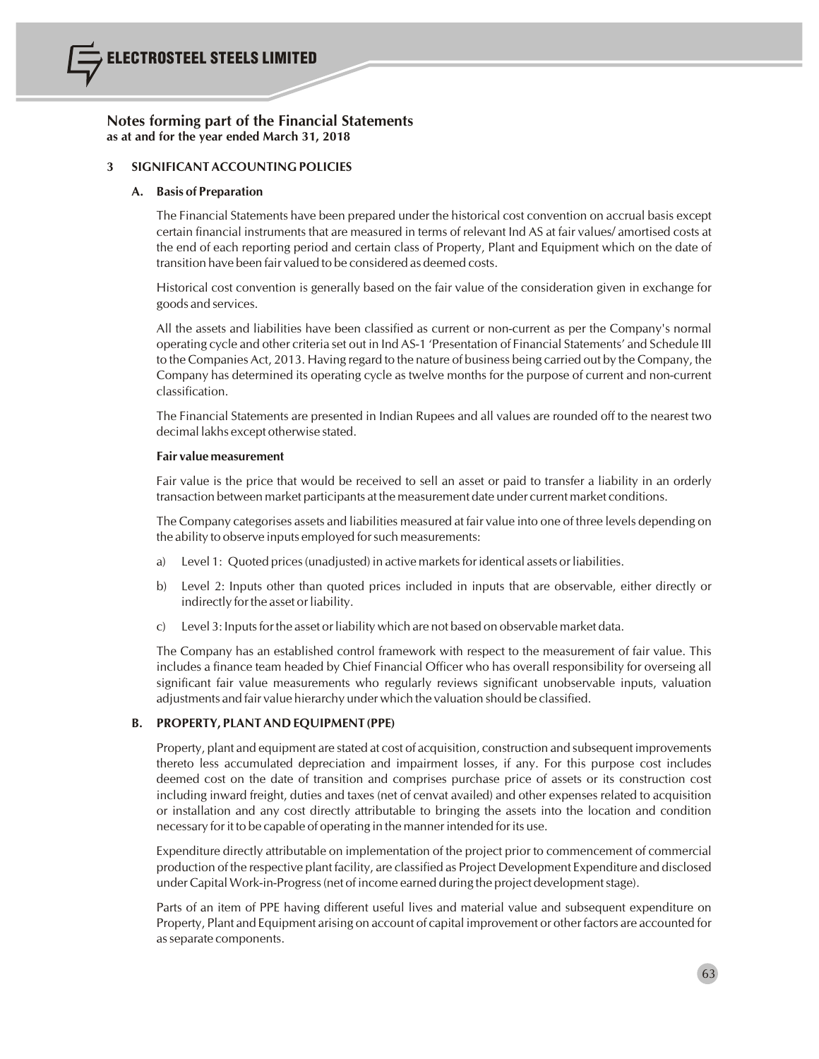## Notes forming part of the Financial Statements
**as at and for the year ended March 31, 2018**

### 3 SIGNIFICANT ACCOUNTING POLICIES

#### A. Basis of Preparation

The Financial Statements have been prepared under the historical cost convention on accrual basis except certain financial instruments that are measured in terms of relevant Ind AS at fair values/ amortised costs at the end of each reporting period and certain class of Property, Plant and Equipment which on the date of transition have been fair valued to be considered as deemed costs.

Historical cost convention is generally based on the fair value of the consideration given in exchange for goods and services.

All the assets and liabilities have been classified as current or non-current as per the Company's normal operating cycle and other criteria set out in Ind AS-1 'Presentation of Financial Statements' and Schedule III to the Companies Act, 2013. Having regard to the nature of business being carried out by the Company, the Company has determined its operating cycle as twelve months for the purpose of current and non-current classification.

The Financial Statements are presented in Indian Rupees and all values are rounded off to the nearest two decimal lakhs except otherwise stated.

**Fair value measurement**

Fair value is the price that would be received to sell an asset or paid to transfer a liability in an orderly transaction between market participants at the measurement date under current market conditions.

The Company categorises assets and liabilities measured at fair value into one of three levels depending on the ability to observe inputs employed for such measurements:

a) Level 1: Quoted prices (unadjusted) in active markets for identical assets or liabilities.

b) Level 2: Inputs other than quoted prices included in inputs that are observable, either directly or indirectly for the asset or liability.

c) Level 3: Inputs for the asset or liability which are not based on observable market data.

The Company has an established control framework with respect to the measurement of fair value. This includes a finance team headed by Chief Financial Officer who has overall responsibility for overseing all significant fair value measurements who regularly reviews significant unobservable inputs, valuation adjustments and fair value hierarchy under which the valuation should be classified.

#### B. PROPERTY, PLANT AND EQUIPMENT (PPE)

Property, plant and equipment are stated at cost of acquisition, construction and subsequent improvements thereto less accumulated depreciation and impairment losses, if any. For this purpose cost includes deemed cost on the date of transition and comprises purchase price of assets or its construction cost including inward freight, duties and taxes (net of cenvat availed) and other expenses related to acquisition or installation and any cost directly attributable to bringing the assets into the location and condition necessary for it to be capable of operating in the manner intended for its use.

Expenditure directly attributable on implementation of the project prior to commencement of commercial production of the respective plant facility, are classified as Project Development Expenditure and disclosed under Capital Work-in-Progress (net of income earned during the project development stage).

Parts of an item of PPE having different useful lives and material value and subsequent expenditure on Property, Plant and Equipment arising on account of capital improvement or other factors are accounted for as separate components.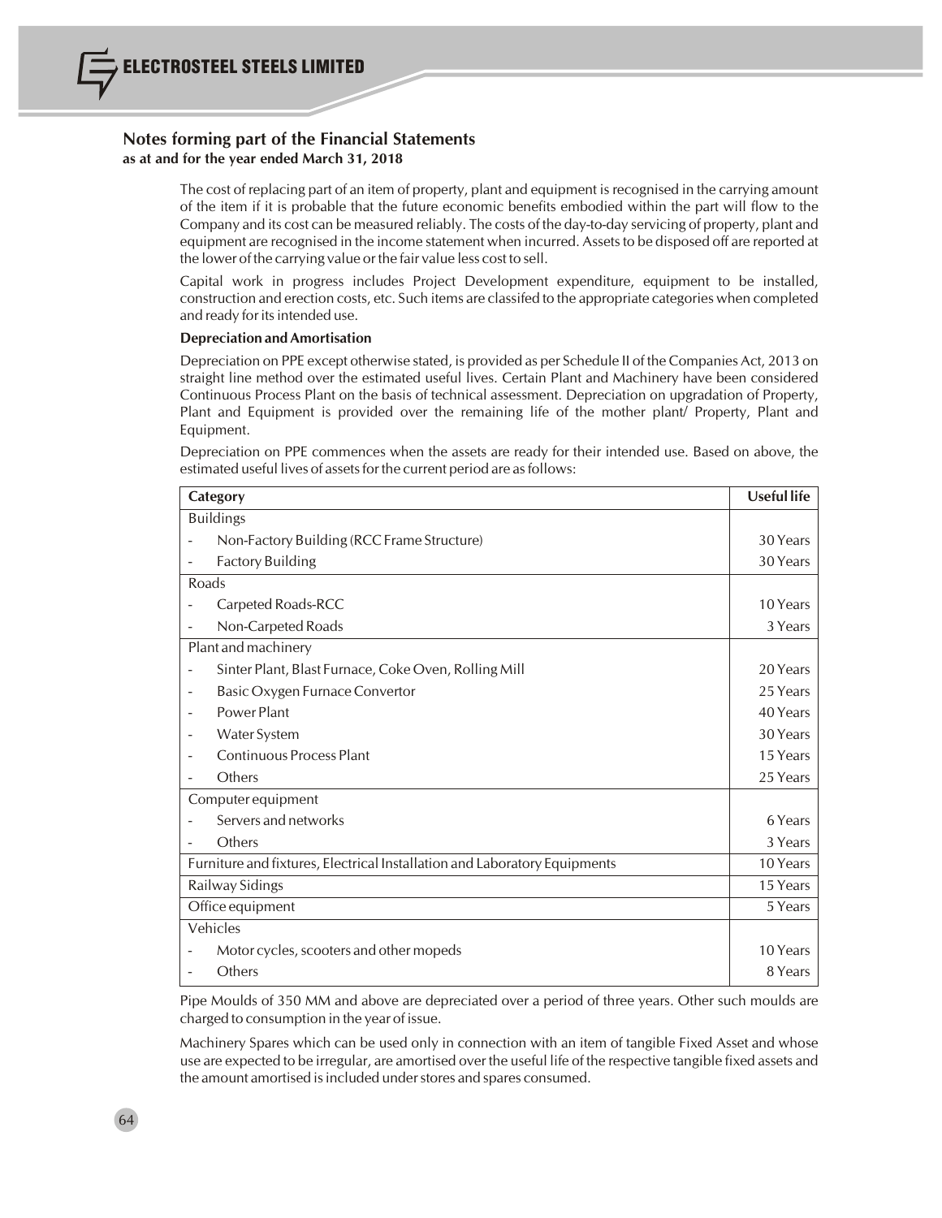## Notes forming part of the Financial Statements

**as at and for the year ended March 31, 2018**

The cost of replacing part of an item of property, plant and equipment is recognised in the carrying amount of the item if it is probable that the future economic benefits embodied within the part will flow to the Company and its cost can be measured reliably. The costs of the day-to-day servicing of property, plant and equipment are recognised in the income statement when incurred. Assets to be disposed off are reported at the lower of the carrying value or the fair value less cost to sell.

Capital work in progress includes Project Development expenditure, equipment to be installed, construction and erection costs, etc. Such items are classifed to the appropriate categories when completed and ready for its intended use.

**Depreciation and Amortisation**

Depreciation on PPE except otherwise stated, is provided as per Schedule II of the Companies Act, 2013 on straight line method over the estimated useful lives. Certain Plant and Machinery have been considered Continuous Process Plant on the basis of technical assessment. Depreciation on upgradation of Property, Plant and Equipment is provided over the remaining life of the mother plant/ Property, Plant and Equipment.

Depreciation on PPE commences when the assets are ready for their intended use. Based on above, the estimated useful lives of assets for the current period are as follows:

| Category | Useful life |
|---|---|
| Buildings | |
| - Non-Factory Building (RCC Frame Structure) | 30 Years |
| - Factory Building | 30 Years |
| Roads | |
| - Carpeted Roads-RCC | 10 Years |
| - Non-Carpeted Roads | 3 Years |
| Plant and machinery | |
| - Sinter Plant, Blast Furnace, Coke Oven, Rolling Mill | 20 Years |
| - Basic Oxygen Furnace Convertor | 25 Years |
| - Power Plant | 40 Years |
| - Water System | 30 Years |
| - Continuous Process Plant | 15 Years |
| - Others | 25 Years |
| Computer equipment | |
| - Servers and networks | 6 Years |
| - Others | 3 Years |
| Furniture and fixtures, Electrical Installation and Laboratory Equipments | 10 Years |
| Railway Sidings | 15 Years |
| Office equipment | 5 Years |
| Vehicles | |
| - Motor cycles, scooters and other mopeds | 10 Years |
| - Others | 8 Years |

Pipe Moulds of 350 MM and above are depreciated over a period of three years. Other such moulds are charged to consumption in the year of issue.

Machinery Spares which can be used only in connection with an item of tangible Fixed Asset and whose use are expected to be irregular, are amortised over the useful life of the respective tangible fixed assets and the amount amortised is included under stores and spares consumed.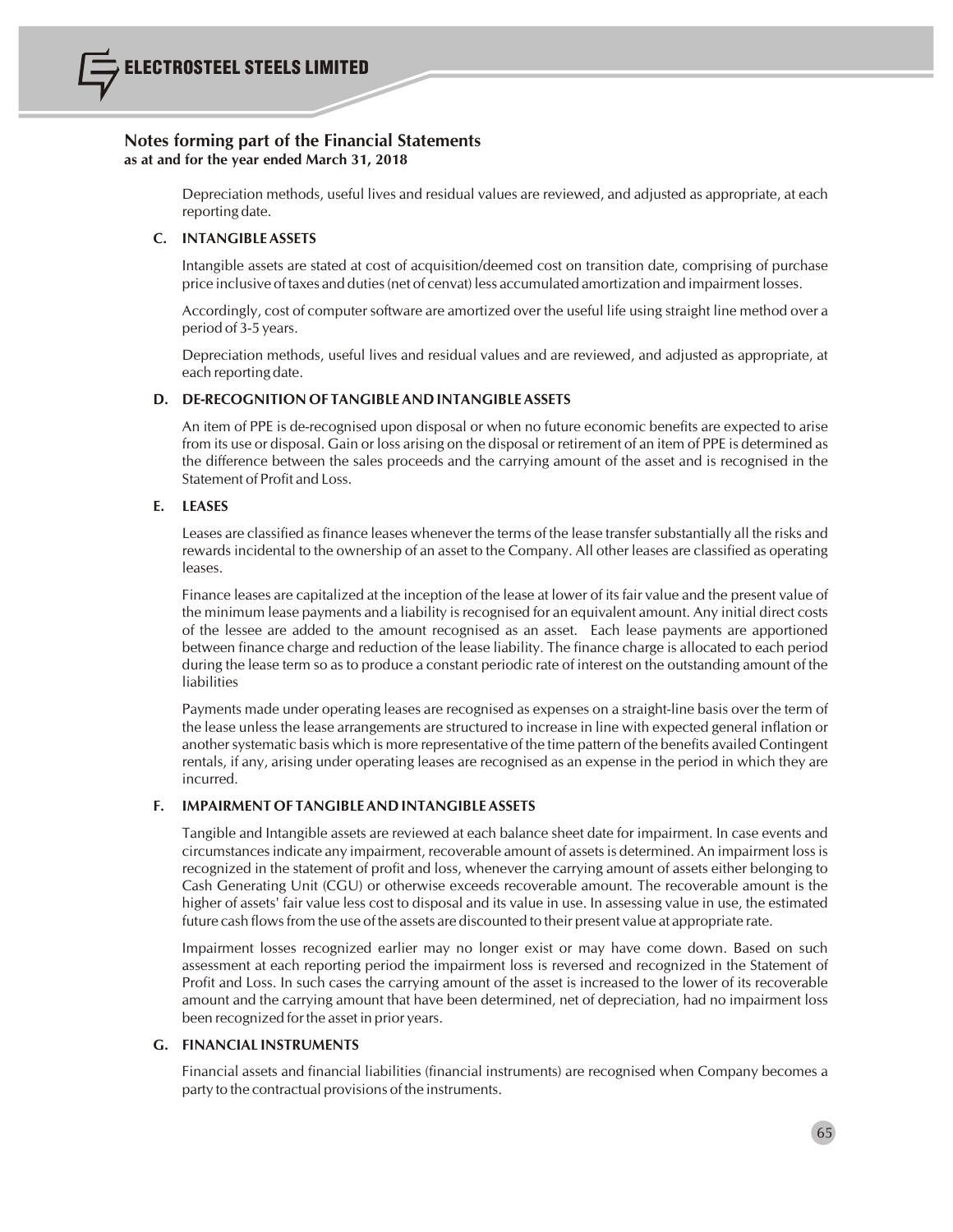## Notes forming part of the Financial Statements
**as at and for the year ended March 31, 2018**

Depreciation methods, useful lives and residual values are reviewed, and adjusted as appropriate, at each reporting date.

### C. INTANGIBLE ASSETS

Intangible assets are stated at cost of acquisition/deemed cost on transition date, comprising of purchase price inclusive of taxes and duties (net of cenvat) less accumulated amortization and impairment losses.

Accordingly, cost of computer software are amortized over the useful life using straight line method over a period of 3-5 years.

Depreciation methods, useful lives and residual values and are reviewed, and adjusted as appropriate, at each reporting date.

### D. DE-RECOGNITION OF TANGIBLE AND INTANGIBLE ASSETS

An item of PPE is de-recognised upon disposal or when no future economic benefits are expected to arise from its use or disposal. Gain or loss arising on the disposal or retirement of an item of PPE is determined as the difference between the sales proceeds and the carrying amount of the asset and is recognised in the Statement of Profit and Loss.

### E. LEASES

Leases are classified as finance leases whenever the terms of the lease transfer substantially all the risks and rewards incidental to the ownership of an asset to the Company. All other leases are classified as operating leases.

Finance leases are capitalized at the inception of the lease at lower of its fair value and the present value of the minimum lease payments and a liability is recognised for an equivalent amount. Any initial direct costs of the lessee are added to the amount recognised as an asset. Each lease payments are apportioned between finance charge and reduction of the lease liability. The finance charge is allocated to each period during the lease term so as to produce a constant periodic rate of interest on the outstanding amount of the liabilities

Payments made under operating leases are recognised as expenses on a straight-line basis over the term of the lease unless the lease arrangements are structured to increase in line with expected general inflation or another systematic basis which is more representative of the time pattern of the benefits availed Contingent rentals, if any, arising under operating leases are recognised as an expense in the period in which they are incurred.

### F. IMPAIRMENT OF TANGIBLE AND INTANGIBLE ASSETS

Tangible and Intangible assets are reviewed at each balance sheet date for impairment. In case events and circumstances indicate any impairment, recoverable amount of assets is determined. An impairment loss is recognized in the statement of profit and loss, whenever the carrying amount of assets either belonging to Cash Generating Unit (CGU) or otherwise exceeds recoverable amount. The recoverable amount is the higher of assets' fair value less cost to disposal and its value in use. In assessing value in use, the estimated future cash flows from the use of the assets are discounted to their present value at appropriate rate.

Impairment losses recognized earlier may no longer exist or may have come down. Based on such assessment at each reporting period the impairment loss is reversed and recognized in the Statement of Profit and Loss. In such cases the carrying amount of the asset is increased to the lower of its recoverable amount and the carrying amount that have been determined, net of depreciation, had no impairment loss been recognized for the asset in prior years.

### G. FINANCIAL INSTRUMENTS

Financial assets and financial liabilities (financial instruments) are recognised when Company becomes a party to the contractual provisions of the instruments.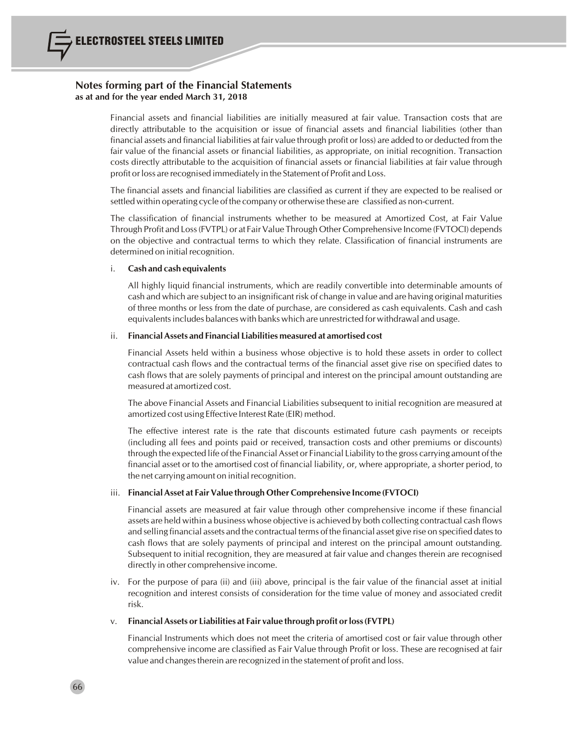## Notes forming part of the Financial Statements
**as at and for the year ended March 31, 2018**

Financial assets and financial liabilities are initially measured at fair value. Transaction costs that are directly attributable to the acquisition or issue of financial assets and financial liabilities (other than financial assets and financial liabilities at fair value through profit or loss) are added to or deducted from the fair value of the financial assets or financial liabilities, as appropriate, on initial recognition. Transaction costs directly attributable to the acquisition of financial assets or financial liabilities at fair value through profit or loss are recognised immediately in the Statement of Profit and Loss.

The financial assets and financial liabilities are classified as current if they are expected to be realised or settled within operating cycle of the company or otherwise these are classified as non-current.

The classification of financial instruments whether to be measured at Amortized Cost, at Fair Value Through Profit and Loss (FVTPL) or at Fair Value Through Other Comprehensive Income (FVTOCI) depends on the objective and contractual terms to which they relate. Classification of financial instruments are determined on initial recognition.

i. **Cash and cash equivalents**

   All highly liquid financial instruments, which are readily convertible into determinable amounts of cash and which are subject to an insignificant risk of change in value and are having original maturities of three months or less from the date of purchase, are considered as cash equivalents. Cash and cash equivalents includes balances with banks which are unrestricted for withdrawal and usage.

ii. **Financial Assets and Financial Liabilities measured at amortised cost**

   Financial Assets held within a business whose objective is to hold these assets in order to collect contractual cash flows and the contractual terms of the financial asset give rise on specified dates to cash flows that are solely payments of principal and interest on the principal amount outstanding are measured at amortized cost.

   The above Financial Assets and Financial Liabilities subsequent to initial recognition are measured at amortized cost using Effective Interest Rate (EIR) method.

   The effective interest rate is the rate that discounts estimated future cash payments or receipts (including all fees and points paid or received, transaction costs and other premiums or discounts) through the expected life of the Financial Asset or Financial Liability to the gross carrying amount of the financial asset or to the amortised cost of financial liability, or, where appropriate, a shorter period, to the net carrying amount on initial recognition.

iii. **Financial Asset at Fair Value through Other Comprehensive Income (FVTOCI)**

   Financial assets are measured at fair value through other comprehensive income if these financial assets are held within a business whose objective is achieved by both collecting contractual cash flows and selling financial assets and the contractual terms of the financial asset give rise on specified dates to cash flows that are solely payments of principal and interest on the principal amount outstanding. Subsequent to initial recognition, they are measured at fair value and changes therein are recognised directly in other comprehensive income.

iv. For the purpose of para (ii) and (iii) above, principal is the fair value of the financial asset at initial recognition and interest consists of consideration for the time value of money and associated credit risk.

v. **Financial Assets or Liabilities at Fair value through profit or loss (FVTPL)**

   Financial Instruments which does not meet the criteria of amortised cost or fair value through other comprehensive income are classified as Fair Value through Profit or loss. These are recognised at fair value and changes therein are recognized in the statement of profit and loss.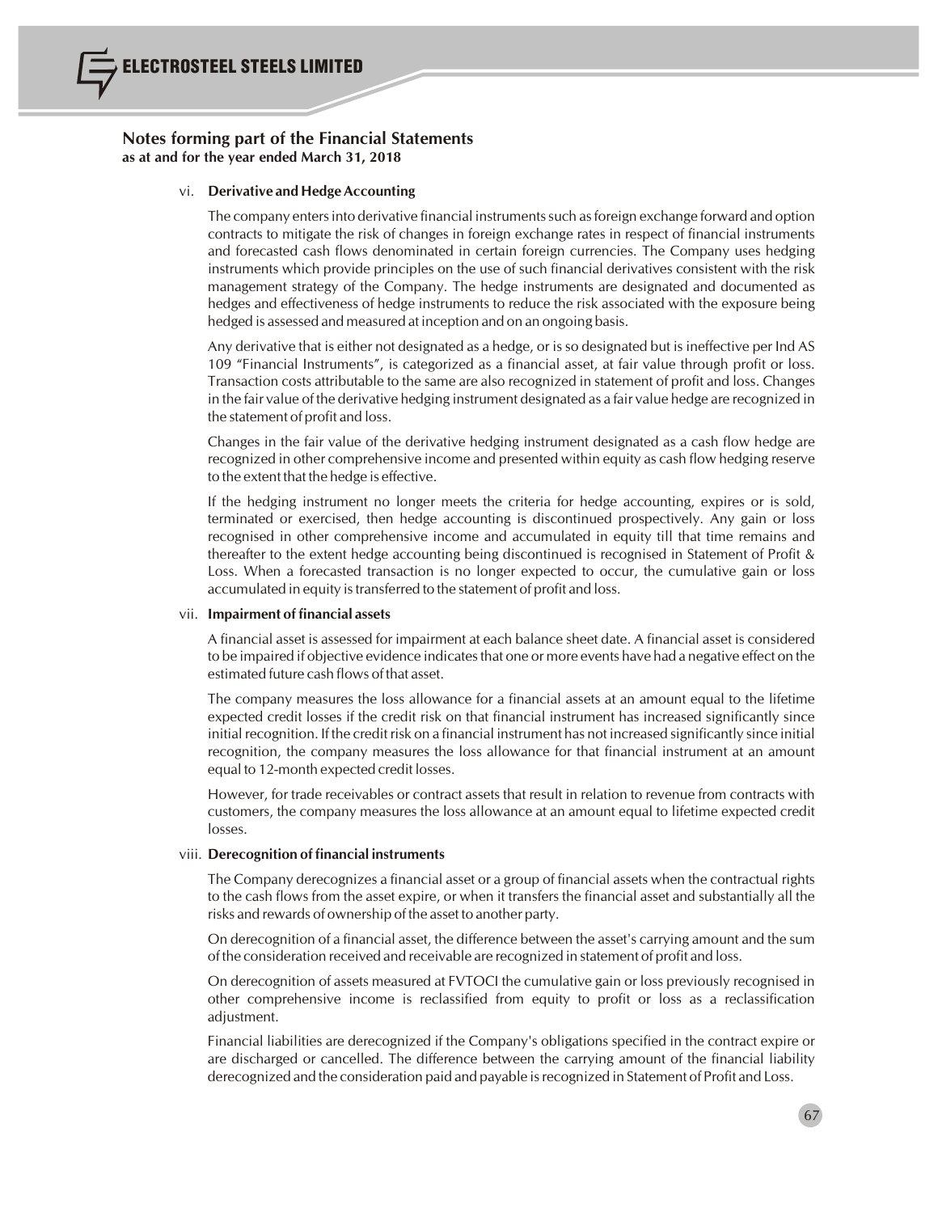## Notes forming part of the Financial Statements
**as at and for the year ended March 31, 2018**

vi. **Derivative and Hedge Accounting**

The company enters into derivative financial instruments such as foreign exchange forward and option contracts to mitigate the risk of changes in foreign exchange rates in respect of financial instruments and forecasted cash flows denominated in certain foreign currencies. The Company uses hedging instruments which provide principles on the use of such financial derivatives consistent with the risk management strategy of the Company. The hedge instruments are designated and documented as hedges and effectiveness of hedge instruments to reduce the risk associated with the exposure being hedged is assessed and measured at inception and on an ongoing basis.

Any derivative that is either not designated as a hedge, or is so designated but is ineffective per Ind AS 109 "Financial Instruments", is categorized as a financial asset, at fair value through profit or loss. Transaction costs attributable to the same are also recognized in statement of profit and loss. Changes in the fair value of the derivative hedging instrument designated as a fair value hedge are recognized in the statement of profit and loss.

Changes in the fair value of the derivative hedging instrument designated as a cash flow hedge are recognized in other comprehensive income and presented within equity as cash flow hedging reserve to the extent that the hedge is effective.

If the hedging instrument no longer meets the criteria for hedge accounting, expires or is sold, terminated or exercised, then hedge accounting is discontinued prospectively. Any gain or loss recognised in other comprehensive income and accumulated in equity till that time remains and thereafter to the extent hedge accounting being discontinued is recognised in Statement of Profit & Loss. When a forecasted transaction is no longer expected to occur, the cumulative gain or loss accumulated in equity is transferred to the statement of profit and loss.

vii. **Impairment of financial assets**

A financial asset is assessed for impairment at each balance sheet date. A financial asset is considered to be impaired if objective evidence indicates that one or more events have had a negative effect on the estimated future cash flows of that asset.

The company measures the loss allowance for a financial assets at an amount equal to the lifetime expected credit losses if the credit risk on that financial instrument has increased significantly since initial recognition. If the credit risk on a financial instrument has not increased significantly since initial recognition, the company measures the loss allowance for that financial instrument at an amount equal to 12-month expected credit losses.

However, for trade receivables or contract assets that result in relation to revenue from contracts with customers, the company measures the loss allowance at an amount equal to lifetime expected credit losses.

viii. **Derecognition of financial instruments**

The Company derecognizes a financial asset or a group of financial assets when the contractual rights to the cash flows from the asset expire, or when it transfers the financial asset and substantially all the risks and rewards of ownership of the asset to another party.

On derecognition of a financial asset, the difference between the asset's carrying amount and the sum of the consideration received and receivable are recognized in statement of profit and loss.

On derecognition of assets measured at FVTOCI the cumulative gain or loss previously recognised in other comprehensive income is reclassified from equity to profit or loss as a reclassification adjustment.

Financial liabilities are derecognized if the Company's obligations specified in the contract expire or are discharged or cancelled. The difference between the carrying amount of the financial liability derecognized and the consideration paid and payable is recognized in Statement of Profit and Loss.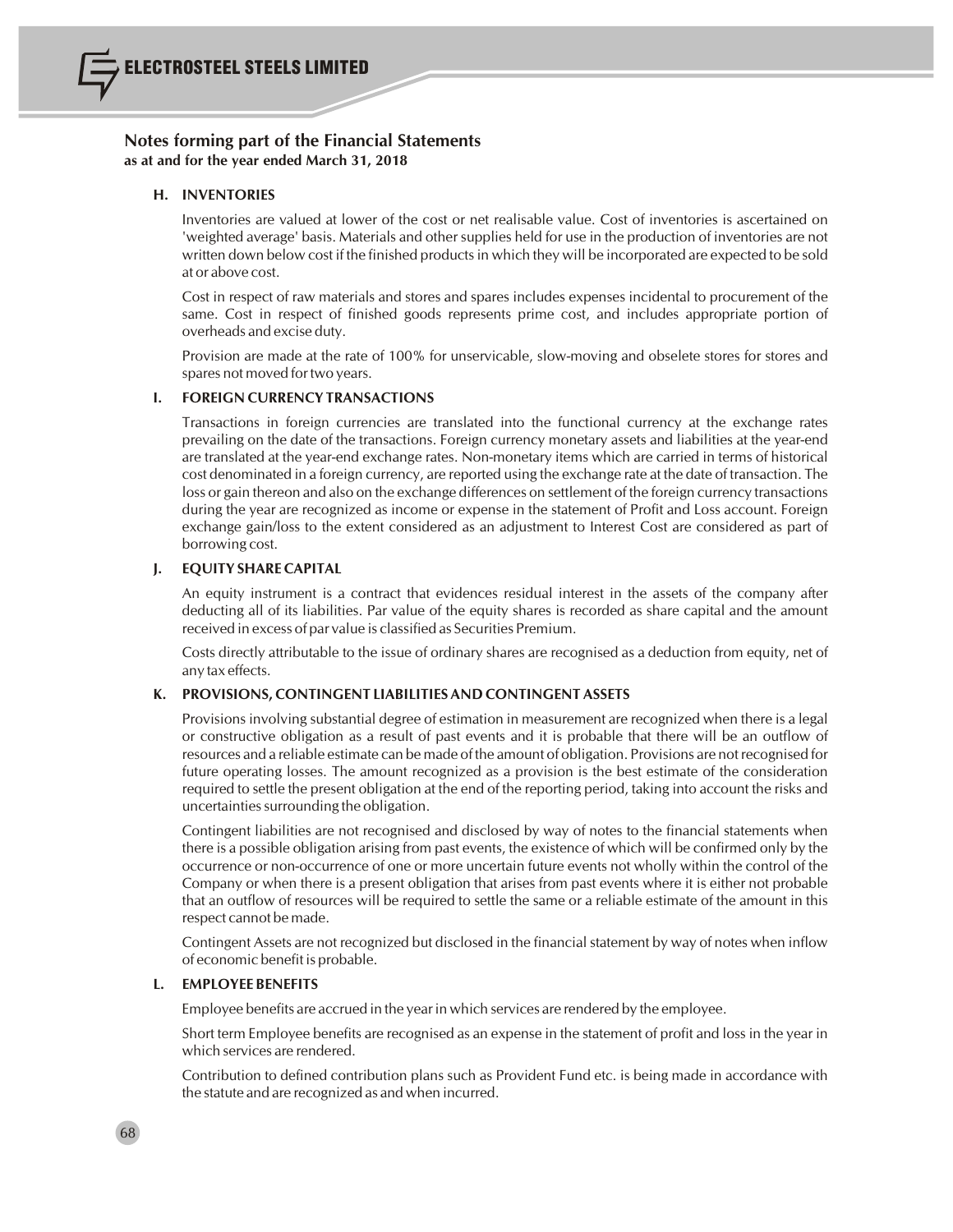## Notes forming part of the Financial Statements

**as at and for the year ended March 31, 2018**

### H. INVENTORIES

Inventories are valued at lower of the cost or net realisable value. Cost of inventories is ascertained on 'weighted average' basis. Materials and other supplies held for use in the production of inventories are not written down below cost if the finished products in which they will be incorporated are expected to be sold at or above cost.

Cost in respect of raw materials and stores and spares includes expenses incidental to procurement of the same. Cost in respect of finished goods represents prime cost, and includes appropriate portion of overheads and excise duty.

Provision are made at the rate of 100% for unservicable, slow-moving and obselete stores for stores and spares not moved for two years.

### I. FOREIGN CURRENCY TRANSACTIONS

Transactions in foreign currencies are translated into the functional currency at the exchange rates prevailing on the date of the transactions. Foreign currency monetary assets and liabilities at the year-end are translated at the year-end exchange rates. Non-monetary items which are carried in terms of historical cost denominated in a foreign currency, are reported using the exchange rate at the date of transaction. The loss or gain thereon and also on the exchange differences on settlement of the foreign currency transactions during the year are recognized as income or expense in the statement of Profit and Loss account. Foreign exchange gain/loss to the extent considered as an adjustment to Interest Cost are considered as part of borrowing cost.

### J. EQUITY SHARE CAPITAL

An equity instrument is a contract that evidences residual interest in the assets of the company after deducting all of its liabilities. Par value of the equity shares is recorded as share capital and the amount received in excess of par value is classified as Securities Premium.

Costs directly attributable to the issue of ordinary shares are recognised as a deduction from equity, net of any tax effects.

### K. PROVISIONS, CONTINGENT LIABILITIES AND CONTINGENT ASSETS

Provisions involving substantial degree of estimation in measurement are recognized when there is a legal or constructive obligation as a result of past events and it is probable that there will be an outflow of resources and a reliable estimate can be made of the amount of obligation. Provisions are not recognised for future operating losses. The amount recognized as a provision is the best estimate of the consideration required to settle the present obligation at the end of the reporting period, taking into account the risks and uncertainties surrounding the obligation.

Contingent liabilities are not recognised and disclosed by way of notes to the financial statements when there is a possible obligation arising from past events, the existence of which will be confirmed only by the occurrence or non-occurrence of one or more uncertain future events not wholly within the control of the Company or when there is a present obligation that arises from past events where it is either not probable that an outflow of resources will be required to settle the same or a reliable estimate of the amount in this respect cannot be made.

Contingent Assets are not recognized but disclosed in the financial statement by way of notes when inflow of economic benefit is probable.

### L. EMPLOYEE BENEFITS

Employee benefits are accrued in the year in which services are rendered by the employee.

Short term Employee benefits are recognised as an expense in the statement of profit and loss in the year in which services are rendered.

Contribution to defined contribution plans such as Provident Fund etc. is being made in accordance with the statute and are recognized as and when incurred.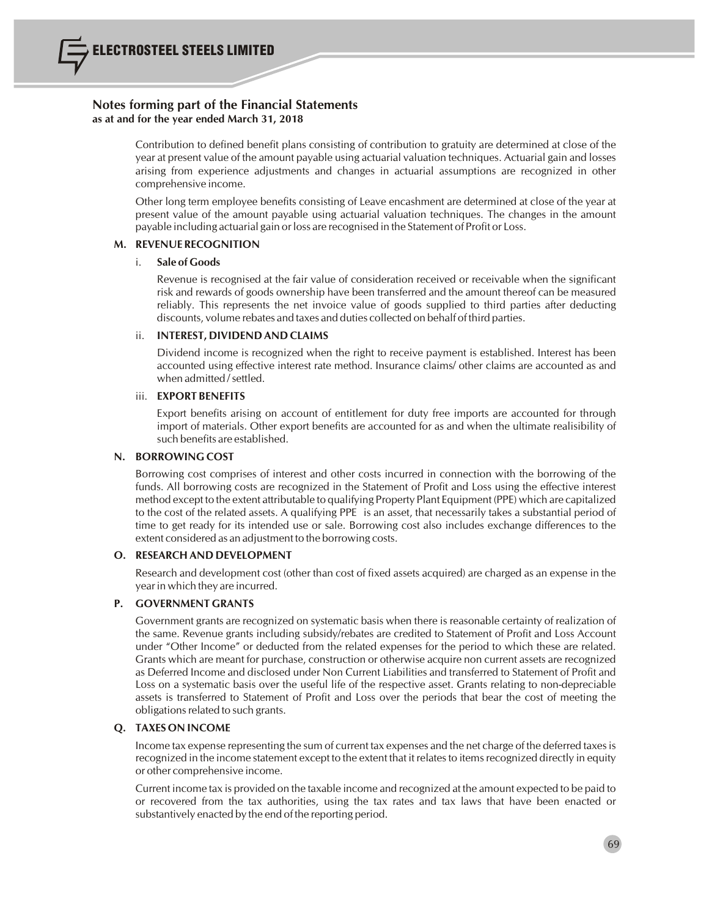## Notes forming part of the Financial Statements
**as at and for the year ended March 31, 2018**

Contribution to defined benefit plans consisting of contribution to gratuity are determined at close of the year at present value of the amount payable using actuarial valuation techniques. Actuarial gain and losses arising from experience adjustments and changes in actuarial assumptions are recognized in other comprehensive income.

Other long term employee benefits consisting of Leave encashment are determined at close of the year at present value of the amount payable using actuarial valuation techniques. The changes in the amount payable including actuarial gain or loss are recognised in the Statement of Profit or Loss.

### M. REVENUE RECOGNITION

#### i. Sale of Goods

Revenue is recognised at the fair value of consideration received or receivable when the significant risk and rewards of goods ownership have been transferred and the amount thereof can be measured reliably. This represents the net invoice value of goods supplied to third parties after deducting discounts, volume rebates and taxes and duties collected on behalf of third parties.

#### ii. INTEREST, DIVIDEND AND CLAIMS

Dividend income is recognized when the right to receive payment is established. Interest has been accounted using effective interest rate method. Insurance claims/ other claims are accounted as and when admitted / settled.

#### iii. EXPORT BENEFITS

Export benefits arising on account of entitlement for duty free imports are accounted for through import of materials. Other export benefits are accounted for as and when the ultimate realisibility of such benefits are established.

### N. BORROWING COST

Borrowing cost comprises of interest and other costs incurred in connection with the borrowing of the funds. All borrowing costs are recognized in the Statement of Profit and Loss using the effective interest method except to the extent attributable to qualifying Property Plant Equipment (PPE) which are capitalized to the cost of the related assets. A qualifying PPE is an asset, that necessarily takes a substantial period of time to get ready for its intended use or sale. Borrowing cost also includes exchange differences to the extent considered as an adjustment to the borrowing costs.

### O. RESEARCH AND DEVELOPMENT

Research and development cost (other than cost of fixed assets acquired) are charged as an expense in the year in which they are incurred.

### P. GOVERNMENT GRANTS

Government grants are recognized on systematic basis when there is reasonable certainty of realization of the same. Revenue grants including subsidy/rebates are credited to Statement of Profit and Loss Account under "Other Income" or deducted from the related expenses for the period to which these are related. Grants which are meant for purchase, construction or otherwise acquire non current assets are recognized as Deferred Income and disclosed under Non Current Liabilities and transferred to Statement of Profit and Loss on a systematic basis over the useful life of the respective asset. Grants relating to non-depreciable assets is transferred to Statement of Profit and Loss over the periods that bear the cost of meeting the obligations related to such grants.

### Q. TAXES ON INCOME

Income tax expense representing the sum of current tax expenses and the net charge of the deferred taxes is recognized in the income statement except to the extent that it relates to items recognized directly in equity or other comprehensive income.

Current income tax is provided on the taxable income and recognized at the amount expected to be paid to or recovered from the tax authorities, using the tax rates and tax laws that have been enacted or substantively enacted by the end of the reporting period.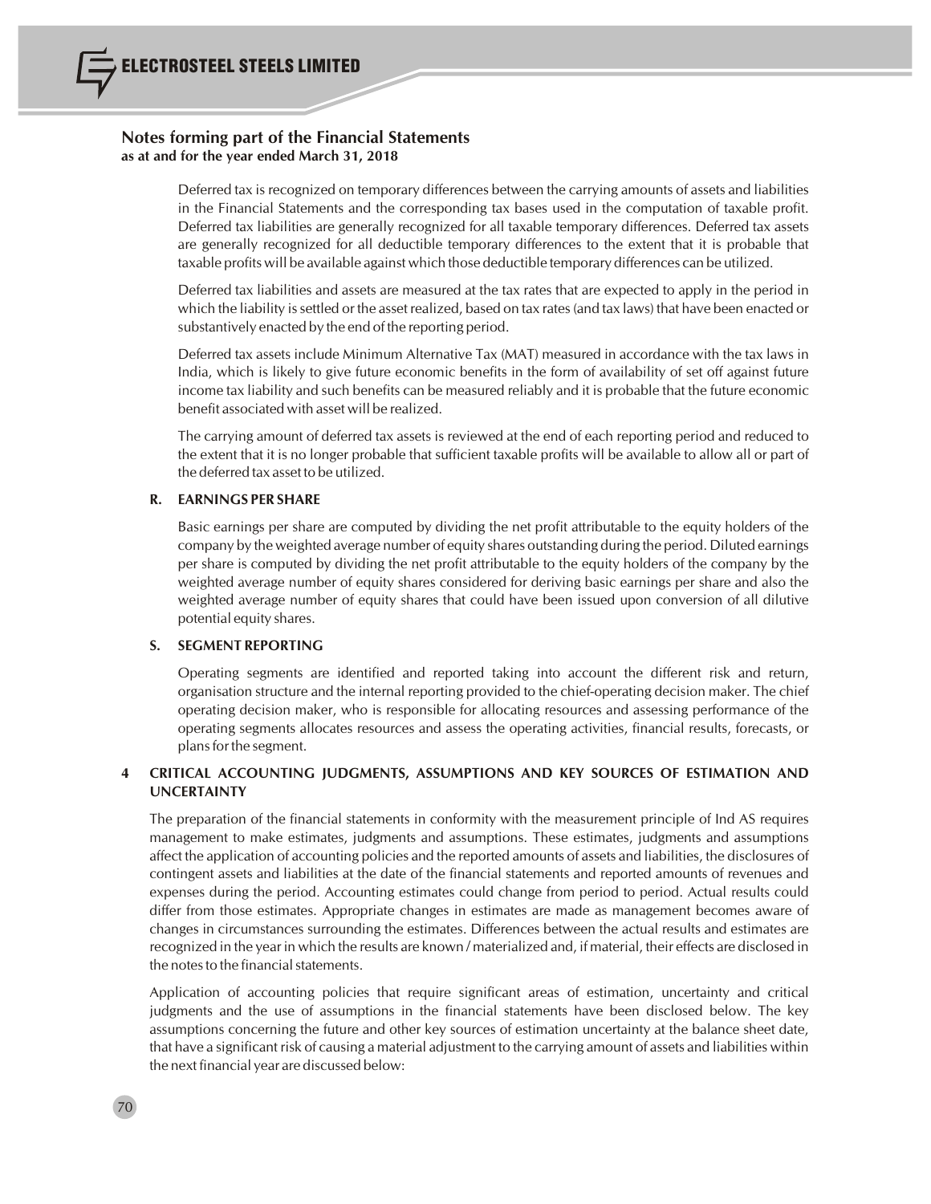## Notes forming part of the Financial Statements
**as at and for the year ended March 31, 2018**

Deferred tax is recognized on temporary differences between the carrying amounts of assets and liabilities in the Financial Statements and the corresponding tax bases used in the computation of taxable profit. Deferred tax liabilities are generally recognized for all taxable temporary differences. Deferred tax assets are generally recognized for all deductible temporary differences to the extent that it is probable that taxable profits will be available against which those deductible temporary differences can be utilized.

Deferred tax liabilities and assets are measured at the tax rates that are expected to apply in the period in which the liability is settled or the asset realized, based on tax rates (and tax laws) that have been enacted or substantively enacted by the end of the reporting period.

Deferred tax assets include Minimum Alternative Tax (MAT) measured in accordance with the tax laws in India, which is likely to give future economic benefits in the form of availability of set off against future income tax liability and such benefits can be measured reliably and it is probable that the future economic benefit associated with asset will be realized.

The carrying amount of deferred tax assets is reviewed at the end of each reporting period and reduced to the extent that it is no longer probable that sufficient taxable profits will be available to allow all or part of the deferred tax asset to be utilized.

### R. EARNINGS PER SHARE

Basic earnings per share are computed by dividing the net profit attributable to the equity holders of the company by the weighted average number of equity shares outstanding during the period. Diluted earnings per share is computed by dividing the net profit attributable to the equity holders of the company by the weighted average number of equity shares considered for deriving basic earnings per share and also the weighted average number of equity shares that could have been issued upon conversion of all dilutive potential equity shares.

### S. SEGMENT REPORTING

Operating segments are identified and reported taking into account the different risk and return, organisation structure and the internal reporting provided to the chief-operating decision maker. The chief operating decision maker, who is responsible for allocating resources and assessing performance of the operating segments allocates resources and assess the operating activities, financial results, forecasts, or plans for the segment.

## 4 CRITICAL ACCOUNTING JUDGMENTS, ASSUMPTIONS AND KEY SOURCES OF ESTIMATION AND UNCERTAINTY

The preparation of the financial statements in conformity with the measurement principle of Ind AS requires management to make estimates, judgments and assumptions. These estimates, judgments and assumptions affect the application of accounting policies and the reported amounts of assets and liabilities, the disclosures of contingent assets and liabilities at the date of the financial statements and reported amounts of revenues and expenses during the period. Accounting estimates could change from period to period. Actual results could differ from those estimates. Appropriate changes in estimates are made as management becomes aware of changes in circumstances surrounding the estimates. Differences between the actual results and estimates are recognized in the year in which the results are known / materialized and, if material, their effects are disclosed in the notes to the financial statements.

Application of accounting policies that require significant areas of estimation, uncertainty and critical judgments and the use of assumptions in the financial statements have been disclosed below. The key assumptions concerning the future and other key sources of estimation uncertainty at the balance sheet date, that have a significant risk of causing a material adjustment to the carrying amount of assets and liabilities within the next financial year are discussed below: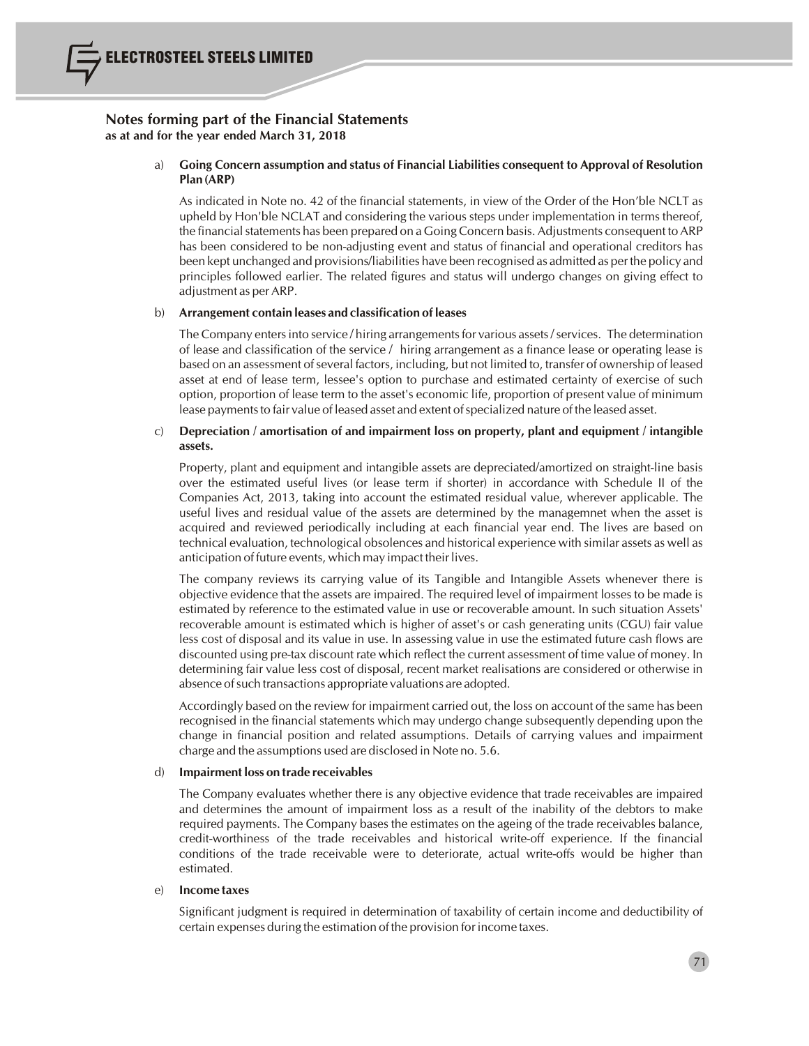## Notes forming part of the Financial Statements
**as at and for the year ended March 31, 2018**

a) **Going Concern assumption and status of Financial Liabilities consequent to Approval of Resolution Plan (ARP)**

As indicated in Note no. 42 of the financial statements, in view of the Order of the Hon'ble NCLT as upheld by Hon'ble NCLAT and considering the various steps under implementation in terms thereof, the financial statements has been prepared on a Going Concern basis. Adjustments consequent to ARP has been considered to be non-adjusting event and status of financial and operational creditors has been kept unchanged and provisions/liabilities have been recognised as admitted as per the policy and principles followed earlier. The related figures and status will undergo changes on giving effect to adjustment as per ARP.

b) **Arrangement contain leases and classification of leases**

The Company enters into service / hiring arrangements for various assets / services. The determination of lease and classification of the service / hiring arrangement as a finance lease or operating lease is based on an assessment of several factors, including, but not limited to, transfer of ownership of leased asset at end of lease term, lessee's option to purchase and estimated certainty of exercise of such option, proportion of lease term to the asset's economic life, proportion of present value of minimum lease payments to fair value of leased asset and extent of specialized nature of the leased asset.

c) **Depreciation / amortisation of and impairment loss on property, plant and equipment / intangible assets.**

Property, plant and equipment and intangible assets are depreciated/amortized on straight-line basis over the estimated useful lives (or lease term if shorter) in accordance with Schedule II of the Companies Act, 2013, taking into account the estimated residual value, wherever applicable. The useful lives and residual value of the assets are determined by the managemnet when the asset is acquired and reviewed periodically including at each financial year end. The lives are based on technical evaluation, technological obsolences and historical experience with similar assets as well as anticipation of future events, which may impact their lives.

The company reviews its carrying value of its Tangible and Intangible Assets whenever there is objective evidence that the assets are impaired. The required level of impairment losses to be made is estimated by reference to the estimated value in use or recoverable amount. In such situation Assets' recoverable amount is estimated which is higher of asset's or cash generating units (CGU) fair value less cost of disposal and its value in use. In assessing value in use the estimated future cash flows are discounted using pre-tax discount rate which reflect the current assessment of time value of money. In determining fair value less cost of disposal, recent market realisations are considered or otherwise in absence of such transactions appropriate valuations are adopted.

Accordingly based on the review for impairment carried out, the loss on account of the same has been recognised in the financial statements which may undergo change subsequently depending upon the change in financial position and related assumptions. Details of carrying values and impairment charge and the assumptions used are disclosed in Note no. 5.6.

d) **Impairment loss on trade receivables**

The Company evaluates whether there is any objective evidence that trade receivables are impaired and determines the amount of impairment loss as a result of the inability of the debtors to make required payments. The Company bases the estimates on the ageing of the trade receivables balance, credit-worthiness of the trade receivables and historical write-off experience. If the financial conditions of the trade receivable were to deteriorate, actual write-offs would be higher than estimated.

e) **Income taxes**

Significant judgment is required in determination of taxability of certain income and deductibility of certain expenses during the estimation of the provision for income taxes.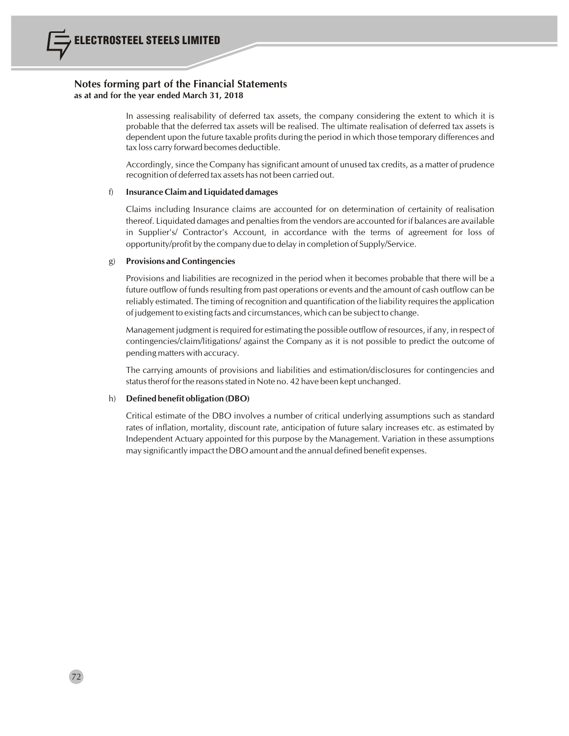## Notes forming part of the Financial Statements
**as at and for the year ended March 31, 2018**

In assessing realisability of deferred tax assets, the company considering the extent to which it is probable that the deferred tax assets will be realised. The ultimate realisation of deferred tax assets is dependent upon the future taxable profits during the period in which those temporary differences and tax loss carry forward becomes deductible.

Accordingly, since the Company has significant amount of unused tax credits, as a matter of prudence recognition of deferred tax assets has not been carried out.

f) **Insurance Claim and Liquidated damages**

Claims including Insurance claims are accounted for on determination of certainity of realisation thereof. Liquidated damages and penalties from the vendors are accounted for if balances are available in Supplier's/ Contractor's Account, in accordance with the terms of agreement for loss of opportunity/profit by the company due to delay in completion of Supply/Service.

g) **Provisions and Contingencies**

Provisions and liabilities are recognized in the period when it becomes probable that there will be a future outflow of funds resulting from past operations or events and the amount of cash outflow can be reliably estimated. The timing of recognition and quantification of the liability requires the application of judgement to existing facts and circumstances, which can be subject to change.

Management judgment is required for estimating the possible outflow of resources, if any, in respect of contingencies/claim/litigations/ against the Company as it is not possible to predict the outcome of pending matters with accuracy.

The carrying amounts of provisions and liabilities and estimation/disclosures for contingencies and status therof for the reasons stated in Note no. 42 have been kept unchanged.

h) **Defined benefit obligation (DBO)**

Critical estimate of the DBO involves a number of critical underlying assumptions such as standard rates of inflation, mortality, discount rate, anticipation of future salary increases etc. as estimated by Independent Actuary appointed for this purpose by the Management. Variation in these assumptions may significantly impact the DBO amount and the annual defined benefit expenses.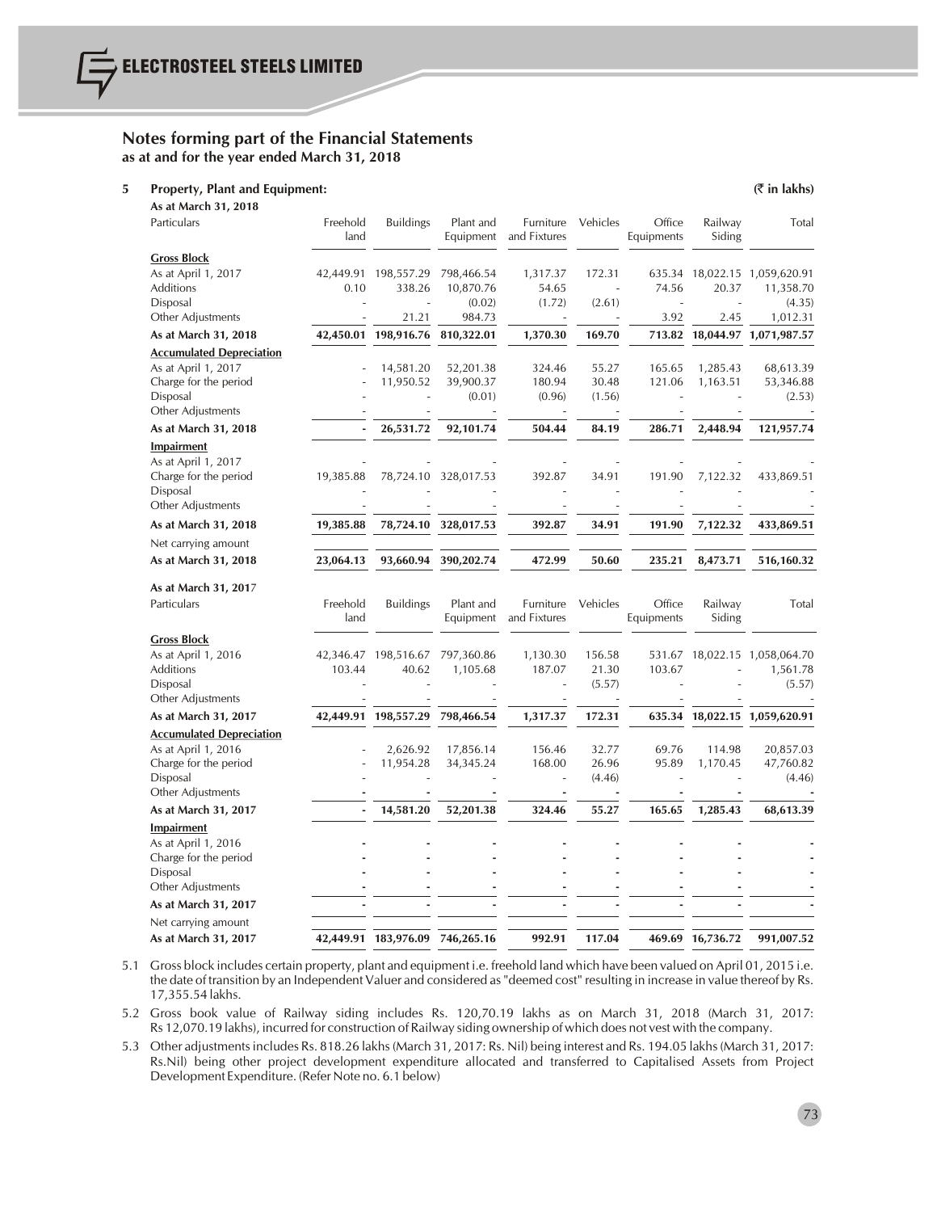## Notes forming part of the Financial Statements
**as at and for the year ended March 31, 2018**

### 5 Property, Plant and Equipment:

(₹ in lakhs)

**As at March 31, 2018**

| Particulars | Freehold land | Buildings | Plant and Equipment | Furniture and Fixtures | Vehicles | Office Equipments | Railway Siding | Total |
|---|---|---|---|---|---|---|---|---|
| **Gross Block** | | | | | | | | |
| As at April 1, 2017 | 42,449.91 | 198,557.29 | 798,466.54 | 1,317.37 | 172.31 | 635.34 | 18,022.15 | 1,059,620.91 |
| Additions | 0.10 | 338.26 | 10,870.76 | 54.65 | - | 74.56 | 20.37 | 11,358.70 |
| Disposal | - | - | (0.02) | (1.72) | (2.61) | - | - | (4.35) |
| Other Adjustments | - | 21.21 | 984.73 | - | - | 3.92 | 2.45 | 1,012.31 |
| **As at March 31, 2018** | **42,450.01** | **198,916.76** | **810,322.01** | **1,370.30** | **169.70** | **713.82** | **18,044.97** | **1,071,987.57** |
| **Accumulated Depreciation** | | | | | | | | |
| As at April 1, 2017 | - | 14,581.20 | 52,201.38 | 324.46 | 55.27 | 165.65 | 1,285.43 | 68,613.39 |
| Charge for the period | - | 11,950.52 | 39,900.37 | 180.94 | 30.48 | 121.06 | 1,163.51 | 53,346.88 |
| Disposal | - | - | (0.01) | (0.96) | (1.56) | - | - | (2.53) |
| Other Adjustments | - | - | - | - | - | - | - | - |
| **As at March 31, 2018** | **-** | **26,531.72** | **92,101.74** | **504.44** | **84.19** | **286.71** | **2,448.94** | **121,957.74** |
| **Impairment** | | | | | | | | |
| As at April 1, 2017 | - | - | - | - | - | - | - | - |
| Charge for the period | 19,385.88 | 78,724.10 | 328,017.53 | 392.87 | 34.91 | 191.90 | 7,122.32 | 433,869.51 |
| Disposal | - | - | - | - | - | - | - | - |
| Other Adjustments | - | - | - | - | - | - | - | - |
| **As at March 31, 2018** | **19,385.88** | **78,724.10** | **328,017.53** | **392.87** | **34.91** | **191.90** | **7,122.32** | **433,869.51** |
| Net carrying amount | | | | | | | | |
| **As at March 31, 2018** | **23,064.13** | **93,660.94** | **390,202.74** | **472.99** | **50.60** | **235.21** | **8,473.71** | **516,160.32** |

**As at March 31, 2017**

| Particulars | Freehold land | Buildings | Plant and Equipment | Furniture and Fixtures | Vehicles | Office Equipments | Railway Siding | Total |
|---|---|---|---|---|---|---|---|---|
| **Gross Block** | | | | | | | | |
| As at April 1, 2016 | 42,346.47 | 198,516.67 | 797,360.86 | 1,130.30 | 156.58 | 531.67 | 18,022.15 | 1,058,064.70 |
| Additions | 103.44 | 40.62 | 1,105.68 | 187.07 | 21.30 | 103.67 | - | 1,561.78 |
| Disposal | - | - | - | - | (5.57) | - | - | (5.57) |
| Other Adjustments | - | - | - | - | - | - | - | - |
| **As at March 31, 2017** | **42,449.91** | **198,557.29** | **798,466.54** | **1,317.37** | **172.31** | **635.34** | **18,022.15** | **1,059,620.91** |
| **Accumulated Depreciation** | | | | | | | | |
| As at April 1, 2016 | - | 2,626.92 | 17,856.14 | 156.46 | 32.77 | 69.76 | 114.98 | 20,857.03 |
| Charge for the period | - | 11,954.28 | 34,345.24 | 168.00 | 26.96 | 95.89 | 1,170.45 | 47,760.82 |
| Disposal | - | - | - | - | (4.46) | - | - | (4.46) |
| Other Adjustments | - | - | - | - | - | - | - | - |
| **As at March 31, 2017** | **-** | **14,581.20** | **52,201.38** | **324.46** | **55.27** | **165.65** | **1,285.43** | **68,613.39** |
| **Impairment** | | | | | | | | |
| As at April 1, 2016 | - | - | - | - | - | - | - | - |
| Charge for the period | - | - | - | - | - | - | - | - |
| Disposal | - | - | - | - | - | - | - | - |
| Other Adjustments | - | - | - | - | - | - | - | - |
| **As at March 31, 2017** | **-** | **-** | **-** | **-** | **-** | **-** | **-** | **-** |
| Net carrying amount | | | | | | | | |
| **As at March 31, 2017** | **42,449.91** | **183,976.09** | **746,265.16** | **992.91** | **117.04** | **469.69** | **16,736.72** | **991,007.52** |

5.1 Gross block includes certain property, plant and equipment i.e. freehold land which have been valued on April 01, 2015 i.e. the date of transition by an Independent Valuer and considered as "deemed cost" resulting in increase in value thereof by Rs. 17,355.54 lakhs.

5.2 Gross book value of Railway siding includes Rs. 120,70.19 lakhs as on March 31, 2018 (March 31, 2017: Rs 12,070.19 lakhs), incurred for construction of Railway siding ownership of which does not vest with the company.

5.3 Other adjustments includes Rs. 818.26 lakhs (March 31, 2017: Rs. Nil) being interest and Rs. 194.05 lakhs (March 31, 2017: Rs.Nil) being other project development expenditure allocated and transferred to Capitalised Assets from Project Development Expenditure. (Refer Note no. 6.1 below)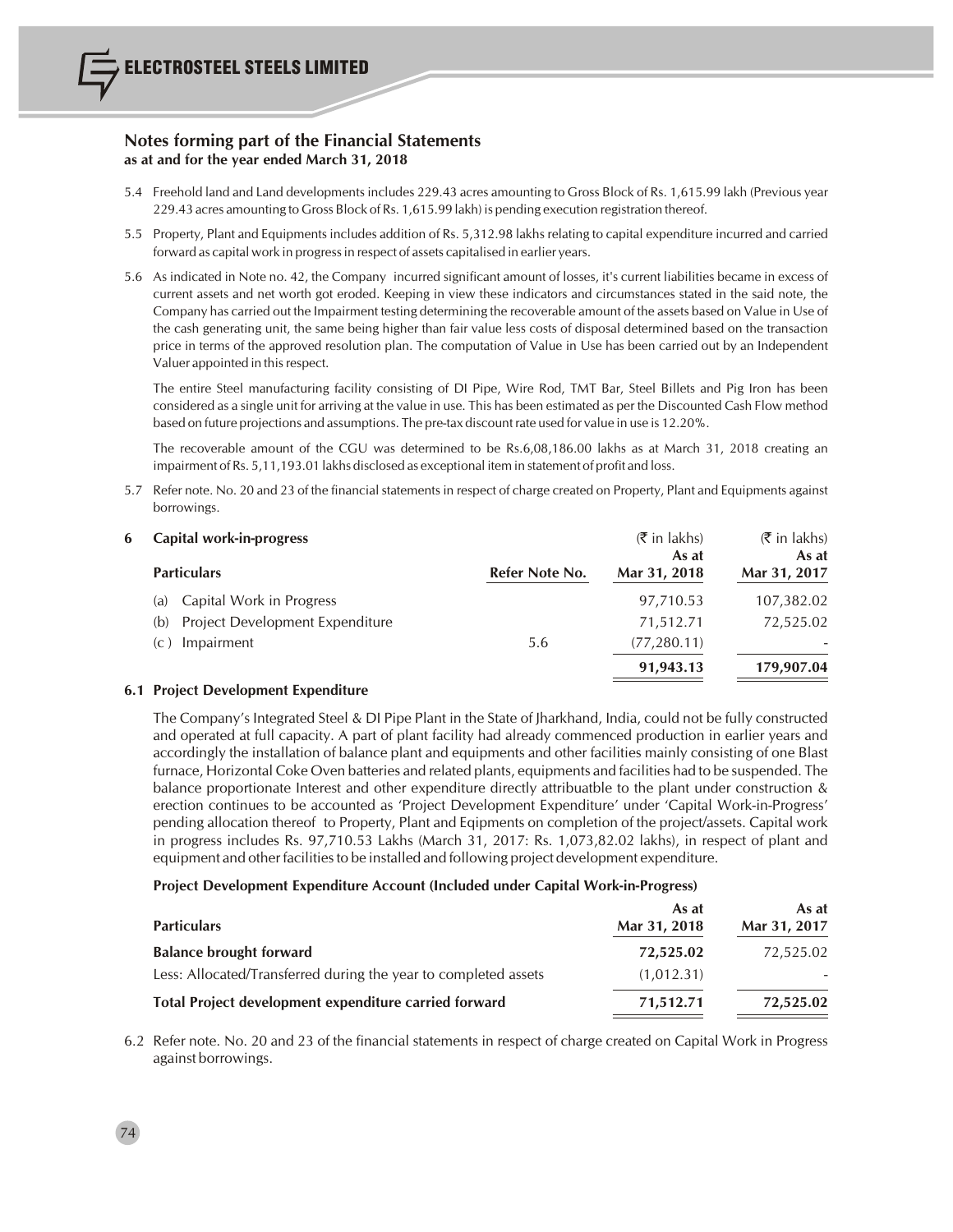## Notes forming part of the Financial Statements
**as at and for the year ended March 31, 2018**

5.4 Freehold land and Land developments includes 229.43 acres amounting to Gross Block of Rs. 1,615.99 lakh (Previous year 229.43 acres amounting to Gross Block of Rs. 1,615.99 lakh) is pending execution registration thereof.

5.5 Property, Plant and Equipments includes addition of Rs. 5,312.98 lakhs relating to capital expenditure incurred and carried forward as capital work in progress in respect of assets capitalised in earlier years.

5.6 As indicated in Note no. 42, the Company incurred significant amount of losses, it's current liabilities became in excess of current assets and net worth got eroded. Keeping in view these indicators and circumstances stated in the said note, the Company has carried out the Impairment testing determining the recoverable amount of the assets based on Value in Use of the cash generating unit, the same being higher than fair value less costs of disposal determined based on the transaction price in terms of the approved resolution plan. The computation of Value in Use has been carried out by an Independent Valuer appointed in this respect.

The entire Steel manufacturing facility consisting of DI Pipe, Wire Rod, TMT Bar, Steel Billets and Pig Iron has been considered as a single unit for arriving at the value in use. This has been estimated as per the Discounted Cash Flow method based on future projections and assumptions. The pre-tax discount rate used for value in use is 12.20%.

The recoverable amount of the CGU was determined to be Rs.6,08,186.00 lakhs as at March 31, 2018 creating an impairment of Rs. 5,11,193.01 lakhs disclosed as exceptional item in statement of profit and loss.

5.7 Refer note. No. 20 and 23 of the financial statements in respect of charge created on Property, Plant and Equipments against borrowings.

### 6 Capital work-in-progress

| Particulars | Refer Note No. | (₹ in lakhs) As at Mar 31, 2018 | (₹ in lakhs) As at Mar 31, 2017 |
|---|---|---|---|
| (a) Capital Work in Progress | | 97,710.53 | 107,382.02 |
| (b) Project Development Expenditure | | 71,512.71 | 72,525.02 |
| (c ) Impairment | 5.6 | (77,280.11) | - |
| | | **91,943.13** | **179,907.04** |

**6.1 Project Development Expenditure**

The Company's Integrated Steel & DI Pipe Plant in the State of Jharkhand, India, could not be fully constructed and operated at full capacity. A part of plant facility had already commenced production in earlier years and accordingly the installation of balance plant and equipments and other facilities mainly consisting of one Blast furnace, Horizontal Coke Oven batteries and related plants, equipments and facilities had to be suspended. The balance proportionate Interest and other expenditure directly attribuatble to the plant under construction & erection continues to be accounted as 'Project Development Expenditure' under 'Capital Work-in-Progress' pending allocation thereof to Property, Plant and Eqipments on completion of the project/assets. Capital work in progress includes Rs. 97,710.53 Lakhs (March 31, 2017: Rs. 1,073,82.02 lakhs), in respect of plant and equipment and other facilities to be installed and following project development expenditure.

**Project Development Expenditure Account (Included under Capital Work-in-Progress)**

| Particulars | As at Mar 31, 2018 | As at Mar 31, 2017 |
|---|---|---|
| **Balance brought forward** | **72,525.02** | 72,525.02 |
| Less: Allocated/Transferred during the year to completed assets | (1,012.31) | - |
| **Total Project development expenditure carried forward** | **71,512.71** | **72,525.02** |

6.2 Refer note. No. 20 and 23 of the financial statements in respect of charge created on Capital Work in Progress against borrowings.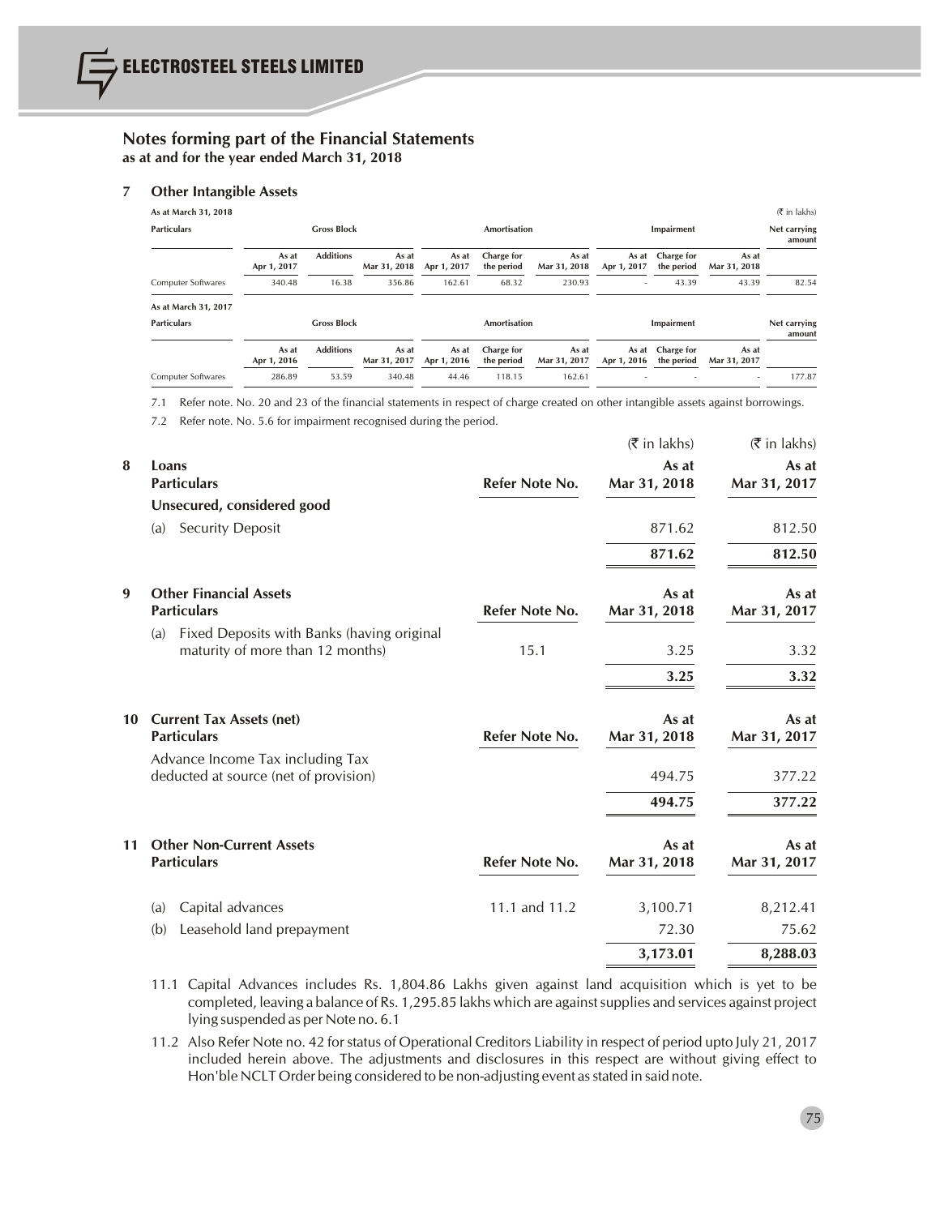## Notes forming part of the Financial Statements
**as at and for the year ended March 31, 2018**

### 7 Other Intangible Assets

**As at March 31, 2018** (₹ in lakhs)

| Particulars | Gross Block | | | Amortisation | | | Impairment | | | Net carrying amount |
|---|---|---|---|---|---|---|---|---|---|---|
| | As at Apr 1, 2017 | Additions | As at Mar 31, 2018 | As at Apr 1, 2017 | Charge for the period | As at Mar 31, 2018 | As at Apr 1, 2017 | Charge for the period | As at Mar 31, 2018 | |
| Computer Softwares | 340.48 | 16.38 | 356.86 | 162.61 | 68.32 | 230.93 | - | 43.39 | 43.39 | 82.54 |

**As at March 31, 2017**

| Particulars | Gross Block | | | Amortisation | | | Impairment | | | Net carrying amount |
|---|---|---|---|---|---|---|---|---|---|---|
| | As at Apr 1, 2016 | Additions | As at Mar 31, 2017 | As at Apr 1, 2016 | Charge for the period | As at Mar 31, 2017 | As at Apr 1, 2016 | Charge for the period | As at Mar 31, 2017 | |
| Computer Softwares | 286.89 | 53.59 | 340.48 | 44.46 | 118.15 | 162.61 | - | - | - | 177.87 |

7.1 Refer note. No. 20 and 23 of the financial statements in respect of charge created on other intangible assets against borrowings.

7.2 Refer note. No. 5.6 for impairment recognised during the period.

### 8 Loans

| Particulars | Refer Note No. | As at Mar 31, 2018 (₹ in lakhs) | As at Mar 31, 2017 (₹ in lakhs) |
|---|---|---|---|
| **Unsecured, considered good** | | | |
| (a) Security Deposit | | 871.62 | 812.50 |
| | | **871.62** | **812.50** |

### 9 Other Financial Assets

| Particulars | Refer Note No. | As at Mar 31, 2018 | As at Mar 31, 2017 |
|---|---|---|---|
| (a) Fixed Deposits with Banks (having original maturity of more than 12 months) | 15.1 | 3.25 | 3.32 |
| | | **3.25** | **3.32** |

### 10 Current Tax Assets (net)

| Particulars | Refer Note No. | As at Mar 31, 2018 | As at Mar 31, 2017 |
|---|---|---|---|
| Advance Income Tax including Tax deducted at source (net of provision) | | 494.75 | 377.22 |
| | | **494.75** | **377.22** |

### 11 Other Non-Current Assets

| Particulars | Refer Note No. | As at Mar 31, 2018 | As at Mar 31, 2017 |
|---|---|---|---|
| (a) Capital advances | 11.1 and 11.2 | 3,100.71 | 8,212.41 |
| (b) Leasehold land prepayment | | 72.30 | 75.62 |
| | | **3,173.01** | **8,288.03** |

11.1 Capital Advances includes Rs. 1,804.86 Lakhs given against land acquisition which is yet to be completed, leaving a balance of Rs. 1,295.85 lakhs which are against supplies and services against project lying suspended as per Note no. 6.1

11.2 Also Refer Note no. 42 for status of Operational Creditors Liability in respect of period upto July 21, 2017 included herein above. The adjustments and disclosures in this respect are without giving effect to Hon'ble NCLT Order being considered to be non-adjusting event as stated in said note.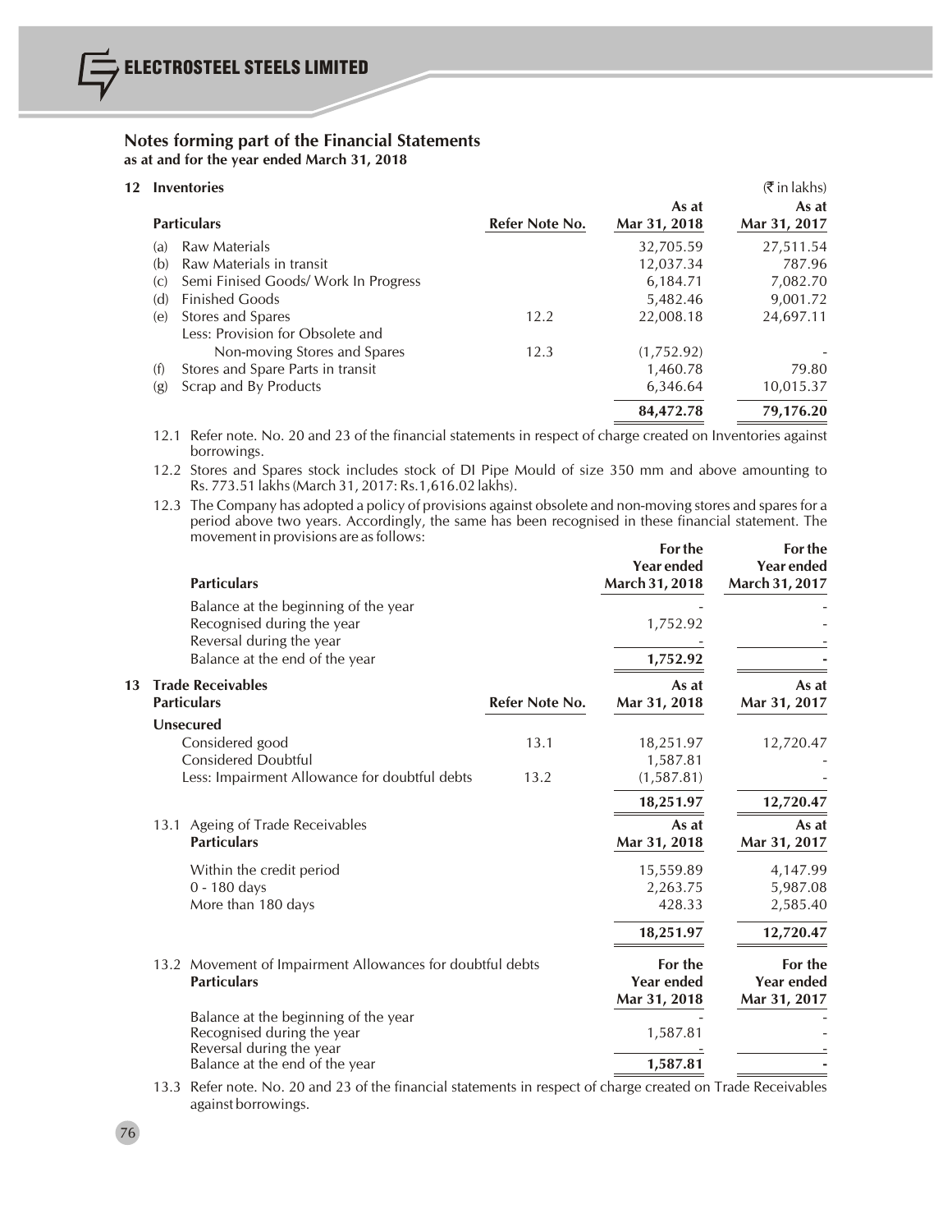## Notes forming part of the Financial Statements
**as at and for the year ended March 31, 2018**

### 12 Inventories

(₹ in lakhs)

| Particulars | Refer Note No. | As at Mar 31, 2018 | As at Mar 31, 2017 |
|---|---|---|---|
| (a) Raw Materials | | 32,705.59 | 27,511.54 |
| (b) Raw Materials in transit | | 12,037.34 | 787.96 |
| (c) Semi Finised Goods/ Work In Progress | | 6,184.71 | 7,082.70 |
| (d) Finished Goods | | 5,482.46 | 9,001.72 |
| (e) Stores and Spares | 12.2 | 22,008.18 | 24,697.11 |
| Less: Provision for Obsolete and Non-moving Stores and Spares | 12.3 | (1,752.92) | - |
| (f) Stores and Spare Parts in transit | | 1,460.78 | 79.80 |
| (g) Scrap and By Products | | 6,346.64 | 10,015.37 |
| | | **84,472.78** | **79,176.20** |

12.1 Refer note. No. 20 and 23 of the financial statements in respect of charge created on Inventories against borrowings.

12.2 Stores and Spares stock includes stock of DI Pipe Mould of size 350 mm and above amounting to Rs. 773.51 lakhs (March 31, 2017: Rs.1,616.02 lakhs).

12.3 The Company has adopted a policy of provisions against obsolete and non-moving stores and spares for a period above two years. Accordingly, the same has been recognised in these financial statement. The movement in provisions are as follows:

| Particulars | For the Year ended March 31, 2018 | For the Year ended March 31, 2017 |
|---|---|---|
| Balance at the beginning of the year | - | - |
| Recognised during the year | 1,752.92 | - |
| Reversal during the year | - | - |
| Balance at the end of the year | **1,752.92** | **-** |

### 13 Trade Receivables

| Particulars | Refer Note No. | As at Mar 31, 2018 | As at Mar 31, 2017 |
|---|---|---|---|
| **Unsecured** | | | |
| Considered good | 13.1 | 18,251.97 | 12,720.47 |
| Considered Doubtful | | 1,587.81 | - |
| Less: Impairment Allowance for doubtful debts | 13.2 | (1,587.81) | - |
| | | **18,251.97** | **12,720.47** |

13.1 Ageing of Trade Receivables

| Particulars | As at Mar 31, 2018 | As at Mar 31, 2017 |
|---|---|---|
| Within the credit period | 15,559.89 | 4,147.99 |
| 0 - 180 days | 2,263.75 | 5,987.08 |
| More than 180 days | 428.33 | 2,585.40 |
| | **18,251.97** | **12,720.47** |

13.2 Movement of Impairment Allowances for doubtful debts

| Particulars | For the Year ended Mar 31, 2018 | For the Year ended Mar 31, 2017 |
|---|---|---|
| Balance at the beginning of the year | - | - |
| Recognised during the year | 1,587.81 | - |
| Reversal during the year | - | - |
| Balance at the end of the year | **1,587.81** | **-** |

13.3 Refer note. No. 20 and 23 of the financial statements in respect of charge created on Trade Receivables against borrowings.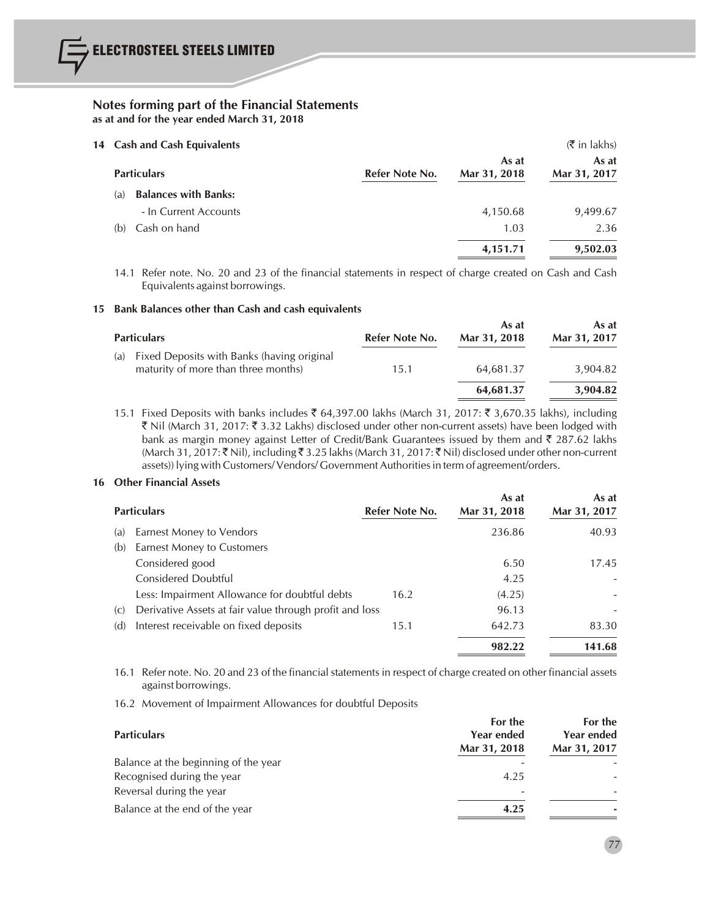## Notes forming part of the Financial Statements

**as at and for the year ended March 31, 2018**

### 14 Cash and Cash Equivalents

(₹ in lakhs)

| Particulars | Refer Note No. | As at Mar 31, 2018 | As at Mar 31, 2017 |
|---|---|---|---|
| (a) **Balances with Banks:** | | | |
| - In Current Accounts | | 4,150.68 | 9,499.67 |
| (b) Cash on hand | | 1.03 | 2.36 |
| | | **4,151.71** | **9,502.03** |

14.1 Refer note. No. 20 and 23 of the financial statements in respect of charge created on Cash and Cash Equivalents against borrowings.

### 15 Bank Balances other than Cash and cash equivalents

| Particulars | Refer Note No. | As at Mar 31, 2018 | As at Mar 31, 2017 |
|---|---|---|---|
| (a) Fixed Deposits with Banks (having original maturity of more than three months) | 15.1 | 64,681.37 | 3,904.82 |
| | | **64,681.37** | **3,904.82** |

15.1 Fixed Deposits with banks includes ₹ 64,397.00 lakhs (March 31, 2017: ₹ 3,670.35 lakhs), including ₹ Nil (March 31, 2017: ₹ 3.32 Lakhs) disclosed under other non-current assets) have been lodged with bank as margin money against Letter of Credit/Bank Guarantees issued by them and ₹ 287.62 lakhs (March 31, 2017: ₹ Nil), including ₹ 3.25 lakhs (March 31, 2017: ₹ Nil) disclosed under other non-current assets)) lying with Customers/ Vendors/ Government Authorities in term of agreement/orders.

### 16 Other Financial Assets

| Particulars | Refer Note No. | As at Mar 31, 2018 | As at Mar 31, 2017 |
|---|---|---|---|
| (a) Earnest Money to Vendors | | 236.86 | 40.93 |
| (b) Earnest Money to Customers | | | |
| Considered good | | 6.50 | 17.45 |
| Considered Doubtful | | 4.25 | - |
| Less: Impairment Allowance for doubtful debts | 16.2 | (4.25) | - |
| (c) Derivative Assets at fair value through profit and loss | | 96.13 | - |
| (d) Interest receivable on fixed deposits | 15.1 | 642.73 | 83.30 |
| | | **982.22** | **141.68** |

16.1 Refer note. No. 20 and 23 of the financial statements in respect of charge created on other financial assets against borrowings.

16.2 Movement of Impairment Allowances for doubtful Deposits

| Particulars | For the Year ended Mar 31, 2018 | For the Year ended Mar 31, 2017 |
|---|---|---|
| Balance at the beginning of the year | - | - |
| Recognised during the year | 4.25 | - |
| Reversal during the year | - | - |
| Balance at the end of the year | **4.25** | **-** |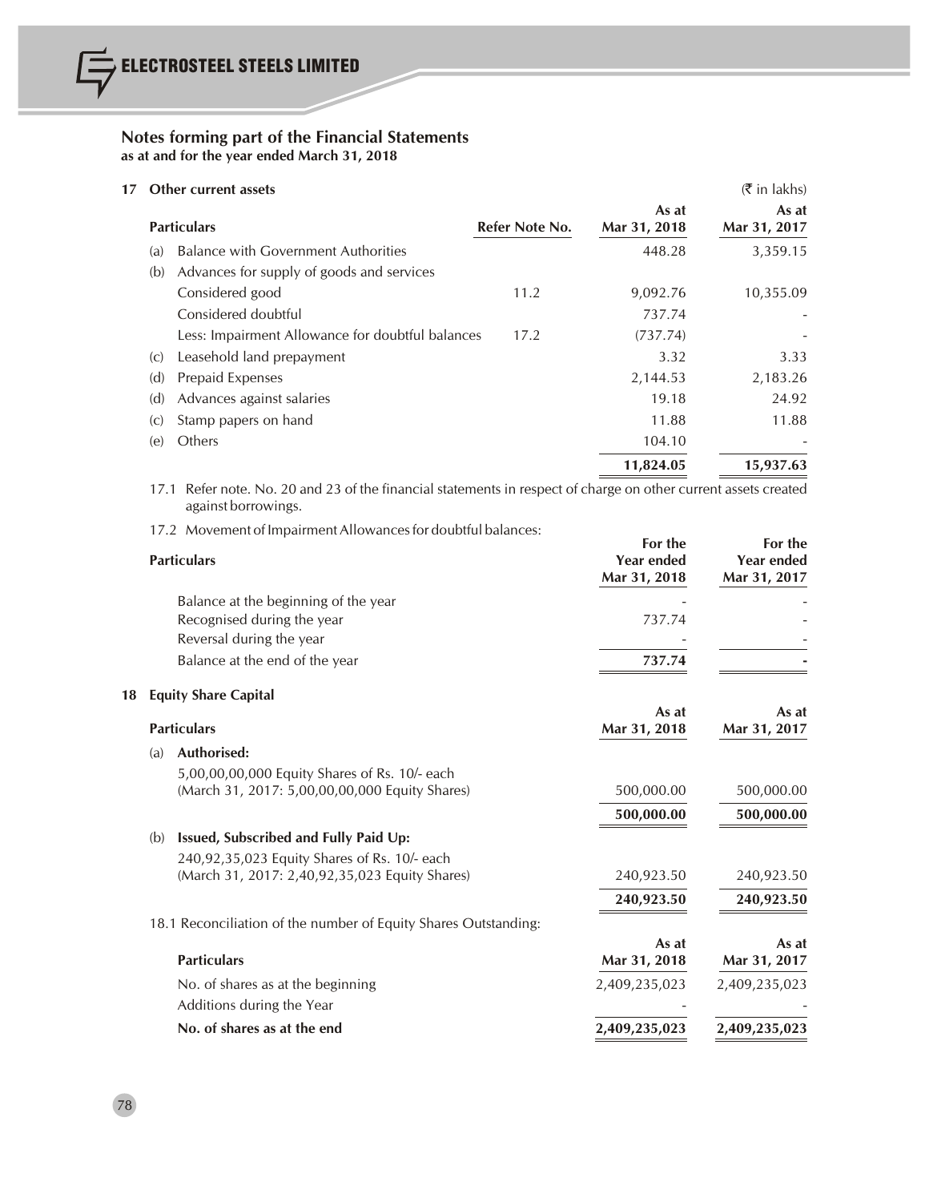## Notes forming part of the Financial Statements
**as at and for the year ended March 31, 2018**

### 17 Other current assets

(₹ in lakhs)

| | Particulars | Refer Note No. | As at Mar 31, 2018 | As at Mar 31, 2017 |
|---|---|---|---|---|
| (a) | Balance with Government Authorities | | 448.28 | 3,359.15 |
| (b) | Advances for supply of goods and services | | | |
| | Considered good | 11.2 | 9,092.76 | 10,355.09 |
| | Considered doubtful | | 737.74 | - |
| | Less: Impairment Allowance for doubtful balances | 17.2 | (737.74) | - |
| (c) | Leasehold land prepayment | | 3.32 | 3.33 |
| (d) | Prepaid Expenses | | 2,144.53 | 2,183.26 |
| (d) | Advances against salaries | | 19.18 | 24.92 |
| (c) | Stamp papers on hand | | 11.88 | 11.88 |
| (e) | Others | | 104.10 | - |
| | | | **11,824.05** | **15,937.63** |

17.1 Refer note. No. 20 and 23 of the financial statements in respect of charge on other current assets created against borrowings.

17.2 Movement of Impairment Allowances for doubtful balances:

| Particulars | For the Year ended Mar 31, 2018 | For the Year ended Mar 31, 2017 |
|---|---|---|
| Balance at the beginning of the year | - | - |
| Recognised during the year | 737.74 | - |
| Reversal during the year | - | - |
| Balance at the end of the year | **737.74** | **-** |

### 18 Equity Share Capital

| | Particulars | As at Mar 31, 2018 | As at Mar 31, 2017 |
|---|---|---|---|
| (a) | **Authorised:** | | |
| | 5,00,00,00,000 Equity Shares of Rs. 10/- each (March 31, 2017: 5,00,00,00,000 Equity Shares) | 500,000.00 | 500,000.00 |
| | | **500,000.00** | **500,000.00** |
| (b) | **Issued, Subscribed and Fully Paid Up:** | | |
| | 240,92,35,023 Equity Shares of Rs. 10/- each (March 31, 2017: 2,40,92,35,023 Equity Shares) | 240,923.50 | 240,923.50 |
| | | **240,923.50** | **240,923.50** |

18.1 Reconciliation of the number of Equity Shares Outstanding:

| Particulars | As at Mar 31, 2018 | As at Mar 31, 2017 |
|---|---|---|
| No. of shares as at the beginning | 2,409,235,023 | 2,409,235,023 |
| Additions during the Year | - | - |
| **No. of shares as at the end** | **2,409,235,023** | **2,409,235,023** |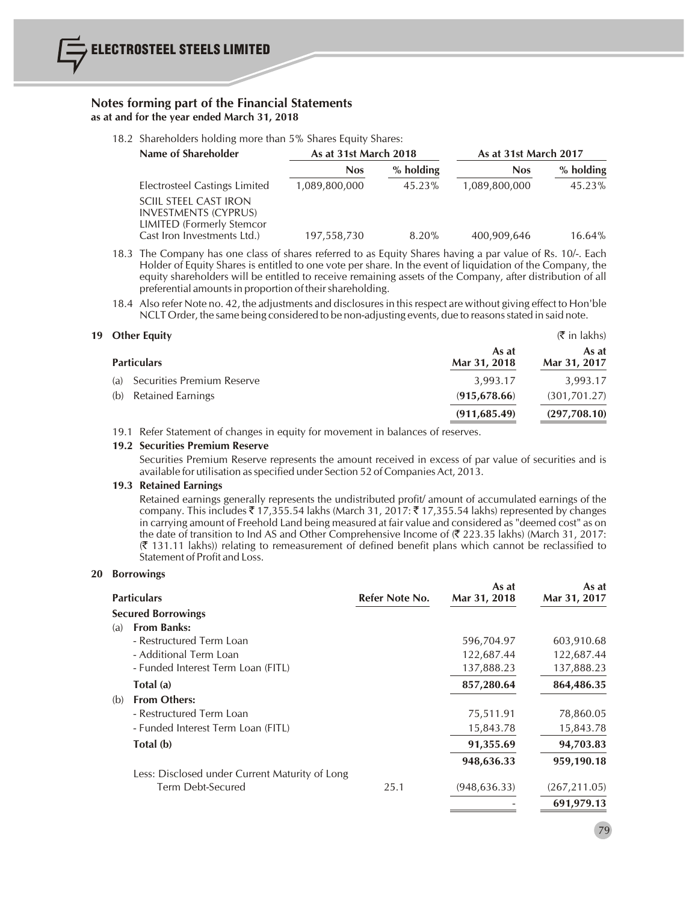## Notes forming part of the Financial Statements
**as at and for the year ended March 31, 2018**

18.2 Shareholders holding more than 5% Shares Equity Shares:

| Name of Shareholder | As at 31st March 2018 | | As at 31st March 2017 | |
|---|---|---|---|---|
| | Nos | % holding | Nos | % holding |
| Electrosteel Castings Limited | 1,089,800,000 | 45.23% | 1,089,800,000 | 45.23% |
| SCIIL STEEL CAST IRON INVESTMENTS (CYPRUS) LIMITED (Formerly Stemcor Cast Iron Investments Ltd.) | 197,558,730 | 8.20% | 400,909,646 | 16.64% |

18.3 The Company has one class of shares referred to as Equity Shares having a par value of Rs. 10/-. Each Holder of Equity Shares is entitled to one vote per share. In the event of liquidation of the Company, the equity shareholders will be entitled to receive remaining assets of the Company, after distribution of all preferential amounts in proportion of their shareholding.

18.4 Also refer Note no. 42, the adjustments and disclosures in this respect are without giving effect to Hon'ble NCLT Order, the same being considered to be non-adjusting events, due to reasons stated in said note.

## 19 Other Equity

(₹ in lakhs)

| Particulars | As at Mar 31, 2018 | As at Mar 31, 2017 |
|---|---|---|
| (a) Securities Premium Reserve | 3,993.17 | 3,993.17 |
| (b) Retained Earnings | **(915,678.66)** | (301,701.27) |
| | **(911,685.49)** | **(297,708.10)** |

19.1 Refer Statement of changes in equity for movement in balances of reserves.

**19.2 Securities Premium Reserve**

Securities Premium Reserve represents the amount received in excess of par value of securities and is available for utilisation as specified under Section 52 of Companies Act, 2013.

**19.3 Retained Earnings**

Retained earnings generally represents the undistributed profit/ amount of accumulated earnings of the company. This includes ₹ 17,355.54 lakhs (March 31, 2017: ₹ 17,355.54 lakhs) represented by changes in carrying amount of Freehold Land being measured at fair value and considered as "deemed cost" as on the date of transition to Ind AS and Other Comprehensive Income of (₹ 223.35 lakhs) (March 31, 2017: (₹ 131.11 lakhs)) relating to remeasurement of defined benefit plans which cannot be reclassified to Statement of Profit and Loss.

## 20 Borrowings

| Particulars | Refer Note No. | As at Mar 31, 2018 | As at Mar 31, 2017 |
|---|---|---|---|
| **Secured Borrowings** | | | |
| (a) **From Banks:** | | | |
| - Restructured Term Loan | | 596,704.97 | 603,910.68 |
| - Additional Term Loan | | 122,687.44 | 122,687.44 |
| - Funded Interest Term Loan (FITL) | | 137,888.23 | 137,888.23 |
| **Total (a)** | | **857,280.64** | **864,486.35** |
| (b) **From Others:** | | | |
| - Restructured Term Loan | | 75,511.91 | 78,860.05 |
| - Funded Interest Term Loan (FITL) | | 15,843.78 | 15,843.78 |
| **Total (b)** | | **91,355.69** | **94,703.83** |
| | | **948,636.33** | **959,190.18** |
| Less: Disclosed under Current Maturity of Long Term Debt-Secured | 25.1 | (948,636.33) | (267,211.05) |
| | | - | **691,979.13** |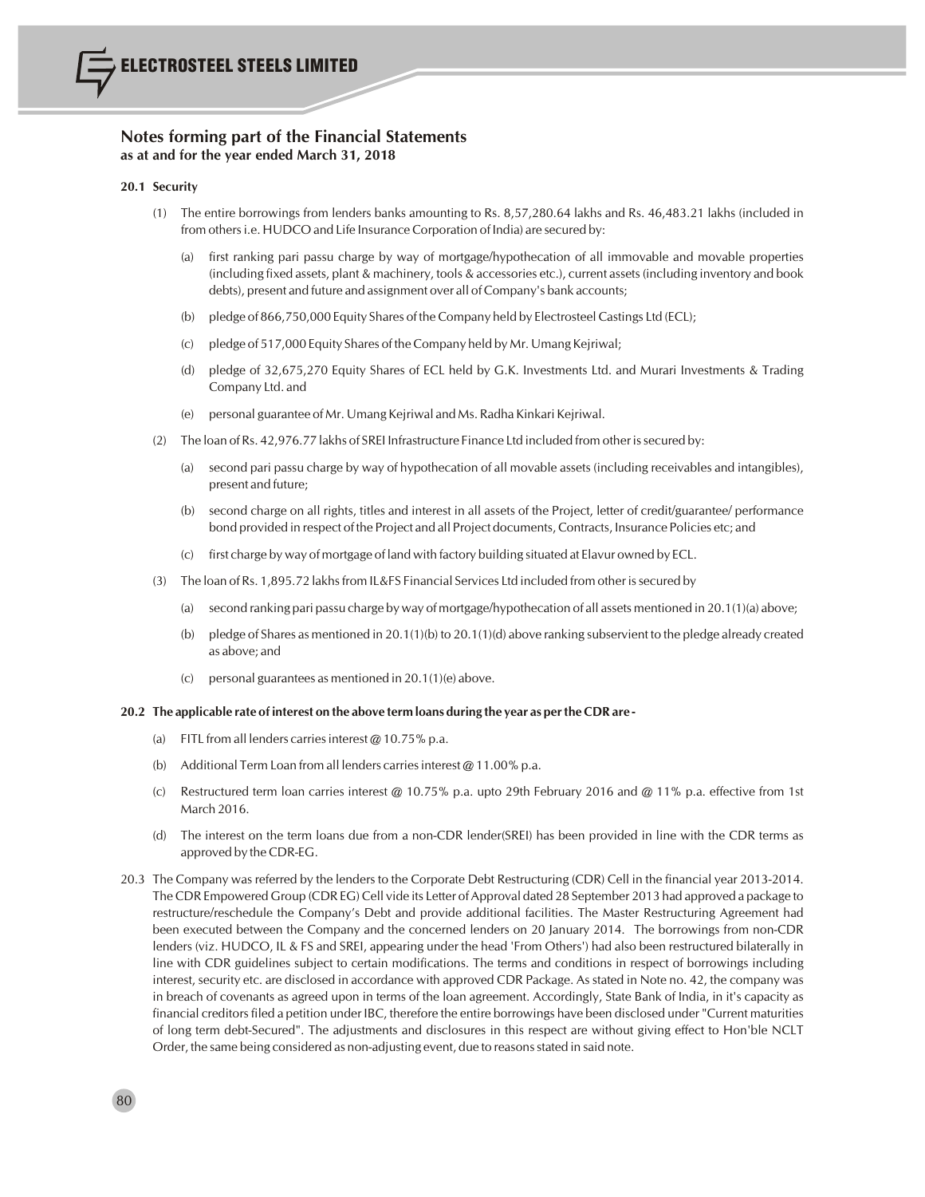## Notes forming part of the Financial Statements
**as at and for the year ended March 31, 2018**

**20.1 Security**

(1) The entire borrowings from lenders banks amounting to Rs. 8,57,280.64 lakhs and Rs. 46,483.21 lakhs (included in from others i.e. HUDCO and Life Insurance Corporation of India) are secured by:

(a) first ranking pari passu charge by way of mortgage/hypothecation of all immovable and movable properties (including fixed assets, plant & machinery, tools & accessories etc.), current assets (including inventory and book debts), present and future and assignment over all of Company's bank accounts;

(b) pledge of 866,750,000 Equity Shares of the Company held by Electrosteel Castings Ltd (ECL);

(c) pledge of 517,000 Equity Shares of the Company held by Mr. Umang Kejriwal;

(d) pledge of 32,675,270 Equity Shares of ECL held by G.K. Investments Ltd. and Murari Investments & Trading Company Ltd. and

(e) personal guarantee of Mr. Umang Kejriwal and Ms. Radha Kinkari Kejriwal.

(2) The loan of Rs. 42,976.77 lakhs of SREI Infrastructure Finance Ltd included from other is secured by:

(a) second pari passu charge by way of hypothecation of all movable assets (including receivables and intangibles), present and future;

(b) second charge on all rights, titles and interest in all assets of the Project, letter of credit/guarantee/ performance bond provided in respect of the Project and all Project documents, Contracts, Insurance Policies etc; and

(c) first charge by way of mortgage of land with factory building situated at Elavur owned by ECL.

(3) The loan of Rs. 1,895.72 lakhs from IL&FS Financial Services Ltd included from other is secured by

(a) second ranking pari passu charge by way of mortgage/hypothecation of all assets mentioned in 20.1(1)(a) above;

(b) pledge of Shares as mentioned in 20.1(1)(b) to 20.1(1)(d) above ranking subservient to the pledge already created as above; and

(c) personal guarantees as mentioned in 20.1(1)(e) above.

**20.2 The applicable rate of interest on the above term loans during the year as per the CDR are -**

(a) FITL from all lenders carries interest @ 10.75% p.a.

(b) Additional Term Loan from all lenders carries interest @ 11.00% p.a.

(c) Restructured term loan carries interest @ 10.75% p.a. upto 29th February 2016 and @ 11% p.a. effective from 1st March 2016.

(d) The interest on the term loans due from a non-CDR lender(SREI) has been provided in line with the CDR terms as approved by the CDR-EG.

20.3 The Company was referred by the lenders to the Corporate Debt Restructuring (CDR) Cell in the financial year 2013-2014. The CDR Empowered Group (CDR EG) Cell vide its Letter of Approval dated 28 September 2013 had approved a package to restructure/reschedule the Company's Debt and provide additional facilities. The Master Restructuring Agreement had been executed between the Company and the concerned lenders on 20 January 2014. The borrowings from non-CDR lenders (viz. HUDCO, IL & FS and SREI, appearing under the head 'From Others') had also been restructured bilaterally in line with CDR guidelines subject to certain modifications. The terms and conditions in respect of borrowings including interest, security etc. are disclosed in accordance with approved CDR Package. As stated in Note no. 42, the company was in breach of covenants as agreed upon in terms of the loan agreement. Accordingly, State Bank of India, in it's capacity as financial creditors filed a petition under IBC, therefore the entire borrowings have been disclosed under "Current maturities of long term debt-Secured". The adjustments and disclosures in this respect are without giving effect to Hon'ble NCLT Order, the same being considered as non-adjusting event, due to reasons stated in said note.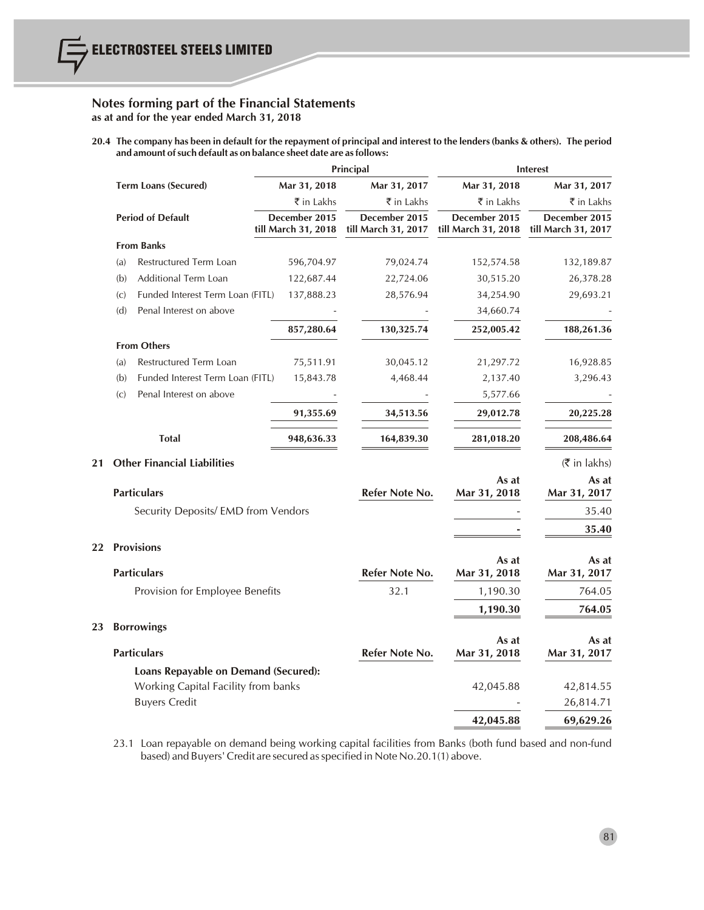## Notes forming part of the Financial Statements

**as at and for the year ended March 31, 2018**

**20.4 The company has been in default for the repayment of principal and interest to the lenders (banks & others). The period and amount of such default as on balance sheet date are as follows:**

| | Principal | | Interest | |
|---|---|---|---|---|
| **Term Loans (Secured)** | **Mar 31, 2018** | **Mar 31, 2017** | **Mar 31, 2018** | **Mar 31, 2017** |
| | ₹ in Lakhs | ₹ in Lakhs | ₹ in Lakhs | ₹ in Lakhs |
| **Period of Default** | **December 2015 till March 31, 2018** | **December 2015 till March 31, 2017** | **December 2015 till March 31, 2018** | **December 2015 till March 31, 2017** |
| **From Banks** | | | | |
| (a) Restructured Term Loan | 596,704.97 | 79,024.74 | 152,574.58 | 132,189.87 |
| (b) Additional Term Loan | 122,687.44 | 22,724.06 | 30,515.20 | 26,378.28 |
| (c) Funded Interest Term Loan (FITL) | 137,888.23 | 28,576.94 | 34,254.90 | 29,693.21 |
| (d) Penal Interest on above | - | - | 34,660.74 | - |
| | **857,280.64** | **130,325.74** | **252,005.42** | **188,261.36** |
| **From Others** | | | | |
| (a) Restructured Term Loan | 75,511.91 | 30,045.12 | 21,297.72 | 16,928.85 |
| (b) Funded Interest Term Loan (FITL) | 15,843.78 | 4,468.44 | 2,137.40 | 3,296.43 |
| (c) Penal Interest on above | - | - | 5,577.66 | - |
| | **91,355.69** | **34,513.56** | **29,012.78** | **20,225.28** |
| **Total** | **948,636.33** | **164,839.30** | **281,018.20** | **208,486.64** |

## 21 Other Financial Liabilities

(₹ in lakhs)

| Particulars | Refer Note No. | As at Mar 31, 2018 | As at Mar 31, 2017 |
|---|---|---|---|
| Security Deposits/ EMD from Vendors | | - | 35.40 |
| | | **-** | **35.40** |

## 22 Provisions

| Particulars | Refer Note No. | As at Mar 31, 2018 | As at Mar 31, 2017 |
|---|---|---|---|
| Provision for Employee Benefits | 32.1 | 1,190.30 | 764.05 |
| | | **1,190.30** | **764.05** |

## 23 Borrowings

| Particulars | Refer Note No. | As at Mar 31, 2018 | As at Mar 31, 2017 |
|---|---|---|---|
| **Loans Repayable on Demand (Secured):** | | | |
| Working Capital Facility from banks | | 42,045.88 | 42,814.55 |
| Buyers Credit | | - | 26,814.71 |
| | | **42,045.88** | **69,629.26** |

23.1 Loan repayable on demand being working capital facilities from Banks (both fund based and non-fund based) and Buyers' Credit are secured as specified in Note No.20.1(1) above.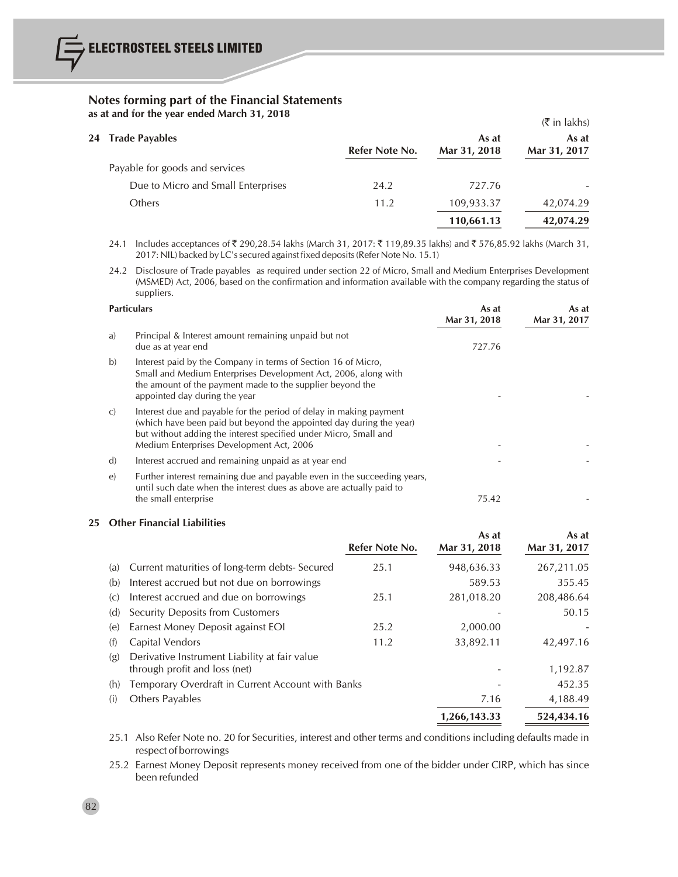## Notes forming part of the Financial Statements

as at and for the year ended March 31, 2018

(₹ in lakhs)

### 24 Trade Payables

| | Refer Note No. | As at Mar 31, 2018 | As at Mar 31, 2017 |
|---|---|---|---|
| Payable for goods and services | | | |
| Due to Micro and Small Enterprises | 24.2 | 727.76 | - |
| Others | 11.2 | 109,933.37 | 42,074.29 |
| | | **110,661.13** | **42,074.29** |

24.1 Includes acceptances of ₹ 290,28.54 lakhs (March 31, 2017: ₹ 119,89.35 lakhs) and ₹ 576,85.92 lakhs (March 31, 2017: NIL) backed by LC's secured against fixed deposits (Refer Note No. 15.1)

24.2 Disclosure of Trade payables as required under section 22 of Micro, Small and Medium Enterprises Development (MSMED) Act, 2006, based on the confirmation and information available with the company regarding the status of suppliers.

| | Particulars | As at Mar 31, 2018 | As at Mar 31, 2017 |
|---|---|---|---|
| a) | Principal & Interest amount remaining unpaid but not due as at year end | 727.76 | |
| b) | Interest paid by the Company in terms of Section 16 of Micro, Small and Medium Enterprises Development Act, 2006, along with the amount of the payment made to the supplier beyond the appointed day during the year | - | - |
| c) | Interest due and payable for the period of delay in making payment (which have been paid but beyond the appointed day during the year) but without adding the interest specified under Micro, Small and Medium Enterprises Development Act, 2006 | - | - |
| d) | Interest accrued and remaining unpaid as at year end | - | - |
| e) | Further interest remaining due and payable even in the succeeding years, until such date when the interest dues as above are actually paid to the small enterprise | 75.42 | - |

### 25 Other Financial Liabilities

| | | Refer Note No. | As at Mar 31, 2018 | As at Mar 31, 2017 |
|---|---|---|---|---|
| (a) | Current maturities of long-term debts- Secured | 25.1 | 948,636.33 | 267,211.05 |
| (b) | Interest accrued but not due on borrowings | | 589.53 | 355.45 |
| (c) | Interest accrued and due on borrowings | 25.1 | 281,018.20 | 208,486.64 |
| (d) | Security Deposits from Customers | | - | 50.15 |
| (e) | Earnest Money Deposit against EOI | 25.2 | 2,000.00 | - |
| (f) | Capital Vendors | 11.2 | 33,892.11 | 42,497.16 |
| (g) | Derivative Instrument Liability at fair value through profit and loss (net) | | - | 1,192.87 |
| (h) | Temporary Overdraft in Current Account with Banks | | - | 452.35 |
| (i) | Others Payables | | 7.16 | 4,188.49 |
| | | | **1,266,143.33** | **524,434.16** |

25.1 Also Refer Note no. 20 for Securities, interest and other terms and conditions including defaults made in respect of borrowings

25.2 Earnest Money Deposit represents money received from one of the bidder under CIRP, which has since been refunded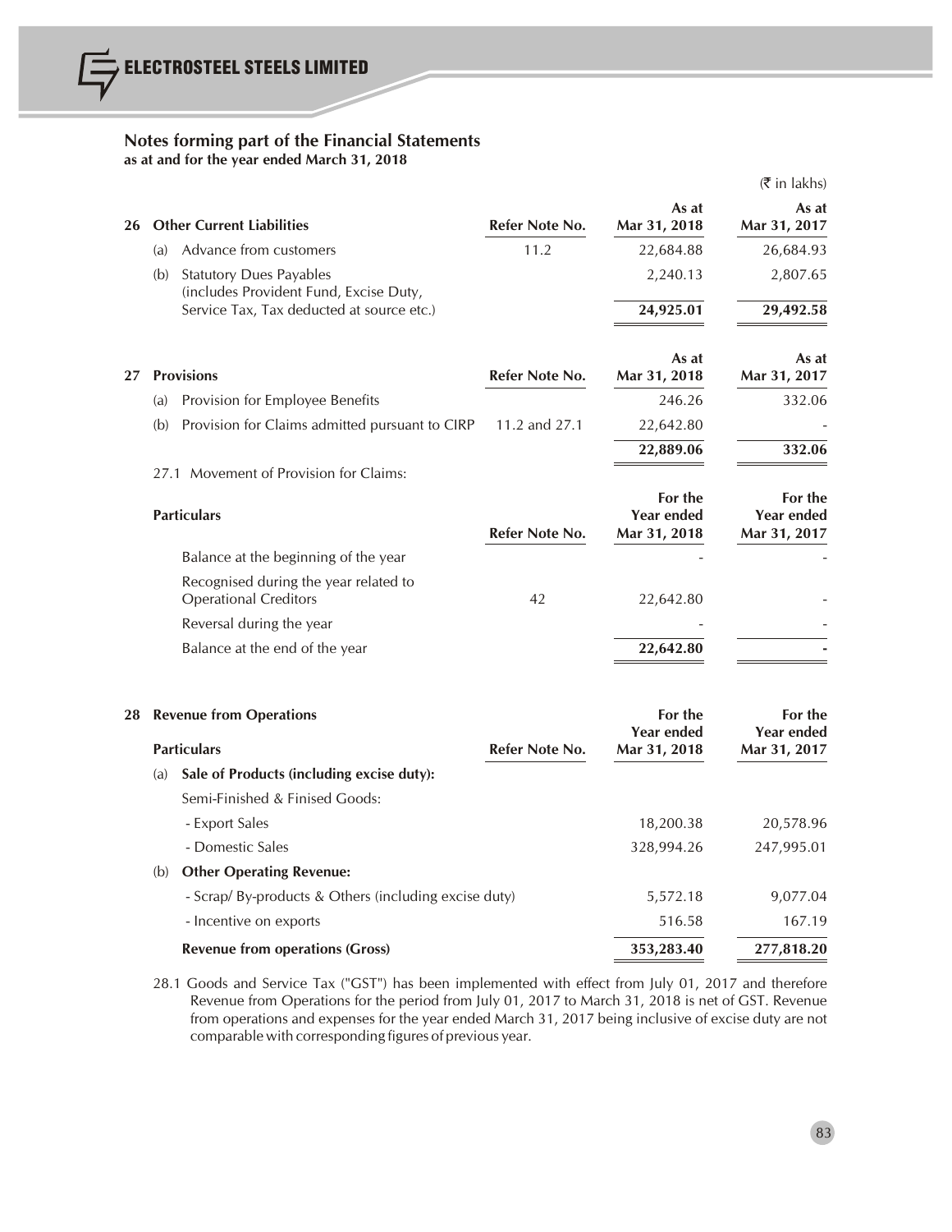## Notes forming part of the Financial Statements
**as at and for the year ended March 31, 2018**

(₹ in lakhs)

| 26 | Other Current Liabilities | Refer Note No. | As at Mar 31, 2018 | As at Mar 31, 2017 |
|---|---|---|---|---|
| (a) | Advance from customers | 11.2 | 22,684.88 | 26,684.93 |
| (b) | Statutory Dues Payables (includes Provident Fund, Excise Duty, Service Tax, Tax deducted at source etc.) | | 2,240.13 | 2,807.65 |
| | | | **24,925.01** | **29,492.58** |

| 27 | Provisions | Refer Note No. | As at Mar 31, 2018 | As at Mar 31, 2017 |
|---|---|---|---|---|
| (a) | Provision for Employee Benefits | | 246.26 | 332.06 |
| (b) | Provision for Claims admitted pursuant to CIRP | 11.2 and 27.1 | 22,642.80 | - |
| | | | **22,889.06** | **332.06** |

27.1 Movement of Provision for Claims:

| Particulars | Refer Note No. | For the Year ended Mar 31, 2018 | For the Year ended Mar 31, 2017 |
|---|---|---|---|
| Balance at the beginning of the year | | - | - |
| Recognised during the year related to Operational Creditors | 42 | 22,642.80 | - |
| Reversal during the year | | - | - |
| Balance at the end of the year | | **22,642.80** | **-** |

| 28 | Revenue from Operations<br>Particulars | Refer Note No. | For the Year ended Mar 31, 2018 | For the Year ended Mar 31, 2017 |
|---|---|---|---|---|
| (a) | **Sale of Products (including excise duty):** | | | |
| | Semi-Finished & Finised Goods: | | | |
| | - Export Sales | | 18,200.38 | 20,578.96 |
| | - Domestic Sales | | 328,994.26 | 247,995.01 |
| (b) | **Other Operating Revenue:** | | | |
| | - Scrap/ By-products & Others (including excise duty) | | 5,572.18 | 9,077.04 |
| | - Incentive on exports | | 516.58 | 167.19 |
| | **Revenue from operations (Gross)** | | **353,283.40** | **277,818.20** |

28.1 Goods and Service Tax ("GST") has been implemented with effect from July 01, 2017 and therefore Revenue from Operations for the period from July 01, 2017 to March 31, 2018 is net of GST. Revenue from operations and expenses for the year ended March 31, 2017 being inclusive of excise duty are not comparable with corresponding figures of previous year.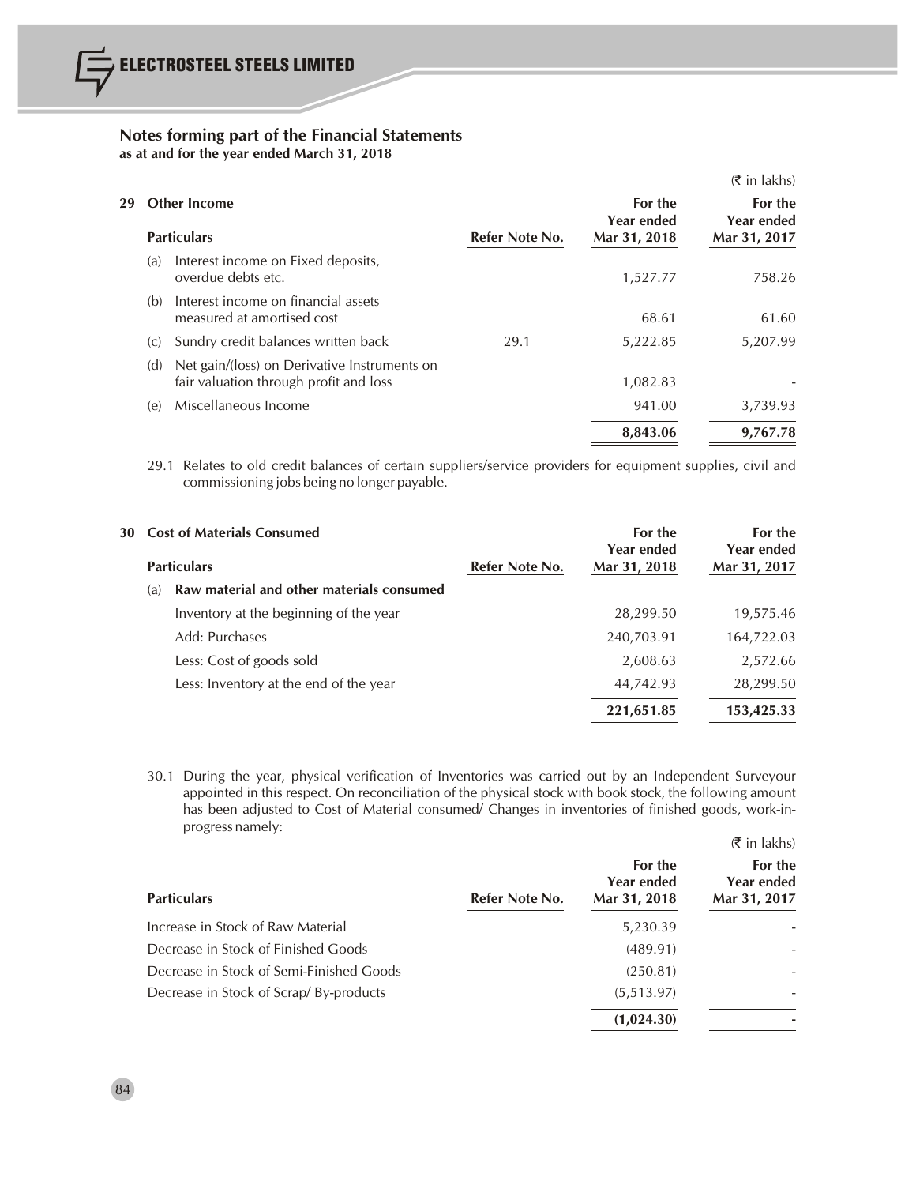## Notes forming part of the Financial Statements
**as at and for the year ended March 31, 2018**

(₹ in lakhs)

| **29 Other Income** | | | |
|---|---|---|---|
| **Particulars** | **Refer Note No.** | **For the Year ended Mar 31, 2018** | **For the Year ended Mar 31, 2017** |
| (a) Interest income on Fixed deposits, overdue debts etc. | | 1,527.77 | 758.26 |
| (b) Interest income on financial assets measured at amortised cost | | 68.61 | 61.60 |
| (c) Sundry credit balances written back | 29.1 | 5,222.85 | 5,207.99 |
| (d) Net gain/(loss) on Derivative Instruments on fair valuation through profit and loss | | 1,082.83 | - |
| (e) Miscellaneous Income | | 941.00 | 3,739.93 |
| | | **8,843.06** | **9,767.78** |

29.1 Relates to old credit balances of certain suppliers/service providers for equipment supplies, civil and commissioning jobs being no longer payable.

| **30 Cost of Materials Consumed** | | | |
|---|---|---|---|
| **Particulars** | **Refer Note No.** | **For the Year ended Mar 31, 2018** | **For the Year ended Mar 31, 2017** |
| **(a) Raw material and other materials consumed** | | | |
| Inventory at the beginning of the year | | 28,299.50 | 19,575.46 |
| Add: Purchases | | 240,703.91 | 164,722.03 |
| Less: Cost of goods sold | | 2,608.63 | 2,572.66 |
| Less: Inventory at the end of the year | | 44,742.93 | 28,299.50 |
| | | **221,651.85** | **153,425.33** |

30.1 During the year, physical verification of Inventories was carried out by an Independent Surveyour appointed in this respect. On reconciliation of the physical stock with book stock, the following amount has been adjusted to Cost of Material consumed/ Changes in inventories of finished goods, work-in-progress namely:

(₹ in lakhs)

| **Particulars** | **Refer Note No.** | **For the Year ended Mar 31, 2018** | **For the Year ended Mar 31, 2017** |
|---|---|---|---|
| Increase in Stock of Raw Material | | 5,230.39 | - |
| Decrease in Stock of Finished Goods | | (489.91) | - |
| Decrease in Stock of Semi-Finished Goods | | (250.81) | - |
| Decrease in Stock of Scrap/ By-products | | (5,513.97) | - |
| | | **(1,024.30)** | **-** |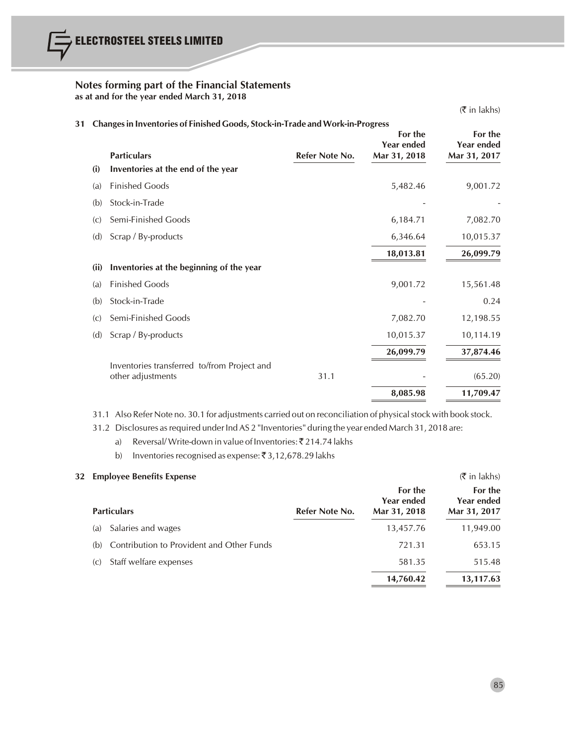## Notes forming part of the Financial Statements
**as at and for the year ended March 31, 2018**

(₹ in lakhs)

### 31 Changes in Inventories of Finished Goods, Stock-in-Trade and Work-in-Progress

| | Particulars | Refer Note No. | For the Year ended Mar 31, 2018 | For the Year ended Mar 31, 2017 |
|---|---|---|---|---|
| **(i)** | **Inventories at the end of the year** | | | |
| (a) | Finished Goods | | 5,482.46 | 9,001.72 |
| (b) | Stock-in-Trade | | - | - |
| (c) | Semi-Finished Goods | | 6,184.71 | 7,082.70 |
| (d) | Scrap / By-products | | 6,346.64 | 10,015.37 |
| | | | **18,013.81** | **26,099.79** |
| **(ii)** | **Inventories at the beginning of the year** | | | |
| (a) | Finished Goods | | 9,001.72 | 15,561.48 |
| (b) | Stock-in-Trade | | - | 0.24 |
| (c) | Semi-Finished Goods | | 7,082.70 | 12,198.55 |
| (d) | Scrap / By-products | | 10,015.37 | 10,114.19 |
| | | | **26,099.79** | **37,874.46** |
| | Inventories transferred to/from Project and other adjustments | 31.1 | - | (65.20) |
| | | | **8,085.98** | **11,709.47** |

31.1 Also Refer Note no. 30.1 for adjustments carried out on reconciliation of physical stock with book stock.

31.2 Disclosures as required under Ind AS 2 "Inventories" during the year ended March 31, 2018 are:

a) Reversal/ Write-down in value of Inventories: ₹ 214.74 lakhs

b) Inventories recognised as expense: ₹ 3,12,678.29 lakhs

### 32 Employee Benefits Expense

(₹ in lakhs)

| | Particulars | Refer Note No. | For the Year ended Mar 31, 2018 | For the Year ended Mar 31, 2017 |
|---|---|---|---|---|
| (a) | Salaries and wages | | 13,457.76 | 11,949.00 |
| (b) | Contribution to Provident and Other Funds | | 721.31 | 653.15 |
| (c) | Staff welfare expenses | | 581.35 | 515.48 |
| | | | **14,760.42** | **13,117.63** |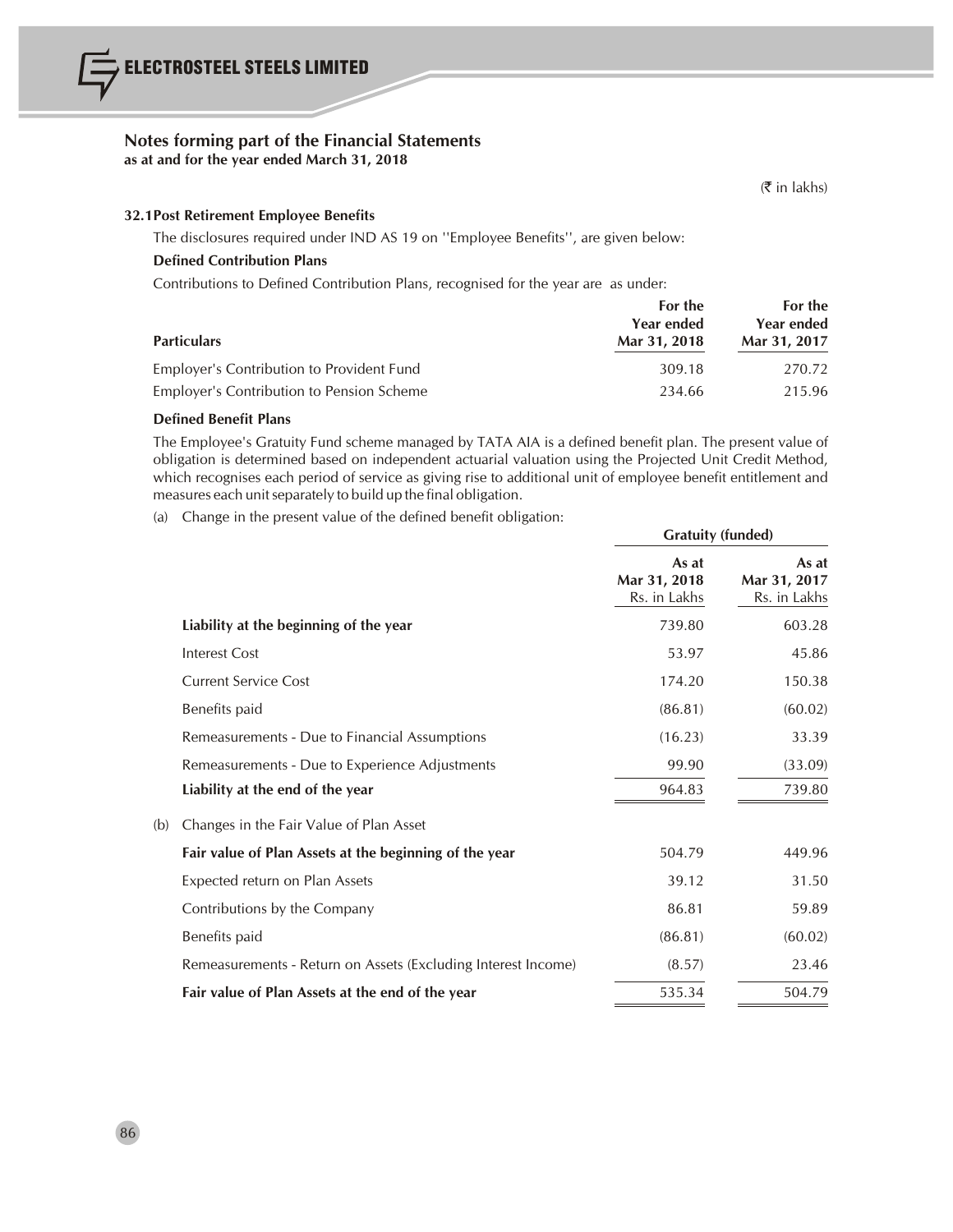## Notes forming part of the Financial Statements

**as at and for the year ended March 31, 2018**

(₹ in lakhs)

### 32.1 Post Retirement Employee Benefits

The disclosures required under IND AS 19 on ''Employee Benefits'', are given below:

**Defined Contribution Plans**

Contributions to Defined Contribution Plans, recognised for the year are as under:

| Particulars | For the Year ended Mar 31, 2018 | For the Year ended Mar 31, 2017 |
|---|---|---|
| Employer's Contribution to Provident Fund | 309.18 | 270.72 |
| Employer's Contribution to Pension Scheme | 234.66 | 215.96 |

**Defined Benefit Plans**

The Employee's Gratuity Fund scheme managed by TATA AIA is a defined benefit plan. The present value of obligation is determined based on independent actuarial valuation using the Projected Unit Credit Method, which recognises each period of service as giving rise to additional unit of employee benefit entitlement and measures each unit separately to build up the final obligation.

(a) Change in the present value of the defined benefit obligation:

| | Gratuity (funded) | |
|---|---|---|
| | As at Mar 31, 2018 Rs. in Lakhs | As at Mar 31, 2017 Rs. in Lakhs |
| **Liability at the beginning of the year** | 739.80 | 603.28 |
| Interest Cost | 53.97 | 45.86 |
| Current Service Cost | 174.20 | 150.38 |
| Benefits paid | (86.81) | (60.02) |
| Remeasurements - Due to Financial Assumptions | (16.23) | 33.39 |
| Remeasurements - Due to Experience Adjustments | 99.90 | (33.09) |
| **Liability at the end of the year** | 964.83 | 739.80 |

(b) Changes in the Fair Value of Plan Asset

| | As at Mar 31, 2018 | As at Mar 31, 2017 |
|---|---|---|
| **Fair value of Plan Assets at the beginning of the year** | 504.79 | 449.96 |
| Expected return on Plan Assets | 39.12 | 31.50 |
| Contributions by the Company | 86.81 | 59.89 |
| Benefits paid | (86.81) | (60.02) |
| Remeasurements - Return on Assets (Excluding Interest Income) | (8.57) | 23.46 |
| **Fair value of Plan Assets at the end of the year** | 535.34 | 504.79 |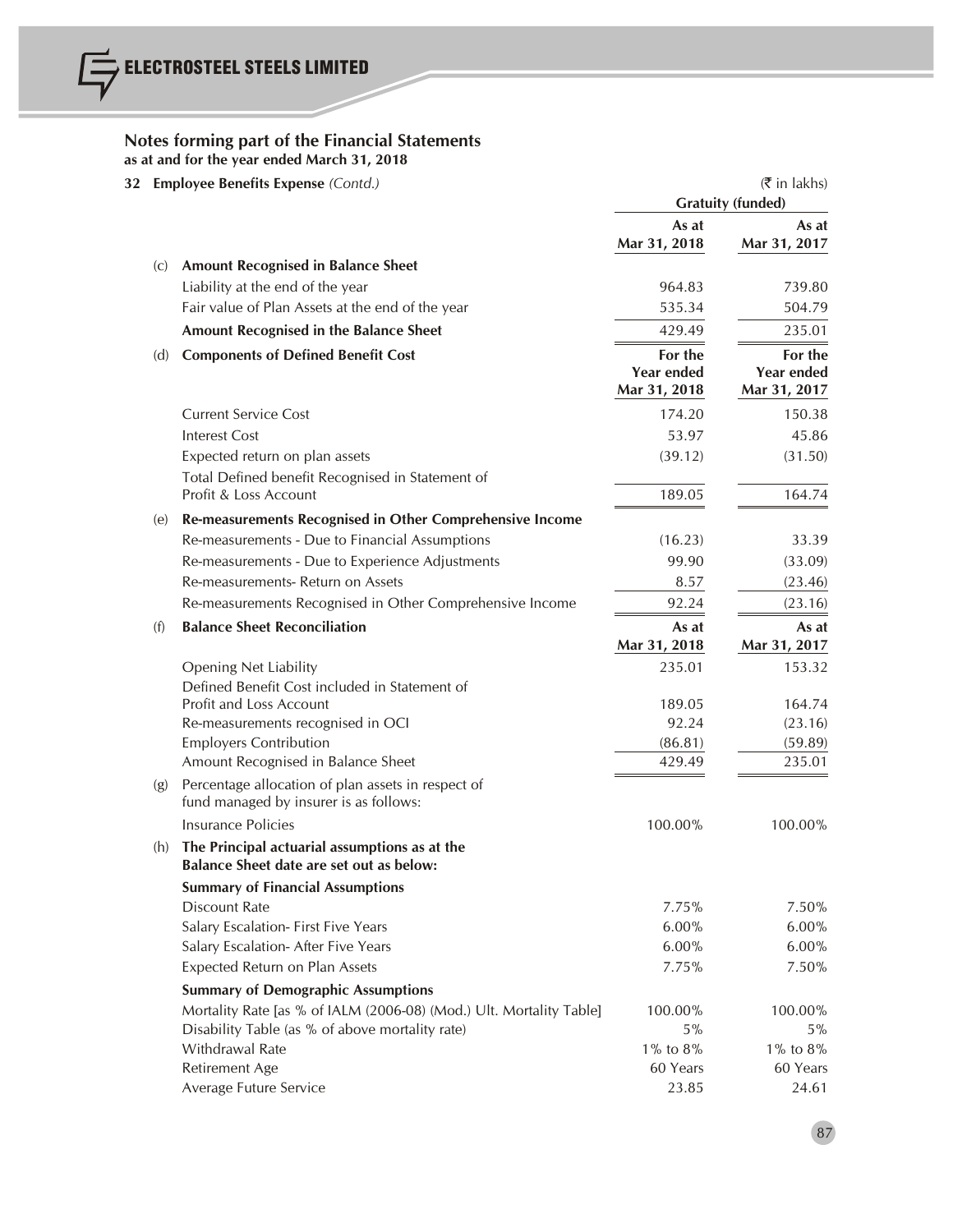## Notes forming part of the Financial Statements

**as at and for the year ended March 31, 2018**

**32 Employee Benefits Expense** *(Contd.)*

(₹ in lakhs)

| | | Gratuity (funded) | |
|---|---|---|---|
| | | **As at Mar 31, 2018** | **As at Mar 31, 2017** |
| (c) | **Amount Recognised in Balance Sheet** | | |
| | Liability at the end of the year | 964.83 | 739.80 |
| | Fair value of Plan Assets at the end of the year | 535.34 | 504.79 |
| | **Amount Recognised in the Balance Sheet** | 429.49 | 235.01 |
| (d) | **Components of Defined Benefit Cost** | **For the Year ended Mar 31, 2018** | **For the Year ended Mar 31, 2017** |
| | Current Service Cost | 174.20 | 150.38 |
| | Interest Cost | 53.97 | 45.86 |
| | Expected return on plan assets | (39.12) | (31.50) |
| | Total Defined benefit Recognised in Statement of Profit & Loss Account | 189.05 | 164.74 |
| (e) | **Re-measurements Recognised in Other Comprehensive Income** | | |
| | Re-measurements - Due to Financial Assumptions | (16.23) | 33.39 |
| | Re-measurements - Due to Experience Adjustments | 99.90 | (33.09) |
| | Re-measurements- Return on Assets | 8.57 | (23.46) |
| | Re-measurements Recognised in Other Comprehensive Income | 92.24 | (23.16) |
| (f) | **Balance Sheet Reconciliation** | **As at Mar 31, 2018** | **As at Mar 31, 2017** |
| | Opening Net Liability | 235.01 | 153.32 |
| | Defined Benefit Cost included in Statement of Profit and Loss Account | 189.05 | 164.74 |
| | Re-measurements recognised in OCI | 92.24 | (23.16) |
| | Employers Contribution | (86.81) | (59.89) |
| | Amount Recognised in Balance Sheet | 429.49 | 235.01 |
| (g) | Percentage allocation of plan assets in respect of fund managed by insurer is as follows: | | |
| | Insurance Policies | 100.00% | 100.00% |
| (h) | **The Principal actuarial assumptions as at the Balance Sheet date are set out as below:** | | |
| | **Summary of Financial Assumptions** | | |
| | Discount Rate | 7.75% | 7.50% |
| | Salary Escalation- First Five Years | 6.00% | 6.00% |
| | Salary Escalation- After Five Years | 6.00% | 6.00% |
| | Expected Return on Plan Assets | 7.75% | 7.50% |
| | **Summary of Demographic Assumptions** | | |
| | Mortality Rate [as % of IALM (2006-08) (Mod.) Ult. Mortality Table] | 100.00% | 100.00% |
| | Disability Table (as % of above mortality rate) | 5% | 5% |
| | Withdrawal Rate | 1% to 8% | 1% to 8% |
| | Retirement Age | 60 Years | 60 Years |
| | Average Future Service | 23.85 | 24.61 |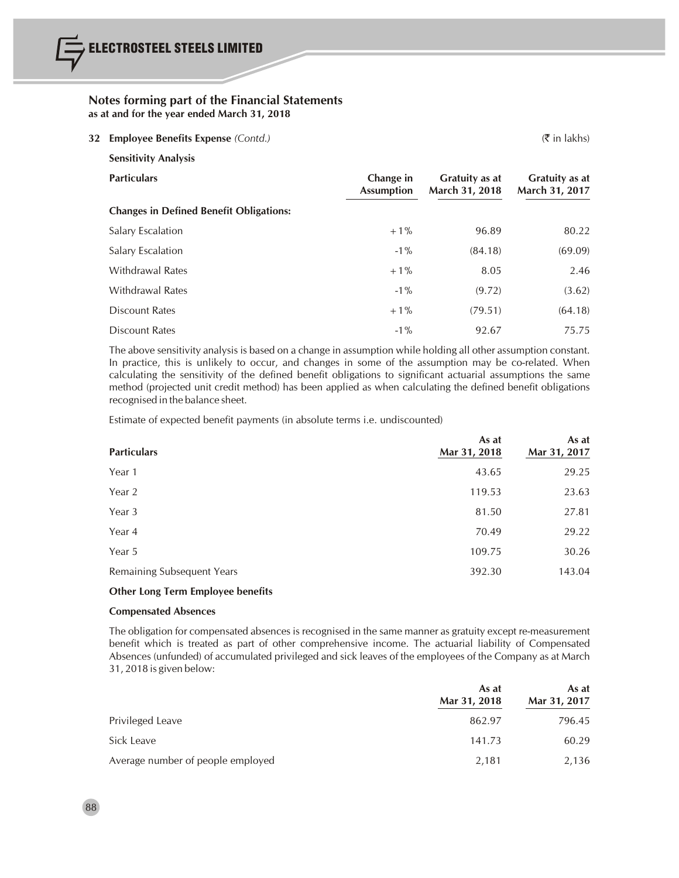## Notes forming part of the Financial Statements
**as at and for the year ended March 31, 2018**

**32 Employee Benefits Expense** *(Contd.)* (₹ in lakhs)

**Sensitivity Analysis**

| Particulars | Change in Assumption | Gratuity as at March 31, 2018 | Gratuity as at March 31, 2017 |
|---|---|---|---|
| **Changes in Defined Benefit Obligations:** | | | |
| Salary Escalation | +1% | 96.89 | 80.22 |
| Salary Escalation | -1% | (84.18) | (69.09) |
| Withdrawal Rates | +1% | 8.05 | 2.46 |
| Withdrawal Rates | -1% | (9.72) | (3.62) |
| Discount Rates | +1% | (79.51) | (64.18) |
| Discount Rates | -1% | 92.67 | 75.75 |

The above sensitivity analysis is based on a change in assumption while holding all other assumption constant. In practice, this is unlikely to occur, and changes in some of the assumption may be co-related. When calculating the sensitivity of the defined benefit obligations to significant actuarial assumptions the same method (projected unit credit method) has been applied as when calculating the defined benefit obligations recognised in the balance sheet.

Estimate of expected benefit payments (in absolute terms i.e. undiscounted)

| Particulars | As at Mar 31, 2018 | As at Mar 31, 2017 |
|---|---|---|
| Year 1 | 43.65 | 29.25 |
| Year 2 | 119.53 | 23.63 |
| Year 3 | 81.50 | 27.81 |
| Year 4 | 70.49 | 29.22 |
| Year 5 | 109.75 | 30.26 |
| Remaining Subsequent Years | 392.30 | 143.04 |

**Other Long Term Employee benefits**

**Compensated Absences**

The obligation for compensated absences is recognised in the same manner as gratuity except re-measurement benefit which is treated as part of other comprehensive income. The actuarial liability of Compensated Absences (unfunded) of accumulated privileged and sick leaves of the employees of the Company as at March 31, 2018 is given below:

| | As at Mar 31, 2018 | As at Mar 31, 2017 |
|---|---|---|
| Privileged Leave | 862.97 | 796.45 |
| Sick Leave | 141.73 | 60.29 |
| Average number of people employed | 2,181 | 2,136 |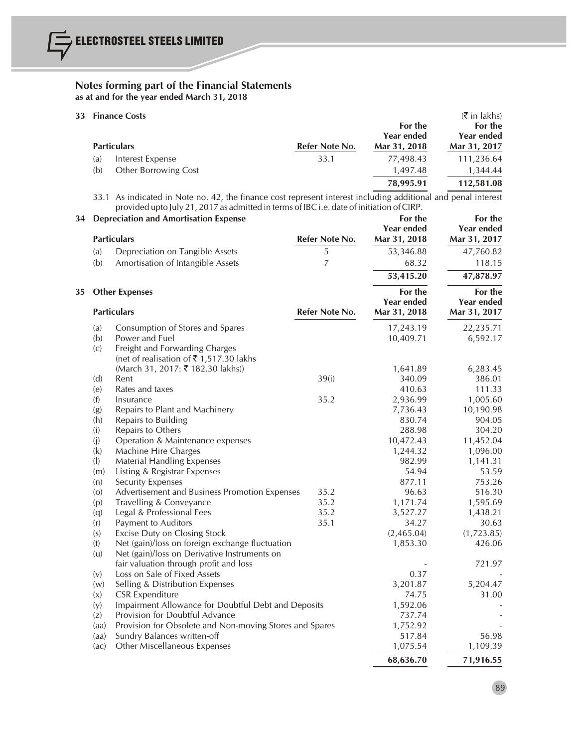## Notes forming part of the Financial Statements
**as at and for the year ended March 31, 2018**

### 33 Finance Costs

(₹ in lakhs)

| | Particulars | Refer Note No. | For the Year ended Mar 31, 2018 | For the Year ended Mar 31, 2017 |
|---|---|---|---|---|
| (a) | Interest Expense | 33.1 | 77,498.43 | 111,236.64 |
| (b) | Other Borrowing Cost | | 1,497.48 | 1,344.44 |
| | | | **78,995.91** | **112,581.08** |

33.1 As indicated in Note no. 42, the finance cost represent interest including additional and penal interest provided upto July 21, 2017 as admitted in terms of IBC i.e. date of initiation of CIRP.

### 34 Depreciation and Amortisation Expense

| | Particulars | Refer Note No. | For the Year ended Mar 31, 2018 | For the Year ended Mar 31, 2017 |
|---|---|---|---|---|
| (a) | Depreciation on Tangible Assets | 5 | 53,346.88 | 47,760.82 |
| (b) | Amortisation of Intangible Assets | 7 | 68.32 | 118.15 |
| | | | **53,415.20** | **47,878.97** |

### 35 Other Expenses

| | Particulars | Refer Note No. | For the Year ended Mar 31, 2018 | For the Year ended Mar 31, 2017 |
|---|---|---|---|---|
| (a) | Consumption of Stores and Spares | | 17,243.19 | 22,235.71 |
| (b) | Power and Fuel | | 10,409.71 | 6,592.17 |
| (c) | Freight and Forwarding Charges (net of realisation of ₹ 1,517.30 lakhs (March 31, 2017: ₹ 182.30 lakhs)) | | 1,641.89 | 6,283.45 |
| (d) | Rent | 39(i) | 340.09 | 386.01 |
| (e) | Rates and taxes | | 410.63 | 111.33 |
| (f) | Insurance | 35.2 | 2,936.99 | 1,005.60 |
| (g) | Repairs to Plant and Machinery | | 7,736.43 | 10,190.98 |
| (h) | Repairs to Building | | 830.74 | 904.05 |
| (i) | Repairs to Others | | 288.98 | 304.20 |
| (j) | Operation & Maintenance expenses | | 10,472.43 | 11,452.04 |
| (k) | Machine Hire Charges | | 1,244.32 | 1,096.00 |
| (l) | Material Handling Expenses | | 982.99 | 1,141.31 |
| (m) | Listing & Registrar Expenses | | 54.94 | 53.59 |
| (n) | Security Expenses | | 877.11 | 753.26 |
| (o) | Advertisement and Business Promotion Expenses | 35.2 | 96.63 | 516.30 |
| (p) | Travelling & Conveyance | 35.2 | 1,171.74 | 1,595.69 |
| (q) | Legal & Professional Fees | 35.2 | 3,527.27 | 1,438.21 |
| (r) | Payment to Auditors | 35.1 | 34.27 | 30.63 |
| (s) | Excise Duty on Closing Stock | | (2,465.04) | (1,723.85) |
| (t) | Net (gain)/loss on foreign exchange fluctuation | | 1,853.30 | 426.06 |
| (u) | Net (gain)/loss on Derivative Instruments on fair valuation through profit and loss | | - | 721.97 |
| (v) | Loss on Sale of Fixed Assets | | 0.37 | - |
| (w) | Selling & Distribution Expenses | | 3,201.87 | 5,204.47 |
| (x) | CSR Expenditure | | 74.75 | 31.00 |
| (y) | Impairment Allowance for Doubtful Debt and Deposits | | 1,592.06 | - |
| (z) | Provision for Doubtful Advance | | 737.74 | - |
| (aa) | Provision for Obsolete and Non-moving Stores and Spares | | 1,752.92 | - |
| (aa) | Sundry Balances written-off | | 517.84 | 56.98 |
| (ac) | Other Miscellaneous Expenses | | 1,075.54 | 1,109.39 |
| | | | **68,636.70** | **71,916.55** |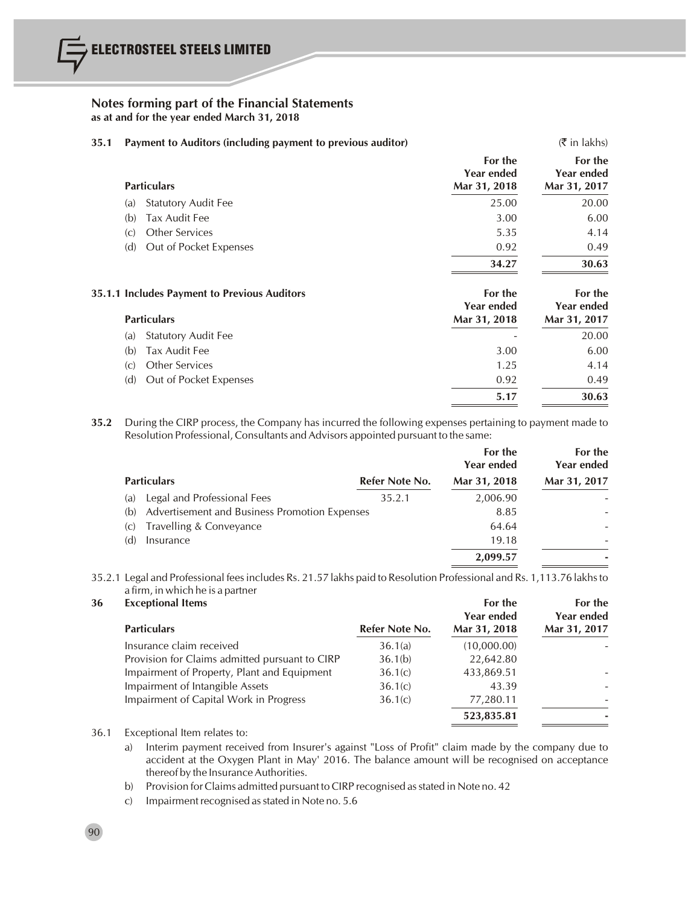## Notes forming part of the Financial Statements
**as at and for the year ended March 31, 2018**

### 35.1 Payment to Auditors (including payment to previous auditor)

(₹ in lakhs)

| Particulars | For the Year ended Mar 31, 2018 | For the Year ended Mar 31, 2017 |
|---|---|---|
| (a) Statutory Audit Fee | 25.00 | 20.00 |
| (b) Tax Audit Fee | 3.00 | 6.00 |
| (c) Other Services | 5.35 | 4.14 |
| (d) Out of Pocket Expenses | 0.92 | 0.49 |
| | **34.27** | **30.63** |

### 35.1.1 Includes Payment to Previous Auditors

| Particulars | For the Year ended Mar 31, 2018 | For the Year ended Mar 31, 2017 |
|---|---|---|
| (a) Statutory Audit Fee | - | 20.00 |
| (b) Tax Audit Fee | 3.00 | 6.00 |
| (c) Other Services | 1.25 | 4.14 |
| (d) Out of Pocket Expenses | 0.92 | 0.49 |
| | **5.17** | **30.63** |

**35.2** During the CIRP process, the Company has incurred the following expenses pertaining to payment made to Resolution Professional, Consultants and Advisors appointed pursuant to the same:

| Particulars | Refer Note No. | For the Year ended Mar 31, 2018 | For the Year ended Mar 31, 2017 |
|---|---|---|---|
| (a) Legal and Professional Fees | 35.2.1 | 2,006.90 | - |
| (b) Advertisement and Business Promotion Expenses | | 8.85 | - |
| (c) Travelling & Conveyance | | 64.64 | - |
| (d) Insurance | | 19.18 | - |
| | | **2,099.57** | **-** |

35.2.1 Legal and Professional fees includes Rs. 21.57 lakhs paid to Resolution Professional and Rs. 1,113.76 lakhs to a firm, in which he is a partner

### 36 Exceptional Items

| Particulars | Refer Note No. | For the Year ended Mar 31, 2018 | For the Year ended Mar 31, 2017 |
|---|---|---|---|
| Insurance claim received | 36.1(a) | (10,000.00) | - |
| Provision for Claims admitted pursuant to CIRP | 36.1(b) | 22,642.80 | |
| Impairment of Property, Plant and Equipment | 36.1(c) | 433,869.51 | - |
| Impairment of Intangible Assets | 36.1(c) | 43.39 | - |
| Impairment of Capital Work in Progress | 36.1(c) | 77,280.11 | - |
| | | **523,835.81** | **-** |

36.1 Exceptional Item relates to:

a) Interim payment received from Insurer's against "Loss of Profit" claim made by the company due to accident at the Oxygen Plant in May' 2016. The balance amount will be recognised on acceptance thereof by the Insurance Authorities.

b) Provision for Claims admitted pursuant to CIRP recognised as stated in Note no. 42

c) Impairment recognised as stated in Note no. 5.6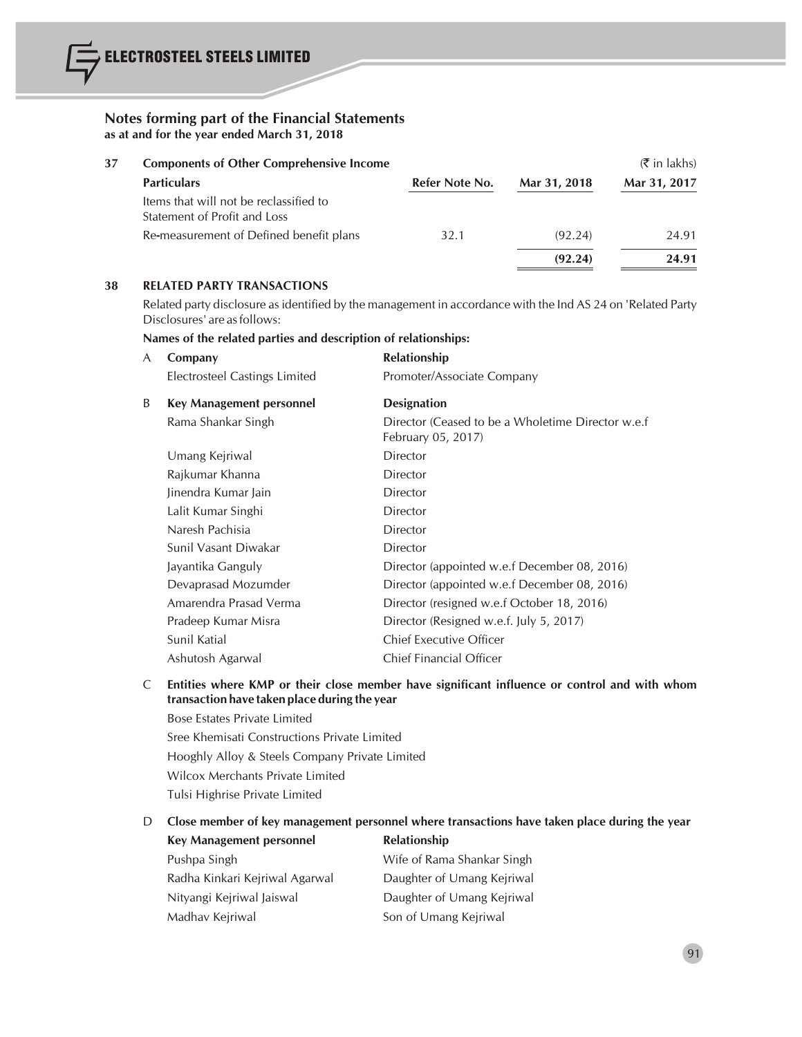## Notes forming part of the Financial Statements
**as at and for the year ended March 31, 2018**

### 37 Components of Other Comprehensive Income

(₹ in lakhs)

| Particulars | Refer Note No. | Mar 31, 2018 | Mar 31, 2017 |
|---|---|---|---|
| Items that will not be reclassified to Statement of Profit and Loss | | | |
| Re-measurement of Defined benefit plans | 32.1 | (92.24) | 24.91 |
| | | **(92.24)** | **24.91** |

### 38 RELATED PARTY TRANSACTIONS

Related party disclosure as identified by the management in accordance with the Ind AS 24 on 'Related Party Disclosures' are as follows:

**Names of the related parties and description of relationships:**

**A**

| Company | Relationship |
|---|---|
| Electrosteel Castings Limited | Promoter/Associate Company |

**B**

| Key Management personnel | Designation |
|---|---|
| Rama Shankar Singh | Director (Ceased to be a Wholetime Director w.e.f February 05, 2017) |
| Umang Kejriwal | Director |
| Rajkumar Khanna | Director |
| Jinendra Kumar Jain | Director |
| Lalit Kumar Singhi | Director |
| Naresh Pachisia | Director |
| Sunil Vasant Diwakar | Director |
| Jayantika Ganguly | Director (appointed w.e.f December 08, 2016) |
| Devaprasad Mozumder | Director (appointed w.e.f December 08, 2016) |
| Amarendra Prasad Verma | Director (resigned w.e.f October 18, 2016) |
| Pradeep Kumar Misra | Director (Resigned w.e.f. July 5, 2017) |
| Sunil Katial | Chief Executive Officer |
| Ashutosh Agarwal | Chief Financial Officer |

**C Entities where KMP or their close member have significant influence or control and with whom transaction have taken place during the year**

- Bose Estates Private Limited
- Sree Khemisati Constructions Private Limited
- Hooghly Alloy & Steels Company Private Limited
- Wilcox Merchants Private Limited
- Tulsi Highrise Private Limited

**D Close member of key management personnel where transactions have taken place during the year**

| Key Management personnel | Relationship |
|---|---|
| Pushpa Singh | Wife of Rama Shankar Singh |
| Radha Kinkari Kejriwal Agarwal | Daughter of Umang Kejriwal |
| Nityangi Kejriwal Jaiswal | Daughter of Umang Kejriwal |
| Madhav Kejriwal | Son of Umang Kejriwal |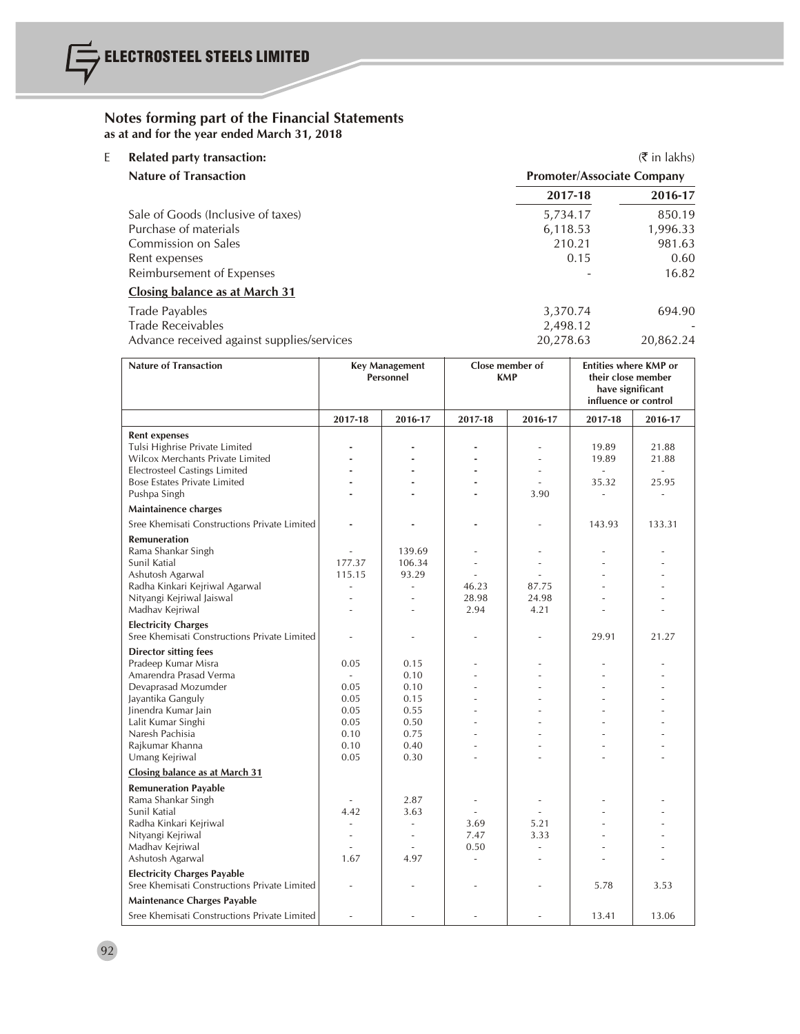## Notes forming part of the Financial Statements
**as at and for the year ended March 31, 2018**

**E Related party transaction:**

(₹ in lakhs)

| Nature of Transaction | Promoter/Associate Company | |
|---|---|---|
| | 2017-18 | 2016-17 |
| Sale of Goods (Inclusive of taxes) | 5,734.17 | 850.19 |
| Purchase of materials | 6,118.53 | 1,996.33 |
| Commission on Sales | 210.21 | 981.63 |
| Rent expenses | 0.15 | 0.60 |
| Reimbursement of Expenses | - | 16.82 |
| **Closing balance as at March 31** | | |
| Trade Payables | 3,370.74 | 694.90 |
| Trade Receivables | 2,498.12 | - |
| Advance received against supplies/services | 20,278.63 | 20,862.24 |

| Nature of Transaction | Key Management Personnel | | Close member of KMP | | Entities where KMP or their close member have significant influence or control | |
|---|---|---|---|---|---|---|
| | 2017-18 | 2016-17 | 2017-18 | 2016-17 | 2017-18 | 2016-17 |
| **Rent expenses** | | | | | | |
| Tulsi Highrise Private Limited | - | - | - | - | 19.89 | 21.88 |
| Wilcox Merchants Private Limited | - | - | - | - | 19.89 | 21.88 |
| Electrosteel Castings Limited | - | - | - | - | - | - |
| Bose Estates Private Limited | - | - | - | - | 35.32 | 25.95 |
| Pushpa Singh | - | - | - | 3.90 | - | - |
| **Maintainence charges** | | | | | | |
| Sree Khemisati Constructions Private Limited | - | - | - | - | 143.93 | 133.31 |
| **Remuneration** | | | | | | |
| Rama Shankar Singh | - | 139.69 | - | - | - | - |
| Sunil Katial | 177.37 | 106.34 | - | - | - | - |
| Ashutosh Agarwal | 115.15 | 93.29 | - | - | - | - |
| Radha Kinkari Kejriwal Agarwal | - | - | 46.23 | 87.75 | - | - |
| Nityangi Kejriwal Jaiswal | - | - | 28.98 | 24.98 | - | - |
| Madhav Kejriwal | - | - | 2.94 | 4.21 | - | - |
| **Electricity Charges** | | | | | | |
| Sree Khemisati Constructions Private Limited | - | - | - | - | 29.91 | 21.27 |
| **Director sitting fees** | | | | | | |
| Pradeep Kumar Misra | 0.05 | 0.15 | - | - | - | - |
| Amarendra Prasad Verma | - | 0.10 | - | - | - | - |
| Devaprasad Mozumder | 0.05 | 0.10 | - | - | - | - |
| Jayantika Ganguly | 0.05 | 0.15 | - | - | - | - |
| Jinendra Kumar Jain | 0.05 | 0.55 | - | - | - | - |
| Lalit Kumar Singhi | 0.05 | 0.50 | - | - | - | - |
| Naresh Pachisia | 0.10 | 0.75 | - | - | - | - |
| Rajkumar Khanna | 0.10 | 0.40 | - | - | - | - |
| Umang Kejriwal | 0.05 | 0.30 | - | - | - | - |
| **Closing balance as at March 31** | | | | | | |
| **Remuneration Payable** | | | | | | |
| Rama Shankar Singh | - | 2.87 | - | - | - | - |
| Sunil Katial | 4.42 | 3.63 | - | - | - | - |
| Radha Kinkari Kejriwal | - | - | 3.69 | 5.21 | - | - |
| Nityangi Kejriwal | - | - | 7.47 | 3.33 | - | - |
| Madhav Kejriwal | - | - | 0.50 | - | - | - |
| Ashutosh Agarwal | 1.67 | 4.97 | - | - | - | - |
| **Electricity Charges Payable** | | | | | | |
| Sree Khemisati Constructions Private Limited | - | - | - | - | 5.78 | 3.53 |
| **Maintenance Charges Payable** | | | | | | |
| Sree Khemisati Constructions Private Limited | - | - | - | - | 13.41 | 13.06 |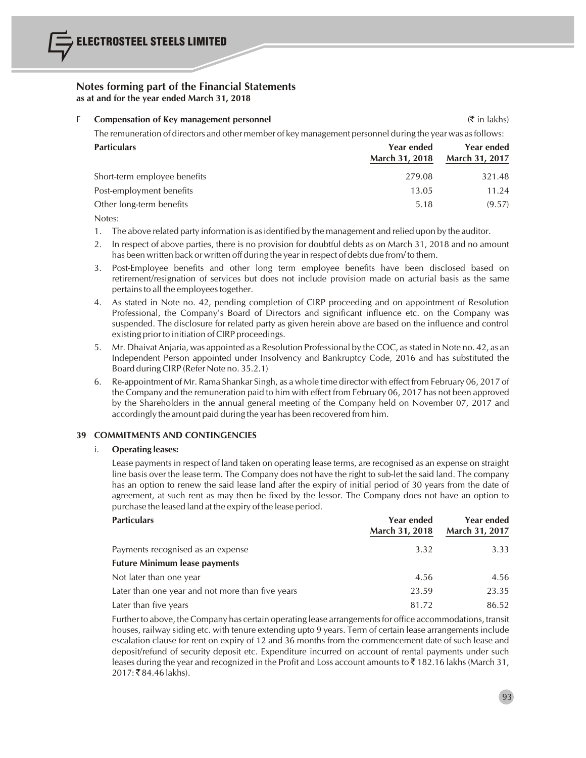## Notes forming part of the Financial Statements
**as at and for the year ended March 31, 2018**

**F Compensation of Key management personnel** (₹ in lakhs)

The remuneration of directors and other member of key management personnel during the year was as follows:

| Particulars | Year ended March 31, 2018 | Year ended March 31, 2017 |
|---|---|---|
| Short-term employee benefits | 279.08 | 321.48 |
| Post-employment benefits | 13.05 | 11.24 |
| Other long-term benefits | 5.18 | (9.57) |

Notes:

1. The above related party information is as identified by the management and relied upon by the auditor.
2. In respect of above parties, there is no provision for doubtful debts as on March 31, 2018 and no amount has been written back or written off during the year in respect of debts due from/ to them.
3. Post-Employee benefits and other long term employee benefits have been disclosed based on retirement/resignation of services but does not include provision made on acturial basis as the same pertains to all the employees together.
4. As stated in Note no. 42, pending completion of CIRP proceeding and on appointment of Resolution Professional, the Company's Board of Directors and significant influence etc. on the Company was suspended. The disclosure for related party as given herein above are based on the influence and control existing prior to initiation of CIRP proceedings.
5. Mr. Dhaivat Anjaria, was appointed as a Resolution Professional by the COC, as stated in Note no. 42, as an Independent Person appointed under Insolvency and Bankruptcy Code, 2016 and has substituted the Board during CIRP (Refer Note no. 35.2.1)
6. Re-appointment of Mr. Rama Shankar Singh, as a whole time director with effect from February 06, 2017 of the Company and the remuneration paid to him with effect from February 06, 2017 has not been approved by the Shareholders in the annual general meeting of the Company held on November 07, 2017 and accordingly the amount paid during the year has been recovered from him.

## 39 COMMITMENTS AND CONTINGENCIES

### i. Operating leases:

Lease payments in respect of land taken on operating lease terms, are recognised as an expense on straight line basis over the lease term. The Company does not have the right to sub-let the said land. The company has an option to renew the said lease land after the expiry of initial period of 30 years from the date of agreement, at such rent as may then be fixed by the lessor. The Company does not have an option to purchase the leased land at the expiry of the lease period.

| Particulars | Year ended March 31, 2018 | Year ended March 31, 2017 |
|---|---|---|
| Payments recognised as an expense | 3.32 | 3.33 |
| **Future Minimum lease payments** | | |
| Not later than one year | 4.56 | 4.56 |
| Later than one year and not more than five years | 23.59 | 23.35 |
| Later than five years | 81.72 | 86.52 |

Further to above, the Company has certain operating lease arrangements for office accommodations, transit houses, railway siding etc. with tenure extending upto 9 years. Term of certain lease arrangements include escalation clause for rent on expiry of 12 and 36 months from the commencement date of such lease and deposit/refund of security deposit etc. Expenditure incurred on account of rental payments under such leases during the year and recognized in the Profit and Loss account amounts to ₹ 182.16 lakhs (March 31, 2017: ₹ 84.46 lakhs).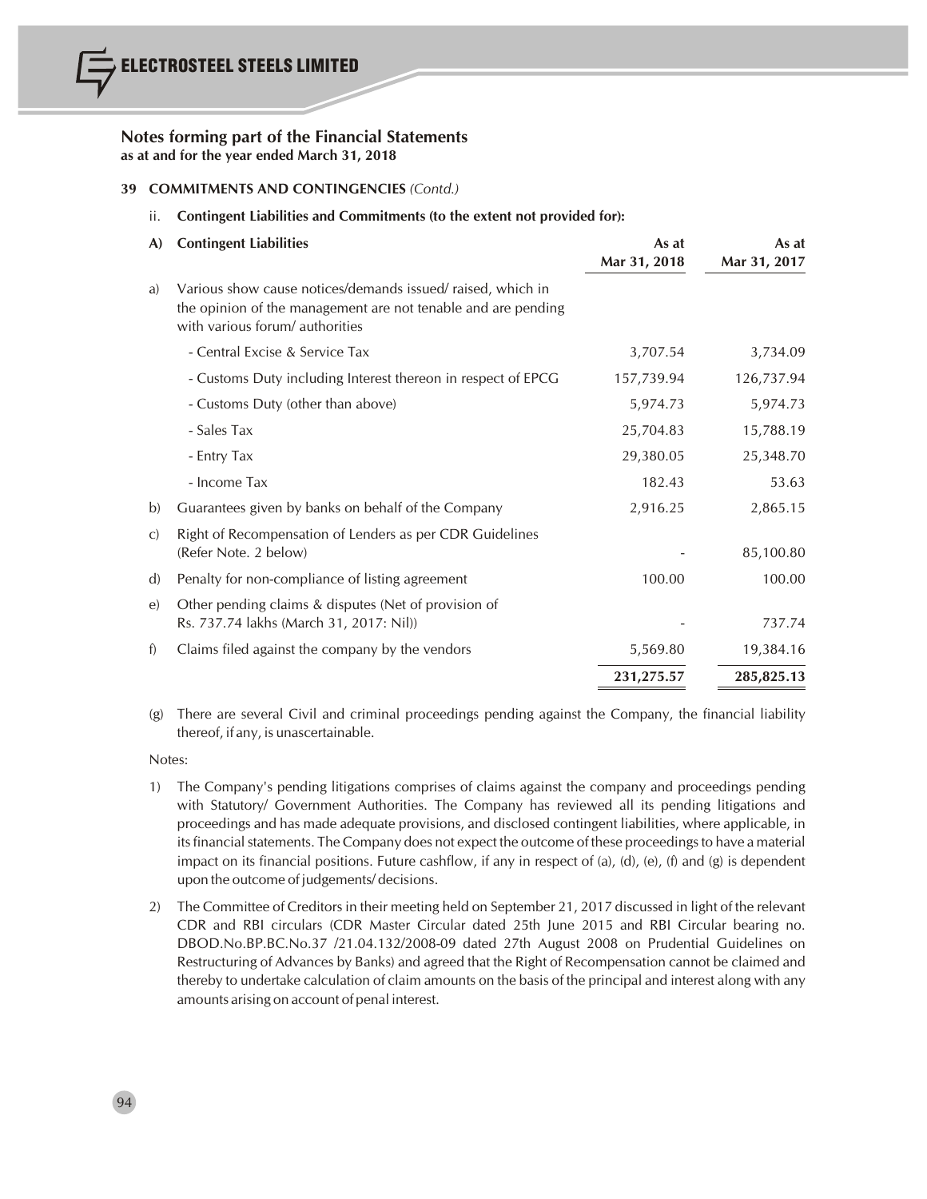## Notes forming part of the Financial Statements
**as at and for the year ended March 31, 2018**

**39 COMMITMENTS AND CONTINGENCIES** *(Contd.)*

ii. **Contingent Liabilities and Commitments (to the extent not provided for):**

| **A)** | **Contingent Liabilities** | **As at Mar 31, 2018** | **As at Mar 31, 2017** |
|---|---|---|---|
| a) | Various show cause notices/demands issued/ raised, which in the opinion of the management are not tenable and are pending with various forum/ authorities | | |
| | - Central Excise & Service Tax | 3,707.54 | 3,734.09 |
| | - Customs Duty including Interest thereon in respect of EPCG | 157,739.94 | 126,737.94 |
| | - Customs Duty (other than above) | 5,974.73 | 5,974.73 |
| | - Sales Tax | 25,704.83 | 15,788.19 |
| | - Entry Tax | 29,380.05 | 25,348.70 |
| | - Income Tax | 182.43 | 53.63 |
| b) | Guarantees given by banks on behalf of the Company | 2,916.25 | 2,865.15 |
| c) | Right of Recompensation of Lenders as per CDR Guidelines (Refer Note. 2 below) | - | 85,100.80 |
| d) | Penalty for non-compliance of listing agreement | 100.00 | 100.00 |
| e) | Other pending claims & disputes (Net of provision of Rs. 737.74 lakhs (March 31, 2017: Nil)) | - | 737.74 |
| f) | Claims filed against the company by the vendors | 5,569.80 | 19,384.16 |
| | | **231,275.57** | **285,825.13** |

(g) There are several Civil and criminal proceedings pending against the Company, the financial liability thereof, if any, is unascertainable.

Notes:

1) The Company's pending litigations comprises of claims against the company and proceedings pending with Statutory/ Government Authorities. The Company has reviewed all its pending litigations and proceedings and has made adequate provisions, and disclosed contingent liabilities, where applicable, in its financial statements. The Company does not expect the outcome of these proceedings to have a material impact on its financial positions. Future cashflow, if any in respect of (a), (d), (e), (f) and (g) is dependent upon the outcome of judgements/ decisions.

2) The Committee of Creditors in their meeting held on September 21, 2017 discussed in light of the relevant CDR and RBI circulars (CDR Master Circular dated 25th June 2015 and RBI Circular bearing no. DBOD.No.BP.BC.No.37 /21.04.132/2008-09 dated 27th August 2008 on Prudential Guidelines on Restructuring of Advances by Banks) and agreed that the Right of Recompensation cannot be claimed and thereby to undertake calculation of claim amounts on the basis of the principal and interest along with any amounts arising on account of penal interest.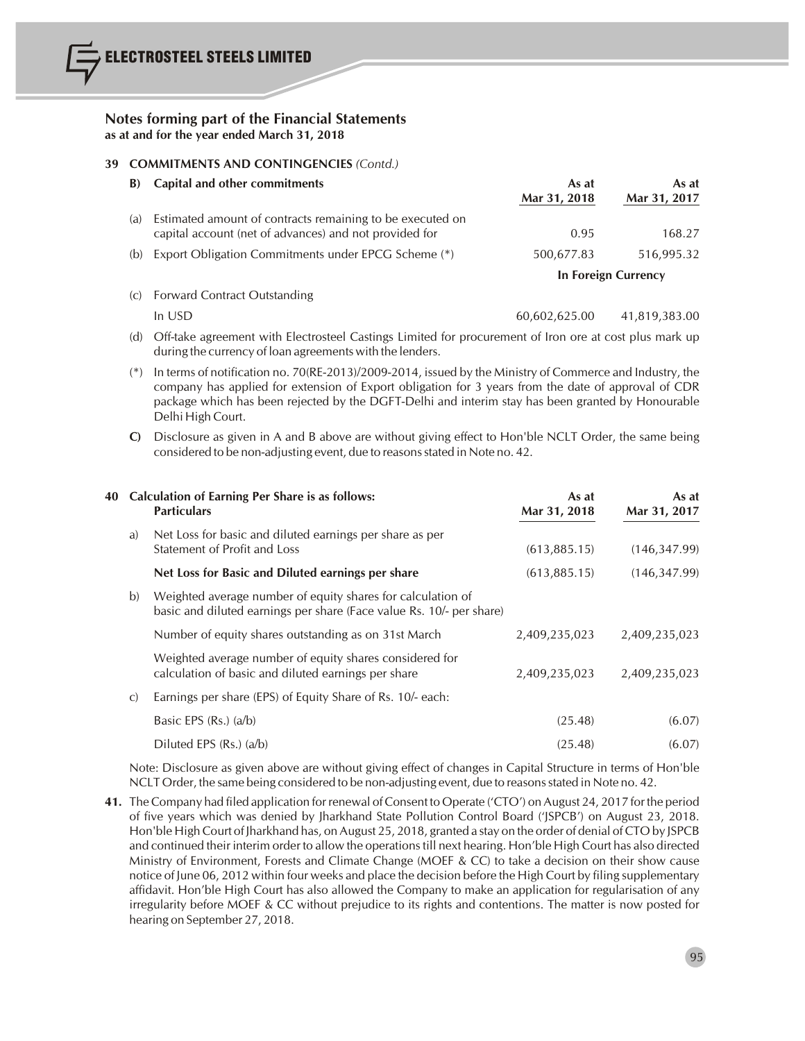## Notes forming part of the Financial Statements
**as at and for the year ended March 31, 2018**

### 39 COMMITMENTS AND CONTINGENCIES *(Contd.)*

| | **B) Capital and other commitments** | **As at Mar 31, 2018** | **As at Mar 31, 2017** |
|---|---|---|---|
| (a) | Estimated amount of contracts remaining to be executed on capital account (net of advances) and not provided for | 0.95 | 168.27 |
| (b) | Export Obligation Commitments under EPCG Scheme (*) | 500,677.83 | 516,995.32 |
| | | **In Foreign Currency** | |
| (c) | Forward Contract Outstanding | | |
| | In USD | 60,602,625.00 | 41,819,383.00 |

(d) Off-take agreement with Electrosteel Castings Limited for procurement of Iron ore at cost plus mark up during the currency of loan agreements with the lenders.

(*) In terms of notification no. 70(RE-2013)/2009-2014, issued by the Ministry of Commerce and Industry, the company has applied for extension of Export obligation for 3 years from the date of approval of CDR package which has been rejected by the DGFT-Delhi and interim stay has been granted by Honourable Delhi High Court.

**C)** Disclosure as given in A and B above are without giving effect to Hon'ble NCLT Order, the same being considered to be non-adjusting event, due to reasons stated in Note no. 42.

### 40 Calculation of Earning Per Share is as follows:

| | **Particulars** | **As at Mar 31, 2018** | **As at Mar 31, 2017** |
|---|---|---|---|
| a) | Net Loss for basic and diluted earnings per share as per Statement of Profit and Loss | (613,885.15) | (146,347.99) |
| | **Net Loss for Basic and Diluted earnings per share** | (613,885.15) | (146,347.99) |
| b) | Weighted average number of equity shares for calculation of basic and diluted earnings per share (Face value Rs. 10/- per share) | | |
| | Number of equity shares outstanding as on 31st March | 2,409,235,023 | 2,409,235,023 |
| | Weighted average number of equity shares considered for calculation of basic and diluted earnings per share | 2,409,235,023 | 2,409,235,023 |
| c) | Earnings per share (EPS) of Equity Share of Rs. 10/- each: | | |
| | Basic EPS (Rs.) (a/b) | (25.48) | (6.07) |
| | Diluted EPS (Rs.) (a/b) | (25.48) | (6.07) |

Note: Disclosure as given above are without giving effect of changes in Capital Structure in terms of Hon'ble NCLT Order, the same being considered to be non-adjusting event, due to reasons stated in Note no. 42.

**41.** The Company had filed application for renewal of Consent to Operate ('CTO') on August 24, 2017 for the period of five years which was denied by Jharkhand State Pollution Control Board ('JSPCB') on August 23, 2018. Hon'ble High Court of Jharkhand has, on August 25, 2018, granted a stay on the order of denial of CTO by JSPCB and continued their interim order to allow the operations till next hearing. Hon'ble High Court has also directed Ministry of Environment, Forests and Climate Change (MOEF & CC) to take a decision on their show cause notice of June 06, 2012 within four weeks and place the decision before the High Court by filing supplementary affidavit. Hon'ble High Court has also allowed the Company to make an application for regularisation of any irregularity before MOEF & CC without prejudice to its rights and contentions. The matter is now posted for hearing on September 27, 2018.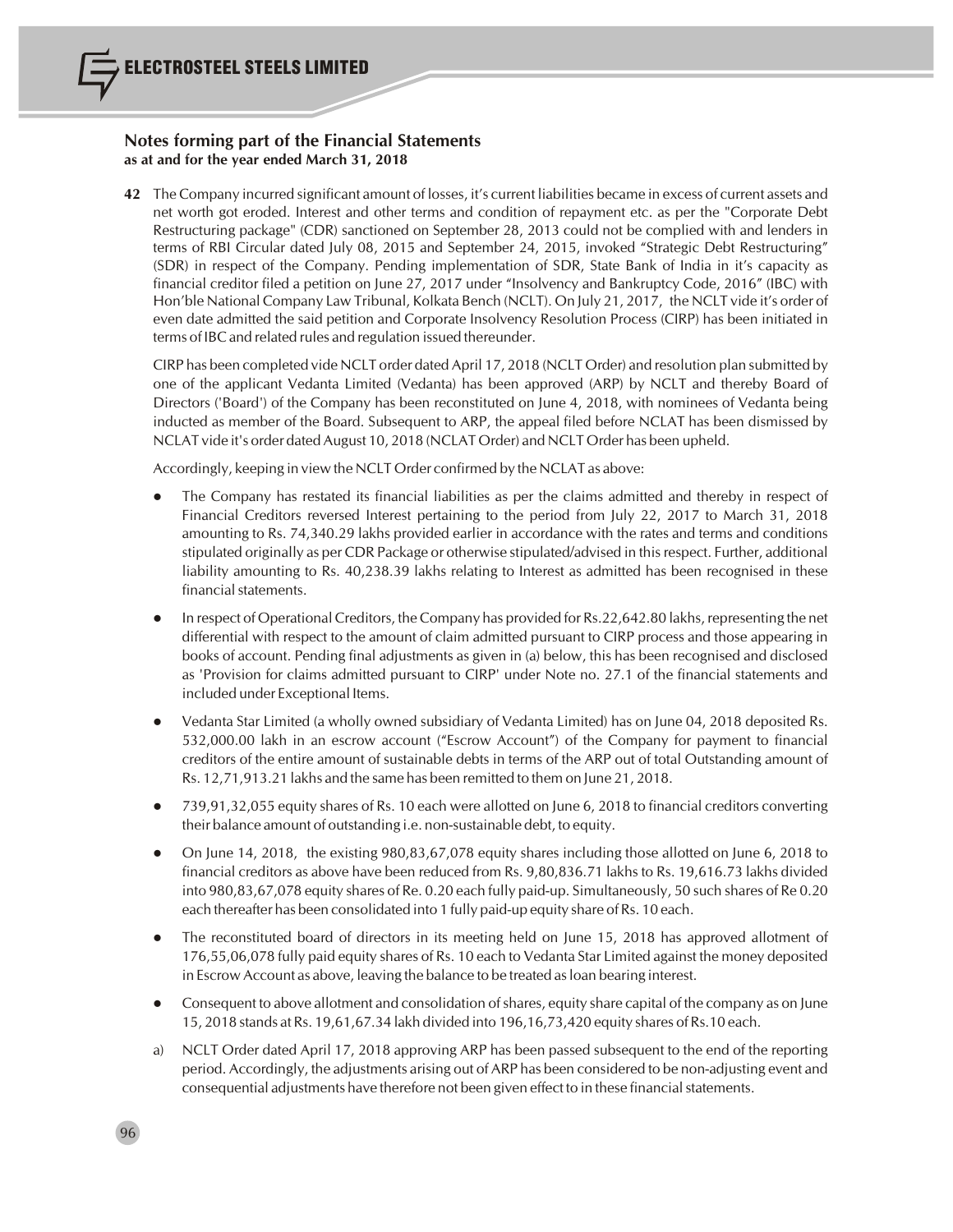## Notes forming part of the Financial Statements

**as at and for the year ended March 31, 2018**

**42** The Company incurred significant amount of losses, it's current liabilities became in excess of current assets and net worth got eroded. Interest and other terms and condition of repayment etc. as per the "Corporate Debt Restructuring package" (CDR) sanctioned on September 28, 2013 could not be complied with and lenders in terms of RBI Circular dated July 08, 2015 and September 24, 2015, invoked "Strategic Debt Restructuring" (SDR) in respect of the Company. Pending implementation of SDR, State Bank of India in it's capacity as financial creditor filed a petition on June 27, 2017 under "Insolvency and Bankruptcy Code, 2016" (IBC) with Hon'ble National Company Law Tribunal, Kolkata Bench (NCLT). On July 21, 2017, the NCLT vide it's order of even date admitted the said petition and Corporate Insolvency Resolution Process (CIRP) has been initiated in terms of IBC and related rules and regulation issued thereunder.

CIRP has been completed vide NCLT order dated April 17, 2018 (NCLT Order) and resolution plan submitted by one of the applicant Vedanta Limited (Vedanta) has been approved (ARP) by NCLT and thereby Board of Directors ('Board') of the Company has been reconstituted on June 4, 2018, with nominees of Vedanta being inducted as member of the Board. Subsequent to ARP, the appeal filed before NCLAT has been dismissed by NCLAT vide it's order dated August 10, 2018 (NCLAT Order) and NCLT Order has been upheld.

Accordingly, keeping in view the NCLT Order confirmed by the NCLAT as above:

- The Company has restated its financial liabilities as per the claims admitted and thereby in respect of Financial Creditors reversed Interest pertaining to the period from July 22, 2017 to March 31, 2018 amounting to Rs. 74,340.29 lakhs provided earlier in accordance with the rates and terms and conditions stipulated originally as per CDR Package or otherwise stipulated/advised in this respect. Further, additional liability amounting to Rs. 40,238.39 lakhs relating to Interest as admitted has been recognised in these financial statements.
- In respect of Operational Creditors, the Company has provided for Rs.22,642.80 lakhs, representing the net differential with respect to the amount of claim admitted pursuant to CIRP process and those appearing in books of account. Pending final adjustments as given in (a) below, this has been recognised and disclosed as 'Provision for claims admitted pursuant to CIRP' under Note no. 27.1 of the financial statements and included under Exceptional Items.
- Vedanta Star Limited (a wholly owned subsidiary of Vedanta Limited) has on June 04, 2018 deposited Rs. 532,000.00 lakh in an escrow account ("Escrow Account") of the Company for payment to financial creditors of the entire amount of sustainable debts in terms of the ARP out of total Outstanding amount of Rs. 12,71,913.21 lakhs and the same has been remitted to them on June 21, 2018.
- 739,91,32,055 equity shares of Rs. 10 each were allotted on June 6, 2018 to financial creditors converting their balance amount of outstanding i.e. non-sustainable debt, to equity.
- On June 14, 2018, the existing 980,83,67,078 equity shares including those allotted on June 6, 2018 to financial creditors as above have been reduced from Rs. 9,80,836.71 lakhs to Rs. 19,616.73 lakhs divided into 980,83,67,078 equity shares of Re. 0.20 each fully paid-up. Simultaneously, 50 such shares of Re 0.20 each thereafter has been consolidated into 1 fully paid-up equity share of Rs. 10 each.
- The reconstituted board of directors in its meeting held on June 15, 2018 has approved allotment of 176,55,06,078 fully paid equity shares of Rs. 10 each to Vedanta Star Limited against the money deposited in Escrow Account as above, leaving the balance to be treated as loan bearing interest.
- Consequent to above allotment and consolidation of shares, equity share capital of the company as on June 15, 2018 stands at Rs. 19,61,67.34 lakh divided into 196,16,73,420 equity shares of Rs.10 each.

a) NCLT Order dated April 17, 2018 approving ARP has been passed subsequent to the end of the reporting period. Accordingly, the adjustments arising out of ARP has been considered to be non-adjusting event and consequential adjustments have therefore not been given effect to in these financial statements.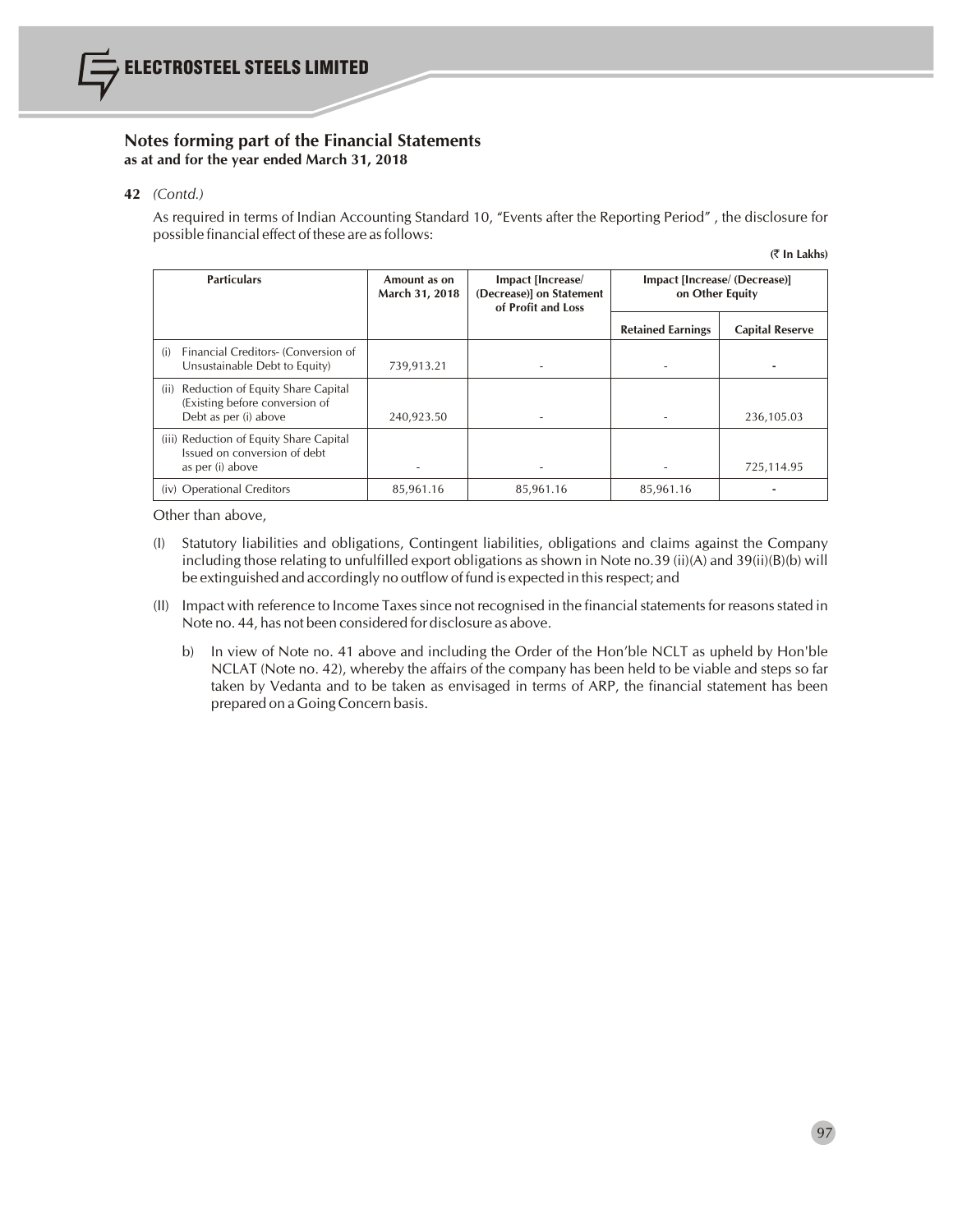## Notes forming part of the Financial Statements
**as at and for the year ended March 31, 2018**

**42** *(Contd.)*

As required in terms of Indian Accounting Standard 10, "Events after the Reporting Period" , the disclosure for possible financial effect of these are as follows:

**(₹ In Lakhs)**

| Particulars | Amount as on March 31, 2018 | Impact [Increase/ (Decrease)] on Statement of Profit and Loss | Impact [Increase/ (Decrease)] on Other Equity | |
|---|---|---|---|---|
| | | | Retained Earnings | Capital Reserve |
| (i) Financial Creditors- (Conversion of Unsustainable Debt to Equity) | 739,913.21 | - | - | - |
| (ii) Reduction of Equity Share Capital (Existing before conversion of Debt as per (i) above | 240,923.50 | - | - | 236,105.03 |
| (iii) Reduction of Equity Share Capital Issued on conversion of debt as per (i) above | - | - | - | 725,114.95 |
| (iv) Operational Creditors | 85,961.16 | 85,961.16 | 85,961.16 | - |

Other than above,

(I) Statutory liabilities and obligations, Contingent liabilities, obligations and claims against the Company including those relating to unfulfilled export obligations as shown in Note no.39 (ii)(A) and 39(ii)(B)(b) will be extinguished and accordingly no outflow of fund is expected in this respect; and

(II) Impact with reference to Income Taxes since not recognised in the financial statements for reasons stated in Note no. 44, has not been considered for disclosure as above.

b) In view of Note no. 41 above and including the Order of the Hon'ble NCLT as upheld by Hon'ble NCLAT (Note no. 42), whereby the affairs of the company has been held to be viable and steps so far taken by Vedanta and to be taken as envisaged in terms of ARP, the financial statement has been prepared on a Going Concern basis.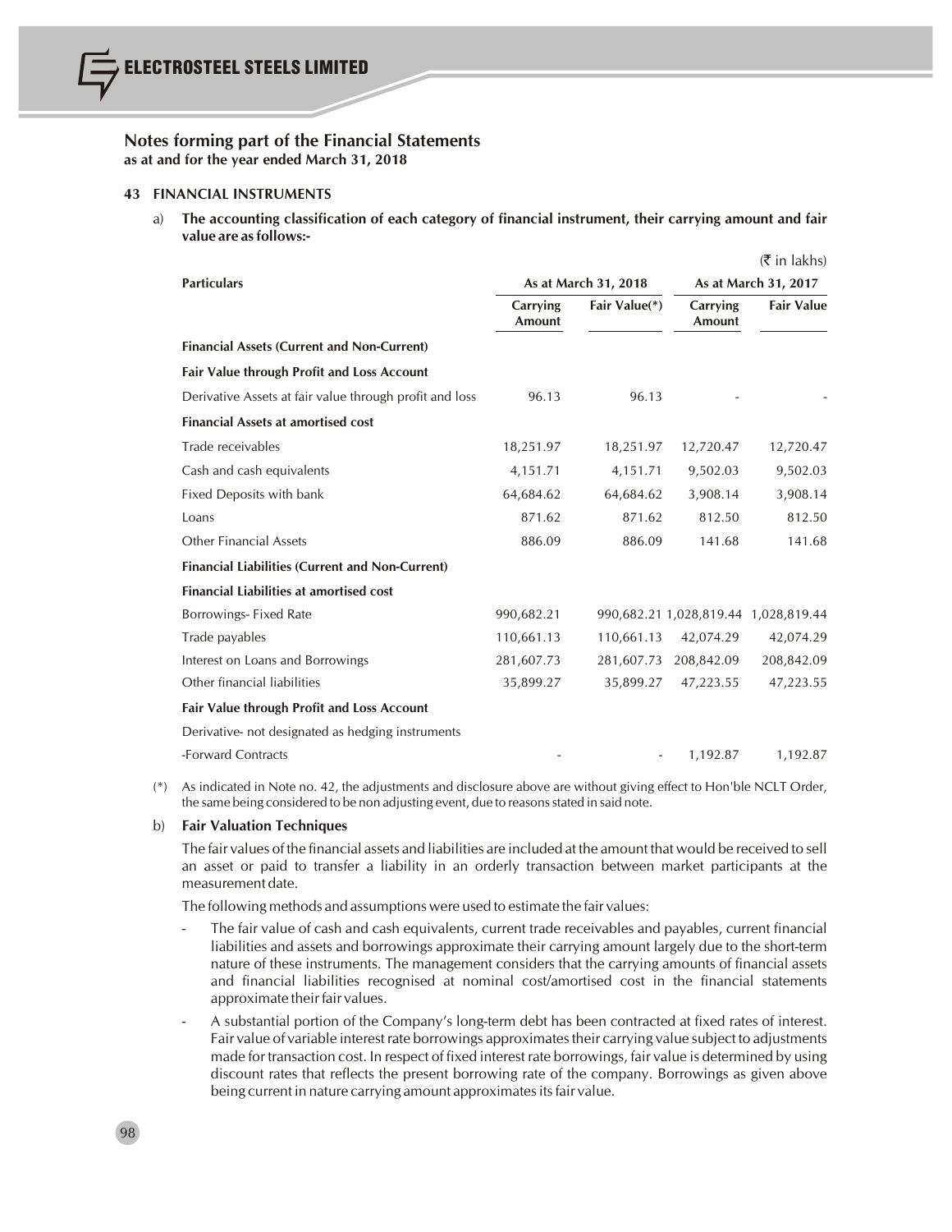## Notes forming part of the Financial Statements
**as at and for the year ended March 31, 2018**

### 43 FINANCIAL INSTRUMENTS

a) **The accounting classification of each category of financial instrument, their carrying amount and fair value are as follows:-**

(₹ in lakhs)

| Particulars | As at March 31, 2018 | | As at March 31, 2017 | |
|---|---|---|---|---|
| | Carrying Amount | Fair Value(*) | Carrying Amount | Fair Value |
| **Financial Assets (Current and Non-Current)** | | | | |
| **Fair Value through Profit and Loss Account** | | | | |
| Derivative Assets at fair value through profit and loss | 96.13 | 96.13 | - | - |
| **Financial Assets at amortised cost** | | | | |
| Trade receivables | 18,251.97 | 18,251.97 | 12,720.47 | 12,720.47 |
| Cash and cash equivalents | 4,151.71 | 4,151.71 | 9,502.03 | 9,502.03 |
| Fixed Deposits with bank | 64,684.62 | 64,684.62 | 3,908.14 | 3,908.14 |
| Loans | 871.62 | 871.62 | 812.50 | 812.50 |
| Other Financial Assets | 886.09 | 886.09 | 141.68 | 141.68 |
| **Financial Liabilities (Current and Non-Current)** | | | | |
| **Financial Liabilities at amortised cost** | | | | |
| Borrowings- Fixed Rate | 990,682.21 | 990,682.21 | 1,028,819.44 | 1,028,819.44 |
| Trade payables | 110,661.13 | 110,661.13 | 42,074.29 | 42,074.29 |
| Interest on Loans and Borrowings | 281,607.73 | 281,607.73 | 208,842.09 | 208,842.09 |
| Other financial liabilities | 35,899.27 | 35,899.27 | 47,223.55 | 47,223.55 |
| **Fair Value through Profit and Loss Account** | | | | |
| Derivative- not designated as hedging instruments | | | | |
| -Forward Contracts | - | - | 1,192.87 | 1,192.87 |

(*) As indicated in Note no. 42, the adjustments and disclosure above are without giving effect to Hon'ble NCLT Order, the same being considered to be non adjusting event, due to reasons stated in said note.

b) **Fair Valuation Techniques**

The fair values of the financial assets and liabilities are included at the amount that would be received to sell an asset or paid to transfer a liability in an orderly transaction between market participants at the measurement date.

The following methods and assumptions were used to estimate the fair values:

- The fair value of cash and cash equivalents, current trade receivables and payables, current financial liabilities and assets and borrowings approximate their carrying amount largely due to the short-term nature of these instruments. The management considers that the carrying amounts of financial assets and financial liabilities recognised at nominal cost/amortised cost in the financial statements approximate their fair values.
- A substantial portion of the Company's long-term debt has been contracted at fixed rates of interest. Fair value of variable interest rate borrowings approximates their carrying value subject to adjustments made for transaction cost. In respect of fixed interest rate borrowings, fair value is determined by using discount rates that reflects the present borrowing rate of the company. Borrowings as given above being current in nature carrying amount approximates its fair value.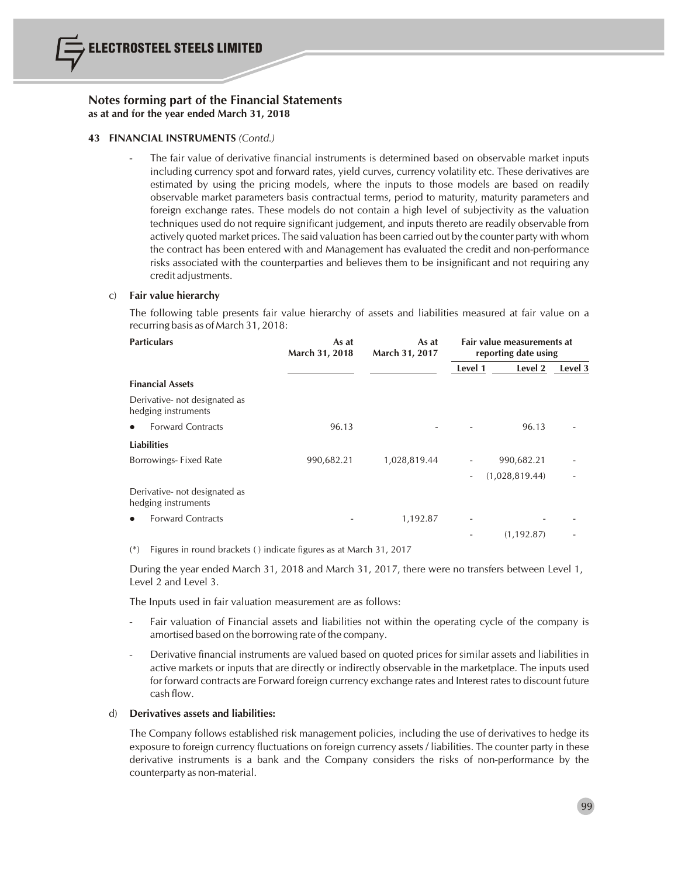## Notes forming part of the Financial Statements
**as at and for the year ended March 31, 2018**

### 43 FINANCIAL INSTRUMENTS *(Contd.)*

- The fair value of derivative financial instruments is determined based on observable market inputs including currency spot and forward rates, yield curves, currency volatility etc. These derivatives are estimated by using the pricing models, where the inputs to those models are based on readily observable market parameters basis contractual terms, period to maturity, maturity parameters and foreign exchange rates. These models do not contain a high level of subjectivity as the valuation techniques used do not require significant judgement, and inputs thereto are readily observable from actively quoted market prices. The said valuation has been carried out by the counter party with whom the contract has been entered with and Management has evaluated the credit and non-performance risks associated with the counterparties and believes them to be insignificant and not requiring any credit adjustments.

c) **Fair value hierarchy**

The following table presents fair value hierarchy of assets and liabilities measured at fair value on a recurring basis as of March 31, 2018:

| Particulars | As at March 31, 2018 | As at March 31, 2017 | Fair value measurements at reporting date using | | |
|---|---|---|---|---|---|
| | | | Level 1 | Level 2 | Level 3 |
| **Financial Assets** | | | | | |
| Derivative- not designated as hedging instruments | | | | | |
| • Forward Contracts | 96.13 | - | - | 96.13 | - |
| **Liabilities** | | | | | |
| Borrowings- Fixed Rate | 990,682.21 | 1,028,819.44 | - | 990,682.21 | - |
| | | | - | (1,028,819.44) | - |
| Derivative- not designated as hedging instruments | | | | | |
| • Forward Contracts | - | 1,192.87 | - | - | - |
| | | | - | (1,192.87) | - |

(*) Figures in round brackets ( ) indicate figures as at March 31, 2017

During the year ended March 31, 2018 and March 31, 2017, there were no transfers between Level 1, Level 2 and Level 3.

The Inputs used in fair valuation measurement are as follows:

- Fair valuation of Financial assets and liabilities not within the operating cycle of the company is amortised based on the borrowing rate of the company.
- Derivative financial instruments are valued based on quoted prices for similar assets and liabilities in active markets or inputs that are directly or indirectly observable in the marketplace. The inputs used for forward contracts are Forward foreign currency exchange rates and Interest rates to discount future cash flow.

d) **Derivatives assets and liabilities:**

The Company follows established risk management policies, including the use of derivatives to hedge its exposure to foreign currency fluctuations on foreign currency assets / liabilities. The counter party in these derivative instruments is a bank and the Company considers the risks of non-performance by the counterparty as non-material.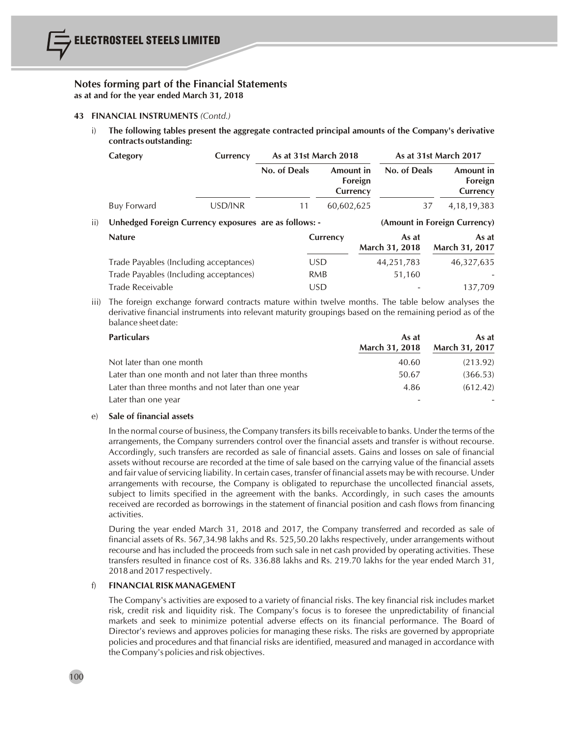## Notes forming part of the Financial Statements
**as at and for the year ended March 31, 2018**

**43 FINANCIAL INSTRUMENTS** *(Contd.)*

i) **The following tables present the aggregate contracted principal amounts of the Company's derivative contracts outstanding:**

| Category | Currency | As at 31st March 2018 | | As at 31st March 2017 | |
|---|---|---|---|---|---|
| | | No. of Deals | Amount in Foreign Currency | No. of Deals | Amount in Foreign Currency |
| Buy Forward | USD/INR | 11 | 60,602,625 | 37 | 4,18,19,383 |

ii) **Unhedged Foreign Currency exposures are as follows: -** **(Amount in Foreign Currency)**

| Nature | Currency | As at March 31, 2018 | As at March 31, 2017 |
|---|---|---|---|
| Trade Payables (Including acceptances) | USD | 44,251,783 | 46,327,635 |
| Trade Payables (Including acceptances) | RMB | 51,160 | - |
| Trade Receivable | USD | - | 137,709 |

iii) The foreign exchange forward contracts mature within twelve months. The table below analyses the derivative financial instruments into relevant maturity groupings based on the remaining period as of the balance sheet date:

| Particulars | As at March 31, 2018 | As at March 31, 2017 |
|---|---|---|
| Not later than one month | 40.60 | (213.92) |
| Later than one month and not later than three months | 50.67 | (366.53) |
| Later than three months and not later than one year | 4.86 | (612.42) |
| Later than one year | - | - |

e) **Sale of financial assets**

In the normal course of business, the Company transfers its bills receivable to banks. Under the terms of the arrangements, the Company surrenders control over the financial assets and transfer is without recourse. Accordingly, such transfers are recorded as sale of financial assets. Gains and losses on sale of financial assets without recourse are recorded at the time of sale based on the carrying value of the financial assets and fair value of servicing liability. In certain cases, transfer of financial assets may be with recourse. Under arrangements with recourse, the Company is obligated to repurchase the uncollected financial assets, subject to limits specified in the agreement with the banks. Accordingly, in such cases the amounts received are recorded as borrowings in the statement of financial position and cash flows from financing activities.

During the year ended March 31, 2018 and 2017, the Company transferred and recorded as sale of financial assets of Rs. 567,34.98 lakhs and Rs. 525,50.20 lakhs respectively, under arrangements without recourse and has included the proceeds from such sale in net cash provided by operating activities. These transfers resulted in finance cost of Rs. 336.88 lakhs and Rs. 219.70 lakhs for the year ended March 31, 2018 and 2017 respectively.

f) **FINANCIAL RISK MANAGEMENT**

The Company's activities are exposed to a variety of financial risks. The key financial risk includes market risk, credit risk and liquidity risk. The Company's focus is to foresee the unpredictability of financial markets and seek to minimize potential adverse effects on its financial performance. The Board of Director's reviews and approves policies for managing these risks. The risks are governed by appropriate policies and procedures and that financial risks are identified, measured and managed in accordance with the Company's policies and risk objectives.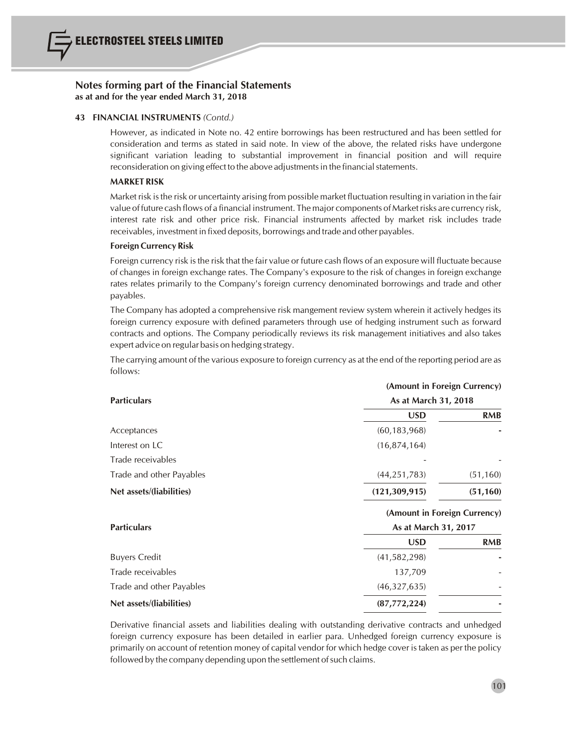## Notes forming part of the Financial Statements
**as at and for the year ended March 31, 2018**

### 43 FINANCIAL INSTRUMENTS *(Contd.)*

However, as indicated in Note no. 42 entire borrowings has been restructured and has been settled for consideration and terms as stated in said note. In view of the above, the related risks have undergone significant variation leading to substantial improvement in financial position and will require reconsideration on giving effect to the above adjustments in the financial statements.

**MARKET RISK**

Market risk is the risk or uncertainty arising from possible market fluctuation resulting in variation in the fair value of future cash flows of a financial instrument. The major components of Market risks are currency risk, interest rate risk and other price risk. Financial instruments affected by market risk includes trade receivables, investment in fixed deposits, borrowings and trade and other payables.

**Foreign Currency Risk**

Foreign currency risk is the risk that the fair value or future cash flows of an exposure will fluctuate because of changes in foreign exchange rates. The Company's exposure to the risk of changes in foreign exchange rates relates primarily to the Company's foreign currency denominated borrowings and trade and other payables.

The Company has adopted a comprehensive risk mangement review system wherein it actively hedges its foreign currency exposure with defined parameters through use of hedging instrument such as forward contracts and options. The Company periodically reviews its risk management initiatives and also takes expert advice on regular basis on hedging strategy.

The carrying amount of the various exposure to foreign currency as at the end of the reporting period are as follows:

**(Amount in Foreign Currency)**

| Particulars | As at March 31, 2018 | |
|---|---|---|
| | USD | RMB |
| Acceptances | (60,183,968) | - |
| Interest on LC | (16,874,164) | |
| Trade receivables | - | - |
| Trade and other Payables | (44,251,783) | (51,160) |
| **Net assets/(liabilities)** | **(121,309,915)** | **(51,160)** |

**(Amount in Foreign Currency)**

| Particulars | As at March 31, 2017 | |
|---|---|---|
| | USD | RMB |
| Buyers Credit | (41,582,298) | - |
| Trade receivables | 137,709 | - |
| Trade and other Payables | (46,327,635) | - |
| **Net assets/(liabilities)** | **(87,772,224)** | **-** |

Derivative financial assets and liabilities dealing with outstanding derivative contracts and unhedged foreign currency exposure has been detailed in earlier para. Unhedged foreign currency exposure is primarily on account of retention money of capital vendor for which hedge cover is taken as per the policy followed by the company depending upon the settlement of such claims.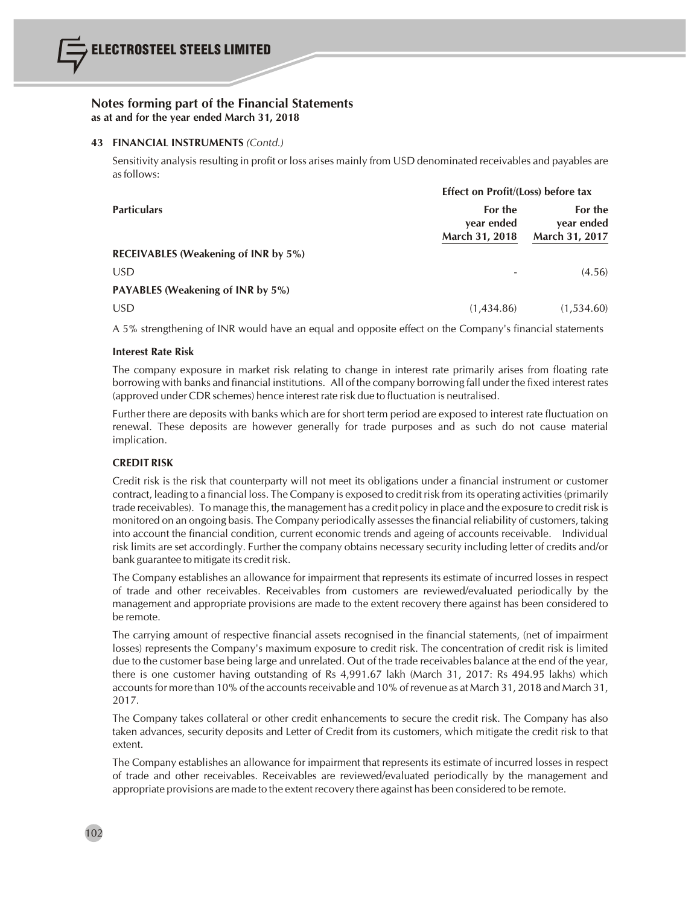## Notes forming part of the Financial Statements
**as at and for the year ended March 31, 2018**

### 43 FINANCIAL INSTRUMENTS *(Contd.)*

Sensitivity analysis resulting in profit or loss arises mainly from USD denominated receivables and payables are as follows:

| Particulars | Effect on Profit/(Loss) before tax | |
|---|---|---|
| | For the year ended March 31, 2018 | For the year ended March 31, 2017 |
| **RECEIVABLES (Weakening of INR by 5%)** | | |
| USD | - | (4.56) |
| **PAYABLES (Weakening of INR by 5%)** | | |
| USD | (1,434.86) | (1,534.60) |

A 5% strengthening of INR would have an equal and opposite effect on the Company's financial statements

**Interest Rate Risk**

The company exposure in market risk relating to change in interest rate primarily arises from floating rate borrowing with banks and financial institutions. All of the company borrowing fall under the fixed interest rates (approved under CDR schemes) hence interest rate risk due to fluctuation is neutralised.

Further there are deposits with banks which are for short term period are exposed to interest rate fluctuation on renewal. These deposits are however generally for trade purposes and as such do not cause material implication.

**CREDIT RISK**

Credit risk is the risk that counterparty will not meet its obligations under a financial instrument or customer contract, leading to a financial loss. The Company is exposed to credit risk from its operating activities (primarily trade receivables). To manage this, the management has a credit policy in place and the exposure to credit risk is monitored on an ongoing basis. The Company periodically assesses the financial reliability of customers, taking into account the financial condition, current economic trends and ageing of accounts receivable. Individual risk limits are set accordingly. Further the company obtains necessary security including letter of credits and/or bank guarantee to mitigate its credit risk.

The Company establishes an allowance for impairment that represents its estimate of incurred losses in respect of trade and other receivables. Receivables from customers are reviewed/evaluated periodically by the management and appropriate provisions are made to the extent recovery there against has been considered to be remote.

The carrying amount of respective financial assets recognised in the financial statements, (net of impairment losses) represents the Company's maximum exposure to credit risk. The concentration of credit risk is limited due to the customer base being large and unrelated. Out of the trade receivables balance at the end of the year, there is one customer having outstanding of Rs 4,991.67 lakh (March 31, 2017: Rs 494.95 lakhs) which accounts for more than 10% of the accounts receivable and 10% of revenue as at March 31, 2018 and March 31, 2017.

The Company takes collateral or other credit enhancements to secure the credit risk. The Company has also taken advances, security deposits and Letter of Credit from its customers, which mitigate the credit risk to that extent.

The Company establishes an allowance for impairment that represents its estimate of incurred losses in respect of trade and other receivables. Receivables are reviewed/evaluated periodically by the management and appropriate provisions are made to the extent recovery there against has been considered to be remote.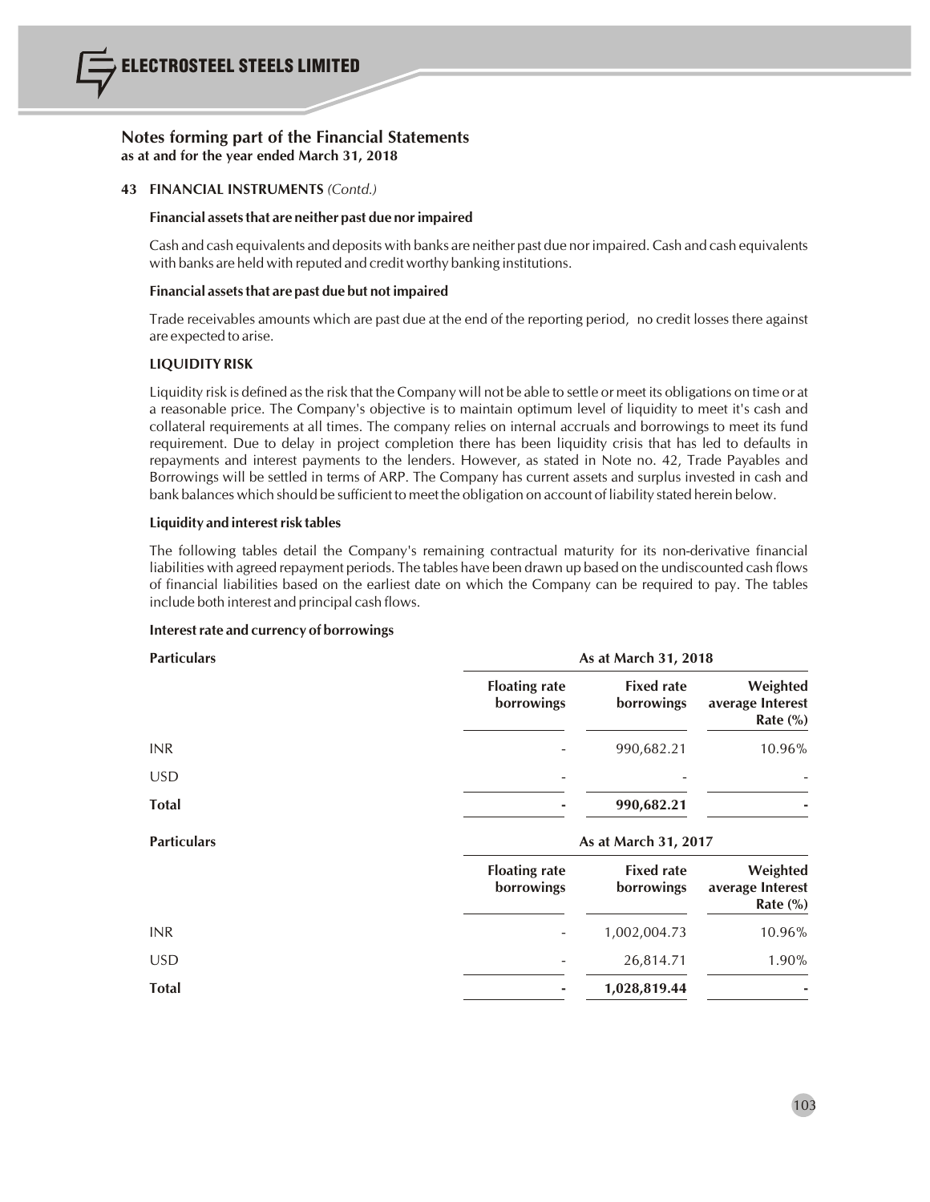## Notes forming part of the Financial Statements

**as at and for the year ended March 31, 2018**

### 43 FINANCIAL INSTRUMENTS *(Contd.)*

**Financial assets that are neither past due nor impaired**

Cash and cash equivalents and deposits with banks are neither past due nor impaired. Cash and cash equivalents with banks are held with reputed and credit worthy banking institutions.

**Financial assets that are past due but not impaired**

Trade receivables amounts which are past due at the end of the reporting period, no credit losses there against are expected to arise.

**LIQUIDITY RISK**

Liquidity risk is defined as the risk that the Company will not be able to settle or meet its obligations on time or at a reasonable price. The Company's objective is to maintain optimum level of liquidity to meet it's cash and collateral requirements at all times. The company relies on internal accruals and borrowings to meet its fund requirement. Due to delay in project completion there has been liquidity crisis that has led to defaults in repayments and interest payments to the lenders. However, as stated in Note no. 42, Trade Payables and Borrowings will be settled in terms of ARP. The Company has current assets and surplus invested in cash and bank balances which should be sufficient to meet the obligation on account of liability stated herein below.

**Liquidity and interest risk tables**

The following tables detail the Company's remaining contractual maturity for its non-derivative financial liabilities with agreed repayment periods. The tables have been drawn up based on the undiscounted cash flows of financial liabilities based on the earliest date on which the Company can be required to pay. The tables include both interest and principal cash flows.

**Interest rate and currency of borrowings**

| Particulars | As at March 31, 2018 | | |
|---|---|---|---|
| | Floating rate borrowings | Fixed rate borrowings | Weighted average Interest Rate (%) |
| INR | - | 990,682.21 | 10.96% |
| USD | - | - | - |
| **Total** | **-** | **990,682.21** | **-** |

| Particulars | As at March 31, 2017 | | |
|---|---|---|---|
| | Floating rate borrowings | Fixed rate borrowings | Weighted average Interest Rate (%) |
| INR | - | 1,002,004.73 | 10.96% |
| USD | - | 26,814.71 | 1.90% |
| **Total** | **-** | **1,028,819.44** | **-** |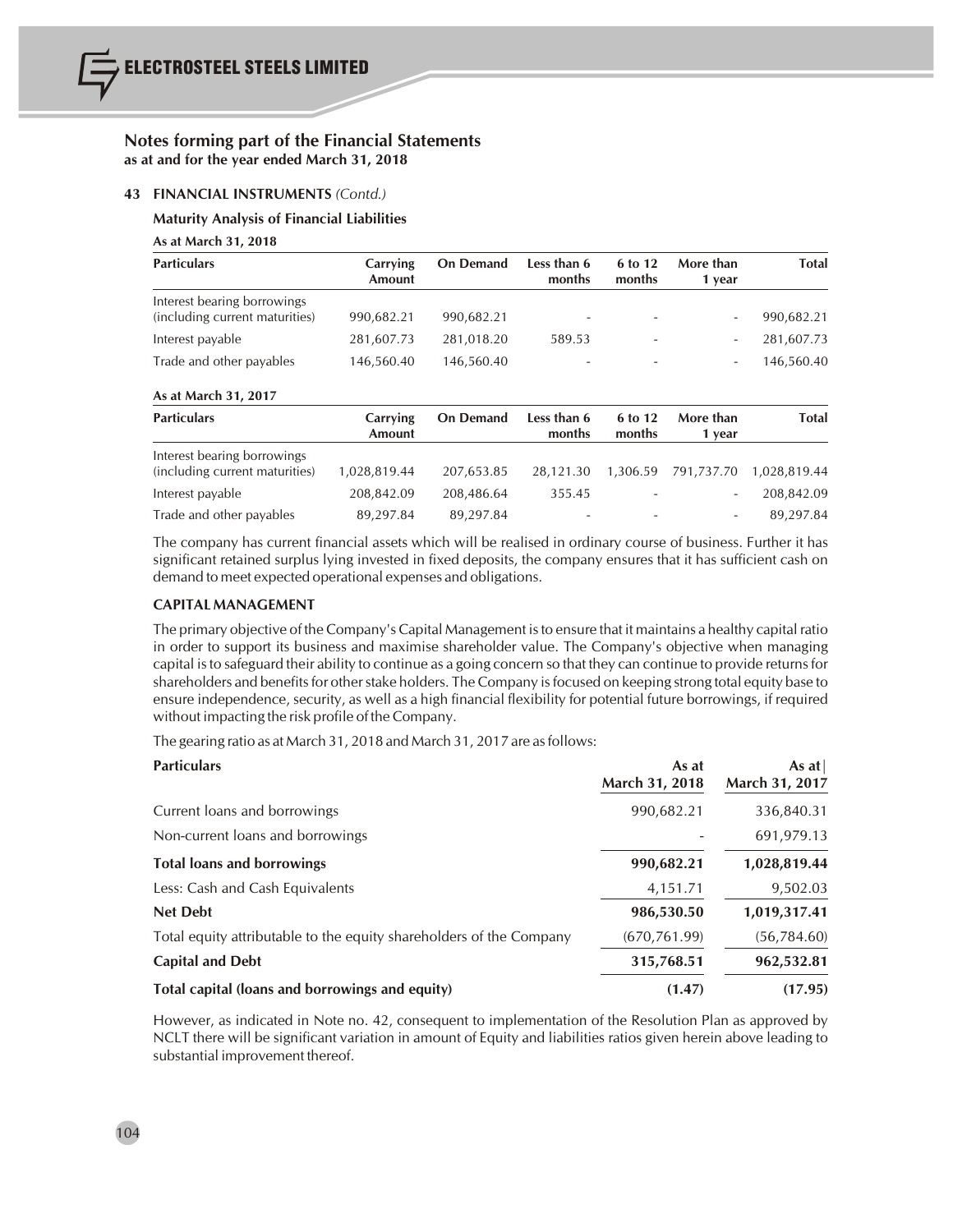## Notes forming part of the Financial Statements

**as at and for the year ended March 31, 2018**

### 43 FINANCIAL INSTRUMENTS *(Contd.)*

**Maturity Analysis of Financial Liabilities**

**As at March 31, 2018**

| Particulars | Carrying Amount | On Demand | Less than 6 months | 6 to 12 months | More than 1 year | Total |
|---|---|---|---|---|---|---|
| Interest bearing borrowings (including current maturities) | 990,682.21 | 990,682.21 | - | - | - | 990,682.21 |
| Interest payable | 281,607.73 | 281,018.20 | 589.53 | - | - | 281,607.73 |
| Trade and other payables | 146,560.40 | 146,560.40 | - | - | - | 146,560.40 |

**As at March 31, 2017**

| Particulars | Carrying Amount | On Demand | Less than 6 months | 6 to 12 months | More than 1 year | Total |
|---|---|---|---|---|---|---|
| Interest bearing borrowings (including current maturities) | 1,028,819.44 | 207,653.85 | 28,121.30 | 1,306.59 | 791,737.70 | 1,028,819.44 |
| Interest payable | 208,842.09 | 208,486.64 | 355.45 | - | - | 208,842.09 |
| Trade and other payables | 89,297.84 | 89,297.84 | - | - | - | 89,297.84 |

The company has current financial assets which will be realised in ordinary course of business. Further it has significant retained surplus lying invested in fixed deposits, the company ensures that it has sufficient cash on demand to meet expected operational expenses and obligations.

**CAPITAL MANAGEMENT**

The primary objective of the Company's Capital Management is to ensure that it maintains a healthy capital ratio in order to support its business and maximise shareholder value. The Company's objective when managing capital is to safeguard their ability to continue as a going concern so that they can continue to provide returns for shareholders and benefits for other stake holders. The Company is focused on keeping strong total equity base to ensure independence, security, as well as a high financial flexibility for potential future borrowings, if required without impacting the risk profile of the Company.

The gearing ratio as at March 31, 2018 and March 31, 2017 are as follows:

| Particulars | As at March 31, 2018 | As at March 31, 2017 |
|---|---|---|
| Current loans and borrowings | 990,682.21 | 336,840.31 |
| Non-current loans and borrowings | - | 691,979.13 |
| **Total loans and borrowings** | **990,682.21** | **1,028,819.44** |
| Less: Cash and Cash Equivalents | 4,151.71 | 9,502.03 |
| **Net Debt** | **986,530.50** | **1,019,317.41** |
| Total equity attributable to the equity shareholders of the Company | (670,761.99) | (56,784.60) |
| **Capital and Debt** | **315,768.51** | **962,532.81** |
| **Total capital (loans and borrowings and equity)** | **(1.47)** | **(17.95)** |

However, as indicated in Note no. 42, consequent to implementation of the Resolution Plan as approved by NCLT there will be significant variation in amount of Equity and liabilities ratios given herein above leading to substantial improvement thereof.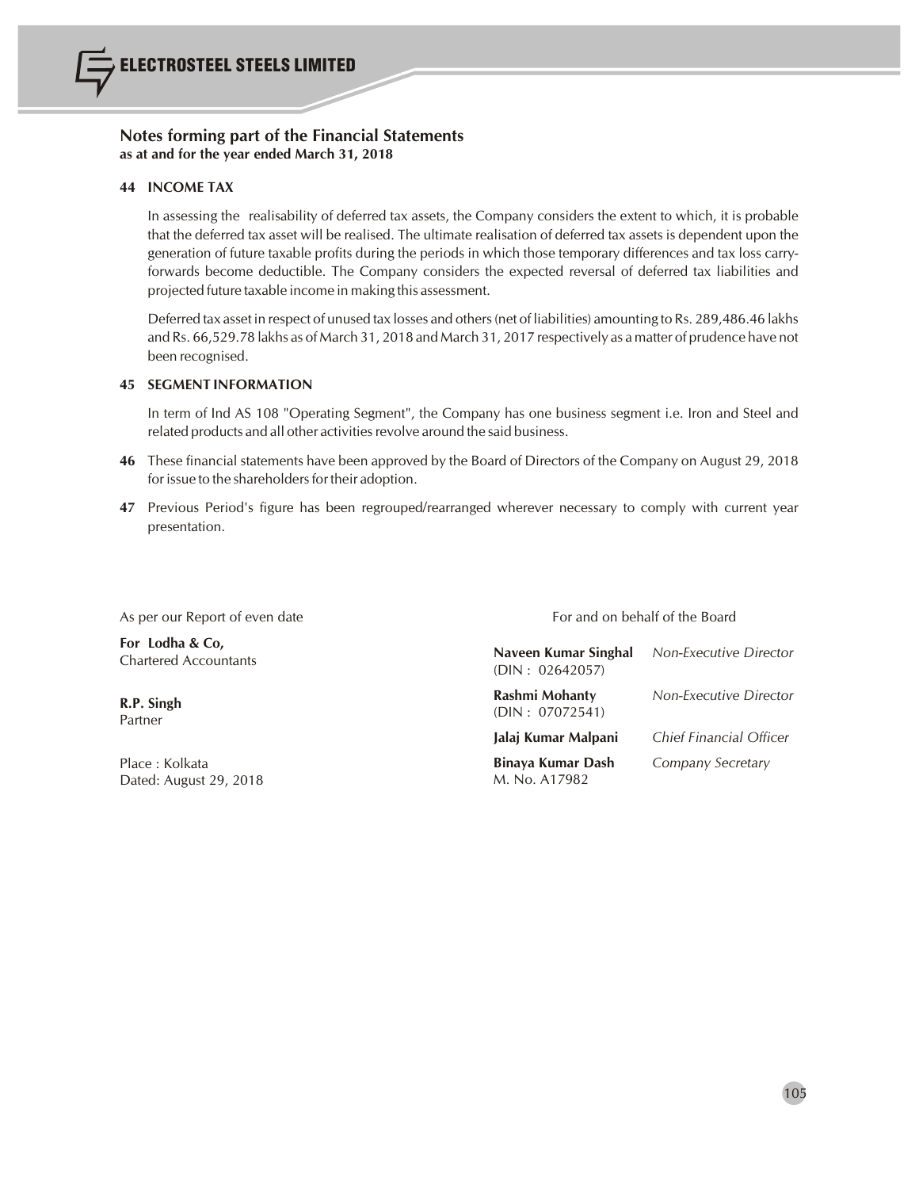## Notes forming part of the Financial Statements
**as at and for the year ended March 31, 2018**

### 44 INCOME TAX

In assessing the realisability of deferred tax assets, the Company considers the extent to which, it is probable that the deferred tax asset will be realised. The ultimate realisation of deferred tax assets is dependent upon the generation of future taxable profits during the periods in which those temporary differences and tax loss carry-forwards become deductible. The Company considers the expected reversal of deferred tax liabilities and projected future taxable income in making this assessment.

Deferred tax asset in respect of unused tax losses and others (net of liabilities) amounting to Rs. 289,486.46 lakhs and Rs. 66,529.78 lakhs as of March 31, 2018 and March 31, 2017 respectively as a matter of prudence have not been recognised.

### 45 SEGMENT INFORMATION

In term of Ind AS 108 "Operating Segment", the Company has one business segment i.e. Iron and Steel and related products and all other activities revolve around the said business.

**46** These financial statements have been approved by the Board of Directors of the Company on August 29, 2018 for issue to the shareholders for their adoption.

**47** Previous Period's figure has been regrouped/rearranged wherever necessary to comply with current year presentation.

As per our Report of even date

**For Lodha & Co,**
Chartered Accountants

**R.P. Singh**
Partner

Place : Kolkata
Dated: August 29, 2018

For and on behalf of the Board

| | |
|---|---|
| **Naveen Kumar Singhal** (DIN : 02642057) | *Non-Executive Director* |
| **Rashmi Mohanty** (DIN : 07072541) | *Non-Executive Director* |
| **Jalaj Kumar Malpani** | *Chief Financial Officer* |
| **Binaya Kumar Dash** M. No. A17982 | *Company Secretary* |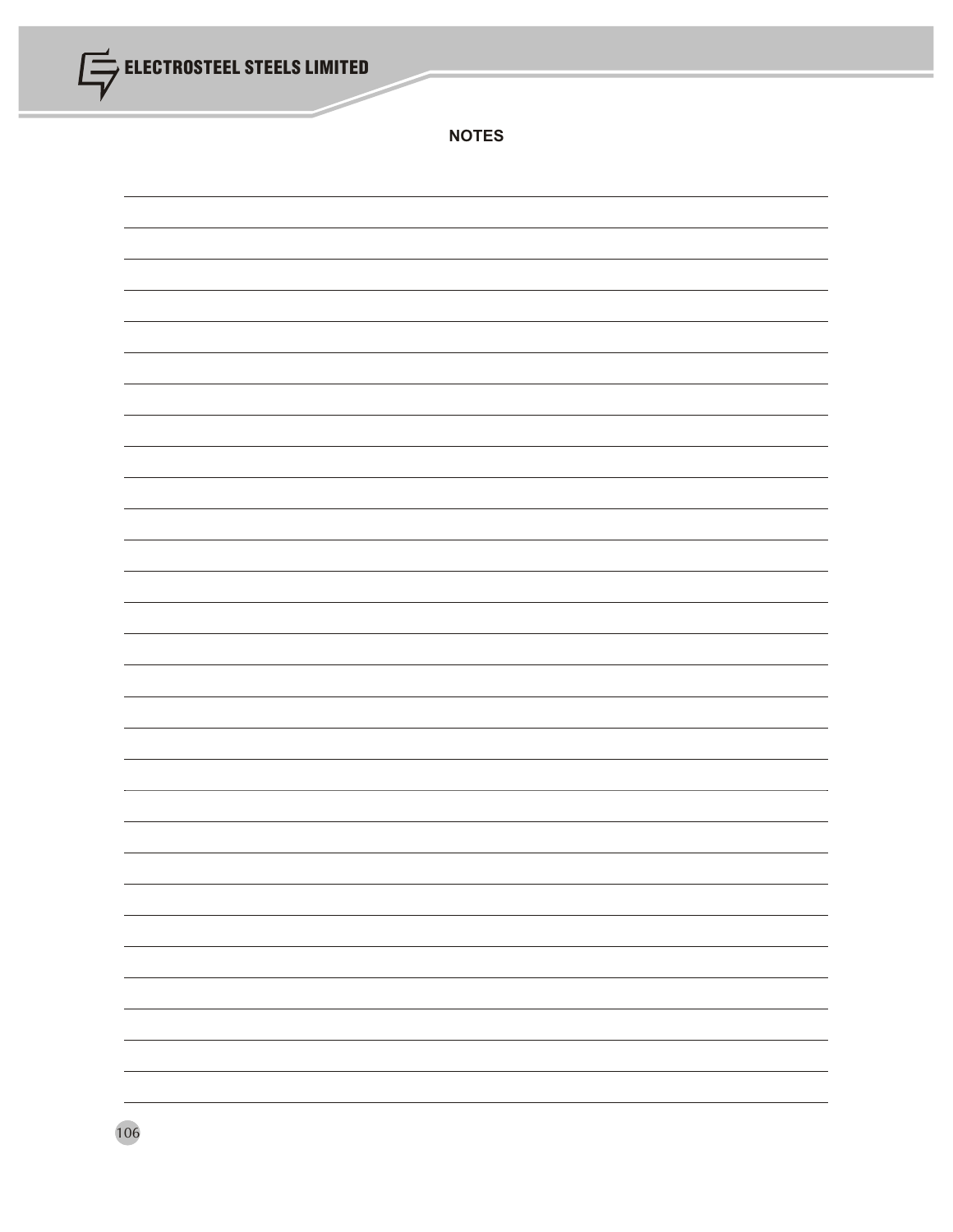## NOTES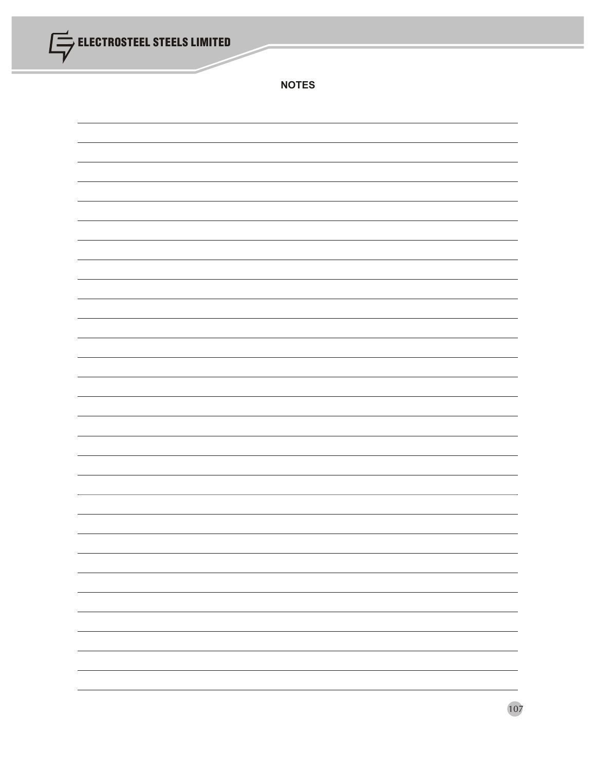## NOTES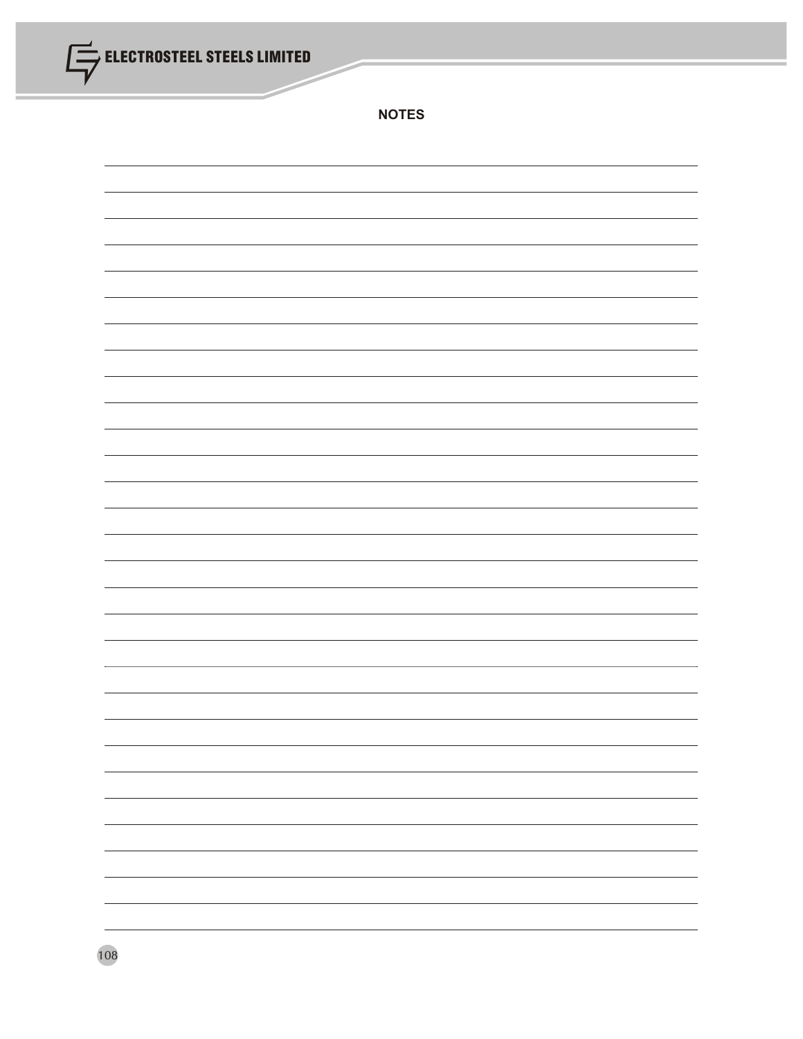# NOTES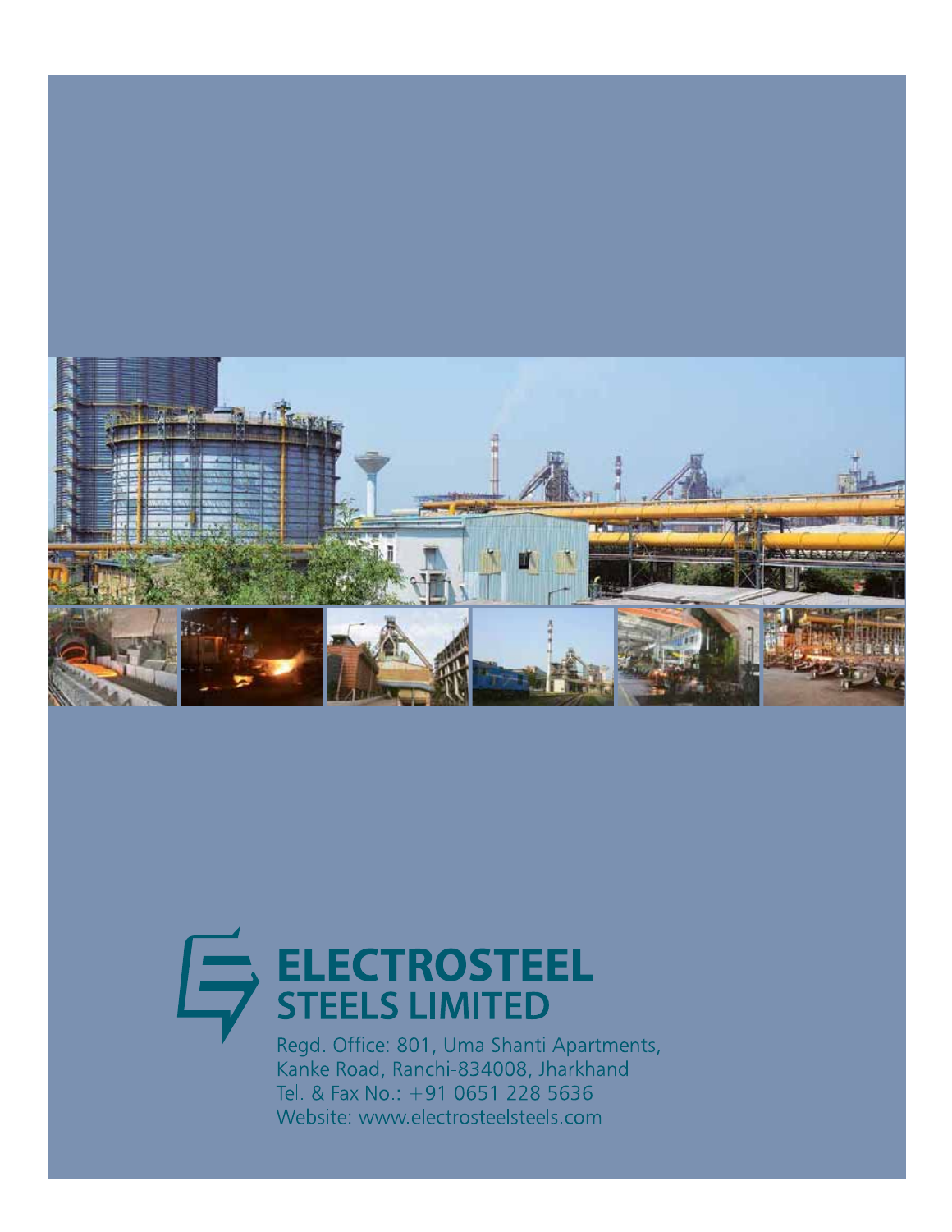# ELECTROSTEEL
## STEELS LIMITED

Regd. Office: 801, Uma Shanti Apartments,
Kanke Road, Ranchi-834008, Jharkhand
Tel. & Fax No.: +91 0651 228 5636
Website: www.electrosteelsteels.com